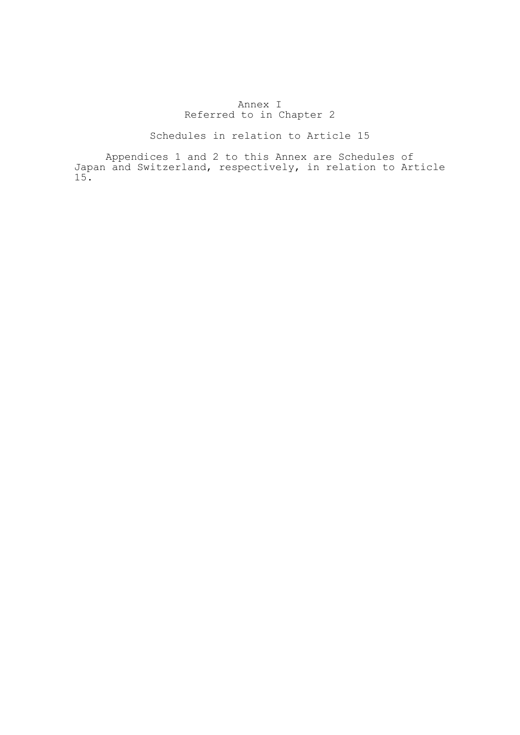# Annex I
## Referred to in Chapter 2

### Schedules in relation to Article 15

Appendices 1 and 2 to this Annex are Schedules of Japan and Switzerland, respectively, in relation to Article 15.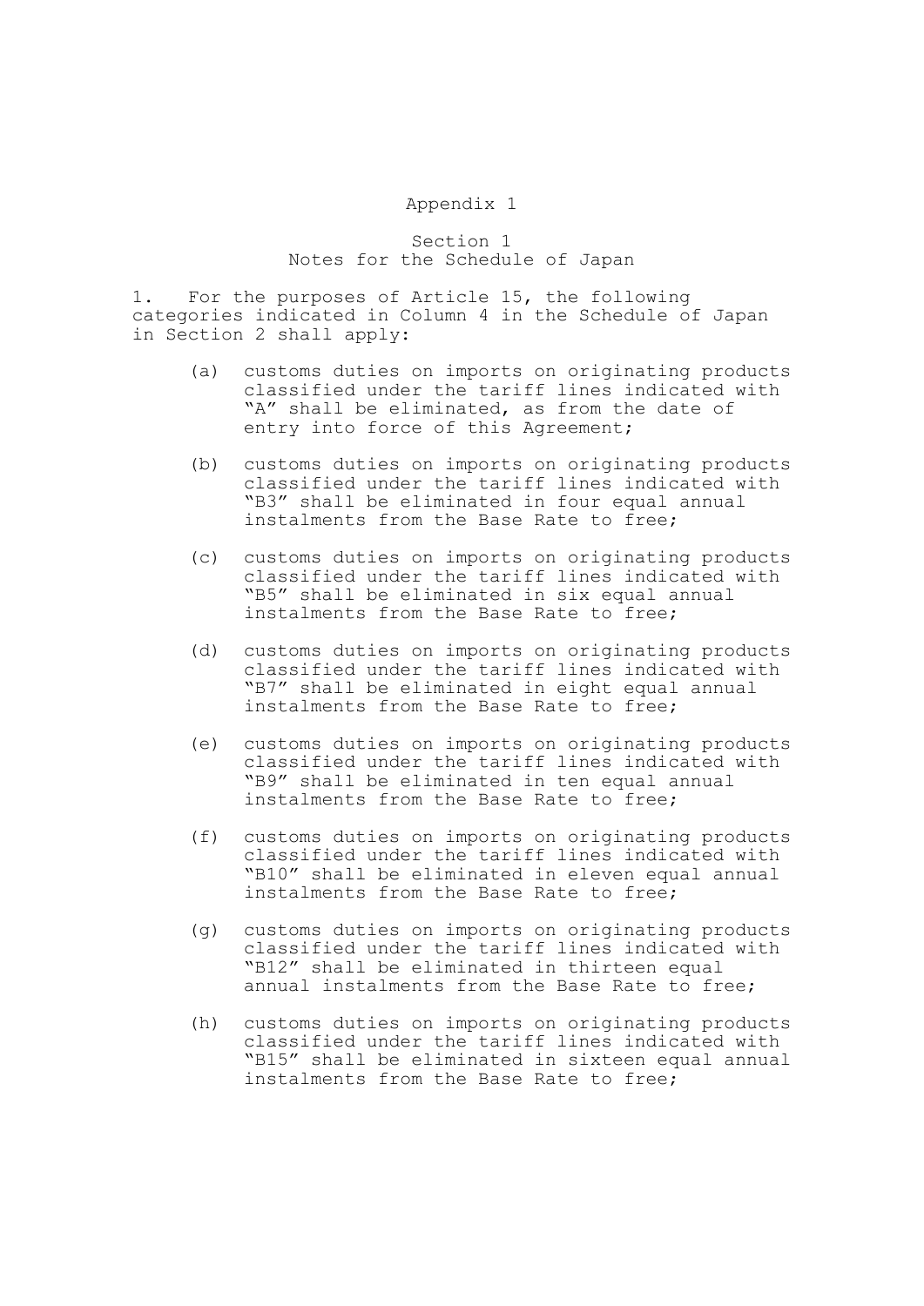# Appendix 1

## Section 1
## Notes for the Schedule of Japan

1. For the purposes of Article 15, the following categories indicated in Column 4 in the Schedule of Japan in Section 2 shall apply:

   (a) customs duties on imports on originating products classified under the tariff lines indicated with "A" shall be eliminated, as from the date of entry into force of this Agreement;

   (b) customs duties on imports on originating products classified under the tariff lines indicated with "B3" shall be eliminated in four equal annual instalments from the Base Rate to free;

   (c) customs duties on imports on originating products classified under the tariff lines indicated with "B5" shall be eliminated in six equal annual instalments from the Base Rate to free;

   (d) customs duties on imports on originating products classified under the tariff lines indicated with "B7" shall be eliminated in eight equal annual instalments from the Base Rate to free;

   (e) customs duties on imports on originating products classified under the tariff lines indicated with "B9" shall be eliminated in ten equal annual instalments from the Base Rate to free;

   (f) customs duties on imports on originating products classified under the tariff lines indicated with "B10" shall be eliminated in eleven equal annual instalments from the Base Rate to free;

   (g) customs duties on imports on originating products classified under the tariff lines indicated with "B12" shall be eliminated in thirteen equal annual instalments from the Base Rate to free;

   (h) customs duties on imports on originating products classified under the tariff lines indicated with "B15" shall be eliminated in sixteen equal annual instalments from the Base Rate to free;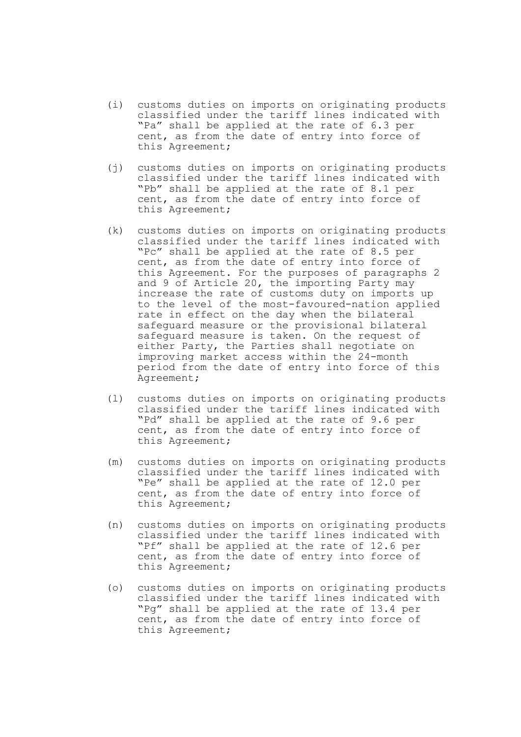(i) customs duties on imports on originating products classified under the tariff lines indicated with "Pa" shall be applied at the rate of 6.3 per cent, as from the date of entry into force of this Agreement;

(j) customs duties on imports on originating products classified under the tariff lines indicated with "Pb" shall be applied at the rate of 8.1 per cent, as from the date of entry into force of this Agreement;

(k) customs duties on imports on originating products classified under the tariff lines indicated with "Pc" shall be applied at the rate of 8.5 per cent, as from the date of entry into force of this Agreement. For the purposes of paragraphs 2 and 9 of Article 20, the importing Party may increase the rate of customs duty on imports up to the level of the most-favoured-nation applied rate in effect on the day when the bilateral safeguard measure or the provisional bilateral safeguard measure is taken. On the request of either Party, the Parties shall negotiate on improving market access within the 24-month period from the date of entry into force of this Agreement;

(l) customs duties on imports on originating products classified under the tariff lines indicated with "Pd" shall be applied at the rate of 9.6 per cent, as from the date of entry into force of this Agreement;

(m) customs duties on imports on originating products classified under the tariff lines indicated with "Pe" shall be applied at the rate of 12.0 per cent, as from the date of entry into force of this Agreement;

(n) customs duties on imports on originating products classified under the tariff lines indicated with "Pf" shall be applied at the rate of 12.6 per cent, as from the date of entry into force of this Agreement;

(o) customs duties on imports on originating products classified under the tariff lines indicated with "Pg" shall be applied at the rate of 13.4 per cent, as from the date of entry into force of this Agreement;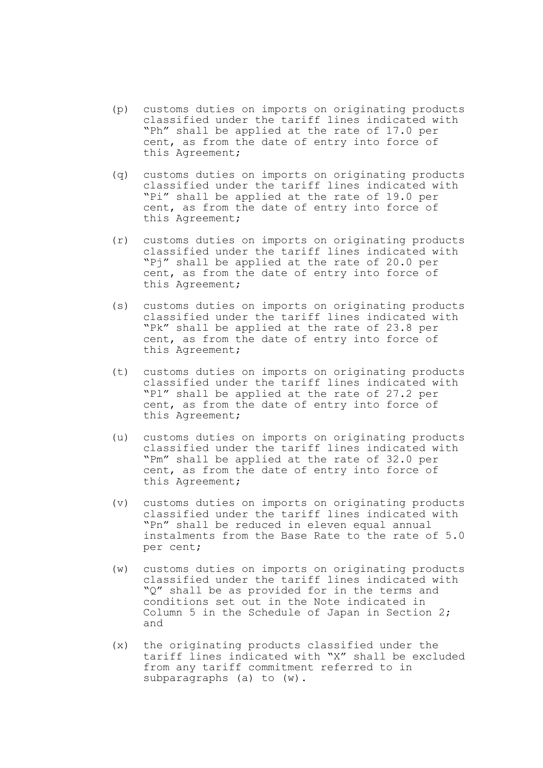(p) customs duties on imports on originating products classified under the tariff lines indicated with "Ph" shall be applied at the rate of 17.0 per cent, as from the date of entry into force of this Agreement;

(q) customs duties on imports on originating products classified under the tariff lines indicated with "Pi" shall be applied at the rate of 19.0 per cent, as from the date of entry into force of this Agreement;

(r) customs duties on imports on originating products classified under the tariff lines indicated with "Pj" shall be applied at the rate of 20.0 per cent, as from the date of entry into force of this Agreement;

(s) customs duties on imports on originating products classified under the tariff lines indicated with "Pk" shall be applied at the rate of 23.8 per cent, as from the date of entry into force of this Agreement;

(t) customs duties on imports on originating products classified under the tariff lines indicated with "Pl" shall be applied at the rate of 27.2 per cent, as from the date of entry into force of this Agreement;

(u) customs duties on imports on originating products classified under the tariff lines indicated with "Pm" shall be applied at the rate of 32.0 per cent, as from the date of entry into force of this Agreement;

(v) customs duties on imports on originating products classified under the tariff lines indicated with "Pn" shall be reduced in eleven equal annual instalments from the Base Rate to the rate of 5.0 per cent;

(w) customs duties on imports on originating products classified under the tariff lines indicated with "Q" shall be as provided for in the terms and conditions set out in the Note indicated in Column 5 in the Schedule of Japan in Section 2; and

(x) the originating products classified under the tariff lines indicated with "X" shall be excluded from any tariff commitment referred to in subparagraphs (a) to (w).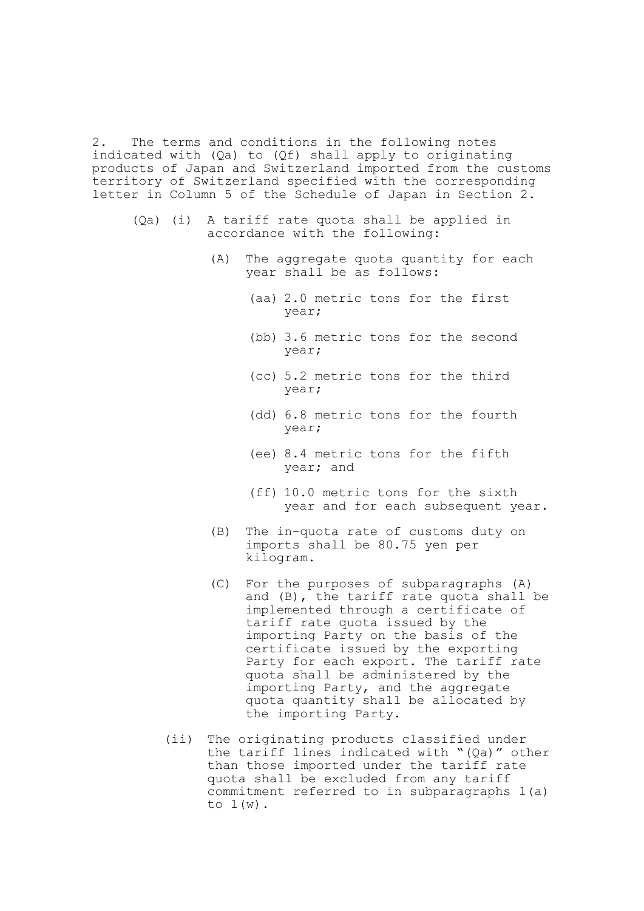2. The terms and conditions in the following notes indicated with (Qa) to (Qf) shall apply to originating products of Japan and Switzerland imported from the customs territory of Switzerland specified with the corresponding letter in Column 5 of the Schedule of Japan in Section 2.

(Qa) (i) A tariff rate quota shall be applied in accordance with the following:

(A) The aggregate quota quantity for each year shall be as follows:

(aa) 2.0 metric tons for the first year;

(bb) 3.6 metric tons for the second year;

(cc) 5.2 metric tons for the third year;

(dd) 6.8 metric tons for the fourth year;

(ee) 8.4 metric tons for the fifth year; and

(ff) 10.0 metric tons for the sixth year and for each subsequent year.

(B) The in-quota rate of customs duty on imports shall be 80.75 yen per kilogram.

(C) For the purposes of subparagraphs (A) and (B), the tariff rate quota shall be implemented through a certificate of tariff rate quota issued by the importing Party on the basis of the certificate issued by the exporting Party for each export. The tariff rate quota shall be administered by the importing Party, and the aggregate quota quantity shall be allocated by the importing Party.

(ii) The originating products classified under the tariff lines indicated with "(Qa)" other than those imported under the tariff rate quota shall be excluded from any tariff commitment referred to in subparagraphs 1(a) to 1(w).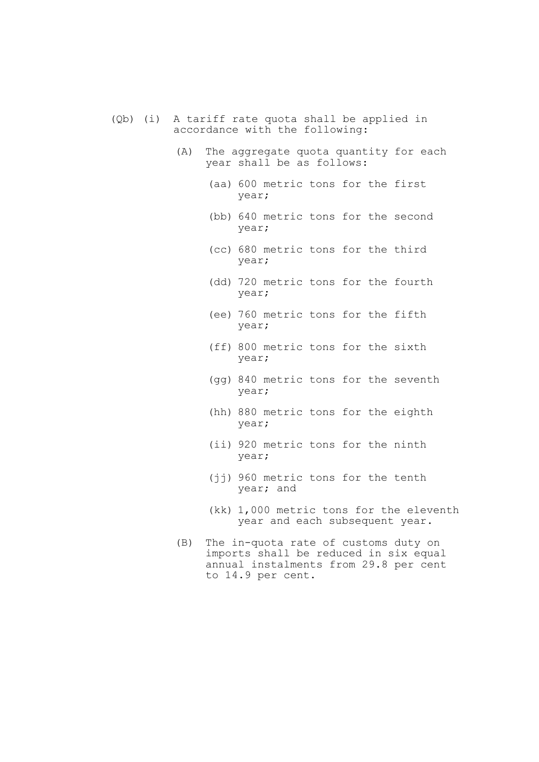(Qb) (i) A tariff rate quota shall be applied in accordance with the following:

(A) The aggregate quota quantity for each year shall be as follows:

(aa) 600 metric tons for the first year;

(bb) 640 metric tons for the second year;

(cc) 680 metric tons for the third year;

(dd) 720 metric tons for the fourth year;

(ee) 760 metric tons for the fifth year;

(ff) 800 metric tons for the sixth year;

(gg) 840 metric tons for the seventh year;

(hh) 880 metric tons for the eighth year;

(ii) 920 metric tons for the ninth year;

(jj) 960 metric tons for the tenth year; and

(kk) 1,000 metric tons for the eleventh year and each subsequent year.

(B) The in-quota rate of customs duty on imports shall be reduced in six equal annual instalments from 29.8 per cent to 14.9 per cent.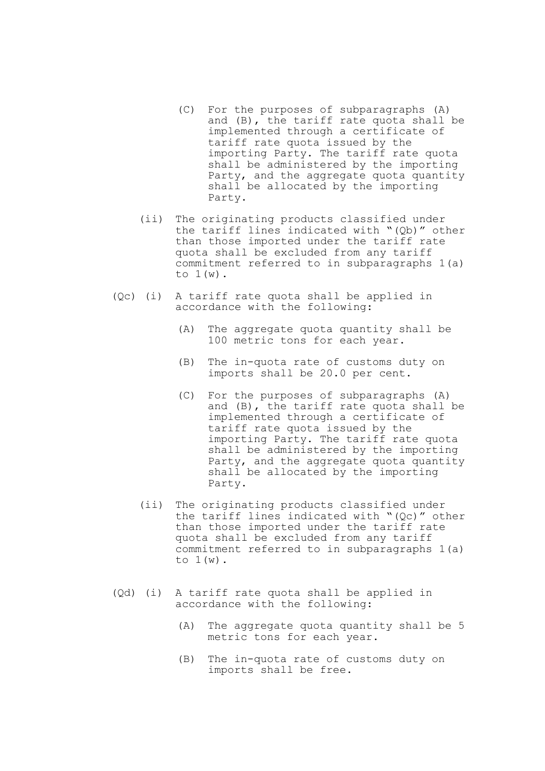(C) For the purposes of subparagraphs (A) and (B), the tariff rate quota shall be implemented through a certificate of tariff rate quota issued by the importing Party. The tariff rate quota shall be administered by the importing Party, and the aggregate quota quantity shall be allocated by the importing Party.

(ii) The originating products classified under the tariff lines indicated with "(Qb)" other than those imported under the tariff rate quota shall be excluded from any tariff commitment referred to in subparagraphs 1(a) to 1(w).

(Qc) (i) A tariff rate quota shall be applied in accordance with the following:

(A) The aggregate quota quantity shall be 100 metric tons for each year.

(B) The in-quota rate of customs duty on imports shall be 20.0 per cent.

(C) For the purposes of subparagraphs (A) and (B), the tariff rate quota shall be implemented through a certificate of tariff rate quota issued by the importing Party. The tariff rate quota shall be administered by the importing Party, and the aggregate quota quantity shall be allocated by the importing Party.

(ii) The originating products classified under the tariff lines indicated with "(Qc)" other than those imported under the tariff rate quota shall be excluded from any tariff commitment referred to in subparagraphs 1(a) to 1(w).

(Qd) (i) A tariff rate quota shall be applied in accordance with the following:

(A) The aggregate quota quantity shall be 5 metric tons for each year.

(B) The in-quota rate of customs duty on imports shall be free.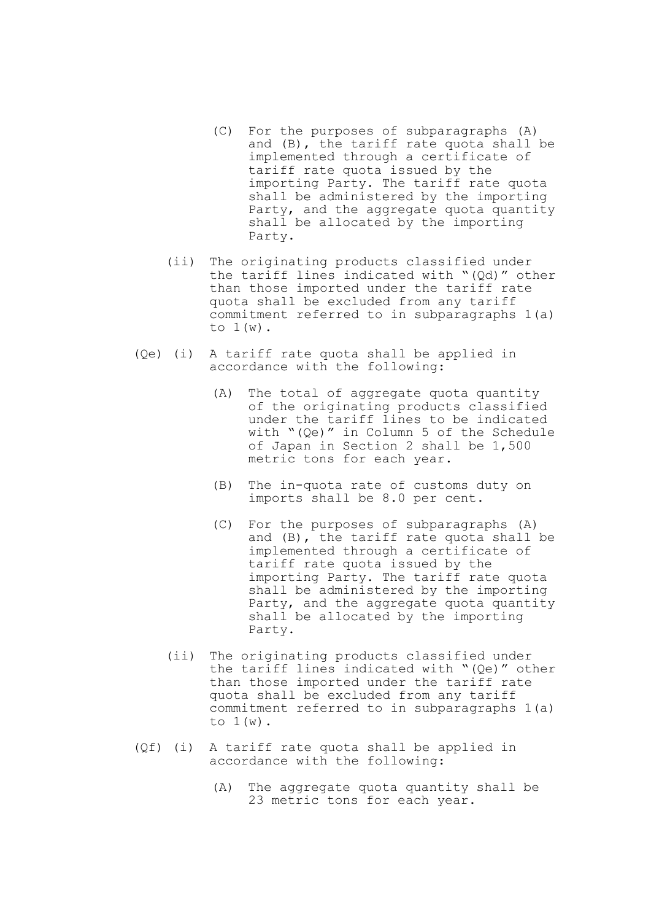(C) For the purposes of subparagraphs (A) and (B), the tariff rate quota shall be implemented through a certificate of tariff rate quota issued by the importing Party. The tariff rate quota shall be administered by the importing Party, and the aggregate quota quantity shall be allocated by the importing Party.

(ii) The originating products classified under the tariff lines indicated with "(Qd)" other than those imported under the tariff rate quota shall be excluded from any tariff commitment referred to in subparagraphs 1(a) to 1(w).

(Qe) (i) A tariff rate quota shall be applied in accordance with the following:

(A) The total of aggregate quota quantity of the originating products classified under the tariff lines to be indicated with "(Qe)" in Column 5 of the Schedule of Japan in Section 2 shall be 1,500 metric tons for each year.

(B) The in-quota rate of customs duty on imports shall be 8.0 per cent.

(C) For the purposes of subparagraphs (A) and (B), the tariff rate quota shall be implemented through a certificate of tariff rate quota issued by the importing Party. The tariff rate quota shall be administered by the importing Party, and the aggregate quota quantity shall be allocated by the importing Party.

(ii) The originating products classified under the tariff lines indicated with "(Qe)" other than those imported under the tariff rate quota shall be excluded from any tariff commitment referred to in subparagraphs 1(a) to 1(w).

(Qf) (i) A tariff rate quota shall be applied in accordance with the following:

(A) The aggregate quota quantity shall be 23 metric tons for each year.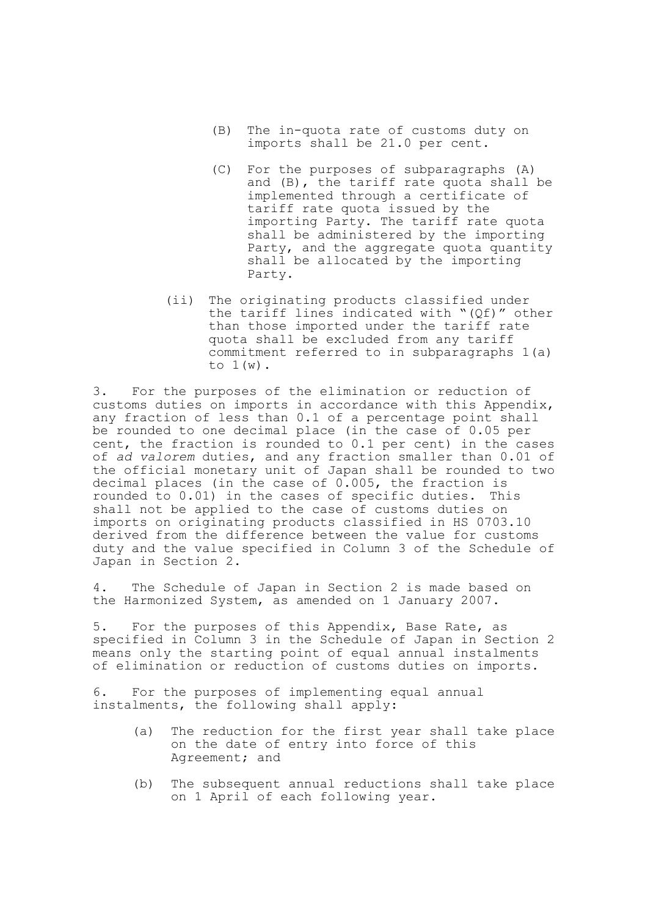(B) The in-quota rate of customs duty on imports shall be 21.0 per cent.

(C) For the purposes of subparagraphs (A) and (B), the tariff rate quota shall be implemented through a certificate of tariff rate quota issued by the importing Party. The tariff rate quota shall be administered by the importing Party, and the aggregate quota quantity shall be allocated by the importing Party.

(ii) The originating products classified under the tariff lines indicated with "(Qf)" other than those imported under the tariff rate quota shall be excluded from any tariff commitment referred to in subparagraphs 1(a) to 1(w).

3. For the purposes of the elimination or reduction of customs duties on imports in accordance with this Appendix, any fraction of less than 0.1 of a percentage point shall be rounded to one decimal place (in the case of 0.05 per cent, the fraction is rounded to 0.1 per cent) in the cases of *ad valorem* duties, and any fraction smaller than 0.01 of the official monetary unit of Japan shall be rounded to two decimal places (in the case of 0.005, the fraction is rounded to 0.01) in the cases of specific duties. This shall not be applied to the case of customs duties on imports on originating products classified in HS 0703.10 derived from the difference between the value for customs duty and the value specified in Column 3 of the Schedule of Japan in Section 2.

4. The Schedule of Japan in Section 2 is made based on the Harmonized System, as amended on 1 January 2007.

5. For the purposes of this Appendix, Base Rate, as specified in Column 3 in the Schedule of Japan in Section 2 means only the starting point of equal annual instalments of elimination or reduction of customs duties on imports.

6. For the purposes of implementing equal annual instalments, the following shall apply:

(a) The reduction for the first year shall take place on the date of entry into force of this Agreement; and

(b) The subsequent annual reductions shall take place on 1 April of each following year.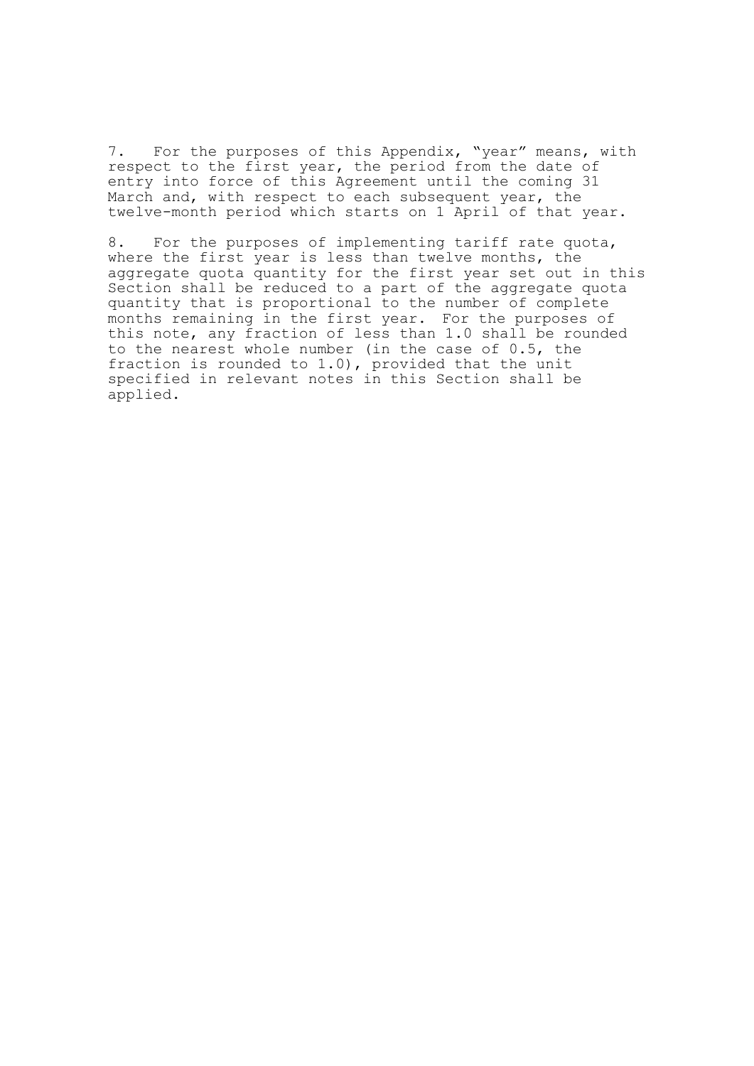7. For the purposes of this Appendix, "year" means, with respect to the first year, the period from the date of entry into force of this Agreement until the coming 31 March and, with respect to each subsequent year, the twelve-month period which starts on 1 April of that year.

8. For the purposes of implementing tariff rate quota, where the first year is less than twelve months, the aggregate quota quantity for the first year set out in this Section shall be reduced to a part of the aggregate quota quantity that is proportional to the number of complete months remaining in the first year. For the purposes of this note, any fraction of less than 1.0 shall be rounded to the nearest whole number (in the case of 0.5, the fraction is rounded to 1.0), provided that the unit specified in relevant notes in this Section shall be applied.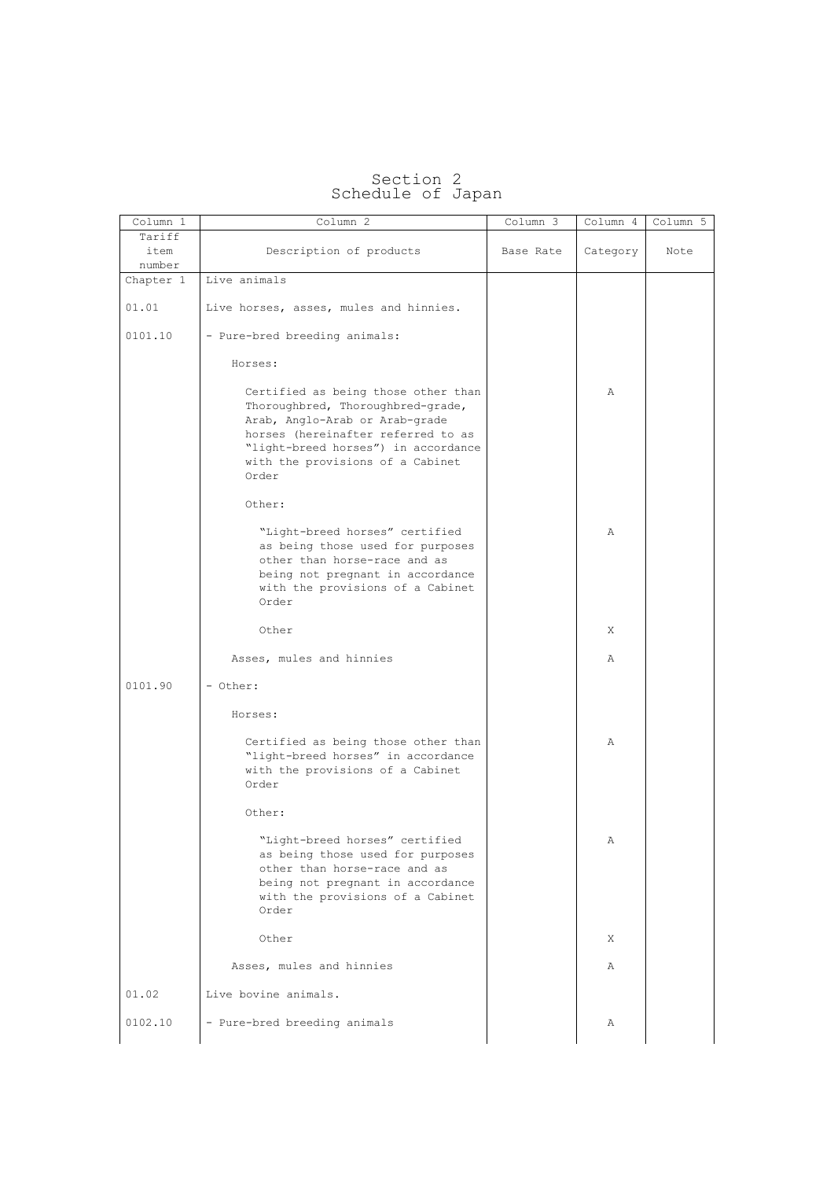# Section 2
## Schedule of Japan

| Column 1 | Column 2 | Column 3 | Column 4 | Column 5 |
|---|---|---|---|---|
| Tariff item number | Description of products | Base Rate | Category | Note |
| Chapter 1 | Live animals | | | |
| 01.01 | Live horses, asses, mules and hinnies. | | | |
| 0101.10 | - Pure-bred breeding animals: | | | |
| | Horses: | | | |
| | Certified as being those other than Thoroughbred, Thoroughbred-grade, Arab, Anglo-Arab or Arab-grade horses (hereinafter referred to as "light-breed horses") in accordance with the provisions of a Cabinet Order | | A | |
| | Other: | | | |
| | "Light-breed horses" certified as being those used for purposes other than horse-race and as being not pregnant in accordance with the provisions of a Cabinet Order | | A | |
| | Other | | X | |
| | Asses, mules and hinnies | | A | |
| 0101.90 | - Other: | | | |
| | Horses: | | | |
| | Certified as being those other than "light-breed horses" in accordance with the provisions of a Cabinet Order | | A | |
| | Other: | | | |
| | "Light-breed horses" certified as being those used for purposes other than horse-race and as being not pregnant in accordance with the provisions of a Cabinet Order | | A | |
| | Other | | X | |
| | Asses, mules and hinnies | | A | |
| 01.02 | Live bovine animals. | | | |
| 0102.10 | - Pure-bred breeding animals | | A | |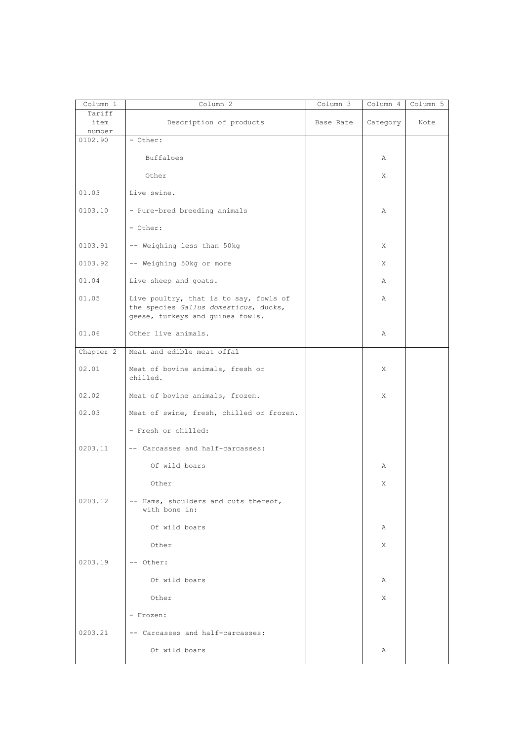| Column 1 | Column 2 | Column 3 | Column 4 | Column 5 |
|---|---|---|---|---|
| Tariff item number | Description of products | Base Rate | Category | Note |
| 0102.90 | - Other: | | | |
| | Buffaloes | | A | |
| | Other | | X | |
| 01.03 | Live swine. | | | |
| 0103.10 | - Pure-bred breeding animals | | A | |
| | - Other: | | | |
| 0103.91 | -- Weighing less than 50kg | | X | |
| 0103.92 | -- Weighing 50kg or more | | X | |
| 01.04 | Live sheep and goats. | | A | |
| 01.05 | Live poultry, that is to say, fowls of the species *Gallus domesticus*, ducks, geese, turkeys and guinea fowls. | | A | |
| 01.06 | Other live animals. | | A | |
| Chapter 2 | Meat and edible meat offal | | | |
| 02.01 | Meat of bovine animals, fresh or chilled. | | X | |
| 02.02 | Meat of bovine animals, frozen. | | X | |
| 02.03 | Meat of swine, fresh, chilled or frozen. | | | |
| | - Fresh or chilled: | | | |
| 0203.11 | -- Carcasses and half-carcasses: | | | |
| | Of wild boars | | A | |
| | Other | | X | |
| 0203.12 | -- Hams, shoulders and cuts thereof, with bone in: | | | |
| | Of wild boars | | A | |
| | Other | | X | |
| 0203.19 | -- Other: | | | |
| | Of wild boars | | A | |
| | Other | | X | |
| | - Frozen: | | | |
| 0203.21 | -- Carcasses and half-carcasses: | | | |
| | Of wild boars | | A | |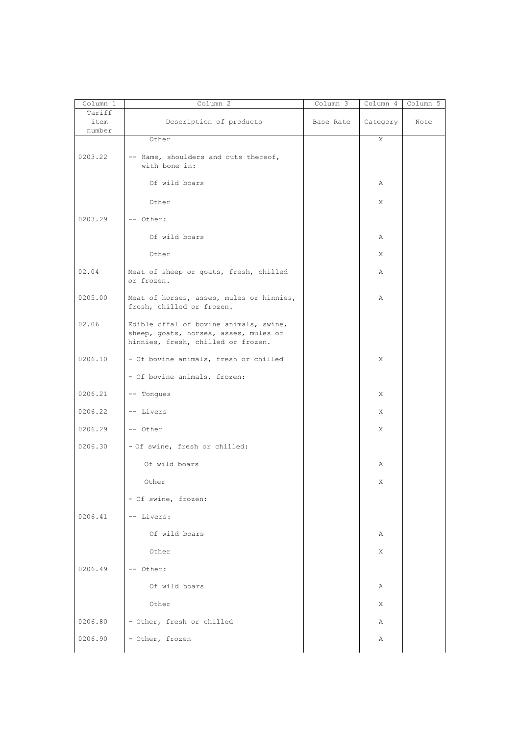| Column 1 | Column 2 | Column 3 | Column 4 | Column 5 |
|---|---|---|---|---|
| Tariff item number | Description of products | Base Rate | Category | Note |
| | Other | | X | |
| 0203.22 | -- Hams, shoulders and cuts thereof, with bone in: | | | |
| | Of wild boars | | A | |
| | Other | | X | |
| 0203.29 | -- Other: | | | |
| | Of wild boars | | A | |
| | Other | | X | |
| 02.04 | Meat of sheep or goats, fresh, chilled or frozen. | | A | |
| 0205.00 | Meat of horses, asses, mules or hinnies, fresh, chilled or frozen. | | A | |
| 02.06 | Edible offal of bovine animals, swine, sheep, goats, horses, asses, mules or hinnies, fresh, chilled or frozen. | | | |
| 0206.10 | - Of bovine animals, fresh or chilled | | X | |
| | - Of bovine animals, frozen: | | | |
| 0206.21 | -- Tongues | | X | |
| 0206.22 | -- Livers | | X | |
| 0206.29 | -- Other | | X | |
| 0206.30 | - Of swine, fresh or chilled: | | | |
| | Of wild boars | | A | |
| | Other | | X | |
| | - Of swine, frozen: | | | |
| 0206.41 | -- Livers: | | | |
| | Of wild boars | | A | |
| | Other | | X | |
| 0206.49 | -- Other: | | | |
| | Of wild boars | | A | |
| | Other | | X | |
| 0206.80 | - Other, fresh or chilled | | A | |
| 0206.90 | - Other, frozen | | A | |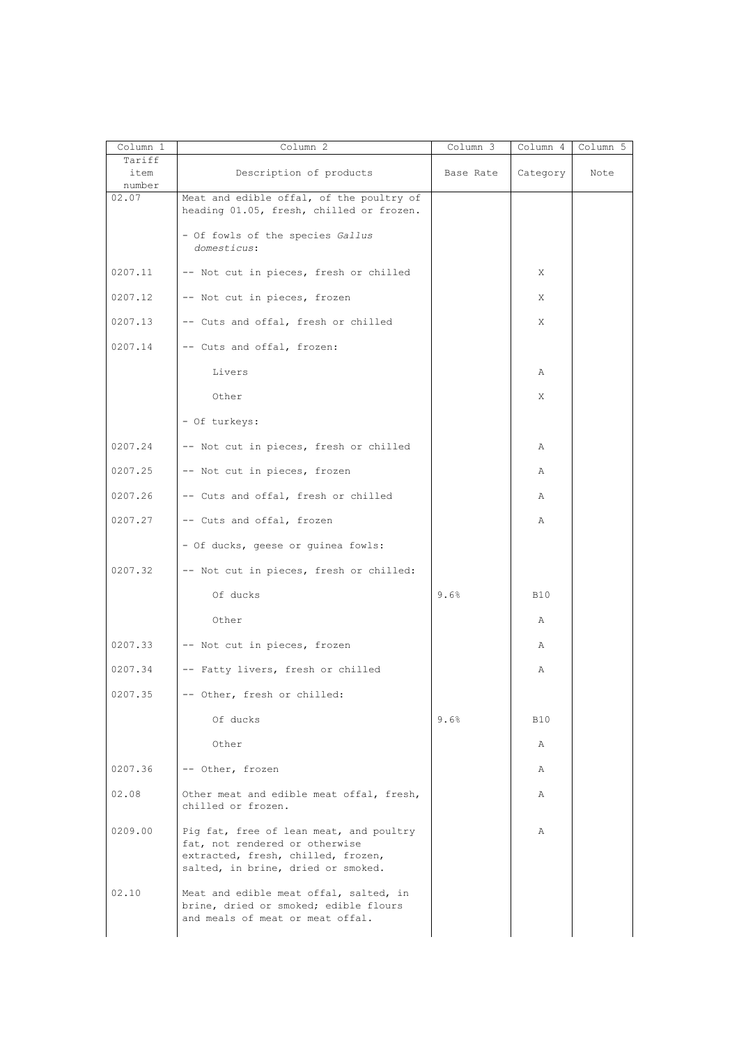| Column 1 | Column 2 | Column 3 | Column 4 | Column 5 |
|---|---|---|---|---|
| Tariff item number | Description of products | Base Rate | Category | Note |
| 02.07 | Meat and edible offal, of the poultry of heading 01.05, fresh, chilled or frozen. | | | |
| | - Of fowls of the species *Gallus domesticus*: | | | |
| 0207.11 | -- Not cut in pieces, fresh or chilled | | X | |
| 0207.12 | -- Not cut in pieces, frozen | | X | |
| 0207.13 | -- Cuts and offal, fresh or chilled | | X | |
| 0207.14 | -- Cuts and offal, frozen: | | | |
| | Livers | | A | |
| | Other | | X | |
| | - Of turkeys: | | | |
| 0207.24 | -- Not cut in pieces, fresh or chilled | | A | |
| 0207.25 | -- Not cut in pieces, frozen | | A | |
| 0207.26 | -- Cuts and offal, fresh or chilled | | A | |
| 0207.27 | -- Cuts and offal, frozen | | A | |
| | - Of ducks, geese or guinea fowls: | | | |
| 0207.32 | -- Not cut in pieces, fresh or chilled: | | | |
| | Of ducks | 9.6% | B10 | |
| | Other | | A | |
| 0207.33 | -- Not cut in pieces, frozen | | A | |
| 0207.34 | -- Fatty livers, fresh or chilled | | A | |
| 0207.35 | -- Other, fresh or chilled: | | | |
| | Of ducks | 9.6% | B10 | |
| | Other | | A | |
| 0207.36 | -- Other, frozen | | A | |
| 02.08 | Other meat and edible meat offal, fresh, chilled or frozen. | | A | |
| 0209.00 | Pig fat, free of lean meat, and poultry fat, not rendered or otherwise extracted, fresh, chilled, frozen, salted, in brine, dried or smoked. | | A | |
| 02.10 | Meat and edible meat offal, salted, in brine, dried or smoked; edible flours and meals of meat or meat offal. | | | |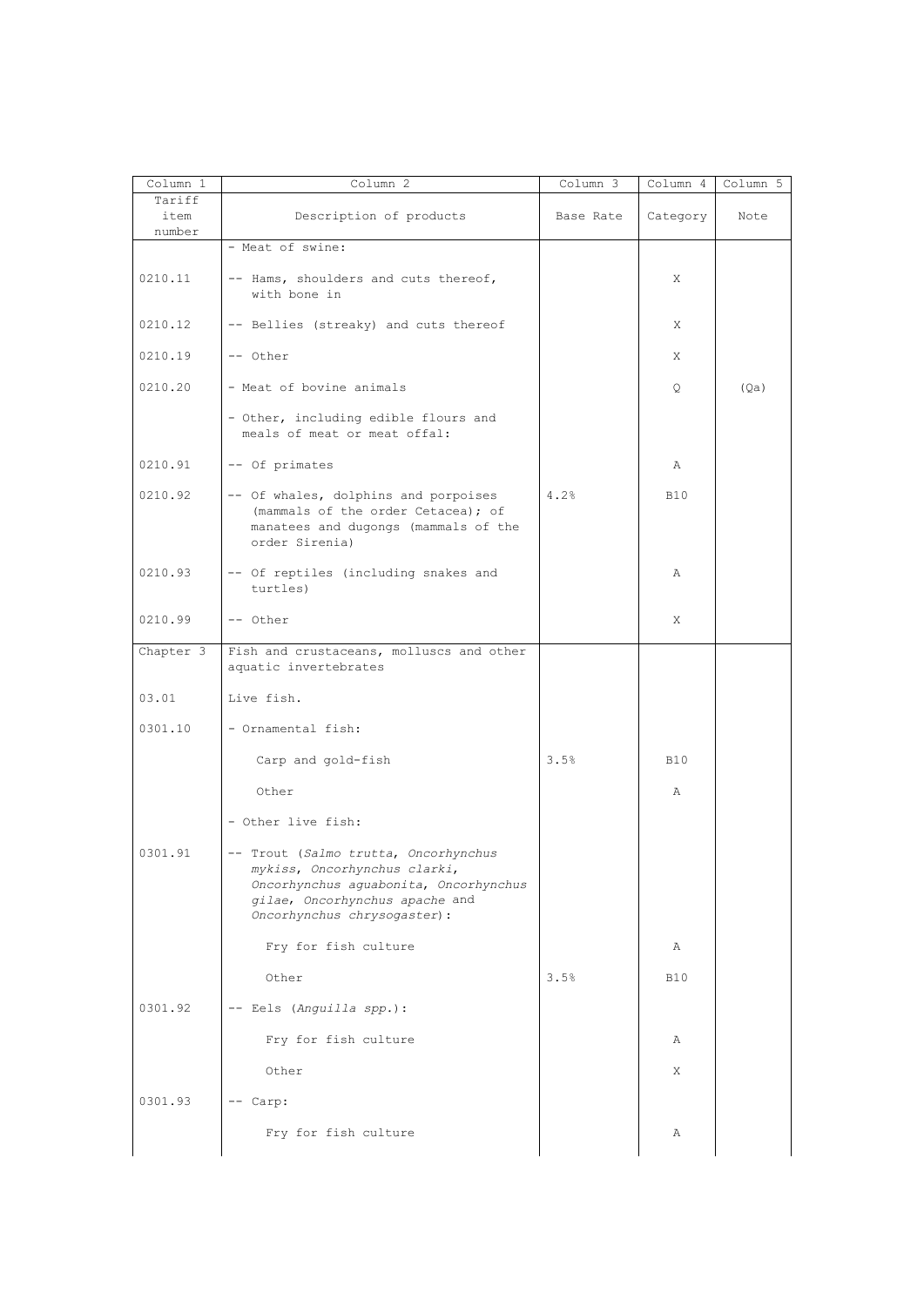| Column 1 | Column 2 | Column 3 | Column 4 | Column 5 |
|---|---|---|---|---|
| Tariff item number | Description of products | Base Rate | Category | Note |
| | - Meat of swine: | | | |
| 0210.11 | -- Hams, shoulders and cuts thereof, with bone in | | X | |
| 0210.12 | -- Bellies (streaky) and cuts thereof | | X | |
| 0210.19 | -- Other | | X | |
| 0210.20 | - Meat of bovine animals | | Q | (Qa) |
| | - Other, including edible flours and meals of meat or meat offal: | | | |
| 0210.91 | -- Of primates | | A | |
| 0210.92 | -- Of whales, dolphins and porpoises (mammals of the order Cetacea); of manatees and dugongs (mammals of the order Sirenia) | 4.2% | B10 | |
| 0210.93 | -- Of reptiles (including snakes and turtles) | | A | |
| 0210.99 | -- Other | | X | |
| Chapter 3 | Fish and crustaceans, molluscs and other aquatic invertebrates | | | |
| 03.01 | Live fish. | | | |
| 0301.10 | - Ornamental fish: | | | |
| | Carp and gold-fish | 3.5% | B10 | |
| | Other | | A | |
| | - Other live fish: | | | |
| 0301.91 | -- Trout (*Salmo trutta*, *Oncorhynchus mykiss*, *Oncorhynchus clarki*, *Oncorhynchus aguabonita*, *Oncorhynchus gilae*, *Oncorhynchus apache* and *Oncorhynchus chrysogaster*): | | | |
| | Fry for fish culture | | A | |
| | Other | 3.5% | B10 | |
| 0301.92 | -- Eels (*Anguilla spp.*): | | | |
| | Fry for fish culture | | A | |
| | Other | | X | |
| 0301.93 | -- Carp: | | | |
| | Fry for fish culture | | A | |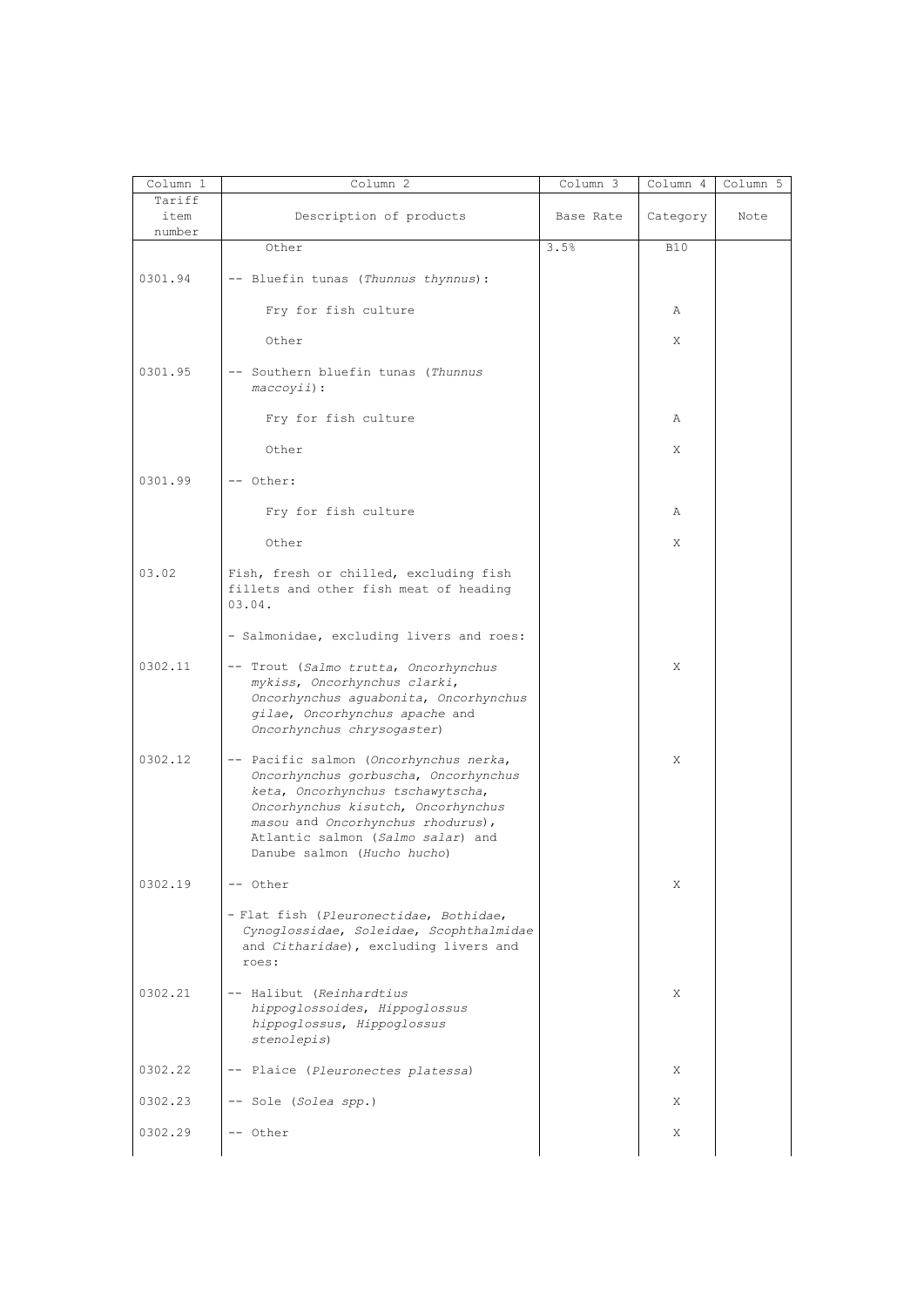| Column 1 | Column 2 | Column 3 | Column 4 | Column 5 |
|---|---|---|---|---|
| Tariff item number | Description of products | Base Rate | Category | Note |
| | Other | 3.5% | B10 | |
| 0301.94 | -- Bluefin tunas (*Thunnus thynnus*): | | | |
| | Fry for fish culture | | A | |
| | Other | | X | |
| 0301.95 | -- Southern bluefin tunas (*Thunnus maccoyii*): | | | |
| | Fry for fish culture | | A | |
| | Other | | X | |
| 0301.99 | -- Other: | | | |
| | Fry for fish culture | | A | |
| | Other | | X | |
| 03.02 | Fish, fresh or chilled, excluding fish fillets and other fish meat of heading 03.04. | | | |
| | - Salmonidae, excluding livers and roes: | | | |
| 0302.11 | -- Trout (*Salmo trutta, Oncorhynchus mykiss, Oncorhynchus clarki, Oncorhynchus aguabonita, Oncorhynchus gilae, Oncorhynchus apache* and *Oncorhynchus chrysogaster*) | | X | |
| 0302.12 | -- Pacific salmon (*Oncorhynchus nerka, Oncorhynchus gorbuscha, Oncorhynchus keta, Oncorhynchus tschawytscha, Oncorhynchus kisutch, Oncorhynchus masou* and *Oncorhynchus rhodurus*), Atlantic salmon (*Salmo salar*) and Danube salmon (*Hucho hucho*) | | X | |
| 0302.19 | -- Other | | X | |
| | - Flat fish (*Pleuronectidae, Bothidae, Cynoglossidae, Soleidae, Scophthalmidae* and *Citharidae*), excluding livers and roes: | | | |
| 0302.21 | -- Halibut (*Reinhardtius hippoglossoides, Hippoglossus hippoglossus, Hippoglossus stenolepis*) | | X | |
| 0302.22 | -- Plaice (*Pleuronectes platessa*) | | X | |
| 0302.23 | -- Sole (*Solea spp.*) | | X | |
| 0302.29 | -- Other | | X | |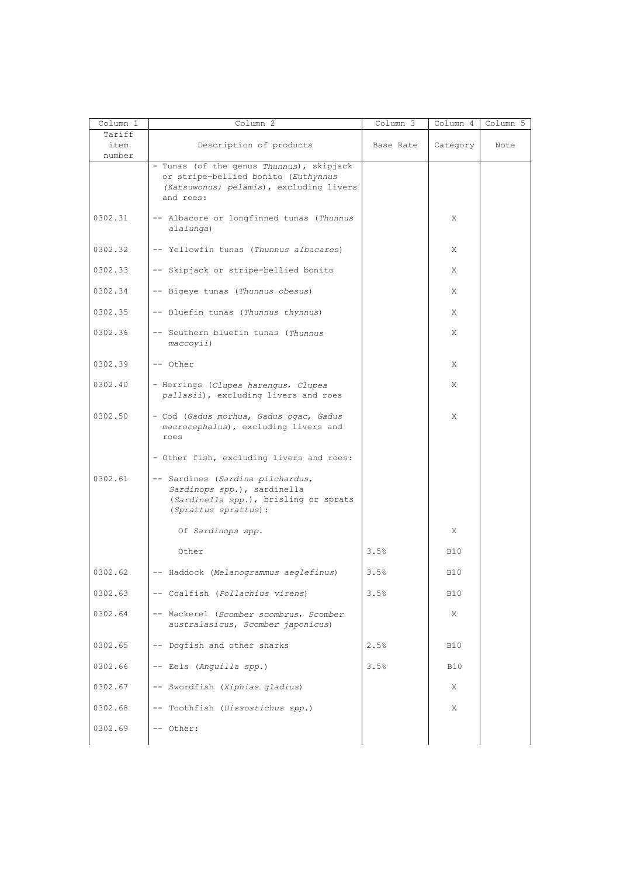| Column 1 | Column 2 | Column 3 | Column 4 | Column 5 |
|---|---|---|---|---|
| Tariff item number | Description of products | Base Rate | Category | Note |
| | - Tunas (of the genus *Thunnus*), skipjack or stripe-bellied bonito (*Euthynnus (Katsuwonus) pelamis*), excluding livers and roes: | | | |
| 0302.31 | -- Albacore or longfinned tunas (*Thunnus alalunga*) | | X | |
| 0302.32 | -- Yellowfin tunas (*Thunnus albacares*) | | X | |
| 0302.33 | -- Skipjack or stripe-bellied bonito | | X | |
| 0302.34 | -- Bigeye tunas (*Thunnus obesus*) | | X | |
| 0302.35 | -- Bluefin tunas (*Thunnus thynnus*) | | X | |
| 0302.36 | -- Southern bluefin tunas (*Thunnus maccoyii*) | | X | |
| 0302.39 | -- Other | | X | |
| 0302.40 | - Herrings (*Clupea harengus, Clupea pallasii*), excluding livers and roes | | X | |
| 0302.50 | - Cod (*Gadus morhua, Gadus ogac, Gadus macrocephalus*), excluding livers and roes | | X | |
| | - Other fish, excluding livers and roes: | | | |
| 0302.61 | -- Sardines (*Sardina pilchardus, Sardinops spp.*), sardinella (*Sardinella spp.*), brisling or sprats (*Sprattus sprattus*): | | | |
| | Of *Sardinops spp.* | | X | |
| | Other | 3.5% | B10 | |
| 0302.62 | -- Haddock (*Melanogrammus aeglefinus*) | 3.5% | B10 | |
| 0302.63 | -- Coalfish (*Pollachius virens*) | 3.5% | B10 | |
| 0302.64 | -- Mackerel (*Scomber scombrus, Scomber australasicus, Scomber japonicus*) | | X | |
| 0302.65 | -- Dogfish and other sharks | 2.5% | B10 | |
| 0302.66 | -- Eels (*Anguilla spp.*) | 3.5% | B10 | |
| 0302.67 | -- Swordfish (*Xiphias gladius*) | | X | |
| 0302.68 | -- Toothfish (*Dissostichus spp.*) | | X | |
| 0302.69 | -- Other: | | | |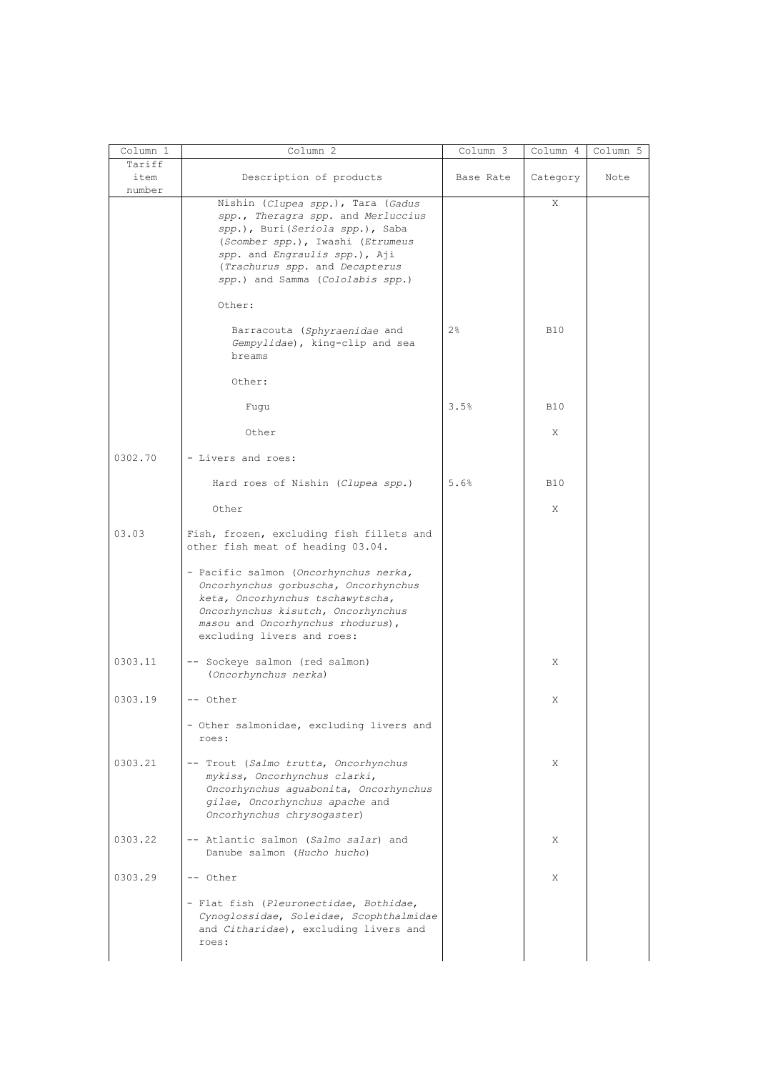| Column 1 | Column 2 | Column 3 | Column 4 | Column 5 |
|---|---|---|---|---|
| Tariff item number | Description of products | Base Rate | Category | Note |
| | Nishin (*Clupea spp.*), Tara (*Gadus spp.*, *Theragra spp.* and *Merluccius spp.*), Buri(*Seriola spp.*), Saba (*Scomber spp.*), Iwashi (*Etrumeus spp.* and *Engraulis spp.*), Aji (*Trachurus spp.* and *Decapterus spp.*) and Samma (*Cololabis spp.*) | | X | |
| | Other: | | | |
| | Barracouta (*Sphyraenidae* and *Gempylidae*), king-clip and sea breams | 2% | B10 | |
| | Other: | | | |
| | Fugu | 3.5% | B10 | |
| | Other | | X | |
| 0302.70 | - Livers and roes: | | | |
| | Hard roes of Nishin (*Clupea spp.*) | 5.6% | B10 | |
| | Other | | X | |
| 03.03 | Fish, frozen, excluding fish fillets and other fish meat of heading 03.04. | | | |
| | - Pacific salmon (*Oncorhynchus nerka, Oncorhynchus gorbuscha, Oncorhynchus keta, Oncorhynchus tschawytscha, Oncorhynchus kisutch, Oncorhynchus masou* and *Oncorhynchus rhodurus*), excluding livers and roes: | | | |
| 0303.11 | -- Sockeye salmon (red salmon) (*Oncorhynchus nerka*) | | X | |
| 0303.19 | -- Other | | X | |
| | - Other salmonidae, excluding livers and roes: | | | |
| 0303.21 | -- Trout (*Salmo trutta*, *Oncorhynchus mykiss*, *Oncorhynchus clarki*, *Oncorhynchus aguabonita*, *Oncorhynchus gilae*, *Oncorhynchus apache* and *Oncorhynchus chrysogaster*) | | X | |
| 0303.22 | -- Atlantic salmon (*Salmo salar*) and Danube salmon (*Hucho hucho*) | | X | |
| 0303.29 | -- Other | | X | |
| | - Flat fish (*Pleuronectidae*, *Bothidae*, *Cynoglossidae*, *Soleidae*, *Scophthalmidae* and *Citharidae*), excluding livers and roes: | | | |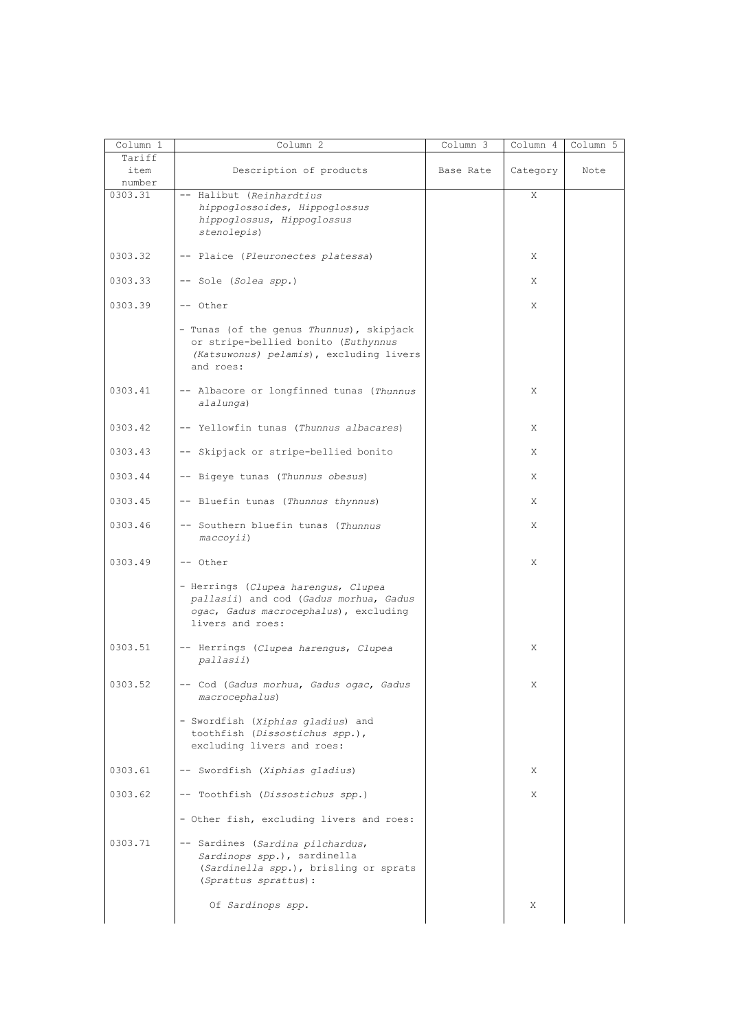| Column 1 | Column 2 | Column 3 | Column 4 | Column 5 |
|---|---|---|---|---|
| Tariff item number | Description of products | Base Rate | Category | Note |
| 0303.31 | -- Halibut (*Reinhardtius hippoglossoides*, *Hippoglossus hippoglossus*, *Hippoglossus stenolepis*) | | X | |
| 0303.32 | -- Plaice (*Pleuronectes platessa*) | | X | |
| 0303.33 | -- Sole (*Solea spp.*) | | X | |
| 0303.39 | -- Other | | X | |
| | - Tunas (of the genus *Thunnus*), skipjack or stripe-bellied bonito (*Euthynnus (Katsuwonus) pelamis*), excluding livers and roes: | | | |
| 0303.41 | -- Albacore or longfinned tunas (*Thunnus alalunga*) | | X | |
| 0303.42 | -- Yellowfin tunas (*Thunnus albacares*) | | X | |
| 0303.43 | -- Skipjack or stripe-bellied bonito | | X | |
| 0303.44 | -- Bigeye tunas (*Thunnus obesus*) | | X | |
| 0303.45 | -- Bluefin tunas (*Thunnus thynnus*) | | X | |
| 0303.46 | -- Southern bluefin tunas (*Thunnus maccoyii*) | | X | |
| 0303.49 | -- Other | | X | |
| | - Herrings (*Clupea harengus*, *Clupea pallasii*) and cod (*Gadus morhua*, *Gadus ogac*, *Gadus macrocephalus*), excluding livers and roes: | | | |
| 0303.51 | -- Herrings (*Clupea harengus*, *Clupea pallasii*) | | X | |
| 0303.52 | -- Cod (*Gadus morhua*, *Gadus ogac*, *Gadus macrocephalus*) | | X | |
| | - Swordfish (*Xiphias gladius*) and toothfish (*Dissostichus spp.*), excluding livers and roes: | | | |
| 0303.61 | -- Swordfish (*Xiphias gladius*) | | X | |
| 0303.62 | -- Toothfish (*Dissostichus spp.*) | | X | |
| | - Other fish, excluding livers and roes: | | | |
| 0303.71 | -- Sardines (*Sardina pilchardus*, *Sardinops spp.*), sardinella (*Sardinella spp.*), brisling or sprats (*Sprattus sprattus*): | | | |
| | Of *Sardinops spp.* | | X | |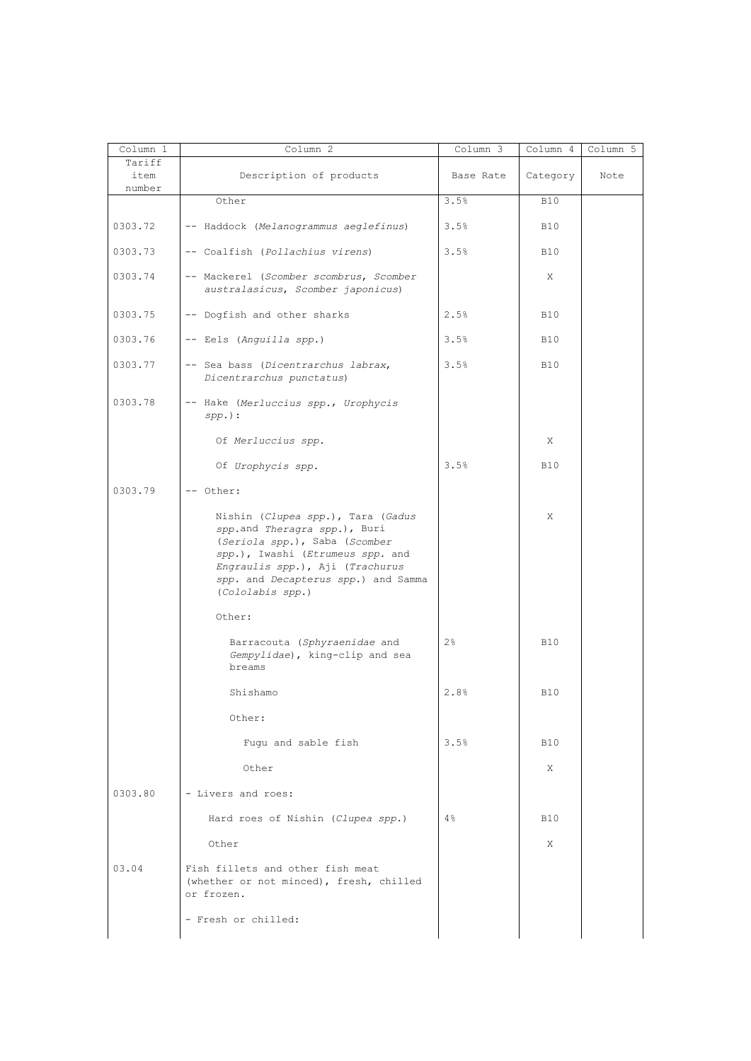| Column 1 | Column 2 | Column 3 | Column 4 | Column 5 |
|---|---|---|---|---|
| Tariff item number | Description of products | Base Rate | Category | Note |
| | Other | 3.5% | B10 | |
| 0303.72 | -- Haddock (*Melanogrammus aeglefinus*) | 3.5% | B10 | |
| 0303.73 | -- Coalfish (*Pollachius virens*) | 3.5% | B10 | |
| 0303.74 | -- Mackerel (*Scomber scombrus, Scomber australasicus, Scomber japonicus*) | | X | |
| 0303.75 | -- Dogfish and other sharks | 2.5% | B10 | |
| 0303.76 | -- Eels (*Anguilla spp.*) | 3.5% | B10 | |
| 0303.77 | -- Sea bass (*Dicentrarchus labrax, Dicentrarchus punctatus*) | 3.5% | B10 | |
| 0303.78 | -- Hake (*Merluccius spp., Urophycis spp.*): | | | |
| | Of *Merluccius spp.* | | X | |
| | Of *Urophycis spp.* | 3.5% | B10 | |
| 0303.79 | -- Other: | | | |
| | Nishin (*Clupea spp.*), Tara (*Gadus spp.*and *Theragra spp.*), Buri (*Seriola spp.*), Saba (*Scomber spp.*), Iwashi (*Etrumeus spp.* and *Engraulis spp.*), Aji (*Trachurus spp.* and *Decapterus spp.*) and Samma (*Cololabis spp.*) | | X | |
| | Other: | | | |
| | Barracouta (*Sphyraenidae* and *Gempylidae*), king-clip and sea breams | 2% | B10 | |
| | Shishamo | 2.8% | B10 | |
| | Other: | | | |
| | Fugu and sable fish | 3.5% | B10 | |
| | Other | | X | |
| 0303.80 | - Livers and roes: | | | |
| | Hard roes of Nishin (*Clupea spp.*) | 4% | B10 | |
| | Other | | X | |
| 03.04 | Fish fillets and other fish meat (whether or not minced), fresh, chilled or frozen. | | | |
| | - Fresh or chilled: | | | |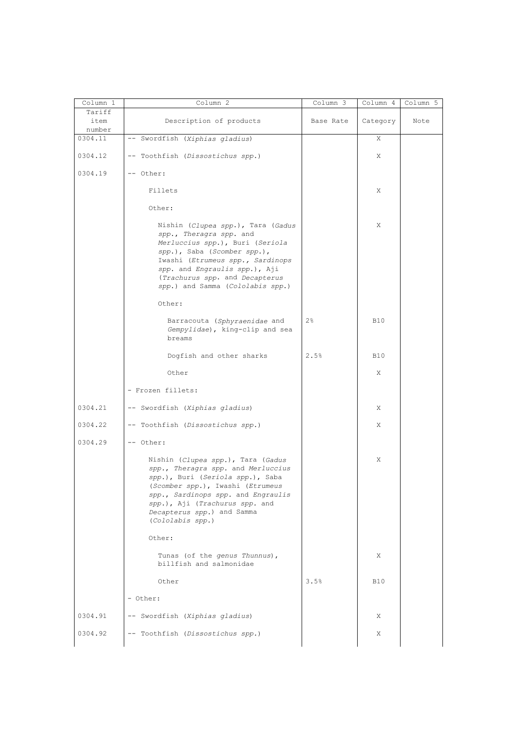| Column 1 | Column 2 | Column 3 | Column 4 | Column 5 |
|---|---|---|---|---|
| Tariff item number | Description of products | Base Rate | Category | Note |
| 0304.11 | -- Swordfish (*Xiphias gladius*) | | X | |
| 0304.12 | -- Toothfish (*Dissostichus spp.*) | | X | |
| 0304.19 | -- Other: | | | |
| | Fillets | | X | |
| | Other: | | | |
| | Nishin (*Clupea spp.*), Tara (*Gadus spp., Theragra spp.* and *Merluccius spp.*), Buri (*Seriola spp.*), Saba (*Scomber spp.*), Iwashi (*Etrumeus spp., Sardinops spp.* and *Engraulis spp.*), Aji (*Trachurus spp.* and *Decapterus spp.*) and Samma (*Cololabis spp.*) | | X | |
| | Other: | | | |
| | Barracouta (*Sphyraenidae* and *Gempylidae*), king-clip and sea breams | 2% | B10 | |
| | Dogfish and other sharks | 2.5% | B10 | |
| | Other | | X | |
| | - Frozen fillets: | | | |
| 0304.21 | -- Swordfish (*Xiphias gladius*) | | X | |
| 0304.22 | -- Toothfish (*Dissostichus spp.*) | | X | |
| 0304.29 | -- Other: | | | |
| | Nishin (*Clupea spp.*), Tara (*Gadus spp., Theragra spp.* and *Merluccius spp.*), Buri (*Seriola spp.*), Saba (*Scomber spp.*), Iwashi (*Etrumeus spp., Sardinops spp.* and *Engraulis spp.*), Aji (*Trachurus spp.* and *Decapterus spp.*) and Samma (*Cololabis spp.*) | | X | |
| | Other: | | | |
| | Tunas (of the *genus Thunnus*), billfish and salmonidae | | X | |
| | Other | 3.5% | B10 | |
| | - Other: | | | |
| 0304.91 | -- Swordfish (*Xiphias gladius*) | | X | |
| 0304.92 | -- Toothfish (*Dissostichus spp.*) | | X | |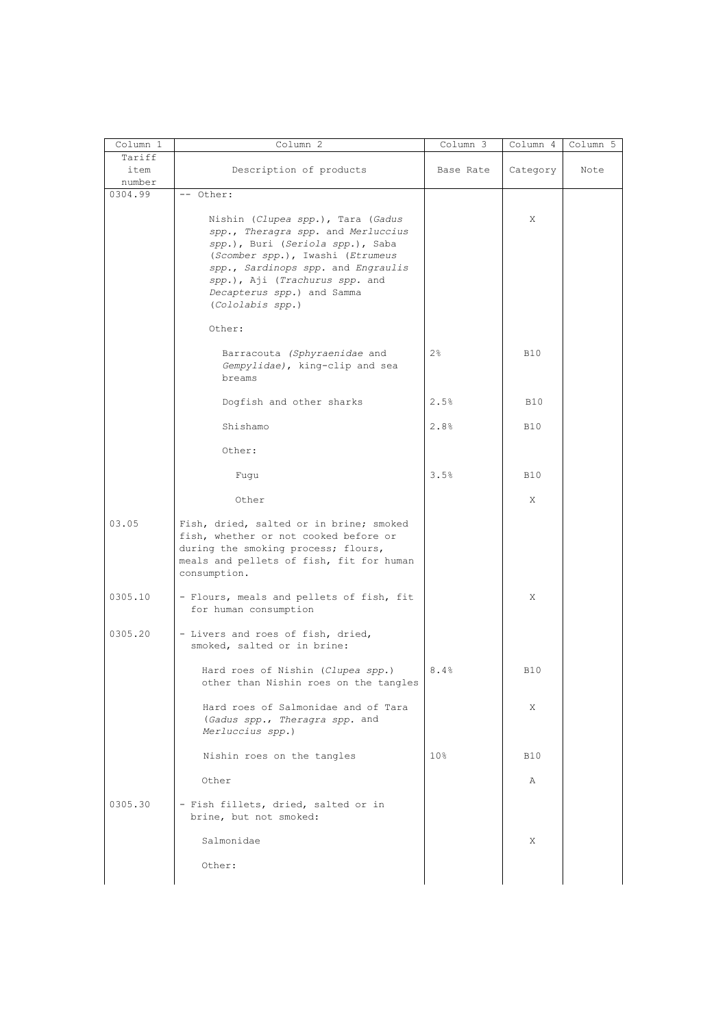| Column 1 | Column 2 | Column 3 | Column 4 | Column 5 |
|---|---|---|---|---|
| Tariff item number | Description of products | Base Rate | Category | Note |
| 0304.99 | -- Other: | | | |
| | Nishin (*Clupea spp.*), Tara (*Gadus spp.*, *Theragra spp.* and *Merluccius spp.*), Buri (*Seriola spp.*), Saba (*Scomber spp.*), Iwashi (*Etrumeus spp.*, *Sardinops spp.* and *Engraulis spp.*), Aji (*Trachurus spp.* and *Decapterus spp.*) and Samma (*Cololabis spp.*) | | X | |
| | Other: | | | |
| | Barracouta *(Sphyraenidae* and *Gempylidae)*, king-clip and sea breams | 2% | B10 | |
| | Dogfish and other sharks | 2.5% | B10 | |
| | Shishamo | 2.8% | B10 | |
| | Other: | | | |
| | Fugu | 3.5% | B10 | |
| | Other | | X | |
| 03.05 | Fish, dried, salted or in brine; smoked fish, whether or not cooked before or during the smoking process; flours, meals and pellets of fish, fit for human consumption. | | | |
| 0305.10 | - Flours, meals and pellets of fish, fit for human consumption | | X | |
| 0305.20 | - Livers and roes of fish, dried, smoked, salted or in brine: | | | |
| | Hard roes of Nishin (*Clupea spp.*) other than Nishin roes on the tangles | 8.4% | B10 | |
| | Hard roes of Salmonidae and of Tara (*Gadus spp.*, *Theragra spp.* and *Merluccius spp.*) | | X | |
| | Nishin roes on the tangles | 10% | B10 | |
| | Other | | A | |
| 0305.30 | - Fish fillets, dried, salted or in brine, but not smoked: | | | |
| | Salmonidae | | X | |
| | Other: | | | |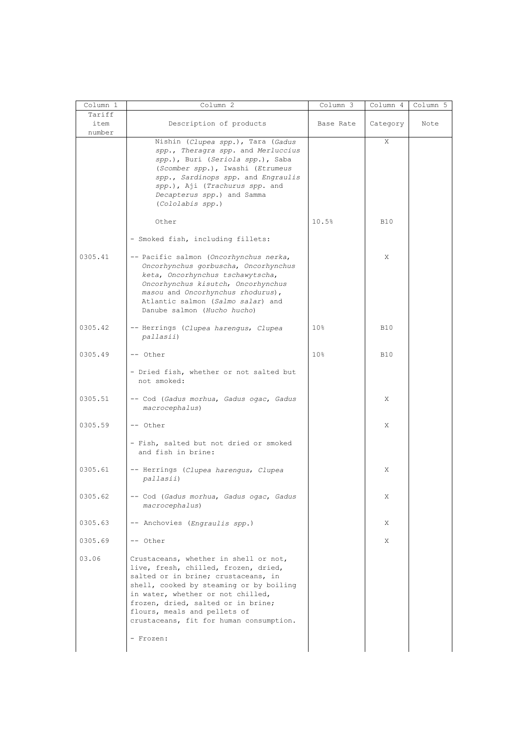| Column 1 | Column 2 | Column 3 | Column 4 | Column 5 |
|---|---|---|---|---|
| Tariff item number | Description of products | Base Rate | Category | Note |
| | Nishin (*Clupea spp.*), Tara (*Gadus spp., Theragra spp.* and *Merluccius spp.*), Buri (*Seriola spp.*), Saba (*Scomber spp.*), Iwashi (*Etrumeus spp., Sardinops spp.* and *Engraulis spp.*), Aji (*Trachurus spp.* and *Decapterus spp.*) and Samma (*Cololabis spp.*) | | X | |
| | Other | 10.5% | B10 | |
| | - Smoked fish, including fillets: | | | |
| 0305.41 | -- Pacific salmon (*Oncorhynchus nerka, Oncorhynchus gorbuscha, Oncorhynchus keta, Oncorhynchus tschawytscha, Oncorhynchus kisutch, Oncorhynchus masou* and *Oncorhynchus rhodurus*), Atlantic salmon (*Salmo salar*) and Danube salmon (*Hucho hucho*) | | X | |
| 0305.42 | -- Herrings (*Clupea harengus, Clupea pallasii*) | 10% | B10 | |
| 0305.49 | -- Other | 10% | B10 | |
| | - Dried fish, whether or not salted but not smoked: | | | |
| 0305.51 | -- Cod (*Gadus morhua, Gadus ogac, Gadus macrocephalus*) | | X | |
| 0305.59 | -- Other | | X | |
| | - Fish, salted but not dried or smoked and fish in brine: | | | |
| 0305.61 | -- Herrings (*Clupea harengus, Clupea pallasii*) | | X | |
| 0305.62 | -- Cod (*Gadus morhua, Gadus ogac, Gadus macrocephalus*) | | X | |
| 0305.63 | -- Anchovies (*Engraulis spp.*) | | X | |
| 0305.69 | -- Other | | X | |
| 03.06 | Crustaceans, whether in shell or not, live, fresh, chilled, frozen, dried, salted or in brine; crustaceans, in shell, cooked by steaming or by boiling in water, whether or not chilled, frozen, dried, salted or in brine; flours, meals and pellets of crustaceans, fit for human consumption. | | | |
| | - Frozen: | | | |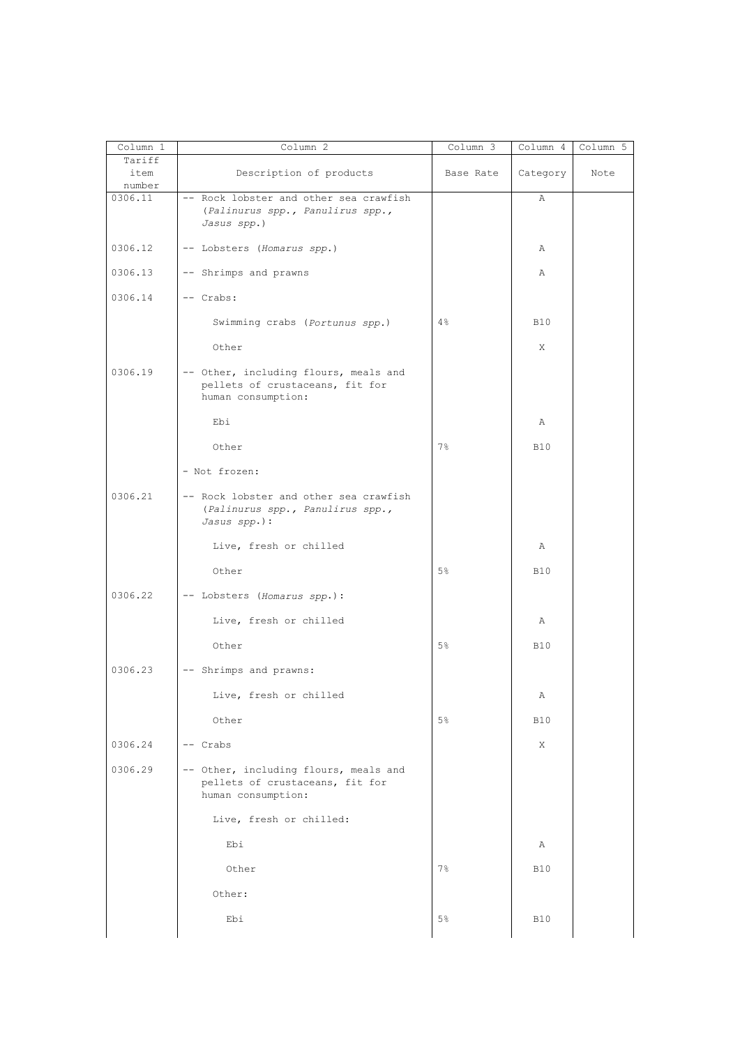| Column 1 | Column 2 | Column 3 | Column 4 | Column 5 |
|---|---|---|---|---|
| Tariff item number | Description of products | Base Rate | Category | Note |
| 0306.11 | -- Rock lobster and other sea crawfish (*Palinurus spp., Panulirus spp., Jasus spp.*) | | A | |
| 0306.12 | -- Lobsters (*Homarus spp.*) | | A | |
| 0306.13 | -- Shrimps and prawns | | A | |
| 0306.14 | -- Crabs: | | | |
| | Swimming crabs (*Portunus spp.*) | 4% | B10 | |
| | Other | | X | |
| 0306.19 | -- Other, including flours, meals and pellets of crustaceans, fit for human consumption: | | | |
| | Ebi | | A | |
| | Other | 7% | B10 | |
| | - Not frozen: | | | |
| 0306.21 | -- Rock lobster and other sea crawfish (*Palinurus spp., Panulirus spp., Jasus spp.*): | | | |
| | Live, fresh or chilled | | A | |
| | Other | 5% | B10 | |
| 0306.22 | -- Lobsters (*Homarus spp.*): | | | |
| | Live, fresh or chilled | | A | |
| | Other | 5% | B10 | |
| 0306.23 | -- Shrimps and prawns: | | | |
| | Live, fresh or chilled | | A | |
| | Other | 5% | B10 | |
| 0306.24 | -- Crabs | | X | |
| 0306.29 | -- Other, including flours, meals and pellets of crustaceans, fit for human consumption: | | | |
| | Live, fresh or chilled: | | | |
| | Ebi | | A | |
| | Other | 7% | B10 | |
| | Other: | | | |
| | Ebi | 5% | B10 | |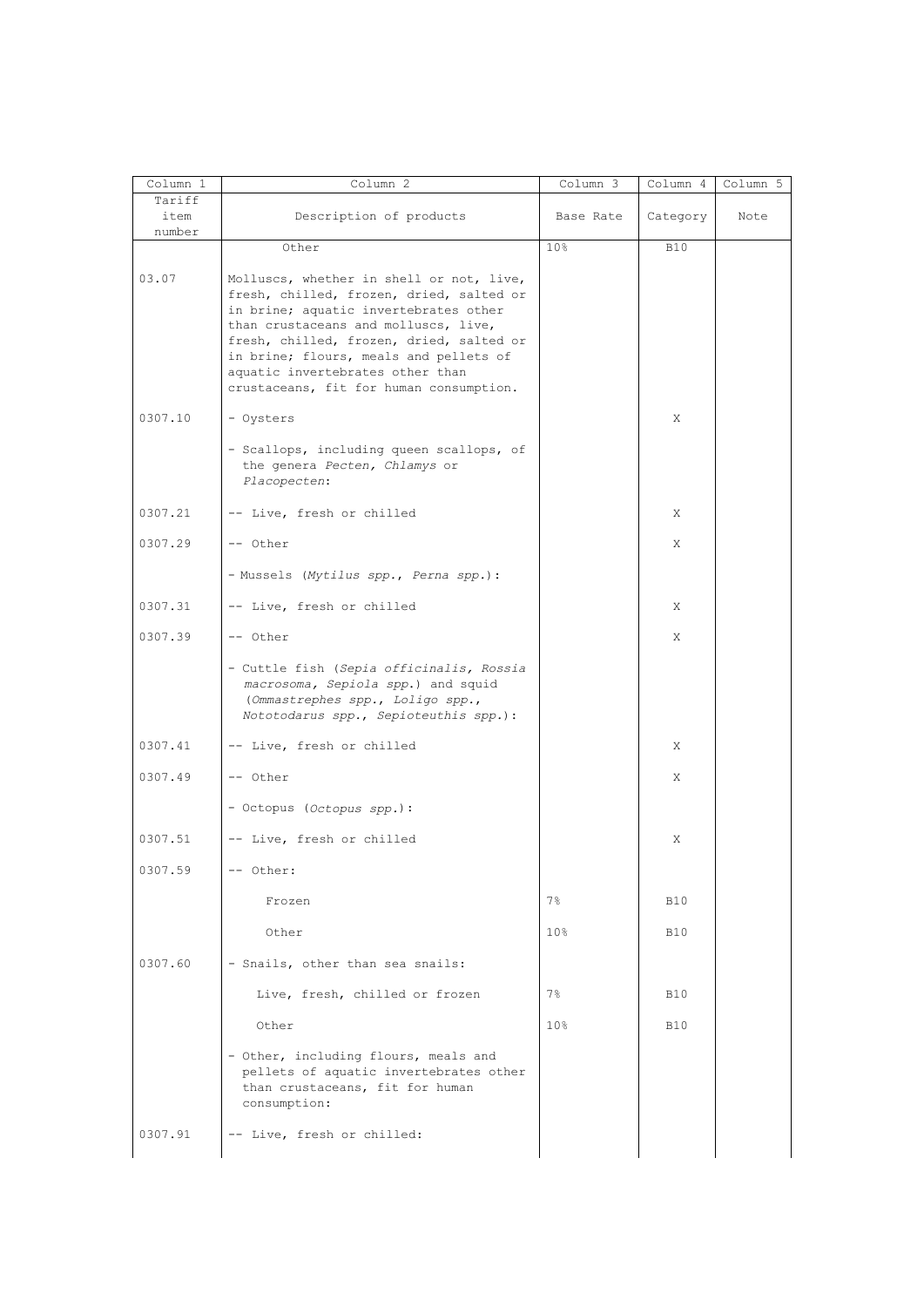| Column 1 | Column 2 | Column 3 | Column 4 | Column 5 |
|---|---|---|---|---|
| Tariff item number | Description of products | Base Rate | Category | Note |
| | Other | 10% | B10 | |
| 03.07 | Molluscs, whether in shell or not, live, fresh, chilled, frozen, dried, salted or in brine; aquatic invertebrates other than crustaceans and molluscs, live, fresh, chilled, frozen, dried, salted or in brine; flours, meals and pellets of aquatic invertebrates other than crustaceans, fit for human consumption. | | | |
| 0307.10 | - Oysters | | X | |
| | - Scallops, including queen scallops, of the genera *Pecten, Chlamys* or *Placopecten*: | | | |
| 0307.21 | -- Live, fresh or chilled | | X | |
| 0307.29 | -- Other | | X | |
| | - Mussels (*Mytilus spp., Perna spp.*): | | | |
| 0307.31 | -- Live, fresh or chilled | | X | |
| 0307.39 | -- Other | | X | |
| | - Cuttle fish (*Sepia officinalis, Rossia macrosoma, Sepiola spp.*) and squid (*Ommastrephes spp., Loligo spp., Nototodarus spp., Sepioteuthis spp.*): | | | |
| 0307.41 | -- Live, fresh or chilled | | X | |
| 0307.49 | -- Other | | X | |
| | - Octopus (*Octopus spp.*): | | | |
| 0307.51 | -- Live, fresh or chilled | | X | |
| 0307.59 | -- Other: | | | |
| | Frozen | 7% | B10 | |
| | Other | 10% | B10 | |
| 0307.60 | - Snails, other than sea snails: | | | |
| | Live, fresh, chilled or frozen | 7% | B10 | |
| | Other | 10% | B10 | |
| | - Other, including flours, meals and pellets of aquatic invertebrates other than crustaceans, fit for human consumption: | | | |
| 0307.91 | -- Live, fresh or chilled: | | | |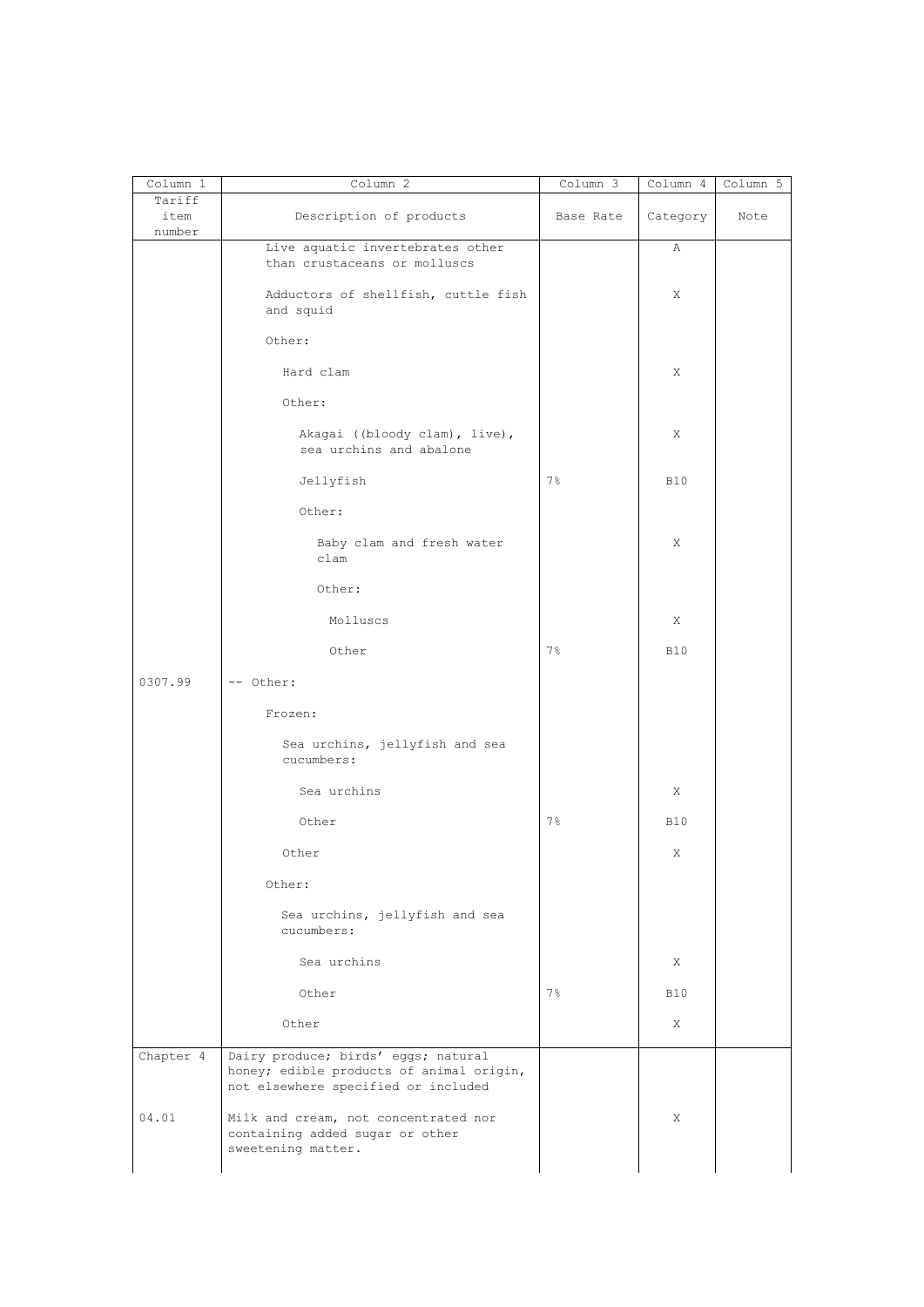| Column 1 | Column 2 | Column 3 | Column 4 | Column 5 |
|---|---|---|---|---|
| Tariff item number | Description of products | Base Rate | Category | Note |
| | Live aquatic invertebrates other than crustaceans or molluscs | | A | |
| | Adductors of shellfish, cuttle fish and squid | | X | |
| | Other: | | | |
| | Hard clam | | X | |
| | Other: | | | |
| | Akagai ((bloody clam), live), sea urchins and abalone | | X | |
| | Jellyfish | 7% | B10 | |
| | Other: | | | |
| | Baby clam and fresh water clam | | X | |
| | Other: | | | |
| | Molluscs | | X | |
| | Other | 7% | B10 | |
| 0307.99 | -- Other: | | | |
| | Frozen: | | | |
| | Sea urchins, jellyfish and sea cucumbers: | | | |
| | Sea urchins | | X | |
| | Other | 7% | B10 | |
| | Other | | X | |
| | Other: | | | |
| | Sea urchins, jellyfish and sea cucumbers: | | | |
| | Sea urchins | | X | |
| | Other | 7% | B10 | |
| | Other | | X | |
| Chapter 4 | Dairy produce; birds' eggs; natural honey; edible products of animal origin, not elsewhere specified or included | | | |
| 04.01 | Milk and cream, not concentrated nor containing added sugar or other sweetening matter. | | X | |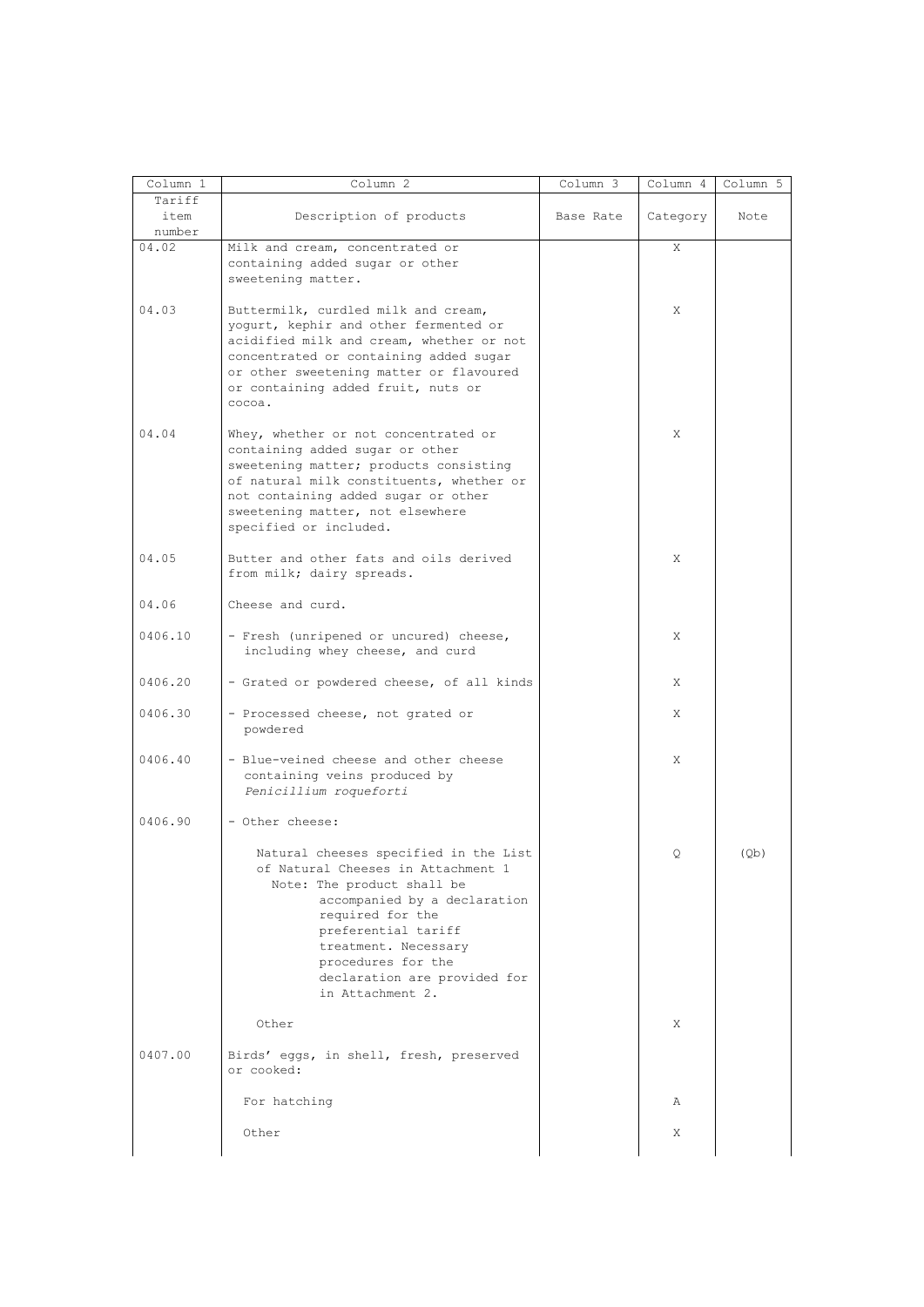| Column 1 | Column 2 | Column 3 | Column 4 | Column 5 |
|---|---|---|---|---|
| Tariff item number | Description of products | Base Rate | Category | Note |
| 04.02 | Milk and cream, concentrated or containing added sugar or other sweetening matter. | | X | |
| 04.03 | Buttermilk, curdled milk and cream, yogurt, kephir and other fermented or acidified milk and cream, whether or not concentrated or containing added sugar or other sweetening matter or flavoured or containing added fruit, nuts or cocoa. | | X | |
| 04.04 | Whey, whether or not concentrated or containing added sugar or other sweetening matter; products consisting of natural milk constituents, whether or not containing added sugar or other sweetening matter, not elsewhere specified or included. | | X | |
| 04.05 | Butter and other fats and oils derived from milk; dairy spreads. | | X | |
| 04.06 | Cheese and curd. | | | |
| 0406.10 | - Fresh (unripened or uncured) cheese, including whey cheese, and curd | | X | |
| 0406.20 | - Grated or powdered cheese, of all kinds | | X | |
| 0406.30 | - Processed cheese, not grated or powdered | | X | |
| 0406.40 | - Blue-veined cheese and other cheese containing veins produced by *Penicillium roqueforti* | | X | |
| 0406.90 | - Other cheese: | | | |
| | Natural cheeses specified in the List of Natural Cheeses in Attachment 1 Note: The product shall be accompanied by a declaration required for the preferential tariff treatment. Necessary procedures for the declaration are provided for in Attachment 2. | | Q | (Qb) |
| | Other | | X | |
| 0407.00 | Birds' eggs, in shell, fresh, preserved or cooked: | | | |
| | For hatching | | A | |
| | Other | | X | |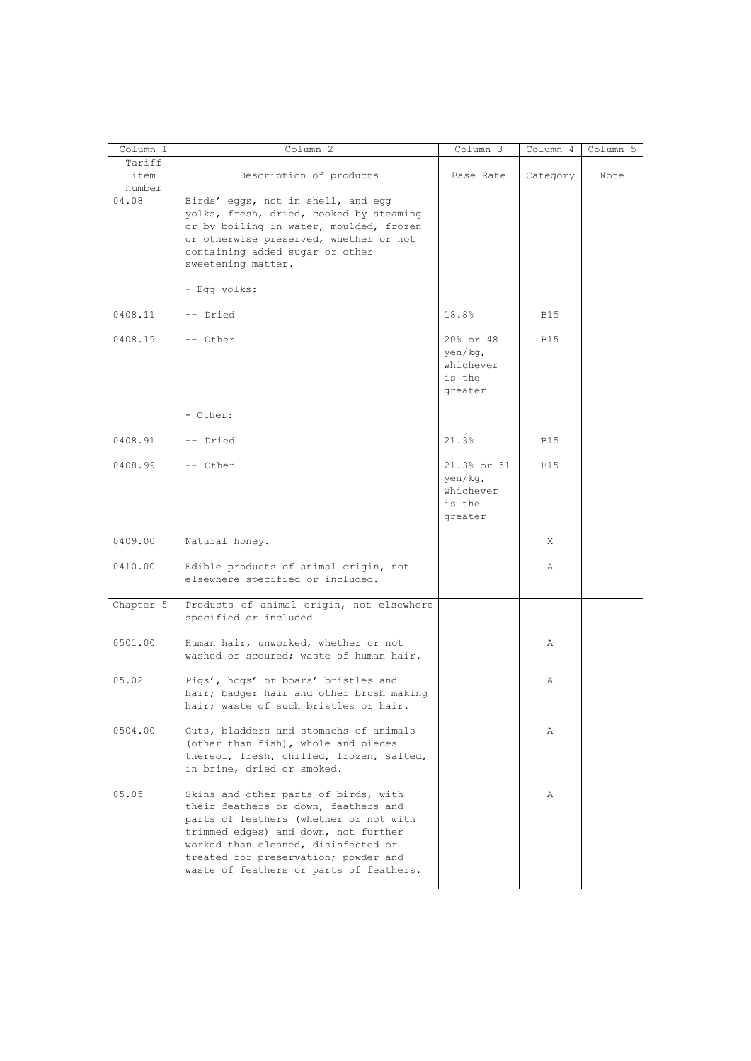| Column 1 | Column 2 | Column 3 | Column 4 | Column 5 |
| --- | --- | --- | --- | --- |
| Tariff item number | Description of products | Base Rate | Category | Note |
| 04.08 | Birds' eggs, not in shell, and egg yolks, fresh, dried, cooked by steaming or by boiling in water, moulded, frozen or otherwise preserved, whether or not containing added sugar or other sweetening matter. | | | |
| | - Egg yolks: | | | |
| 0408.11 | -- Dried | 18.8% | B15 | |
| 0408.19 | -- Other | 20% or 48 yen/kg, whichever is the greater | B15 | |
| | - Other: | | | |
| 0408.91 | -- Dried | 21.3% | B15 | |
| 0408.99 | -- Other | 21.3% or 51 yen/kg, whichever is the greater | B15 | |
| 0409.00 | Natural honey. | | X | |
| 0410.00 | Edible products of animal origin, not elsewhere specified or included. | | A | |
| Chapter 5 | Products of animal origin, not elsewhere specified or included | | | |
| 0501.00 | Human hair, unworked, whether or not washed or scoured; waste of human hair. | | A | |
| 05.02 | Pigs', hogs' or boars' bristles and hair; badger hair and other brush making hair; waste of such bristles or hair. | | A | |
| 0504.00 | Guts, bladders and stomachs of animals (other than fish), whole and pieces thereof, fresh, chilled, frozen, salted, in brine, dried or smoked. | | A | |
| 05.05 | Skins and other parts of birds, with their feathers or down, feathers and parts of feathers (whether or not with trimmed edges) and down, not further worked than cleaned, disinfected or treated for preservation; powder and waste of feathers or parts of feathers. | | A | |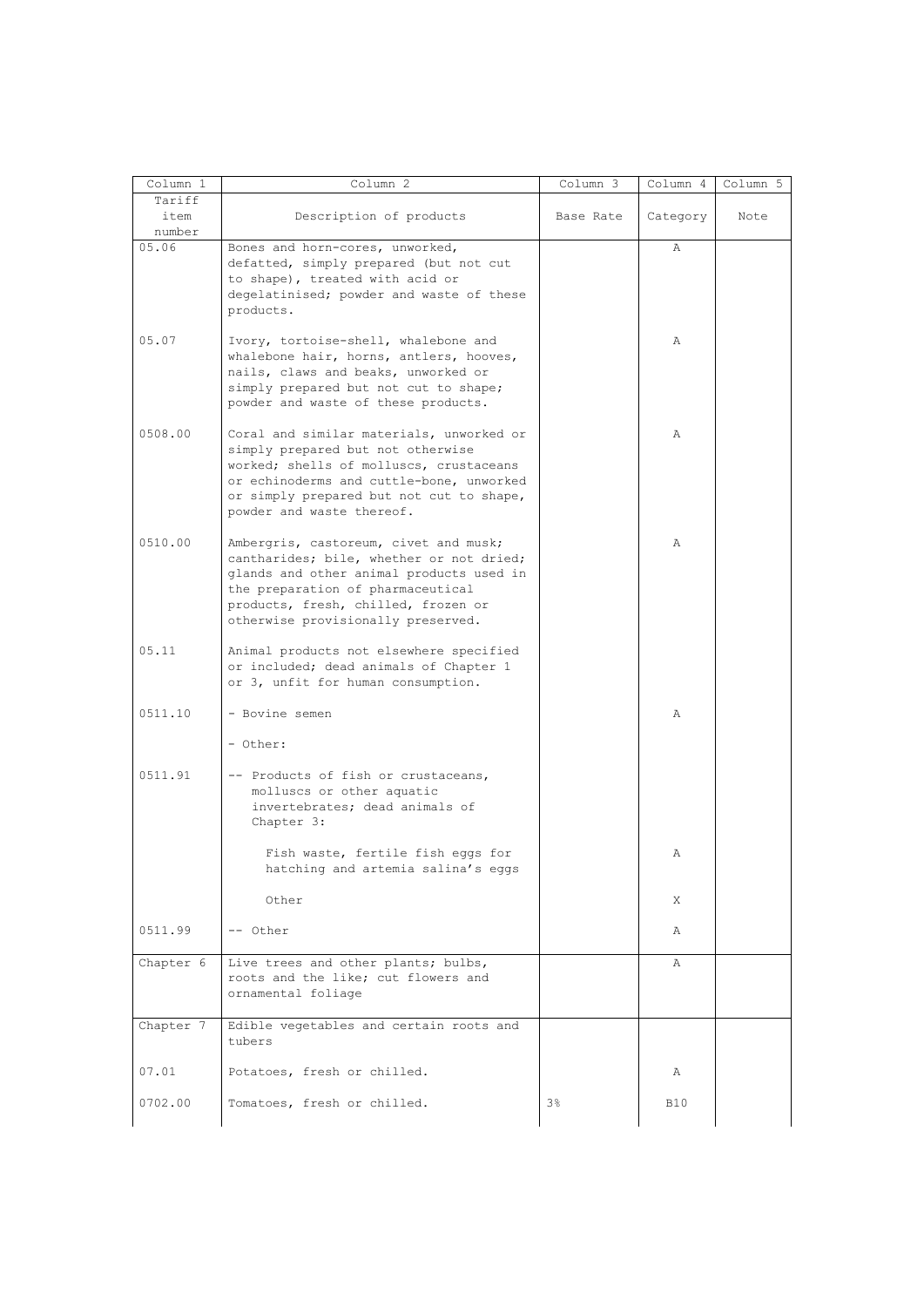| Column 1 | Column 2 | Column 3 | Column 4 | Column 5 |
|---|---|---|---|---|
| Tariff item number | Description of products | Base Rate | Category | Note |
| 05.06 | Bones and horn-cores, unworked, defatted, simply prepared (but not cut to shape), treated with acid or degelatinised; powder and waste of these products. | | A | |
| 05.07 | Ivory, tortoise-shell, whalebone and whalebone hair, horns, antlers, hooves, nails, claws and beaks, unworked or simply prepared but not cut to shape; powder and waste of these products. | | A | |
| 0508.00 | Coral and similar materials, unworked or simply prepared but not otherwise worked; shells of molluscs, crustaceans or echinoderms and cuttle-bone, unworked or simply prepared but not cut to shape, powder and waste thereof. | | A | |
| 0510.00 | Ambergris, castoreum, civet and musk; cantharides; bile, whether or not dried; glands and other animal products used in the preparation of pharmaceutical products, fresh, chilled, frozen or otherwise provisionally preserved. | | A | |
| 05.11 | Animal products not elsewhere specified or included; dead animals of Chapter 1 or 3, unfit for human consumption. | | | |
| 0511.10 | - Bovine semen | | A | |
| | - Other: | | | |
| 0511.91 | -- Products of fish or crustaceans, molluscs or other aquatic invertebrates; dead animals of Chapter 3: | | | |
| | Fish waste, fertile fish eggs for hatching and artemia salina's eggs | | A | |
| | Other | | X | |
| 0511.99 | -- Other | | A | |
| Chapter 6 | Live trees and other plants; bulbs, roots and the like; cut flowers and ornamental foliage | | A | |
| Chapter 7 | Edible vegetables and certain roots and tubers | | | |
| 07.01 | Potatoes, fresh or chilled. | | A | |
| 0702.00 | Tomatoes, fresh or chilled. | 3% | B10 | |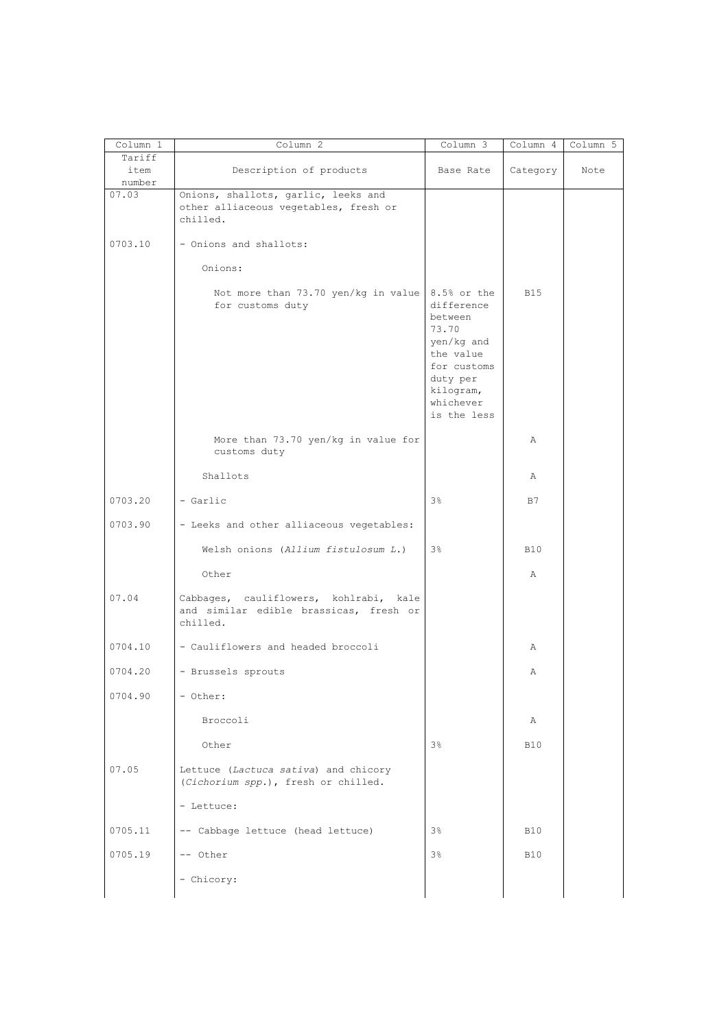| Column 1 | Column 2 | Column 3 | Column 4 | Column 5 |
|---|---|---|---|---|
| Tariff item number | Description of products | Base Rate | Category | Note |
| 07.03 | Onions, shallots, garlic, leeks and other alliaceous vegetables, fresh or chilled. | | | |
| 0703.10 | - Onions and shallots: | | | |
| | Onions: | | | |
| | Not more than 73.70 yen/kg in value for customs duty | 8.5% or the difference between 73.70 yen/kg and the value for customs duty per kilogram, whichever is the less | B15 | |
| | More than 73.70 yen/kg in value for customs duty | | A | |
| | Shallots | | A | |
| 0703.20 | - Garlic | 3% | B7 | |
| 0703.90 | - Leeks and other alliaceous vegetables: | | | |
| | Welsh onions (*Allium fistulosum L.*) | 3% | B10 | |
| | Other | | A | |
| 07.04 | Cabbages, cauliflowers, kohlrabi, kale and similar edible brassicas, fresh or chilled. | | | |
| 0704.10 | - Cauliflowers and headed broccoli | | A | |
| 0704.20 | - Brussels sprouts | | A | |
| 0704.90 | - Other: | | | |
| | Broccoli | | A | |
| | Other | 3% | B10 | |
| 07.05 | Lettuce (*Lactuca sativa*) and chicory (*Cichorium spp.*), fresh or chilled. | | | |
| | - Lettuce: | | | |
| 0705.11 | -- Cabbage lettuce (head lettuce) | 3% | B10 | |
| 0705.19 | -- Other | 3% | B10 | |
| | - Chicory: | | | |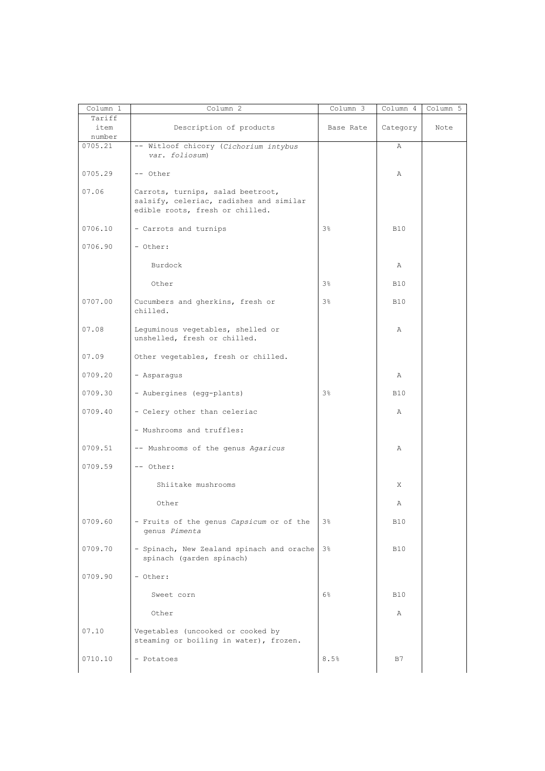| Column 1 | Column 2 | Column 3 | Column 4 | Column 5 |
|---|---|---|---|---|
| Tariff item number | Description of products | Base Rate | Category | Note |
| 0705.21 | -- Witloof chicory (*Cichorium intybus var. foliosum*) | | A | |
| 0705.29 | -- Other | | A | |
| 07.06 | Carrots, turnips, salad beetroot, salsify, celeriac, radishes and similar edible roots, fresh or chilled. | | | |
| 0706.10 | - Carrots and turnips | 3% | B10 | |
| 0706.90 | - Other: | | | |
| | Burdock | | A | |
| | Other | 3% | B10 | |
| 0707.00 | Cucumbers and gherkins, fresh or chilled. | 3% | B10 | |
| 07.08 | Leguminous vegetables, shelled or unshelled, fresh or chilled. | | A | |
| 07.09 | Other vegetables, fresh or chilled. | | | |
| 0709.20 | - Asparagus | | A | |
| 0709.30 | - Aubergines (egg-plants) | 3% | B10 | |
| 0709.40 | - Celery other than celeriac | | A | |
| | - Mushrooms and truffles: | | | |
| 0709.51 | -- Mushrooms of the genus *Agaricus* | | A | |
| 0709.59 | -- Other: | | | |
| | Shiitake mushrooms | | X | |
| | Other | | A | |
| 0709.60 | - Fruits of the genus *Capsicum* or of the genus *Pimenta* | 3% | B10 | |
| 0709.70 | - Spinach, New Zealand spinach and orache spinach (garden spinach) | 3% | B10 | |
| 0709.90 | - Other: | | | |
| | Sweet corn | 6% | B10 | |
| | Other | | A | |
| 07.10 | Vegetables (uncooked or cooked by steaming or boiling in water), frozen. | | | |
| 0710.10 | - Potatoes | 8.5% | B7 | |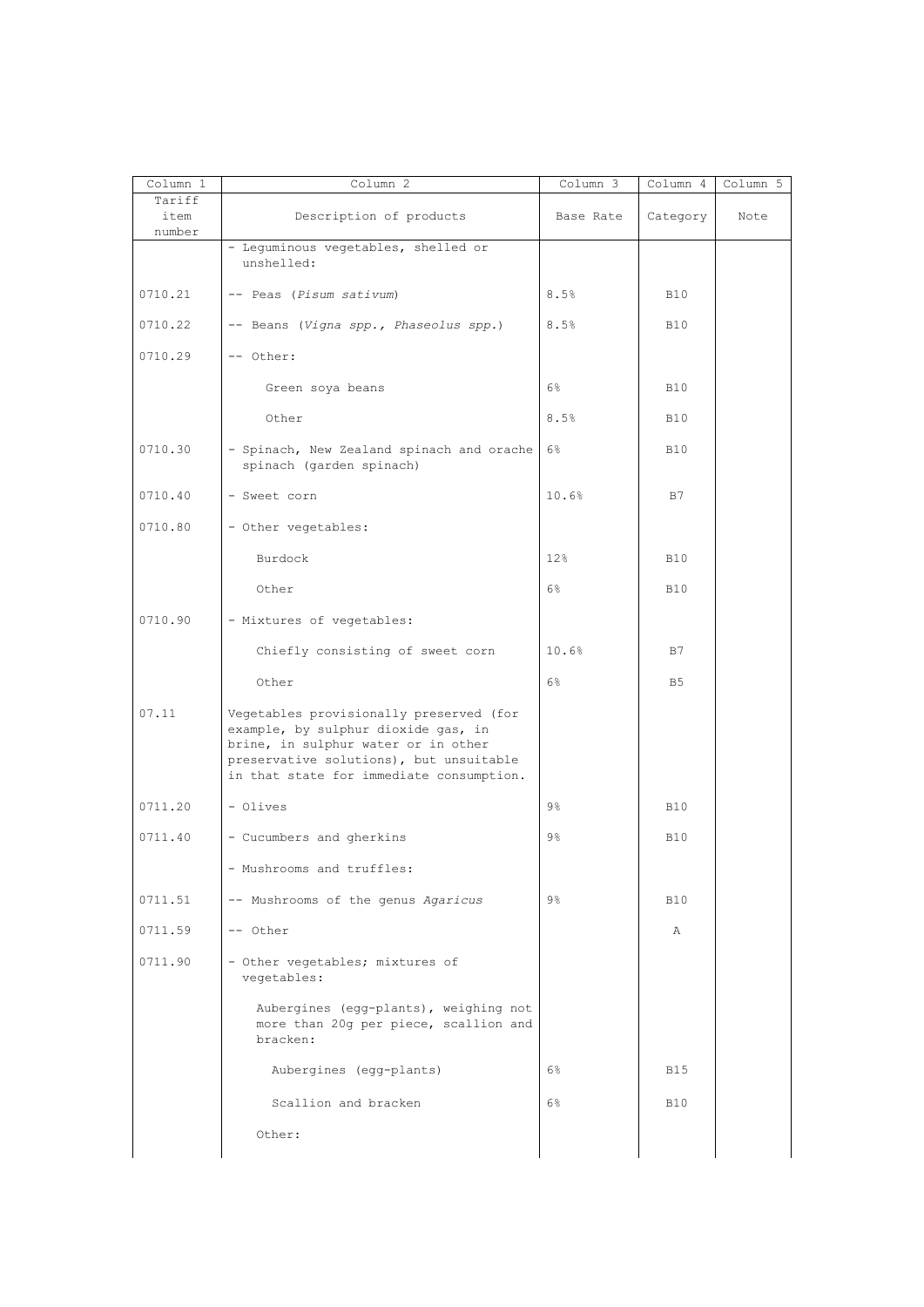| Column 1 | Column 2 | Column 3 | Column 4 | Column 5 |
|---|---|---|---|---|
| Tariff item number | Description of products | Base Rate | Category | Note |
| | - Leguminous vegetables, shelled or unshelled: | | | |
| 0710.21 | -- Peas (*Pisum sativum*) | 8.5% | B10 | |
| 0710.22 | -- Beans (*Vigna spp., Phaseolus spp.*) | 8.5% | B10 | |
| 0710.29 | -- Other: | | | |
| | Green soya beans | 6% | B10 | |
| | Other | 8.5% | B10 | |
| 0710.30 | - Spinach, New Zealand spinach and orache spinach (garden spinach) | 6% | B10 | |
| 0710.40 | - Sweet corn | 10.6% | B7 | |
| 0710.80 | - Other vegetables: | | | |
| | Burdock | 12% | B10 | |
| | Other | 6% | B10 | |
| 0710.90 | - Mixtures of vegetables: | | | |
| | Chiefly consisting of sweet corn | 10.6% | B7 | |
| | Other | 6% | B5 | |
| 07.11 | Vegetables provisionally preserved (for example, by sulphur dioxide gas, in brine, in sulphur water or in other preservative solutions), but unsuitable in that state for immediate consumption. | | | |
| 0711.20 | - Olives | 9% | B10 | |
| 0711.40 | - Cucumbers and gherkins | 9% | B10 | |
| | - Mushrooms and truffles: | | | |
| 0711.51 | -- Mushrooms of the genus *Agaricus* | 9% | B10 | |
| 0711.59 | -- Other | | A | |
| 0711.90 | - Other vegetables; mixtures of vegetables: | | | |
| | Aubergines (egg-plants), weighing not more than 20g per piece, scallion and bracken: | | | |
| | Aubergines (egg-plants) | 6% | B15 | |
| | Scallion and bracken | 6% | B10 | |
| | Other: | | | |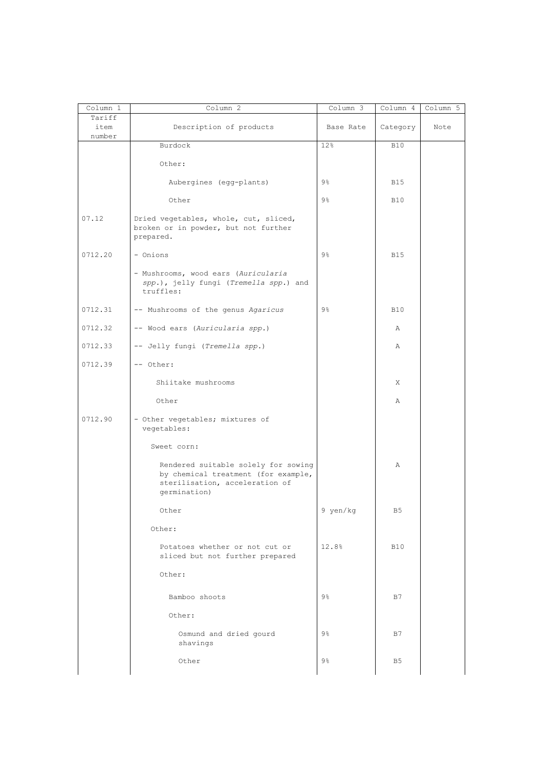| Column 1 | Column 2 | Column 3 | Column 4 | Column 5 |
|---|---|---|---|---|
| Tariff item number | Description of products | Base Rate | Category | Note |
| | Burdock | 12% | B10 | |
| | Other: | | | |
| | Aubergines (egg-plants) | 9% | B15 | |
| | Other | 9% | B10 | |
| 07.12 | Dried vegetables, whole, cut, sliced, broken or in powder, but not further prepared. | | | |
| 0712.20 | - Onions | 9% | B15 | |
| | - Mushrooms, wood ears (*Auricularia spp.*), jelly fungi (*Tremella spp.*) and truffles: | | | |
| 0712.31 | -- Mushrooms of the genus *Agaricus* | 9% | B10 | |
| 0712.32 | -- Wood ears (*Auricularia spp.*) | | A | |
| 0712.33 | -- Jelly fungi (*Tremella spp.*) | | A | |
| 0712.39 | -- Other: | | | |
| | Shiitake mushrooms | | X | |
| | Other | | A | |
| 0712.90 | - Other vegetables; mixtures of vegetables: | | | |
| | Sweet corn: | | | |
| | Rendered suitable solely for sowing by chemical treatment (for example, sterilisation, acceleration of germination) | | A | |
| | Other | 9 yen/kg | B5 | |
| | Other: | | | |
| | Potatoes whether or not cut or sliced but not further prepared | 12.8% | B10 | |
| | Other: | | | |
| | Bamboo shoots | 9% | B7 | |
| | Other: | | | |
| | Osmund and dried gourd shavings | 9% | B7 | |
| | Other | 9% | B5 | |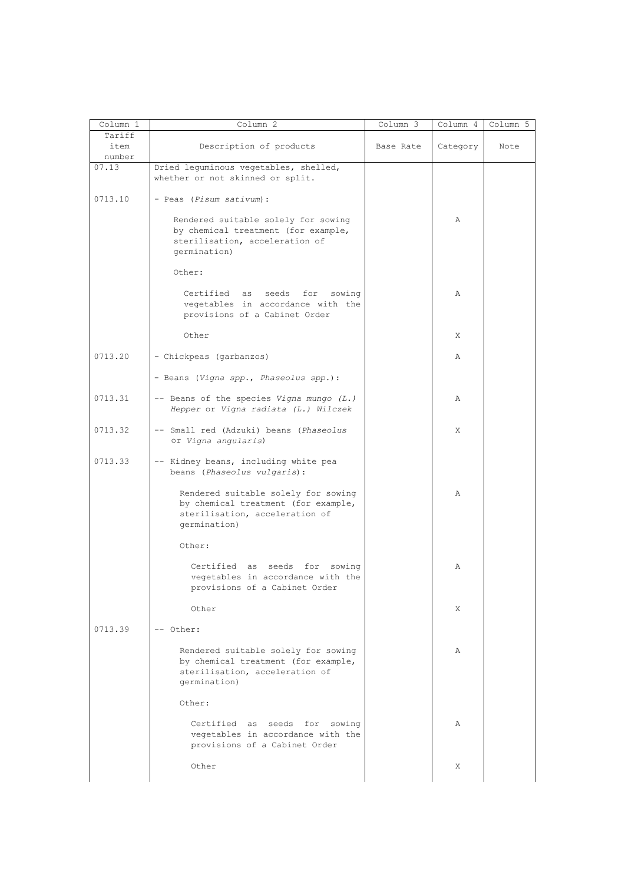| Column 1 | Column 2 | Column 3 | Column 4 | Column 5 |
|---|---|---|---|---|
| Tariff item number | Description of products | Base Rate | Category | Note |
| 07.13 | Dried leguminous vegetables, shelled, whether or not skinned or split. | | | |
| 0713.10 | - Peas (*Pisum sativum*): | | | |
| | Rendered suitable solely for sowing by chemical treatment (for example, sterilisation, acceleration of germination) | | A | |
| | Other: | | | |
| | Certified as seeds for sowing vegetables in accordance with the provisions of a Cabinet Order | | A | |
| | Other | | X | |
| 0713.20 | - Chickpeas (garbanzos) | | A | |
| | - Beans (*Vigna spp., Phaseolus spp.*): | | | |
| 0713.31 | -- Beans of the species *Vigna mungo (L.)* Hepper or *Vigna radiata (L.) Wilczek* | | A | |
| 0713.32 | -- Small red (Adzuki) beans (*Phaseolus* or *Vigna angularis*) | | X | |
| 0713.33 | -- Kidney beans, including white pea beans (*Phaseolus vulgaris*): | | | |
| | Rendered suitable solely for sowing by chemical treatment (for example, sterilisation, acceleration of germination) | | A | |
| | Other: | | | |
| | Certified as seeds for sowing vegetables in accordance with the provisions of a Cabinet Order | | A | |
| | Other | | X | |
| 0713.39 | -- Other: | | | |
| | Rendered suitable solely for sowing by chemical treatment (for example, sterilisation, acceleration of germination) | | A | |
| | Other: | | | |
| | Certified as seeds for sowing vegetables in accordance with the provisions of a Cabinet Order | | A | |
| | Other | | X | |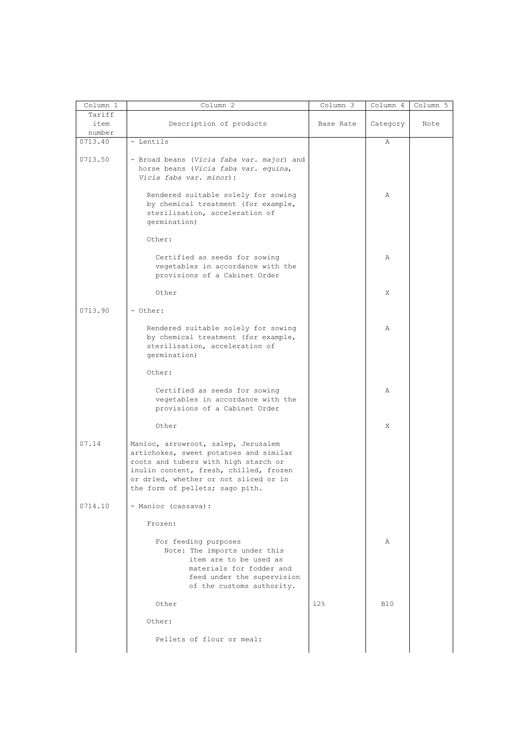| Column 1 | Column 2 | Column 3 | Column 4 | Column 5 |
|---|---|---|---|---|
| Tariff item number | Description of products | Base Rate | Category | Note |
| 0713.40 | - Lentils | | A | |
| 0713.50 | - Broad beans (*Vicia faba var. major*) and horse beans (*Vicia faba var. equina, Vicia faba var. minor*): | | | |
| | Rendered suitable solely for sowing by chemical treatment (for example, sterilisation, acceleration of germination) | | A | |
| | Other: | | | |
| | Certified as seeds for sowing vegetables in accordance with the provisions of a Cabinet Order | | A | |
| | Other | | X | |
| 0713.90 | - Other: | | | |
| | Rendered suitable solely for sowing by chemical treatment (for example, sterilisation, acceleration of germination) | | A | |
| | Other: | | | |
| | Certified as seeds for sowing vegetables in accordance with the provisions of a Cabinet Order | | A | |
| | Other | | X | |
| 07.14 | Manioc, arrowroot, salep, Jerusalem artichokes, sweet potatoes and similar roots and tubers with high starch or inulin content, fresh, chilled, frozen or dried, whether or not sliced or in the form of pellets; sago pith. | | | |
| 0714.10 | - Manioc (cassava): | | | |
| | Frozen: | | | |
| | For feeding purposes Note: The imports under this item are to be used as materials for fodder and feed under the supervision of the customs authority. | | A | |
| | Other | 12% | B10 | |
| | Other: | | | |
| | Pellets of flour or meal: | | | |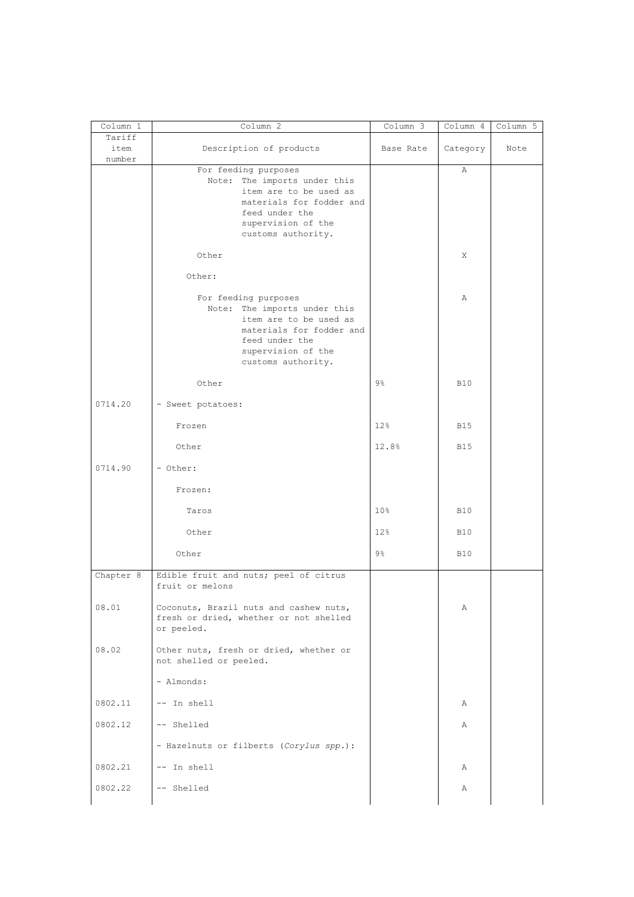| Column 1 | Column 2 | Column 3 | Column 4 | Column 5 |
|---|---|---|---|---|
| Tariff item number | Description of products | Base Rate | Category | Note |
| | For feeding purposes<br>Note: The imports under this item are to be used as materials for fodder and feed under the supervision of the customs authority. | | A | |
| | Other | | X | |
| | Other: | | | |
| | For feeding purposes<br>Note: The imports under this item are to be used as materials for fodder and feed under the supervision of the customs authority. | | A | |
| | Other | 9% | B10 | |
| 0714.20 | - Sweet potatoes: | | | |
| | Frozen | 12% | B15 | |
| | Other | 12.8% | B15 | |
| 0714.90 | - Other: | | | |
| | Frozen: | | | |
| | Taros | 10% | B10 | |
| | Other | 12% | B10 | |
| | Other | 9% | B10 | |
| Chapter 8 | Edible fruit and nuts; peel of citrus fruit or melons | | | |
| 08.01 | Coconuts, Brazil nuts and cashew nuts, fresh or dried, whether or not shelled or peeled. | | A | |
| 08.02 | Other nuts, fresh or dried, whether or not shelled or peeled. | | | |
| | - Almonds: | | | |
| 0802.11 | -- In shell | | A | |
| 0802.12 | -- Shelled | | A | |
| | - Hazelnuts or filberts (*Corylus spp.*): | | | |
| 0802.21 | -- In shell | | A | |
| 0802.22 | -- Shelled | | A | |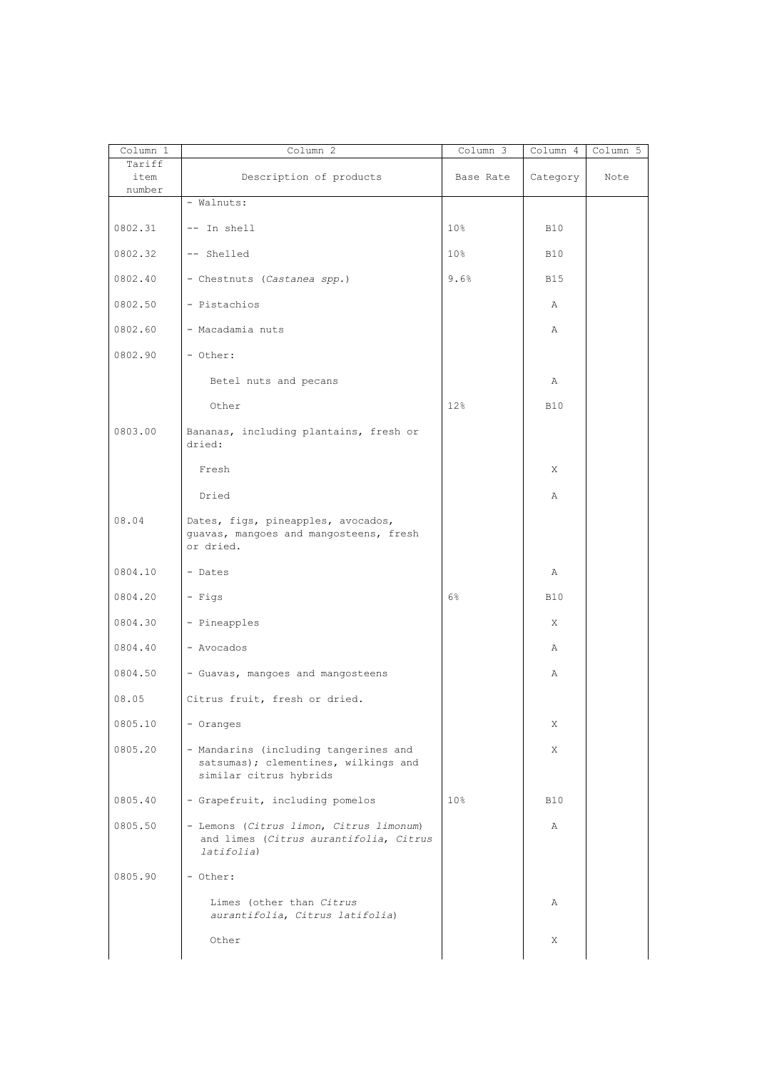| Column 1 | Column 2 | Column 3 | Column 4 | Column 5 |
|---|---|---|---|---|
| Tariff item number | Description of products | Base Rate | Category | Note |
| | - Walnuts: | | | |
| 0802.31 | -- In shell | 10% | B10 | |
| 0802.32 | -- Shelled | 10% | B10 | |
| 0802.40 | - Chestnuts (*Castanea spp.*) | 9.6% | B15 | |
| 0802.50 | - Pistachios | | A | |
| 0802.60 | - Macadamia nuts | | A | |
| 0802.90 | - Other: | | | |
| | Betel nuts and pecans | | A | |
| | Other | 12% | B10 | |
| 0803.00 | Bananas, including plantains, fresh or dried: | | | |
| | Fresh | | X | |
| | Dried | | A | |
| 08.04 | Dates, figs, pineapples, avocados, guavas, mangoes and mangosteens, fresh or dried. | | | |
| 0804.10 | - Dates | | A | |
| 0804.20 | - Figs | 6% | B10 | |
| 0804.30 | - Pineapples | | X | |
| 0804.40 | - Avocados | | A | |
| 0804.50 | - Guavas, mangoes and mangosteens | | A | |
| 08.05 | Citrus fruit, fresh or dried. | | | |
| 0805.10 | - Oranges | | X | |
| 0805.20 | - Mandarins (including tangerines and satsumas); clementines, wilkings and similar citrus hybrids | | X | |
| 0805.40 | - Grapefruit, including pomelos | 10% | B10 | |
| 0805.50 | - Lemons (*Citrus limon*, *Citrus limonum*) and limes (*Citrus aurantifolia*, *Citrus latifolia*) | | A | |
| 0805.90 | - Other: | | | |
| | Limes (other than *Citrus aurantifolia*, *Citrus latifolia*) | | A | |
| | Other | | X | |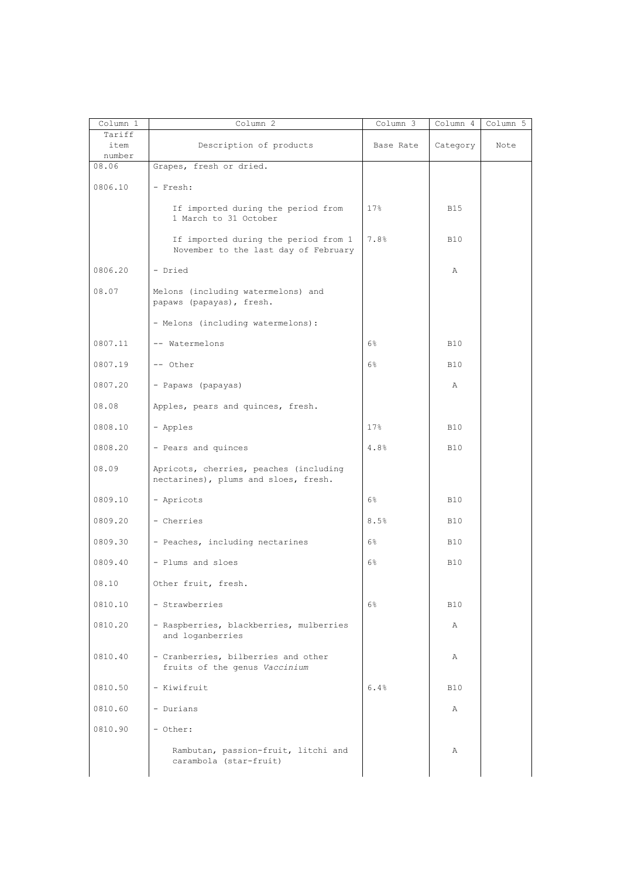| Column 1 | Column 2 | Column 3 | Column 4 | Column 5 |
|---|---|---|---|---|
| Tariff item number | Description of products | Base Rate | Category | Note |
| 08.06 | Grapes, fresh or dried. | | | |
| 0806.10 | - Fresh: | | | |
| | If imported during the period from 1 March to 31 October | 17% | B15 | |
| | If imported during the period from 1 November to the last day of February | 7.8% | B10 | |
| 0806.20 | - Dried | | A | |
| 08.07 | Melons (including watermelons) and papaws (papayas), fresh. | | | |
| | - Melons (including watermelons): | | | |
| 0807.11 | -- Watermelons | 6% | B10 | |
| 0807.19 | -- Other | 6% | B10 | |
| 0807.20 | - Papaws (papayas) | | A | |
| 08.08 | Apples, pears and quinces, fresh. | | | |
| 0808.10 | - Apples | 17% | B10 | |
| 0808.20 | - Pears and quinces | 4.8% | B10 | |
| 08.09 | Apricots, cherries, peaches (including nectarines), plums and sloes, fresh. | | | |
| 0809.10 | - Apricots | 6% | B10 | |
| 0809.20 | - Cherries | 8.5% | B10 | |
| 0809.30 | - Peaches, including nectarines | 6% | B10 | |
| 0809.40 | - Plums and sloes | 6% | B10 | |
| 08.10 | Other fruit, fresh. | | | |
| 0810.10 | - Strawberries | 6% | B10 | |
| 0810.20 | - Raspberries, blackberries, mulberries and loganberries | | A | |
| 0810.40 | - Cranberries, bilberries and other fruits of the genus *Vaccinium* | | A | |
| 0810.50 | - Kiwifruit | 6.4% | B10 | |
| 0810.60 | - Durians | | A | |
| 0810.90 | - Other: | | | |
| | Rambutan, passion-fruit, litchi and carambola (star-fruit) | | A | |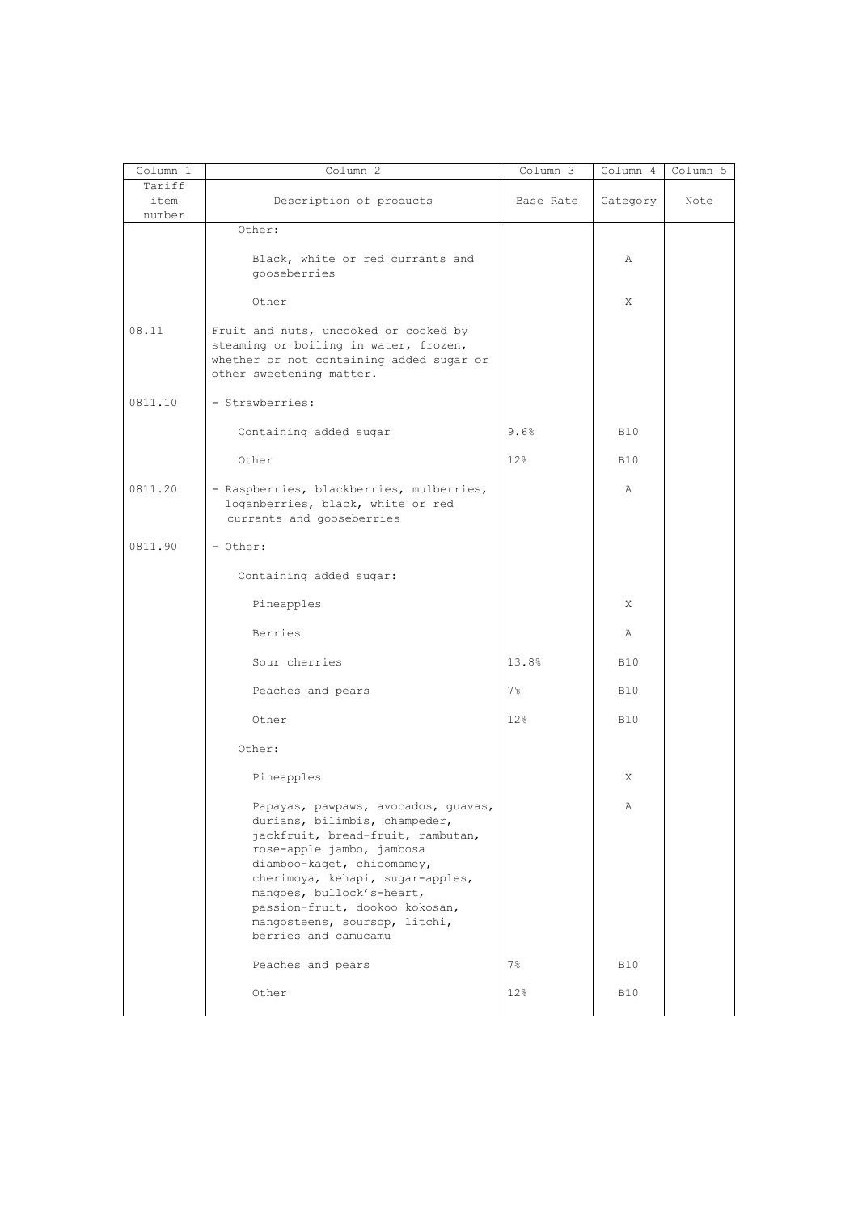| Column 1 | Column 2 | Column 3 | Column 4 | Column 5 |
|---|---|---|---|---|
| Tariff item number | Description of products | Base Rate | Category | Note |
| | Other: | | | |
| | Black, white or red currants and gooseberries | | A | |
| | Other | | X | |
| 08.11 | Fruit and nuts, uncooked or cooked by steaming or boiling in water, frozen, whether or not containing added sugar or other sweetening matter. | | | |
| 0811.10 | - Strawberries: | | | |
| | Containing added sugar | 9.6% | B10 | |
| | Other | 12% | B10 | |
| 0811.20 | - Raspberries, blackberries, mulberries, loganberries, black, white or red currants and gooseberries | | A | |
| 0811.90 | - Other: | | | |
| | Containing added sugar: | | | |
| | Pineapples | | X | |
| | Berries | | A | |
| | Sour cherries | 13.8% | B10 | |
| | Peaches and pears | 7% | B10 | |
| | Other | 12% | B10 | |
| | Other: | | | |
| | Pineapples | | X | |
| | Papayas, pawpaws, avocados, guavas, durians, bilimbis, champeder, jackfruit, bread-fruit, rambutan, rose-apple jambo, jambosa diamboo-kaget, chicomamey, cherimoya, kehapi, sugar-apples, mangoes, bullock's-heart, passion-fruit, dookoo kokosan, mangosteens, soursop, litchi, berries and camucamu | | A | |
| | Peaches and pears | 7% | B10 | |
| | Other | 12% | B10 | |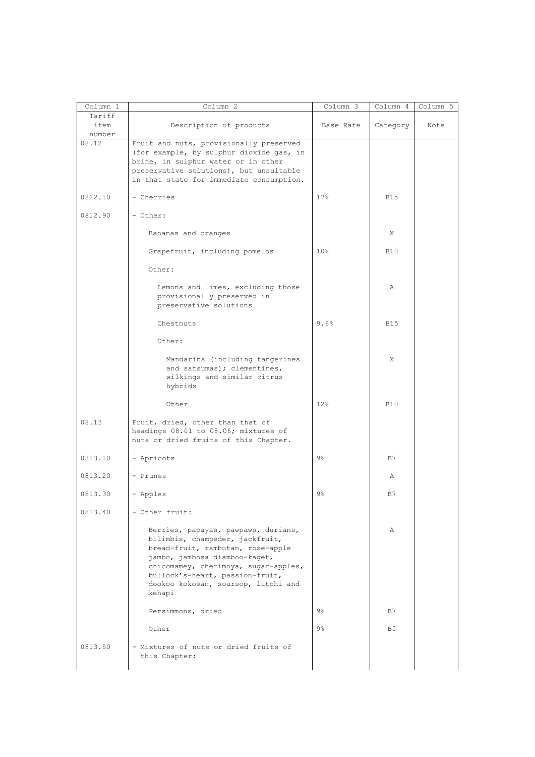| Column 1 | Column 2 | Column 3 | Column 4 | Column 5 |
|---|---|---|---|---|
| Tariff item number | Description of products | Base Rate | Category | Note |
| 08.12 | Fruit and nuts, provisionally preserved (for example, by sulphur dioxide gas, in brine, in sulphur water or in other preservative solutions), but unsuitable in that state for immediate consumption. | | | |
| 0812.10 | - Cherries | 17% | B15 | |
| 0812.90 | - Other: | | | |
| | Bananas and oranges | | X | |
| | Grapefruit, including pomelos | 10% | B10 | |
| | Other: | | | |
| | Lemons and limes, excluding those provisionally preserved in preservative solutions | | A | |
| | Chestnuts | 9.6% | B15 | |
| | Other: | | | |
| | Mandarins (including tangerines and satsumas); clementines, wilkings and similar citrus hybrids | | X | |
| | Other | 12% | B10 | |
| 08.13 | Fruit, dried, other than that of headings 08.01 to 08.06; mixtures of nuts or dried fruits of this Chapter. | | | |
| 0813.10 | - Apricots | 9% | B7 | |
| 0813.20 | - Prunes | | A | |
| 0813.30 | - Apples | 9% | B7 | |
| 0813.40 | - Other fruit: | | | |
| | Berries, papayas, pawpaws, durians, bilimbis, champeder, jackfruit, bread-fruit, rambutan, rose-apple jambo, jambosa diamboo-kaget, chicomamey, cherimoya, sugar-apples, bullock's-heart, passion-fruit, dookoo kokosan, soursop, litchi and kehapi | | A | |
| | Persimmons, dried | 9% | B7 | |
| | Other | 9% | B5 | |
| 0813.50 | - Mixtures of nuts or dried fruits of this Chapter: | | | |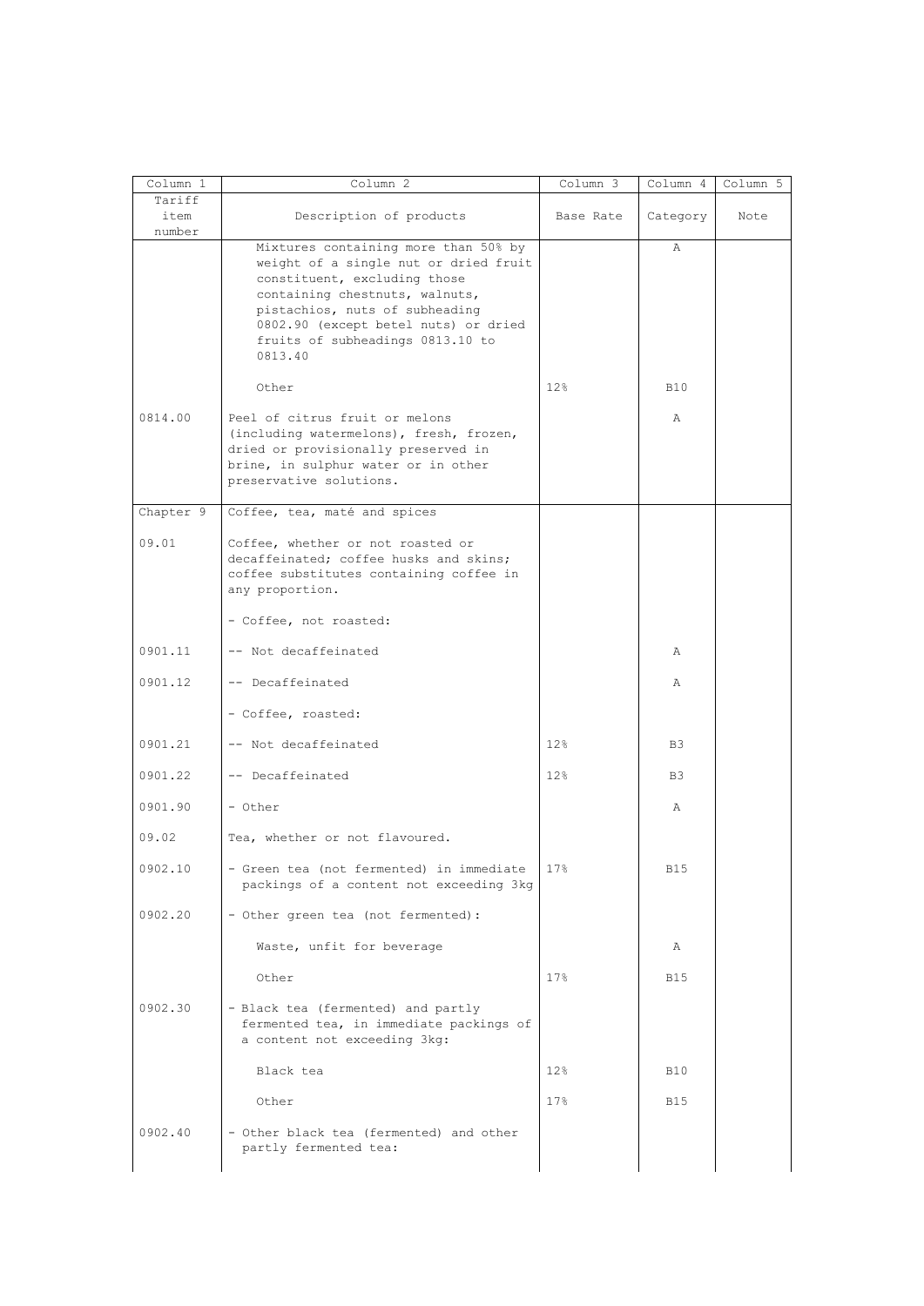| Column 1 | Column 2 | Column 3 | Column 4 | Column 5 |
|---|---|---|---|---|
| Tariff item number | Description of products | Base Rate | Category | Note |
| | Mixtures containing more than 50% by weight of a single nut or dried fruit constituent, excluding those containing chestnuts, walnuts, pistachios, nuts of subheading 0802.90 (except betel nuts) or dried fruits of subheadings 0813.10 to 0813.40 | | A | |
| | Other | 12% | B10 | |
| 0814.00 | Peel of citrus fruit or melons (including watermelons), fresh, frozen, dried or provisionally preserved in brine, in sulphur water or in other preservative solutions. | | A | |
| Chapter 9 | Coffee, tea, maté and spices | | | |
| 09.01 | Coffee, whether or not roasted or decaffeinated; coffee husks and skins; coffee substitutes containing coffee in any proportion. | | | |
| | - Coffee, not roasted: | | | |
| 0901.11 | -- Not decaffeinated | | A | |
| 0901.12 | -- Decaffeinated | | A | |
| | - Coffee, roasted: | | | |
| 0901.21 | -- Not decaffeinated | 12% | B3 | |
| 0901.22 | -- Decaffeinated | 12% | B3 | |
| 0901.90 | - Other | | A | |
| 09.02 | Tea, whether or not flavoured. | | | |
| 0902.10 | - Green tea (not fermented) in immediate packings of a content not exceeding 3kg | 17% | B15 | |
| 0902.20 | - Other green tea (not fermented): | | | |
| | Waste, unfit for beverage | | A | |
| | Other | 17% | B15 | |
| 0902.30 | - Black tea (fermented) and partly fermented tea, in immediate packings of a content not exceeding 3kg: | | | |
| | Black tea | 12% | B10 | |
| | Other | 17% | B15 | |
| 0902.40 | - Other black tea (fermented) and other partly fermented tea: | | | |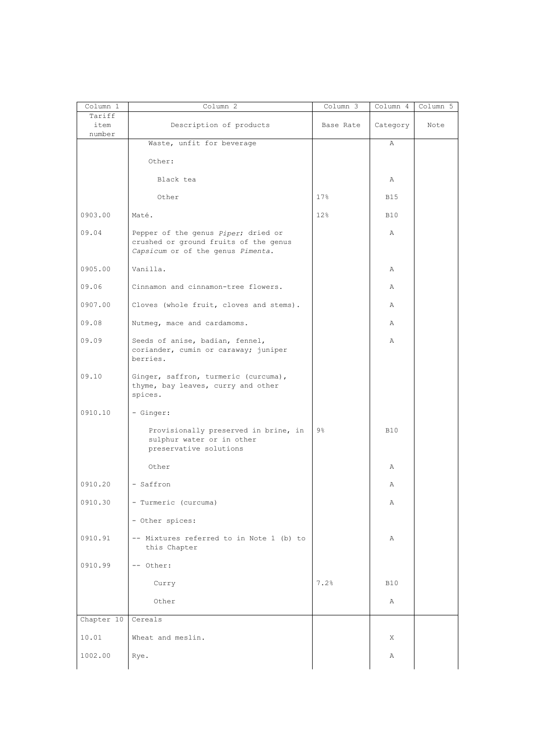| Column 1 | Column 2 | Column 3 | Column 4 | Column 5 |
|---|---|---|---|---|
| Tariff item number | Description of products | Base Rate | Category | Note |
| | Waste, unfit for beverage | | A | |
| | Other: | | | |
| | Black tea | | A | |
| | Other | 17% | B15 | |
| 0903.00 | Maté. | 12% | B10 | |
| 09.04 | Pepper of the genus *Piper*; dried or crushed or ground fruits of the genus *Capsicum* or of the genus *Pimenta*. | | A | |
| 0905.00 | Vanilla. | | A | |
| 09.06 | Cinnamon and cinnamon-tree flowers. | | A | |
| 0907.00 | Cloves (whole fruit, cloves and stems). | | A | |
| 09.08 | Nutmeg, mace and cardamoms. | | A | |
| 09.09 | Seeds of anise, badian, fennel, coriander, cumin or caraway; juniper berries. | | A | |
| 09.10 | Ginger, saffron, turmeric (curcuma), thyme, bay leaves, curry and other spices. | | | |
| 0910.10 | - Ginger: | | | |
| | Provisionally preserved in brine, in sulphur water or in other preservative solutions | 9% | B10 | |
| | Other | | A | |
| 0910.20 | - Saffron | | A | |
| 0910.30 | - Turmeric (curcuma) | | A | |
| | - Other spices: | | | |
| 0910.91 | -- Mixtures referred to in Note 1 (b) to this Chapter | | A | |
| 0910.99 | -- Other: | | | |
| | Curry | 7.2% | B10 | |
| | Other | | A | |
| Chapter 10 | Cereals | | | |
| 10.01 | Wheat and meslin. | | X | |
| 1002.00 | Rye. | | A | |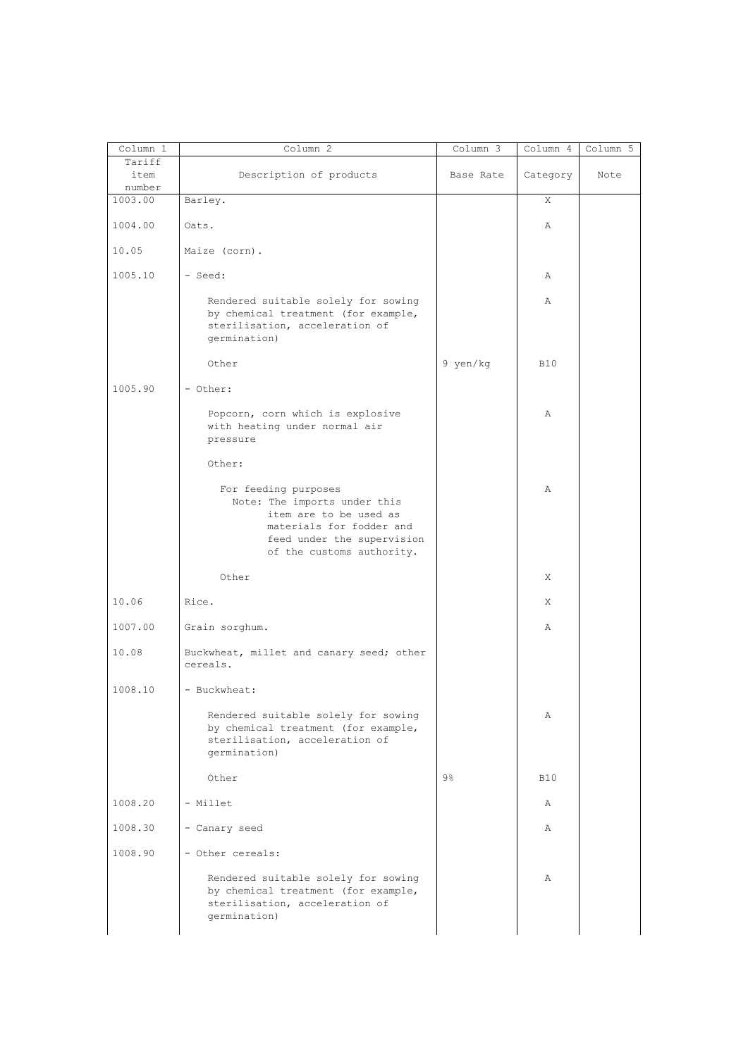| Column 1 | Column 2 | Column 3 | Column 4 | Column 5 |
|---|---|---|---|---|
| Tariff item number | Description of products | Base Rate | Category | Note |
| 1003.00 | Barley. | | X | |
| 1004.00 | Oats. | | A | |
| 10.05 | Maize (corn). | | | |
| 1005.10 | - Seed: | | A | |
| | Rendered suitable solely for sowing by chemical treatment (for example, sterilisation, acceleration of germination) | | A | |
| | Other | 9 yen/kg | B10 | |
| 1005.90 | - Other: | | | |
| | Popcorn, corn which is explosive with heating under normal air pressure | | A | |
| | Other: | | | |
| | For feeding purposes Note: The imports under this item are to be used as materials for fodder and feed under the supervision of the customs authority. | | A | |
| | Other | | X | |
| 10.06 | Rice. | | X | |
| 1007.00 | Grain sorghum. | | A | |
| 10.08 | Buckwheat, millet and canary seed; other cereals. | | | |
| 1008.10 | - Buckwheat: | | | |
| | Rendered suitable solely for sowing by chemical treatment (for example, sterilisation, acceleration of germination) | | A | |
| | Other | 9% | B10 | |
| 1008.20 | - Millet | | A | |
| 1008.30 | - Canary seed | | A | |
| 1008.90 | - Other cereals: | | | |
| | Rendered suitable solely for sowing by chemical treatment (for example, sterilisation, acceleration of germination) | | A | |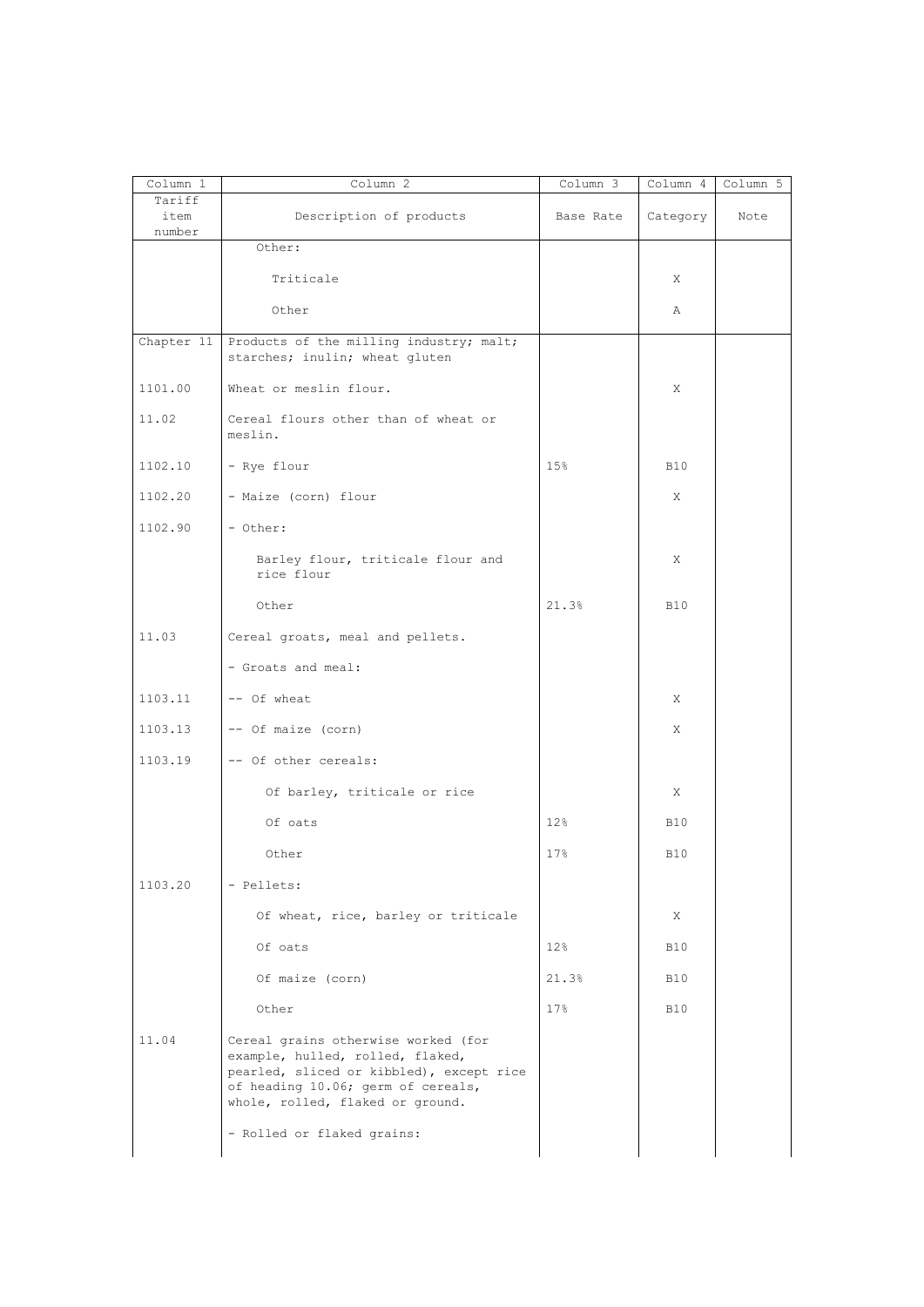| Column 1 | Column 2 | Column 3 | Column 4 | Column 5 |
|---|---|---|---|---|
| Tariff item number | Description of products | Base Rate | Category | Note |
| | Other: | | | |
| | Triticale | | X | |
| | Other | | A | |
| Chapter 11 | Products of the milling industry; malt; starches; inulin; wheat gluten | | | |
| 1101.00 | Wheat or meslin flour. | | X | |
| 11.02 | Cereal flours other than of wheat or meslin. | | | |
| 1102.10 | - Rye flour | 15% | B10 | |
| 1102.20 | - Maize (corn) flour | | X | |
| 1102.90 | - Other: | | | |
| | Barley flour, triticale flour and rice flour | | X | |
| | Other | 21.3% | B10 | |
| 11.03 | Cereal groats, meal and pellets. | | | |
| | - Groats and meal: | | | |
| 1103.11 | -- Of wheat | | X | |
| 1103.13 | -- Of maize (corn) | | X | |
| 1103.19 | -- Of other cereals: | | | |
| | Of barley, triticale or rice | | X | |
| | Of oats | 12% | B10 | |
| | Other | 17% | B10 | |
| 1103.20 | - Pellets: | | | |
| | Of wheat, rice, barley or triticale | | X | |
| | Of oats | 12% | B10 | |
| | Of maize (corn) | 21.3% | B10 | |
| | Other | 17% | B10 | |
| 11.04 | Cereal grains otherwise worked (for example, hulled, rolled, flaked, pearled, sliced or kibbled), except rice of heading 10.06; germ of cereals, whole, rolled, flaked or ground. | | | |
| | - Rolled or flaked grains: | | | |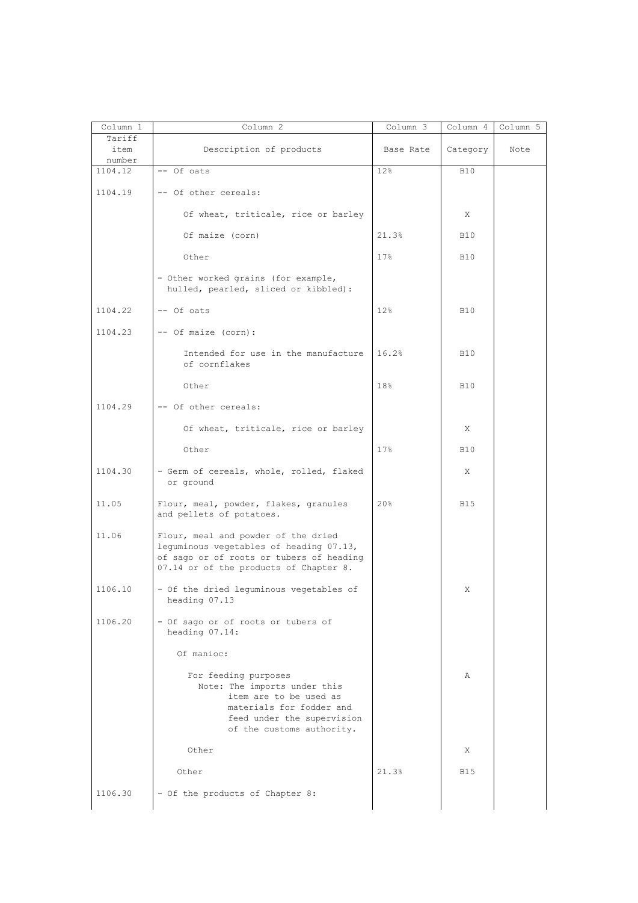| Column 1 | Column 2 | Column 3 | Column 4 | Column 5 |
| --- | --- | --- | --- | --- |
| Tariff item number | Description of products | Base Rate | Category | Note |
| 1104.12 | -- Of oats | 12% | B10 | |
| 1104.19 | -- Of other cereals: | | | |
| | Of wheat, triticale, rice or barley | | X | |
| | Of maize (corn) | 21.3% | B10 | |
| | Other | 17% | B10 | |
| | - Other worked grains (for example, hulled, pearled, sliced or kibbled): | | | |
| 1104.22 | -- Of oats | 12% | B10 | |
| 1104.23 | -- Of maize (corn): | | | |
| | Intended for use in the manufacture of cornflakes | 16.2% | B10 | |
| | Other | 18% | B10 | |
| 1104.29 | -- Of other cereals: | | | |
| | Of wheat, triticale, rice or barley | | X | |
| | Other | 17% | B10 | |
| 1104.30 | - Germ of cereals, whole, rolled, flaked or ground | | X | |
| 11.05 | Flour, meal, powder, flakes, granules and pellets of potatoes. | 20% | B15 | |
| 11.06 | Flour, meal and powder of the dried leguminous vegetables of heading 07.13, of sago or of roots or tubers of heading 07.14 or of the products of Chapter 8. | | | |
| 1106.10 | - Of the dried leguminous vegetables of heading 07.13 | | X | |
| 1106.20 | - Of sago or of roots or tubers of heading 07.14: | | | |
| | Of manioc: | | | |
| | For feeding purposes Note: The imports under this item are to be used as materials for fodder and feed under the supervision of the customs authority. | | A | |
| | Other | | X | |
| | Other | 21.3% | B15 | |
| 1106.30 | - Of the products of Chapter 8: | | | |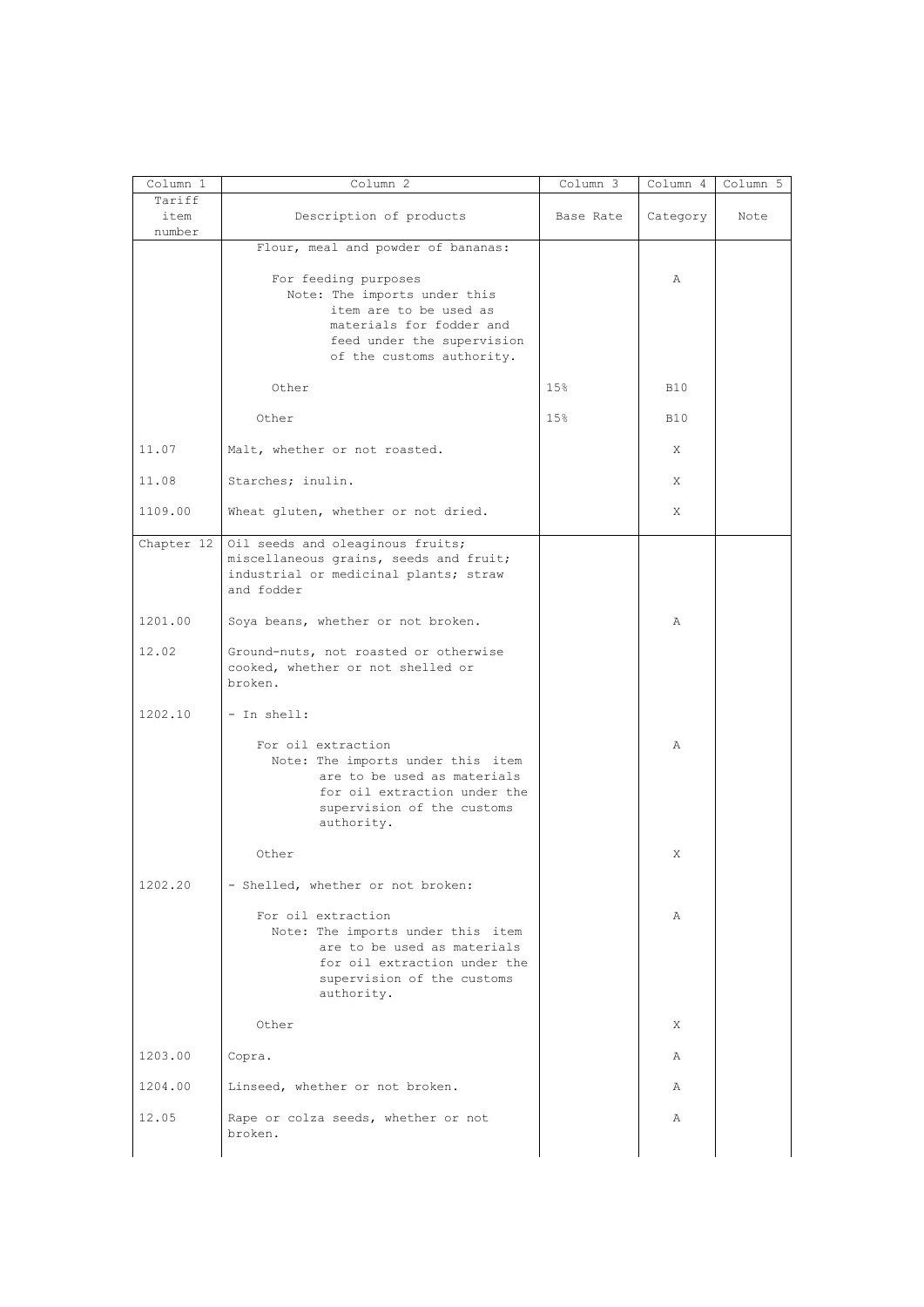| Column 1 | Column 2 | Column 3 | Column 4 | Column 5 |
|---|---|---|---|---|
| Tariff item number | Description of products | Base Rate | Category | Note |
| | Flour, meal and powder of bananas: | | | |
| | For feeding purposes<br>Note: The imports under this item are to be used as materials for fodder and feed under the supervision of the customs authority. | | A | |
| | Other | 15% | B10 | |
| | Other | 15% | B10 | |
| 11.07 | Malt, whether or not roasted. | | X | |
| 11.08 | Starches; inulin. | | X | |
| 1109.00 | Wheat gluten, whether or not dried. | | X | |
| Chapter 12 | Oil seeds and oleaginous fruits; miscellaneous grains, seeds and fruit; industrial or medicinal plants; straw and fodder | | | |
| 1201.00 | Soya beans, whether or not broken. | | A | |
| 12.02 | Ground-nuts, not roasted or otherwise cooked, whether or not shelled or broken. | | | |
| 1202.10 | - In shell: | | | |
| | For oil extraction<br>Note: The imports under this item are to be used as materials for oil extraction under the supervision of the customs authority. | | A | |
| | Other | | X | |
| 1202.20 | - Shelled, whether or not broken: | | | |
| | For oil extraction<br>Note: The imports under this item are to be used as materials for oil extraction under the supervision of the customs authority. | | A | |
| | Other | | X | |
| 1203.00 | Copra. | | A | |
| 1204.00 | Linseed, whether or not broken. | | A | |
| 12.05 | Rape or colza seeds, whether or not broken. | | A | |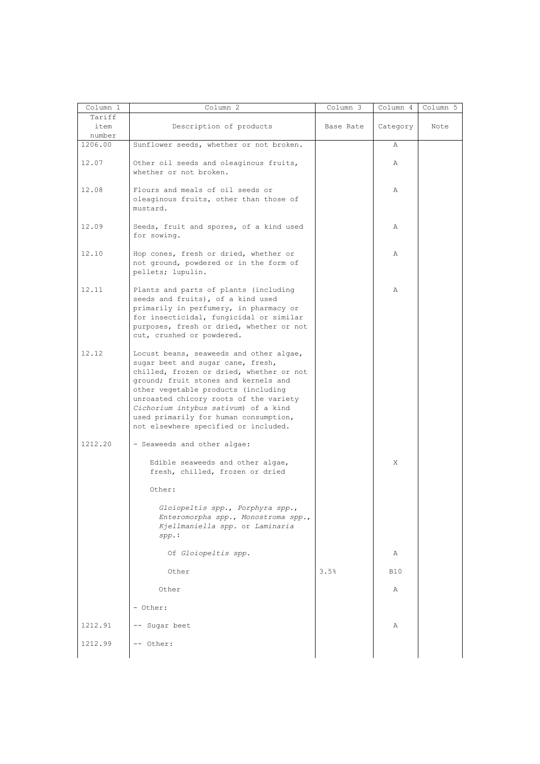| Column 1 | Column 2 | Column 3 | Column 4 | Column 5 |
|---|---|---|---|---|
| Tariff item number | Description of products | Base Rate | Category | Note |
| 1206.00 | Sunflower seeds, whether or not broken. | | A | |
| 12.07 | Other oil seeds and oleaginous fruits, whether or not broken. | | A | |
| 12.08 | Flours and meals of oil seeds or oleaginous fruits, other than those of mustard. | | A | |
| 12.09 | Seeds, fruit and spores, of a kind used for sowing. | | A | |
| 12.10 | Hop cones, fresh or dried, whether or not ground, powdered or in the form of pellets; lupulin. | | A | |
| 12.11 | Plants and parts of plants (including seeds and fruits), of a kind used primarily in perfumery, in pharmacy or for insecticidal, fungicidal or similar purposes, fresh or dried, whether or not cut, crushed or powdered. | | A | |
| 12.12 | Locust beans, seaweeds and other algae, sugar beet and sugar cane, fresh, chilled, frozen or dried, whether or not ground; fruit stones and kernels and other vegetable products (including unroasted chicory roots of the variety *Cichorium intybus sativum*) of a kind used primarily for human consumption, not elsewhere specified or included. | | | |
| 1212.20 | - Seaweeds and other algae: | | | |
| | Edible seaweeds and other algae, fresh, chilled, frozen or dried | | X | |
| | Other: | | | |
| | *Gloiopeltis spp.*, *Porphyra spp.*, *Enteromorpha spp.*, *Monostroma spp.*, *Kjellmaniella spp.* or *Laminaria spp.*: | | | |
| | Of *Gloiopeltis spp.* | | A | |
| | Other | 3.5% | B10 | |
| | Other | | A | |
| | - Other: | | | |
| 1212.91 | -- Sugar beet | | A | |
| 1212.99 | -- Other: | | | |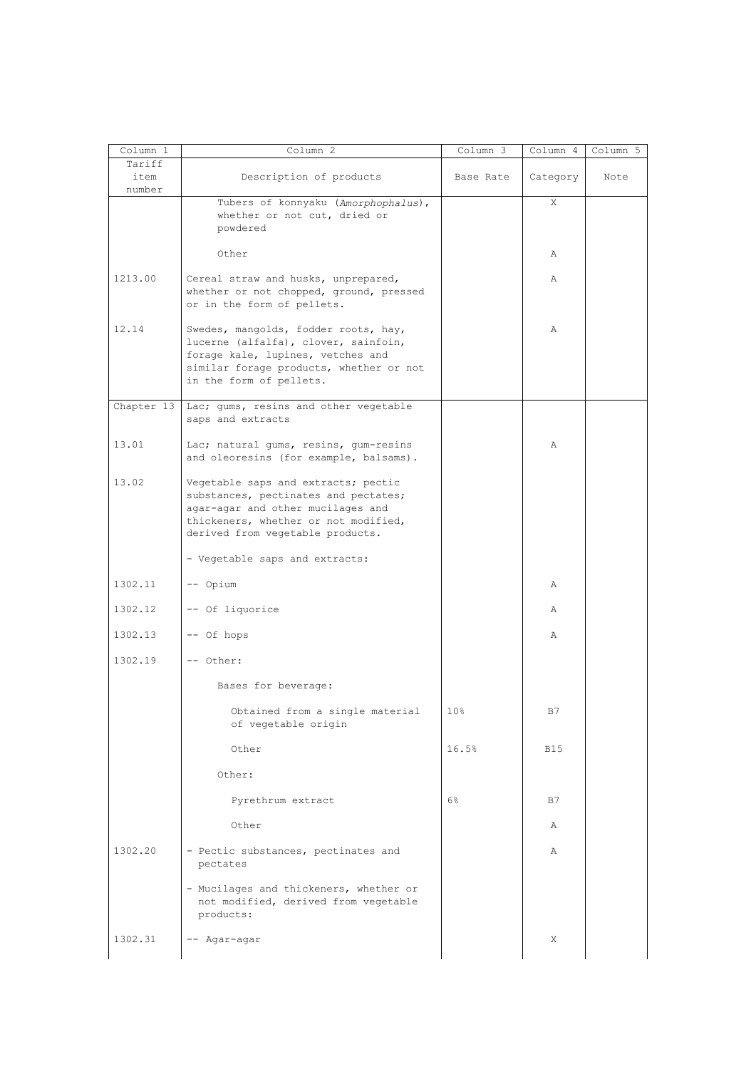| Column 1 | Column 2 | Column 3 | Column 4 | Column 5 |
|---|---|---|---|---|
| Tariff item number | Description of products | Base Rate | Category | Note |
| | Tubers of konnyaku (*Amorphophalus*), whether or not cut, dried or powdered | | X | |
| | Other | | A | |
| 1213.00 | Cereal straw and husks, unprepared, whether or not chopped, ground, pressed or in the form of pellets. | | A | |
| 12.14 | Swedes, mangolds, fodder roots, hay, lucerne (alfalfa), clover, sainfoin, forage kale, lupines, vetches and similar forage products, whether or not in the form of pellets. | | A | |
| Chapter 13 | Lac; gums, resins and other vegetable saps and extracts | | | |
| 13.01 | Lac; natural gums, resins, gum-resins and oleoresins (for example, balsams). | | A | |
| 13.02 | Vegetable saps and extracts; pectic substances, pectinates and pectates; agar-agar and other mucilages and thickeners, whether or not modified, derived from vegetable products. | | | |
| | - Vegetable saps and extracts: | | | |
| 1302.11 | -- Opium | | A | |
| 1302.12 | -- Of liquorice | | A | |
| 1302.13 | -- Of hops | | A | |
| 1302.19 | -- Other: | | | |
| | Bases for beverage: | | | |
| | Obtained from a single material of vegetable origin | 10% | B7 | |
| | Other | 16.5% | B15 | |
| | Other: | | | |
| | Pyrethrum extract | 6% | B7 | |
| | Other | | A | |
| 1302.20 | - Pectic substances, pectinates and pectates | | A | |
| | - Mucilages and thickeners, whether or not modified, derived from vegetable products: | | | |
| 1302.31 | -- Agar-agar | | X | |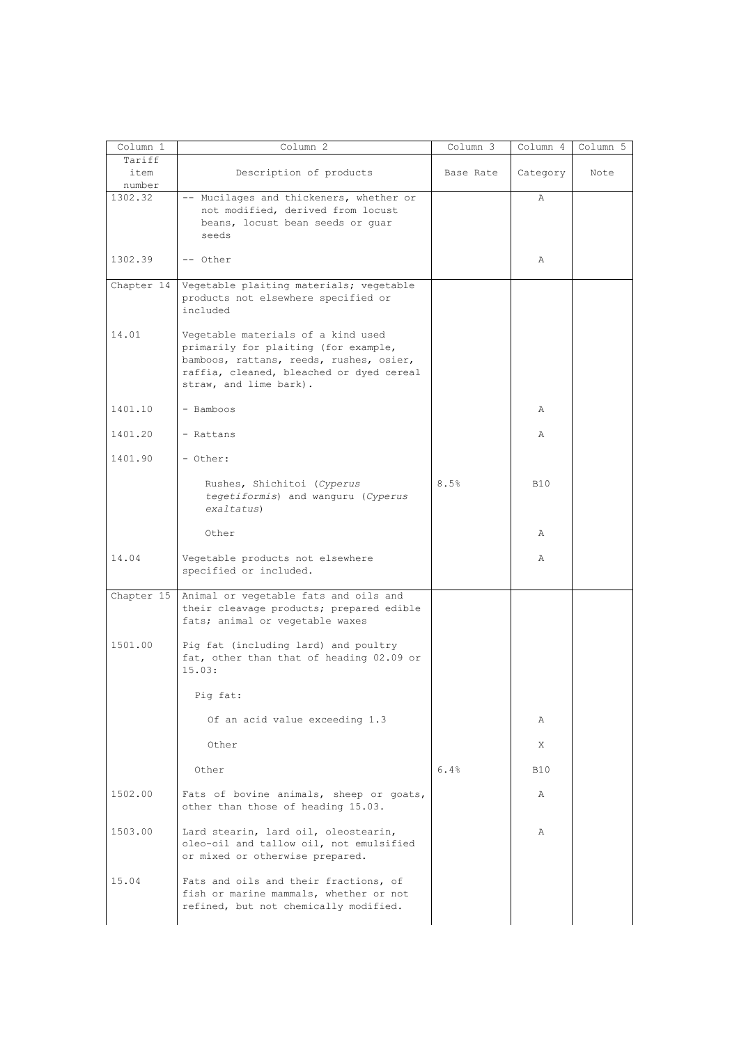| Column 1 | Column 2 | Column 3 | Column 4 | Column 5 |
|---|---|---|---|---|
| Tariff item number | Description of products | Base Rate | Category | Note |
| 1302.32 | -- Mucilages and thickeners, whether or not modified, derived from locust beans, locust bean seeds or guar seeds | | A | |
| 1302.39 | -- Other | | A | |
| Chapter 14 | Vegetable plaiting materials; vegetable products not elsewhere specified or included | | | |
| 14.01 | Vegetable materials of a kind used primarily for plaiting (for example, bamboos, rattans, reeds, rushes, osier, raffia, cleaned, bleached or dyed cereal straw, and lime bark). | | | |
| 1401.10 | - Bamboos | | A | |
| 1401.20 | - Rattans | | A | |
| 1401.90 | - Other: | | | |
| | Rushes, Shichitoi (*Cyperus tegetiformis*) and wanguru (*Cyperus exaltatus*) | 8.5% | B10 | |
| | Other | | A | |
| 14.04 | Vegetable products not elsewhere specified or included. | | A | |
| Chapter 15 | Animal or vegetable fats and oils and their cleavage products; prepared edible fats; animal or vegetable waxes | | | |
| 1501.00 | Pig fat (including lard) and poultry fat, other than that of heading 02.09 or 15.03: | | | |
| | Pig fat: | | | |
| | Of an acid value exceeding 1.3 | | A | |
| | Other | | X | |
| | Other | 6.4% | B10 | |
| 1502.00 | Fats of bovine animals, sheep or goats, other than those of heading 15.03. | | A | |
| 1503.00 | Lard stearin, lard oil, oleostearin, oleo-oil and tallow oil, not emulsified or mixed or otherwise prepared. | | A | |
| 15.04 | Fats and oils and their fractions, of fish or marine mammals, whether or not refined, but not chemically modified. | | | |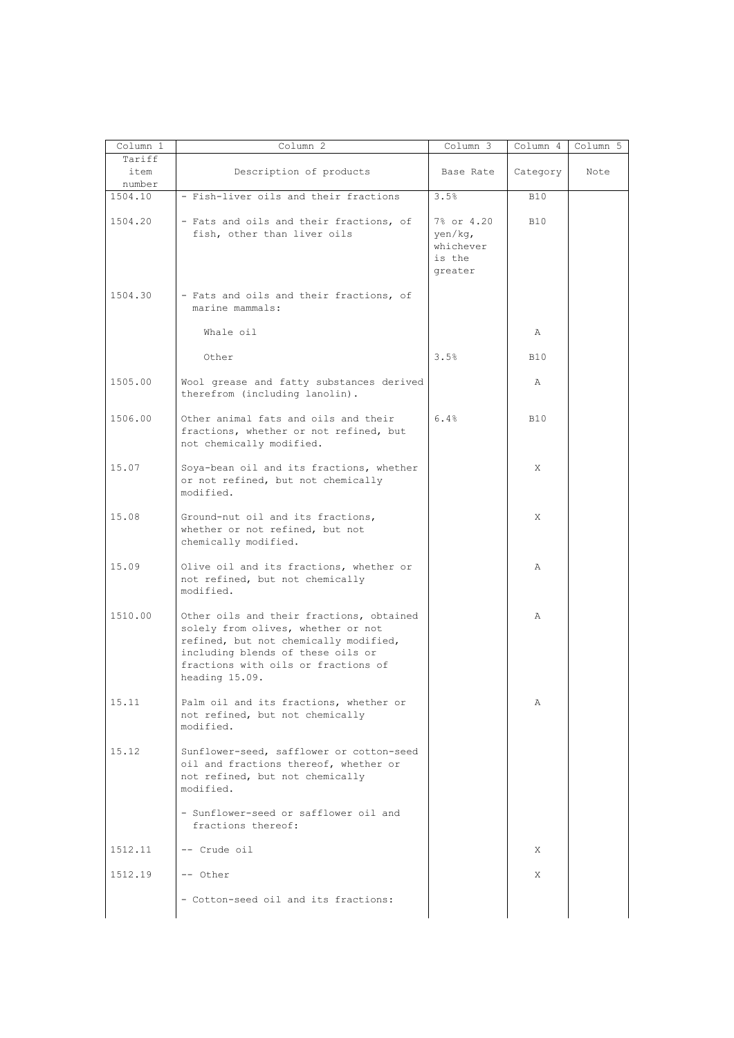| Column 1 | Column 2 | Column 3 | Column 4 | Column 5 |
|---|---|---|---|---|
| Tariff item number | Description of products | Base Rate | Category | Note |
| 1504.10 | - Fish-liver oils and their fractions | 3.5% | B10 | |
| 1504.20 | - Fats and oils and their fractions, of fish, other than liver oils | 7% or 4.20 yen/kg, whichever is the greater | B10 | |
| 1504.30 | - Fats and oils and their fractions, of marine mammals: | | | |
| | Whale oil | | A | |
| | Other | 3.5% | B10 | |
| 1505.00 | Wool grease and fatty substances derived therefrom (including lanolin). | | A | |
| 1506.00 | Other animal fats and oils and their fractions, whether or not refined, but not chemically modified. | 6.4% | B10 | |
| 15.07 | Soya-bean oil and its fractions, whether or not refined, but not chemically modified. | | X | |
| 15.08 | Ground-nut oil and its fractions, whether or not refined, but not chemically modified. | | X | |
| 15.09 | Olive oil and its fractions, whether or not refined, but not chemically modified. | | A | |
| 1510.00 | Other oils and their fractions, obtained solely from olives, whether or not refined, but not chemically modified, including blends of these oils or fractions with oils or fractions of heading 15.09. | | A | |
| 15.11 | Palm oil and its fractions, whether or not refined, but not chemically modified. | | A | |
| 15.12 | Sunflower-seed, safflower or cotton-seed oil and fractions thereof, whether or not refined, but not chemically modified. | | | |
| | - Sunflower-seed or safflower oil and fractions thereof: | | | |
| 1512.11 | -- Crude oil | | X | |
| 1512.19 | -- Other | | X | |
| | - Cotton-seed oil and its fractions: | | | |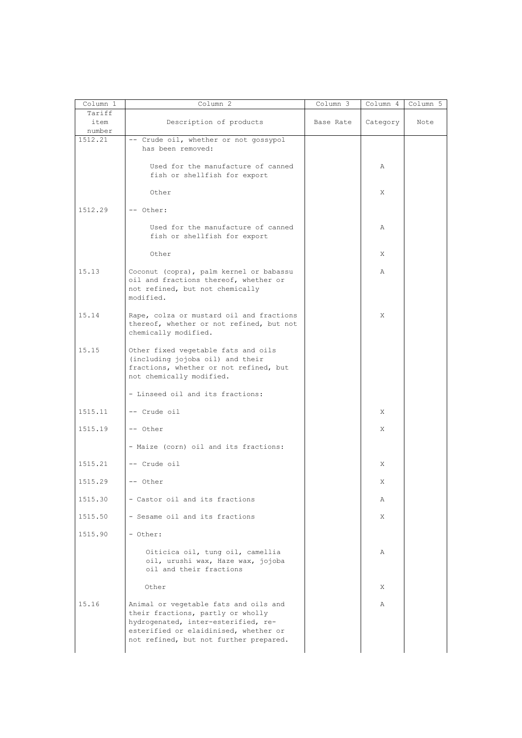| Column 1 | Column 2 | Column 3 | Column 4 | Column 5 |
|---|---|---|---|---|
| Tariff item number | Description of products | Base Rate | Category | Note |
| 1512.21 | -- Crude oil, whether or not gossypol has been removed: | | | |
| | Used for the manufacture of canned fish or shellfish for export | | A | |
| | Other | | X | |
| 1512.29 | -- Other: | | | |
| | Used for the manufacture of canned fish or shellfish for export | | A | |
| | Other | | X | |
| 15.13 | Coconut (copra), palm kernel or babassu oil and fractions thereof, whether or not refined, but not chemically modified. | | A | |
| 15.14 | Rape, colza or mustard oil and fractions thereof, whether or not refined, but not chemically modified. | | X | |
| 15.15 | Other fixed vegetable fats and oils (including jojoba oil) and their fractions, whether or not refined, but not chemically modified. | | | |
| | - Linseed oil and its fractions: | | | |
| 1515.11 | -- Crude oil | | X | |
| 1515.19 | -- Other | | X | |
| | - Maize (corn) oil and its fractions: | | | |
| 1515.21 | -- Crude oil | | X | |
| 1515.29 | -- Other | | X | |
| 1515.30 | - Castor oil and its fractions | | A | |
| 1515.50 | - Sesame oil and its fractions | | X | |
| 1515.90 | - Other: | | | |
| | Oiticica oil, tung oil, camellia oil, urushi wax, Haze wax, jojoba oil and their fractions | | A | |
| | Other | | X | |
| 15.16 | Animal or vegetable fats and oils and their fractions, partly or wholly hydrogenated, inter-esterified, re-esterified or elaidinised, whether or not refined, but not further prepared. | | A | |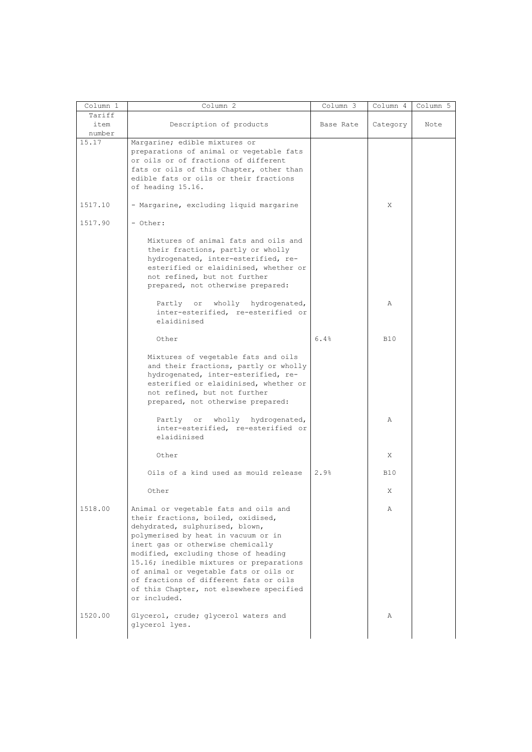| Column 1 | Column 2 | Column 3 | Column 4 | Column 5 |
|---|---|---|---|---|
| Tariff item number | Description of products | Base Rate | Category | Note |
| 15.17 | Margarine; edible mixtures or preparations of animal or vegetable fats or oils or of fractions of different fats or oils of this Chapter, other than edible fats or oils or their fractions of heading 15.16. | | | |
| 1517.10 | - Margarine, excluding liquid margarine | | X | |
| 1517.90 | - Other: | | | |
| | Mixtures of animal fats and oils and their fractions, partly or wholly hydrogenated, inter-esterified, re-esterified or elaidinised, whether or not refined, but not further prepared, not otherwise prepared: | | | |
| | Partly or wholly hydrogenated, inter-esterified, re-esterified or elaidinised | | A | |
| | Other | 6.4% | B10 | |
| | Mixtures of vegetable fats and oils and their fractions, partly or wholly hydrogenated, inter-esterified, re-esterified or elaidinised, whether or not refined, but not further prepared, not otherwise prepared: | | | |
| | Partly or wholly hydrogenated, inter-esterified, re-esterified or elaidinised | | A | |
| | Other | | X | |
| | Oils of a kind used as mould release | 2.9% | B10 | |
| | Other | | X | |
| 1518.00 | Animal or vegetable fats and oils and their fractions, boiled, oxidised, dehydrated, sulphurised, blown, polymerised by heat in vacuum or in inert gas or otherwise chemically modified, excluding those of heading 15.16; inedible mixtures or preparations of animal or vegetable fats or oils or of fractions of different fats or oils of this Chapter, not elsewhere specified or included. | | A | |
| 1520.00 | Glycerol, crude; glycerol waters and glycerol lyes. | | A | |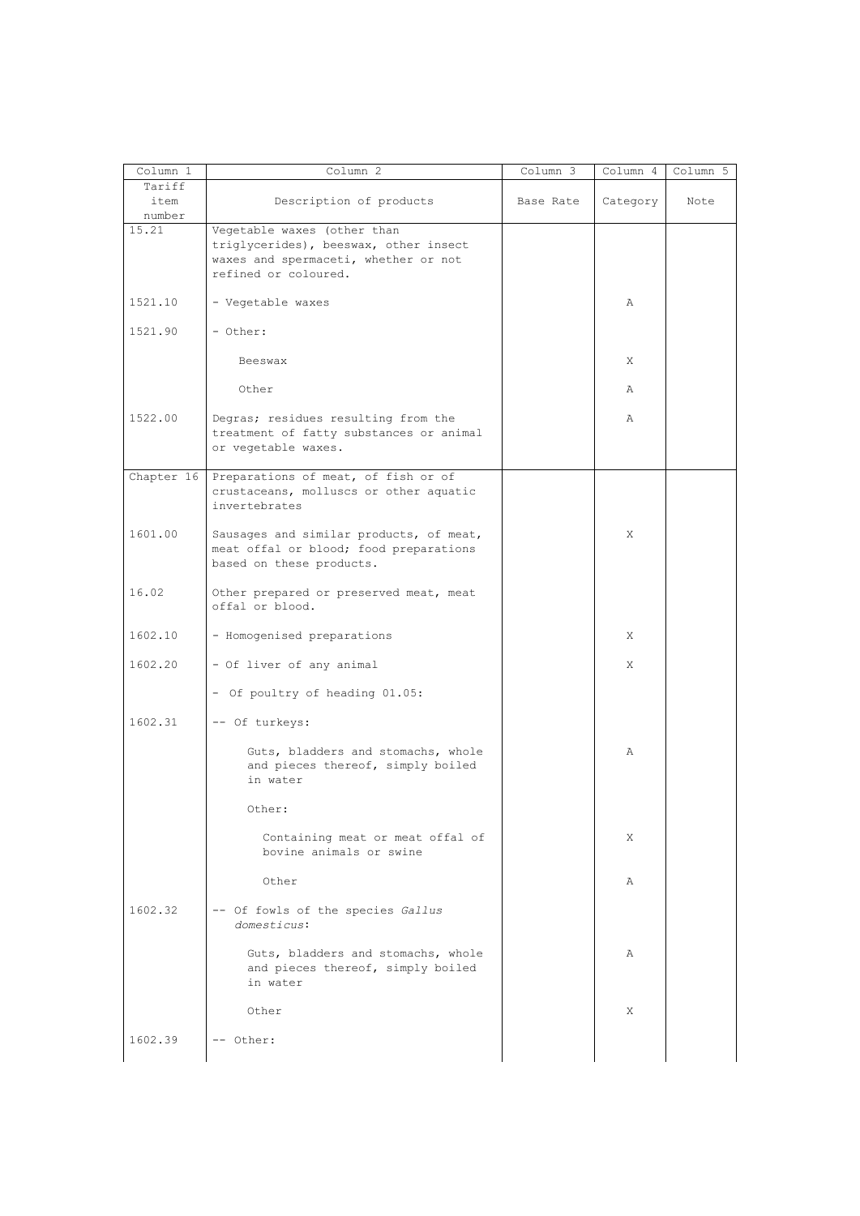| Column 1 | Column 2 | Column 3 | Column 4 | Column 5 |
|---|---|---|---|---|
| Tariff item number | Description of products | Base Rate | Category | Note |
| 15.21 | Vegetable waxes (other than triglycerides), beeswax, other insect waxes and spermaceti, whether or not refined or coloured. | | | |
| 1521.10 | - Vegetable waxes | | A | |
| 1521.90 | - Other: | | | |
| | Beeswax | | X | |
| | Other | | A | |
| 1522.00 | Degras; residues resulting from the treatment of fatty substances or animal or vegetable waxes. | | A | |
| Chapter 16 | Preparations of meat, of fish or of crustaceans, molluscs or other aquatic invertebrates | | | |
| 1601.00 | Sausages and similar products, of meat, meat offal or blood; food preparations based on these products. | | X | |
| 16.02 | Other prepared or preserved meat, meat offal or blood. | | | |
| 1602.10 | - Homogenised preparations | | X | |
| 1602.20 | - Of liver of any animal | | X | |
| | - Of poultry of heading 01.05: | | | |
| 1602.31 | -- Of turkeys: | | | |
| | Guts, bladders and stomachs, whole and pieces thereof, simply boiled in water | | A | |
| | Other: | | | |
| | Containing meat or meat offal of bovine animals or swine | | X | |
| | Other | | A | |
| 1602.32 | -- Of fowls of the species *Gallus domesticus*: | | | |
| | Guts, bladders and stomachs, whole and pieces thereof, simply boiled in water | | A | |
| | Other | | X | |
| 1602.39 | -- Other: | | | |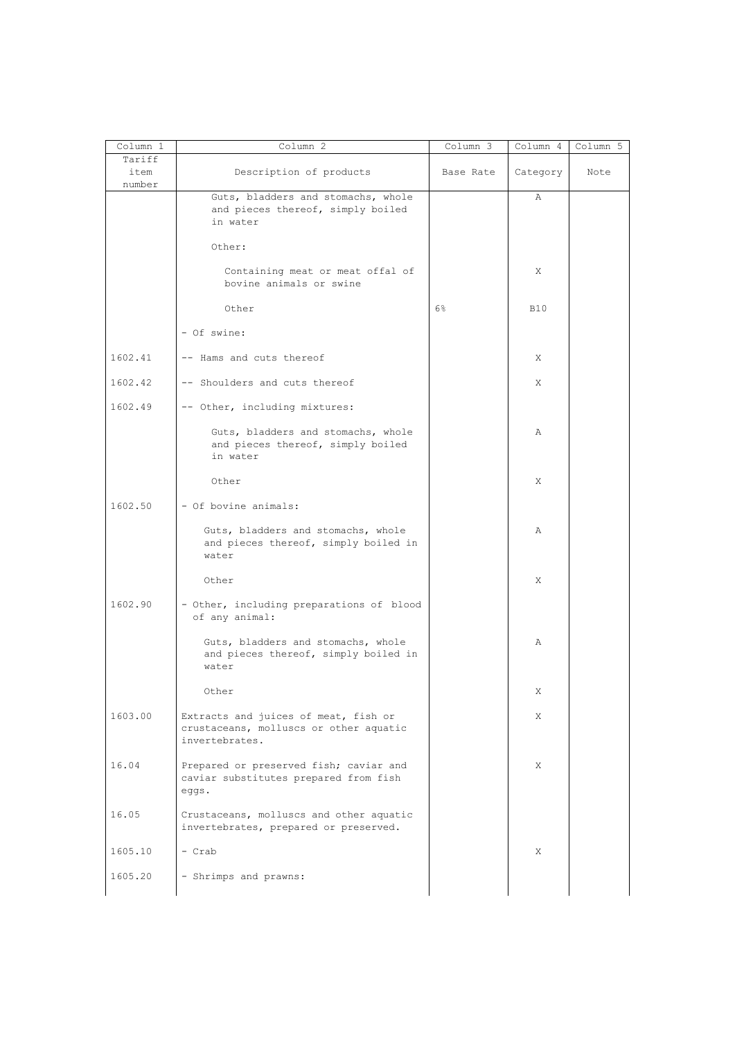| Column 1 | Column 2 | Column 3 | Column 4 | Column 5 |
|---|---|---|---|---|
| Tariff item number | Description of products | Base Rate | Category | Note |
| | Guts, bladders and stomachs, whole and pieces thereof, simply boiled in water | | A | |
| | Other: | | | |
| | Containing meat or meat offal of bovine animals or swine | | X | |
| | Other | 6% | B10 | |
| | - Of swine: | | | |
| 1602.41 | -- Hams and cuts thereof | | X | |
| 1602.42 | -- Shoulders and cuts thereof | | X | |
| 1602.49 | -- Other, including mixtures: | | | |
| | Guts, bladders and stomachs, whole and pieces thereof, simply boiled in water | | A | |
| | Other | | X | |
| 1602.50 | - Of bovine animals: | | | |
| | Guts, bladders and stomachs, whole and pieces thereof, simply boiled in water | | A | |
| | Other | | X | |
| 1602.90 | - Other, including preparations of blood of any animal: | | | |
| | Guts, bladders and stomachs, whole and pieces thereof, simply boiled in water | | A | |
| | Other | | X | |
| 1603.00 | Extracts and juices of meat, fish or crustaceans, molluscs or other aquatic invertebrates. | | X | |
| 16.04 | Prepared or preserved fish; caviar and caviar substitutes prepared from fish eggs. | | X | |
| 16.05 | Crustaceans, molluscs and other aquatic invertebrates, prepared or preserved. | | | |
| 1605.10 | - Crab | | X | |
| 1605.20 | - Shrimps and prawns: | | | |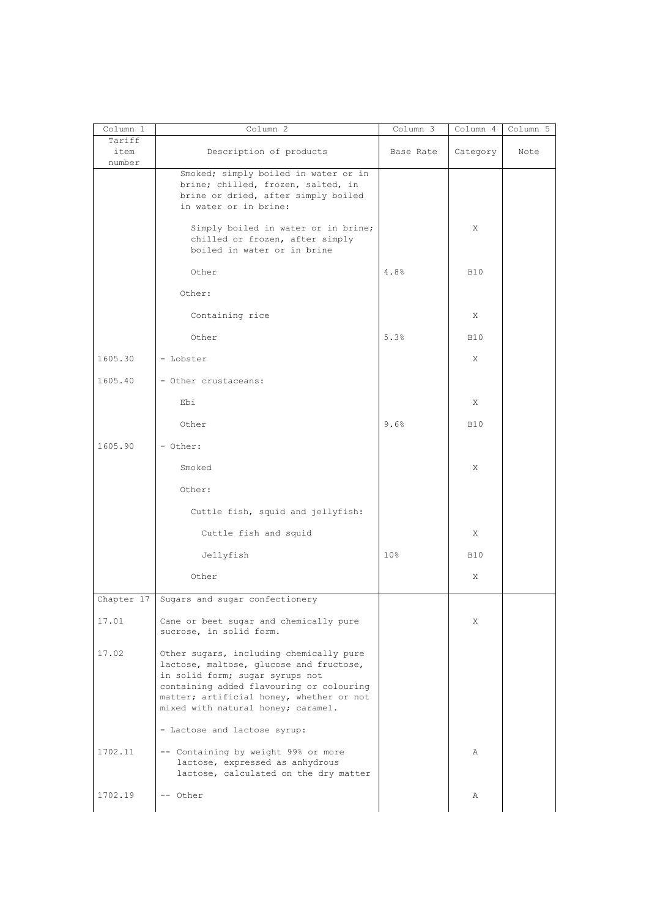| Column 1 | Column 2 | Column 3 | Column 4 | Column 5 |
|---|---|---|---|---|
| Tariff item number | Description of products | Base Rate | Category | Note |
| | Smoked; simply boiled in water or in brine; chilled, frozen, salted, in brine or dried, after simply boiled in water or in brine: | | | |
| | Simply boiled in water or in brine; chilled or frozen, after simply boiled in water or in brine | | X | |
| | Other | 4.8% | B10 | |
| | Other: | | | |
| | Containing rice | | X | |
| | Other | 5.3% | B10 | |
| 1605.30 | - Lobster | | X | |
| 1605.40 | - Other crustaceans: | | | |
| | Ebi | | X | |
| | Other | 9.6% | B10 | |
| 1605.90 | - Other: | | | |
| | Smoked | | X | |
| | Other: | | | |
| | Cuttle fish, squid and jellyfish: | | | |
| | Cuttle fish and squid | | X | |
| | Jellyfish | 10% | B10 | |
| | Other | | X | |
| Chapter 17 | Sugars and sugar confectionery | | | |
| 17.01 | Cane or beet sugar and chemically pure sucrose, in solid form. | | X | |
| 17.02 | Other sugars, including chemically pure lactose, maltose, glucose and fructose, in solid form; sugar syrups not containing added flavouring or colouring matter; artificial honey, whether or not mixed with natural honey; caramel. | | | |
| | - Lactose and lactose syrup: | | | |
| 1702.11 | -- Containing by weight 99% or more lactose, expressed as anhydrous lactose, calculated on the dry matter | | A | |
| 1702.19 | -- Other | | A | |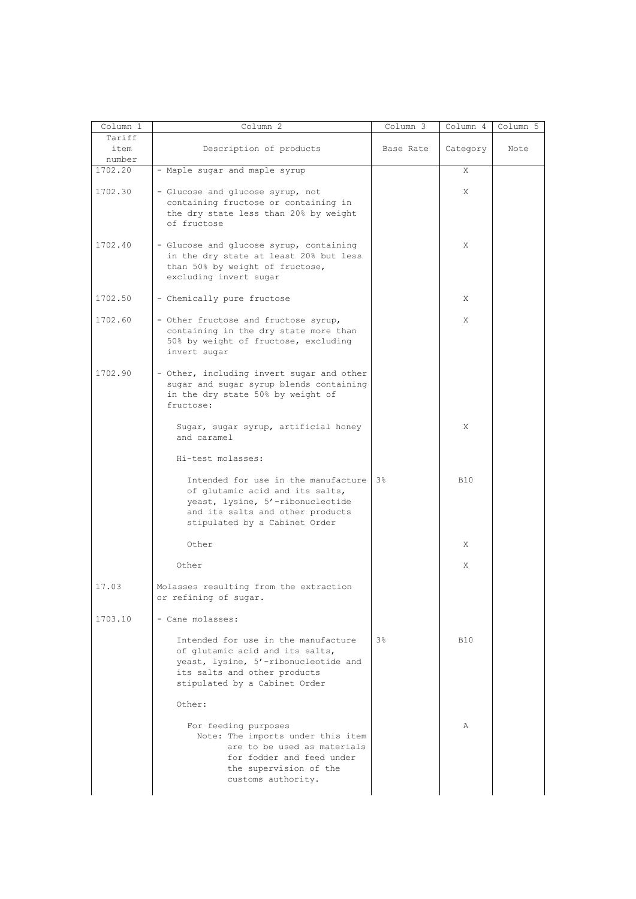| Column 1 | Column 2 | Column 3 | Column 4 | Column 5 |
|---|---|---|---|---|
| Tariff item number | Description of products | Base Rate | Category | Note |
| 1702.20 | - Maple sugar and maple syrup | | X | |
| 1702.30 | - Glucose and glucose syrup, not containing fructose or containing in the dry state less than 20% by weight of fructose | | X | |
| 1702.40 | - Glucose and glucose syrup, containing in the dry state at least 20% but less than 50% by weight of fructose, excluding invert sugar | | X | |
| 1702.50 | - Chemically pure fructose | | X | |
| 1702.60 | - Other fructose and fructose syrup, containing in the dry state more than 50% by weight of fructose, excluding invert sugar | | X | |
| 1702.90 | - Other, including invert sugar and other sugar and sugar syrup blends containing in the dry state 50% by weight of fructose: | | | |
| | Sugar, sugar syrup, artificial honey and caramel | | X | |
| | Hi-test molasses: | | | |
| | Intended for use in the manufacture of glutamic acid and its salts, yeast, lysine, 5'-ribonucleotide and its salts and other products stipulated by a Cabinet Order | 3% | B10 | |
| | Other | | X | |
| | Other | | X | |
| 17.03 | Molasses resulting from the extraction or refining of sugar. | | | |
| 1703.10 | - Cane molasses: | | | |
| | Intended for use in the manufacture of glutamic acid and its salts, yeast, lysine, 5'-ribonucleotide and its salts and other products stipulated by a Cabinet Order | 3% | B10 | |
| | Other: | | | |
| | For feeding purposes<br>Note: The imports under this item are to be used as materials for fodder and feed under the supervision of the customs authority. | | A | |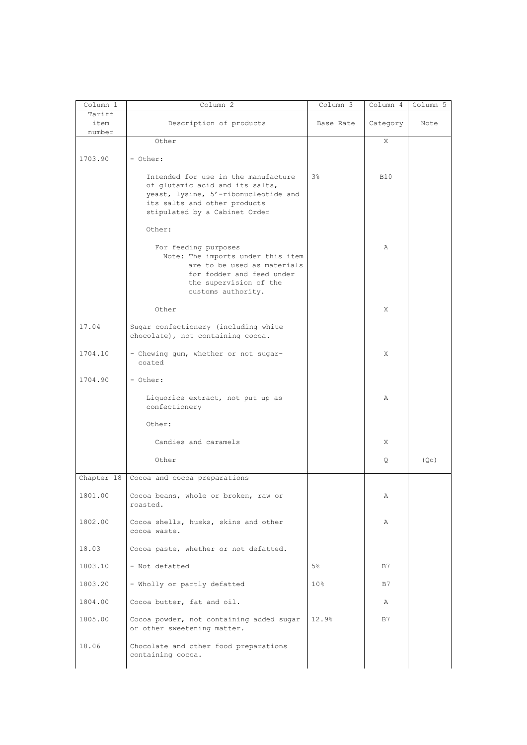| Column 1 | Column 2 | Column 3 | Column 4 | Column 5 |
|---|---|---|---|---|
| Tariff item number | Description of products | Base Rate | Category | Note |
| | Other | | X | |
| 1703.90 | - Other: | | | |
| | Intended for use in the manufacture of glutamic acid and its salts, yeast, lysine, 5'-ribonucleotide and its salts and other products stipulated by a Cabinet Order | 3% | B10 | |
| | Other: | | | |
| | For feeding purposes Note: The imports under this item are to be used as materials for fodder and feed under the supervision of the customs authority. | | A | |
| | Other | | X | |
| 17.04 | Sugar confectionery (including white chocolate), not containing cocoa. | | | |
| 1704.10 | - Chewing gum, whether or not sugar-coated | | X | |
| 1704.90 | - Other: | | | |
| | Liquorice extract, not put up as confectionery | | A | |
| | Other: | | | |
| | Candies and caramels | | X | |
| | Other | | Q | (Qc) |
| Chapter 18 | Cocoa and cocoa preparations | | | |
| 1801.00 | Cocoa beans, whole or broken, raw or roasted. | | A | |
| 1802.00 | Cocoa shells, husks, skins and other cocoa waste. | | A | |
| 18.03 | Cocoa paste, whether or not defatted. | | | |
| 1803.10 | - Not defatted | 5% | B7 | |
| 1803.20 | - Wholly or partly defatted | 10% | B7 | |
| 1804.00 | Cocoa butter, fat and oil. | | A | |
| 1805.00 | Cocoa powder, not containing added sugar or other sweetening matter. | 12.9% | B7 | |
| 18.06 | Chocolate and other food preparations containing cocoa. | | | |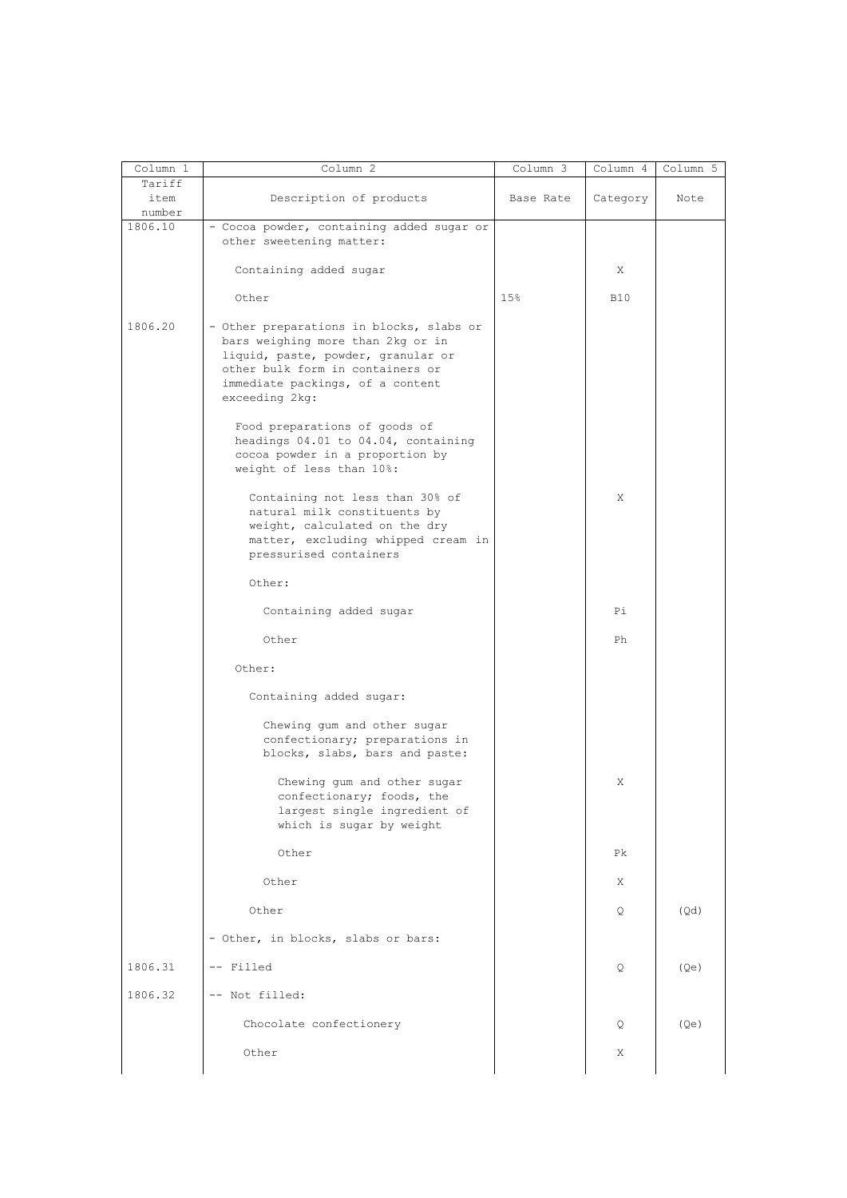| Column 1 | Column 2 | Column 3 | Column 4 | Column 5 |
|---|---|---|---|---|
| Tariff item number | Description of products | Base Rate | Category | Note |
| 1806.10 | - Cocoa powder, containing added sugar or other sweetening matter: | | | |
| | Containing added sugar | | X | |
| | Other | 15% | B10 | |
| 1806.20 | - Other preparations in blocks, slabs or bars weighing more than 2kg or in liquid, paste, powder, granular or other bulk form in containers or immediate packings, of a content exceeding 2kg: | | | |
| | Food preparations of goods of headings 04.01 to 04.04, containing cocoa powder in a proportion by weight of less than 10%: | | | |
| | Containing not less than 30% of natural milk constituents by weight, calculated on the dry matter, excluding whipped cream in pressurised containers | | X | |
| | Other: | | | |
| | Containing added sugar | | Pi | |
| | Other | | Ph | |
| | Other: | | | |
| | Containing added sugar: | | | |
| | Chewing gum and other sugar confectionary; preparations in blocks, slabs, bars and paste: | | | |
| | Chewing gum and other sugar confectionary; foods, the largest single ingredient of which is sugar by weight | | X | |
| | Other | | Pk | |
| | Other | | X | |
| | Other | | Q | (Qd) |
| | - Other, in blocks, slabs or bars: | | | |
| 1806.31 | -- Filled | | Q | (Qe) |
| 1806.32 | -- Not filled: | | | |
| | Chocolate confectionery | | Q | (Qe) |
| | Other | | X | |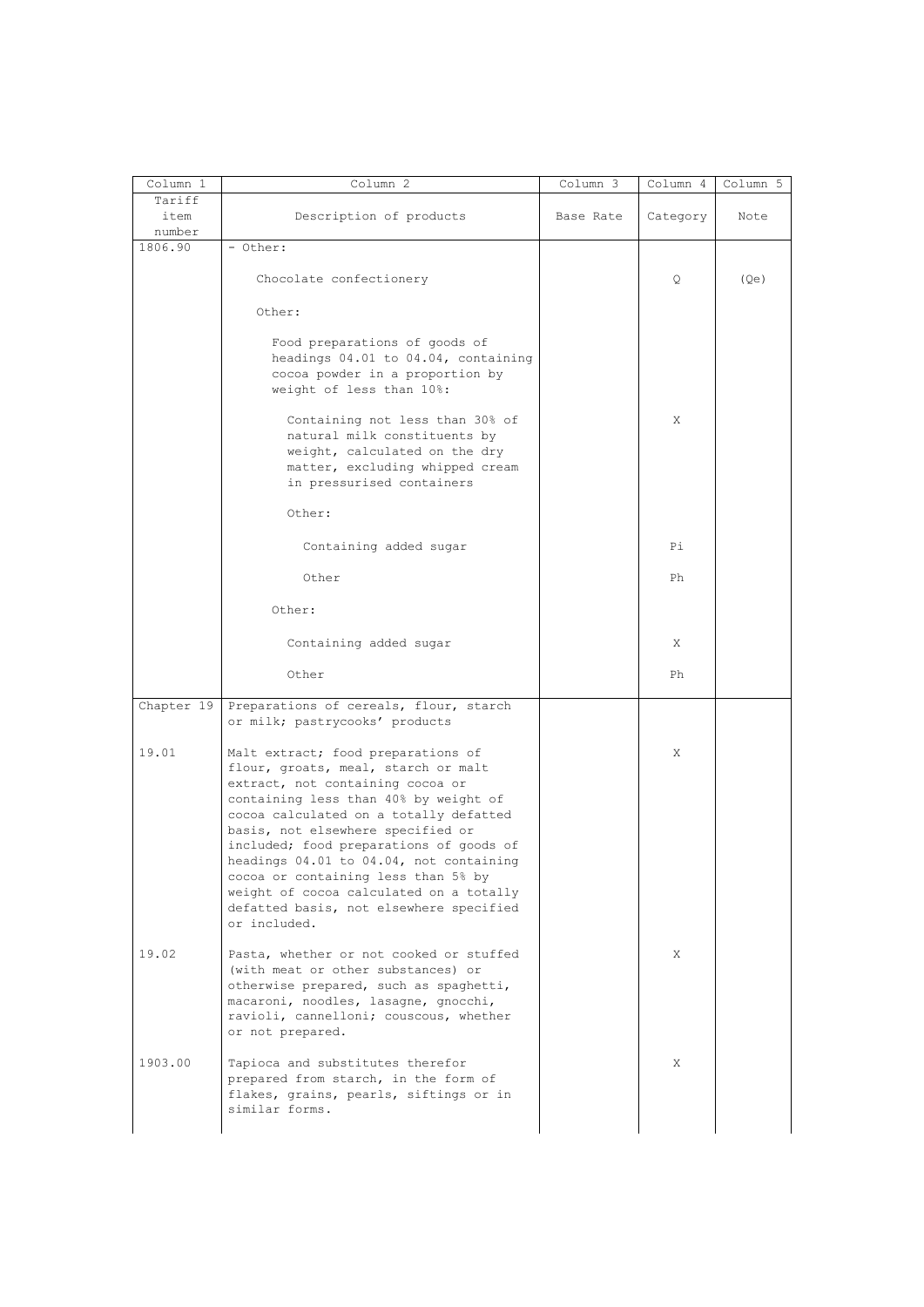| Column 1 | Column 2 | Column 3 | Column 4 | Column 5 |
|---|---|---|---|---|
| Tariff item number | Description of products | Base Rate | Category | Note |
| 1806.90 | - Other: | | | |
| | Chocolate confectionery | | Q | (Qe) |
| | Other: | | | |
| | Food preparations of goods of headings 04.01 to 04.04, containing cocoa powder in a proportion by weight of less than 10%: | | | |
| | Containing not less than 30% of natural milk constituents by weight, calculated on the dry matter, excluding whipped cream in pressurised containers | | X | |
| | Other: | | | |
| | Containing added sugar | | Pi | |
| | Other | | Ph | |
| | Other: | | | |
| | Containing added sugar | | X | |
| | Other | | Ph | |
| Chapter 19 | Preparations of cereals, flour, starch or milk; pastrycooks' products | | | |
| 19.01 | Malt extract; food preparations of flour, groats, meal, starch or malt extract, not containing cocoa or containing less than 40% by weight of cocoa calculated on a totally defatted basis, not elsewhere specified or included; food preparations of goods of headings 04.01 to 04.04, not containing cocoa or containing less than 5% by weight of cocoa calculated on a totally defatted basis, not elsewhere specified or included. | | X | |
| 19.02 | Pasta, whether or not cooked or stuffed (with meat or other substances) or otherwise prepared, such as spaghetti, macaroni, noodles, lasagne, gnocchi, ravioli, cannelloni; couscous, whether or not prepared. | | X | |
| 1903.00 | Tapioca and substitutes therefor prepared from starch, in the form of flakes, grains, pearls, siftings or in similar forms. | | X | |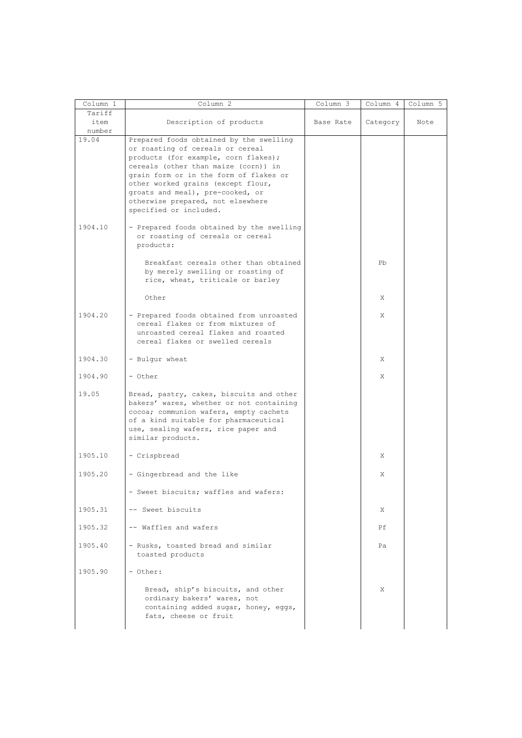| Column 1 | Column 2 | Column 3 | Column 4 | Column 5 |
|---|---|---|---|---|
| Tariff item number | Description of products | Base Rate | Category | Note |
| 19.04 | Prepared foods obtained by the swelling or roasting of cereals or cereal products (for example, corn flakes); cereals (other than maize (corn)) in grain form or in the form of flakes or other worked grains (except flour, groats and meal), pre-cooked, or otherwise prepared, not elsewhere specified or included. | | | |
| 1904.10 | - Prepared foods obtained by the swelling or roasting of cereals or cereal products: | | | |
| | Breakfast cereals other than obtained by merely swelling or roasting of rice, wheat, triticale or barley | | Pb | |
| | Other | | X | |
| 1904.20 | - Prepared foods obtained from unroasted cereal flakes or from mixtures of unroasted cereal flakes and roasted cereal flakes or swelled cereals | | X | |
| 1904.30 | - Bulgur wheat | | X | |
| 1904.90 | - Other | | X | |
| 19.05 | Bread, pastry, cakes, biscuits and other bakers' wares, whether or not containing cocoa; communion wafers, empty cachets of a kind suitable for pharmaceutical use, sealing wafers, rice paper and similar products. | | | |
| 1905.10 | - Crispbread | | X | |
| 1905.20 | - Gingerbread and the like | | X | |
| | - Sweet biscuits; waffles and wafers: | | | |
| 1905.31 | -- Sweet biscuits | | X | |
| 1905.32 | -- Waffles and wafers | | Pf | |
| 1905.40 | - Rusks, toasted bread and similar toasted products | | Pa | |
| 1905.90 | - Other: | | | |
| | Bread, ship's biscuits, and other ordinary bakers' wares, not containing added sugar, honey, eggs, fats, cheese or fruit | | X | |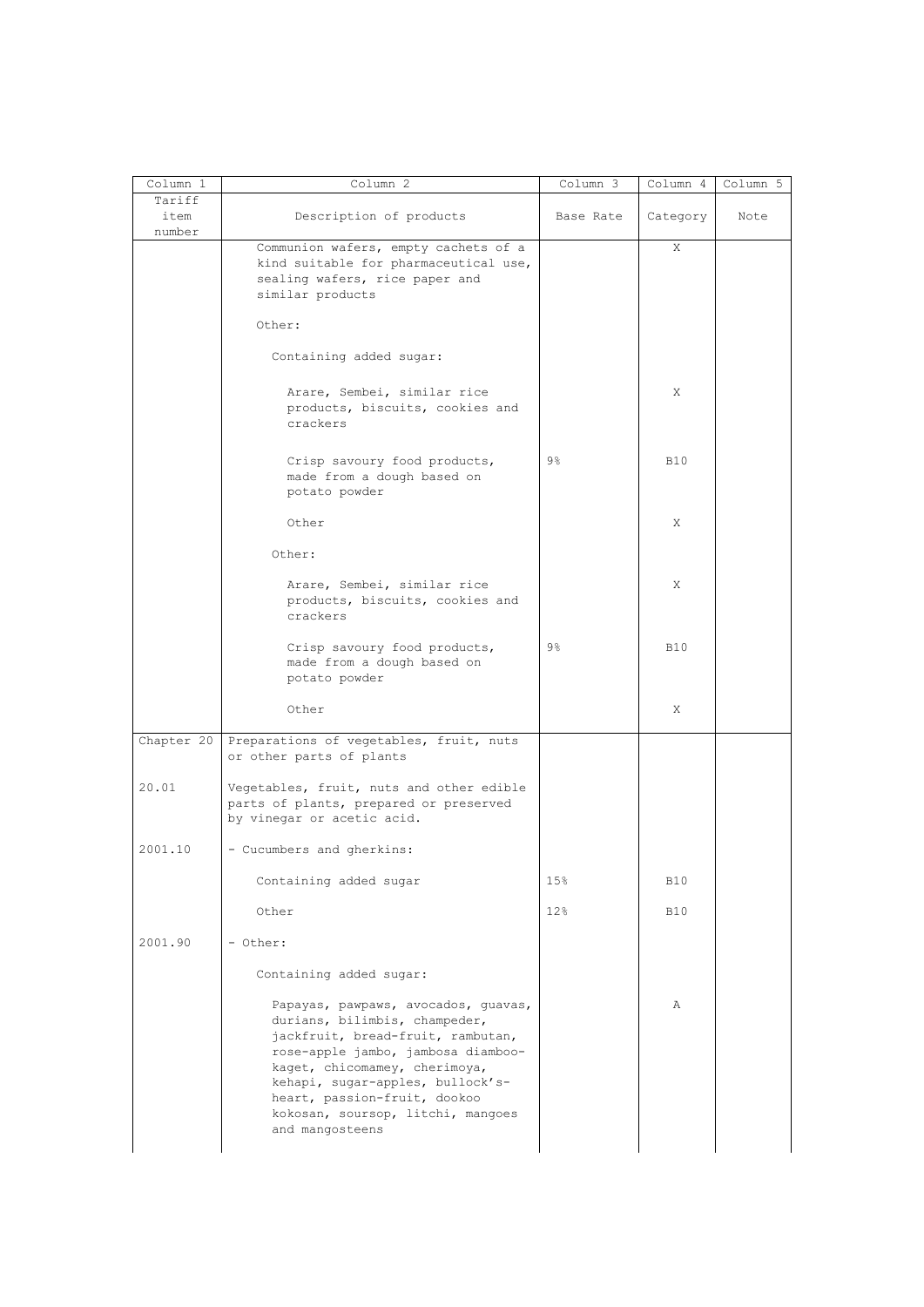| Column 1 | Column 2 | Column 3 | Column 4 | Column 5 |
|---|---|---|---|---|
| Tariff item number | Description of products | Base Rate | Category | Note |
| | Communion wafers, empty cachets of a kind suitable for pharmaceutical use, sealing wafers, rice paper and similar products | | X | |
| | Other: | | | |
| | Containing added sugar: | | | |
| | Arare, Sembei, similar rice products, biscuits, cookies and crackers | | X | |
| | Crisp savoury food products, made from a dough based on potato powder | 9% | B10 | |
| | Other | | X | |
| | Other: | | | |
| | Arare, Sembei, similar rice products, biscuits, cookies and crackers | | X | |
| | Crisp savoury food products, made from a dough based on potato powder | 9% | B10 | |
| | Other | | X | |
| Chapter 20 | Preparations of vegetables, fruit, nuts or other parts of plants | | | |
| 20.01 | Vegetables, fruit, nuts and other edible parts of plants, prepared or preserved by vinegar or acetic acid. | | | |
| 2001.10 | - Cucumbers and gherkins: | | | |
| | Containing added sugar | 15% | B10 | |
| | Other | 12% | B10 | |
| 2001.90 | - Other: | | | |
| | Containing added sugar: | | | |
| | Papayas, pawpaws, avocados, guavas, durians, bilimbis, champeder, jackfruit, bread-fruit, rambutan, rose-apple jambo, jambosa diamboo-kaget, chicomamey, cherimoya, kehapi, sugar-apples, bullock's-heart, passion-fruit, dookoo kokosan, soursop, litchi, mangoes and mangosteens | | A | |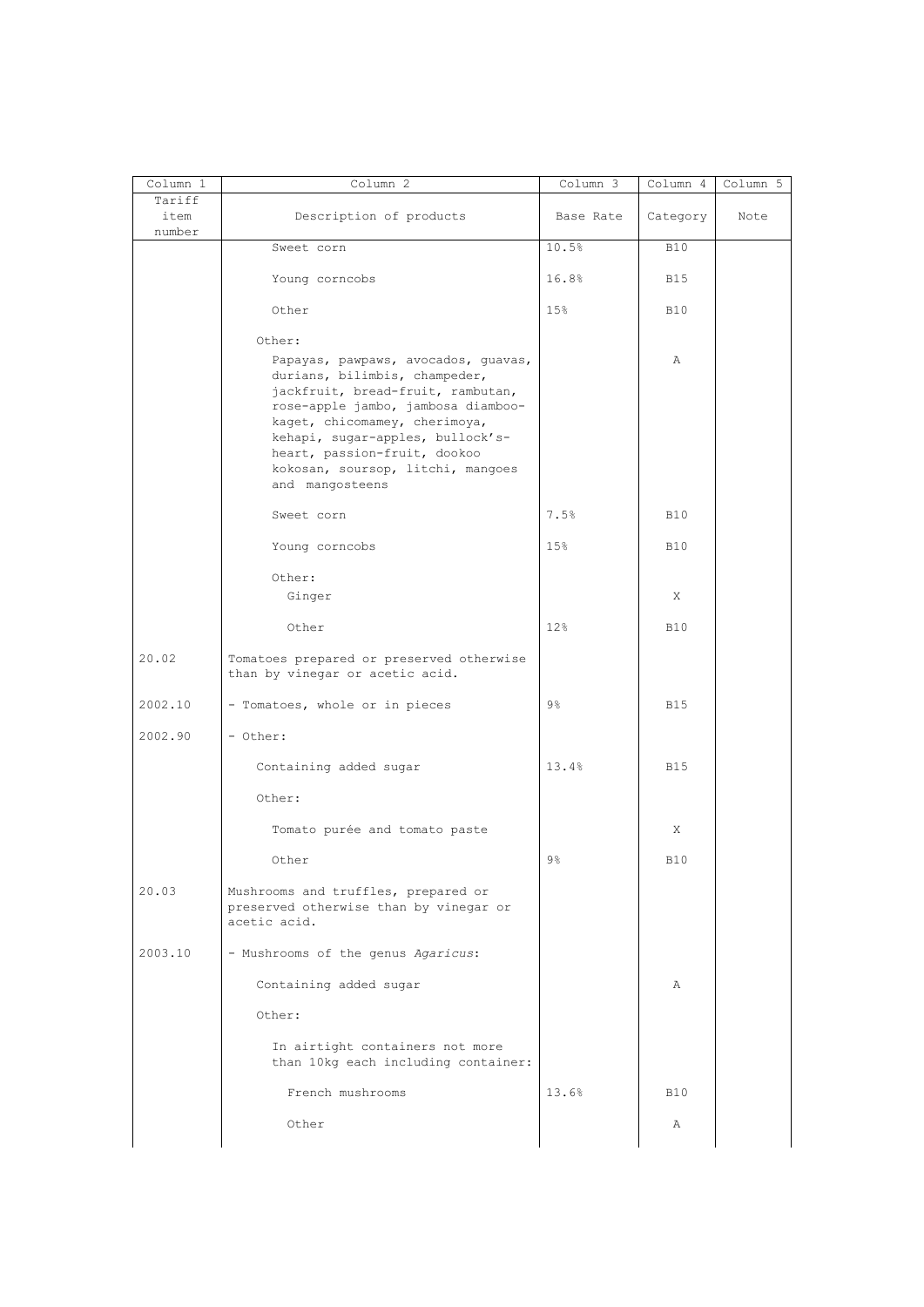| Column 1 | Column 2 | Column 3 | Column 4 | Column 5 |
|---|---|---|---|---|
| Tariff item number | Description of products | Base Rate | Category | Note |
| | Sweet corn | 10.5% | B10 | |
| | Young corncobs | 16.8% | B15 | |
| | Other | 15% | B10 | |
| | Other: | | | |
| | Papayas, pawpaws, avocados, guavas, durians, bilimbis, champeder, jackfruit, bread-fruit, rambutan, rose-apple jambo, jambosa diamboo-kaget, chicomamey, cherimoya, kehapi, sugar-apples, bullock's-heart, passion-fruit, dookoo kokosan, soursop, litchi, mangoes and mangosteens | | A | |
| | Sweet corn | 7.5% | B10 | |
| | Young corncobs | 15% | B10 | |
| | Other: | | | |
| | Ginger | | X | |
| | Other | 12% | B10 | |
| 20.02 | Tomatoes prepared or preserved otherwise than by vinegar or acetic acid. | | | |
| 2002.10 | - Tomatoes, whole or in pieces | 9% | B15 | |
| 2002.90 | - Other: | | | |
| | Containing added sugar | 13.4% | B15 | |
| | Other: | | | |
| | Tomato purée and tomato paste | | X | |
| | Other | 9% | B10 | |
| 20.03 | Mushrooms and truffles, prepared or preserved otherwise than by vinegar or acetic acid. | | | |
| 2003.10 | - Mushrooms of the genus *Agaricus*: | | | |
| | Containing added sugar | | A | |
| | Other: | | | |
| | In airtight containers not more than 10kg each including container: | | | |
| | French mushrooms | 13.6% | B10 | |
| | Other | | A | |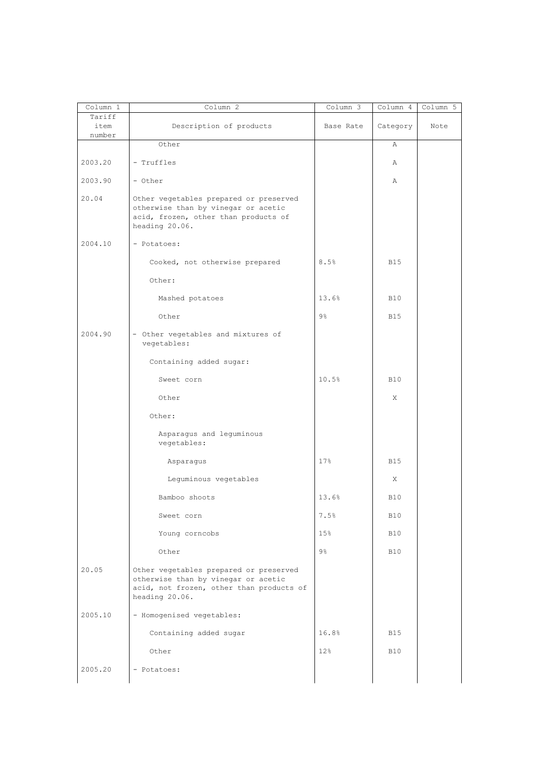| Column 1 | Column 2 | Column 3 | Column 4 | Column 5 |
|---|---|---|---|---|
| Tariff item number | Description of products | Base Rate | Category | Note |
| | Other | | A | |
| 2003.20 | - Truffles | | A | |
| 2003.90 | - Other | | A | |
| 20.04 | Other vegetables prepared or preserved otherwise than by vinegar or acetic acid, frozen, other than products of heading 20.06. | | | |
| 2004.10 | - Potatoes: | | | |
| | Cooked, not otherwise prepared | 8.5% | B15 | |
| | Other: | | | |
| | Mashed potatoes | 13.6% | B10 | |
| | Other | 9% | B15 | |
| 2004.90 | - Other vegetables and mixtures of vegetables: | | | |
| | Containing added sugar: | | | |
| | Sweet corn | 10.5% | B10 | |
| | Other | | X | |
| | Other: | | | |
| | Asparagus and leguminous vegetables: | | | |
| | Asparagus | 17% | B15 | |
| | Leguminous vegetables | | X | |
| | Bamboo shoots | 13.6% | B10 | |
| | Sweet corn | 7.5% | B10 | |
| | Young corncobs | 15% | B10 | |
| | Other | 9% | B10 | |
| 20.05 | Other vegetables prepared or preserved otherwise than by vinegar or acetic acid, not frozen, other than products of heading 20.06. | | | |
| 2005.10 | - Homogenised vegetables: | | | |
| | Containing added sugar | 16.8% | B15 | |
| | Other | 12% | B10 | |
| 2005.20 | - Potatoes: | | | |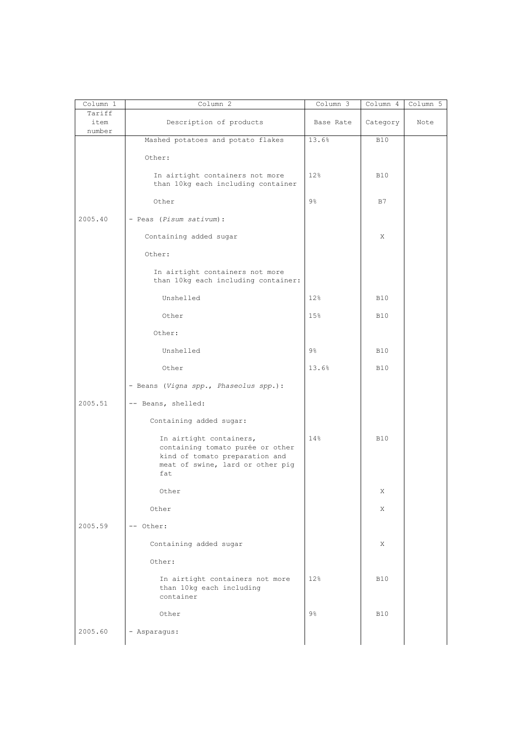| Column 1 | Column 2 | Column 3 | Column 4 | Column 5 |
|---|---|---|---|---|
| Tariff item number | Description of products | Base Rate | Category | Note |
| | Mashed potatoes and potato flakes | 13.6% | B10 | |
| | Other: | | | |
| | In airtight containers not more than 10kg each including container | 12% | B10 | |
| | Other | 9% | B7 | |
| 2005.40 | - Peas (*Pisum sativum*): | | | |
| | Containing added sugar | | X | |
| | Other: | | | |
| | In airtight containers not more than 10kg each including container: | | | |
| | Unshelled | 12% | B10 | |
| | Other | 15% | B10 | |
| | Other: | | | |
| | Unshelled | 9% | B10 | |
| | Other | 13.6% | B10 | |
| | - Beans (*Vigna spp., Phaseolus spp.*): | | | |
| 2005.51 | -- Beans, shelled: | | | |
| | Containing added sugar: | | | |
| | In airtight containers, containing tomato purée or other kind of tomato preparation and meat of swine, lard or other pig fat | 14% | B10 | |
| | Other | | X | |
| | Other | | X | |
| 2005.59 | -- Other: | | | |
| | Containing added sugar | | X | |
| | Other: | | | |
| | In airtight containers not more than 10kg each including container | 12% | B10 | |
| | Other | 9% | B10 | |
| 2005.60 | - Asparagus: | | | |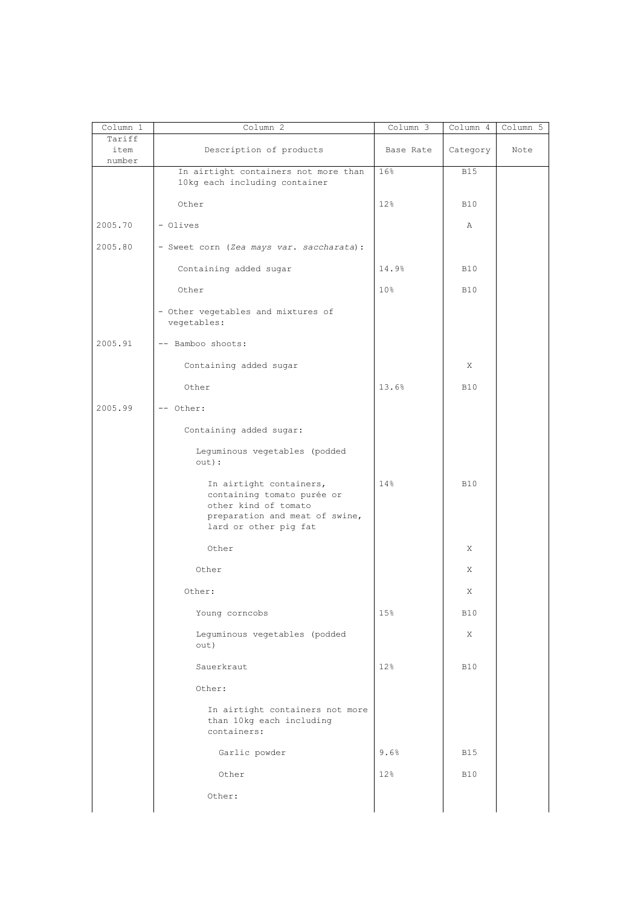| Column 1 | Column 2 | Column 3 | Column 4 | Column 5 |
|---|---|---|---|---|
| Tariff item number | Description of products | Base Rate | Category | Note |
| | In airtight containers not more than 10kg each including container | 16% | B15 | |
| | Other | 12% | B10 | |
| 2005.70 | - Olives | | A | |
| 2005.80 | - Sweet corn (*Zea mays var. saccharata*): | | | |
| | Containing added sugar | 14.9% | B10 | |
| | Other | 10% | B10 | |
| | - Other vegetables and mixtures of vegetables: | | | |
| 2005.91 | -- Bamboo shoots: | | | |
| | Containing added sugar | | X | |
| | Other | 13.6% | B10 | |
| 2005.99 | -- Other: | | | |
| | Containing added sugar: | | | |
| | Leguminous vegetables (podded out): | | | |
| | In airtight containers, containing tomato purée or other kind of tomato preparation and meat of swine, lard or other pig fat | 14% | B10 | |
| | Other | | X | |
| | Other | | X | |
| | Other: | | X | |
| | Young corncobs | 15% | B10 | |
| | Leguminous vegetables (podded out) | | X | |
| | Sauerkraut | 12% | B10 | |
| | Other: | | | |
| | In airtight containers not more than 10kg each including containers: | | | |
| | Garlic powder | 9.6% | B15 | |
| | Other | 12% | B10 | |
| | Other: | | | |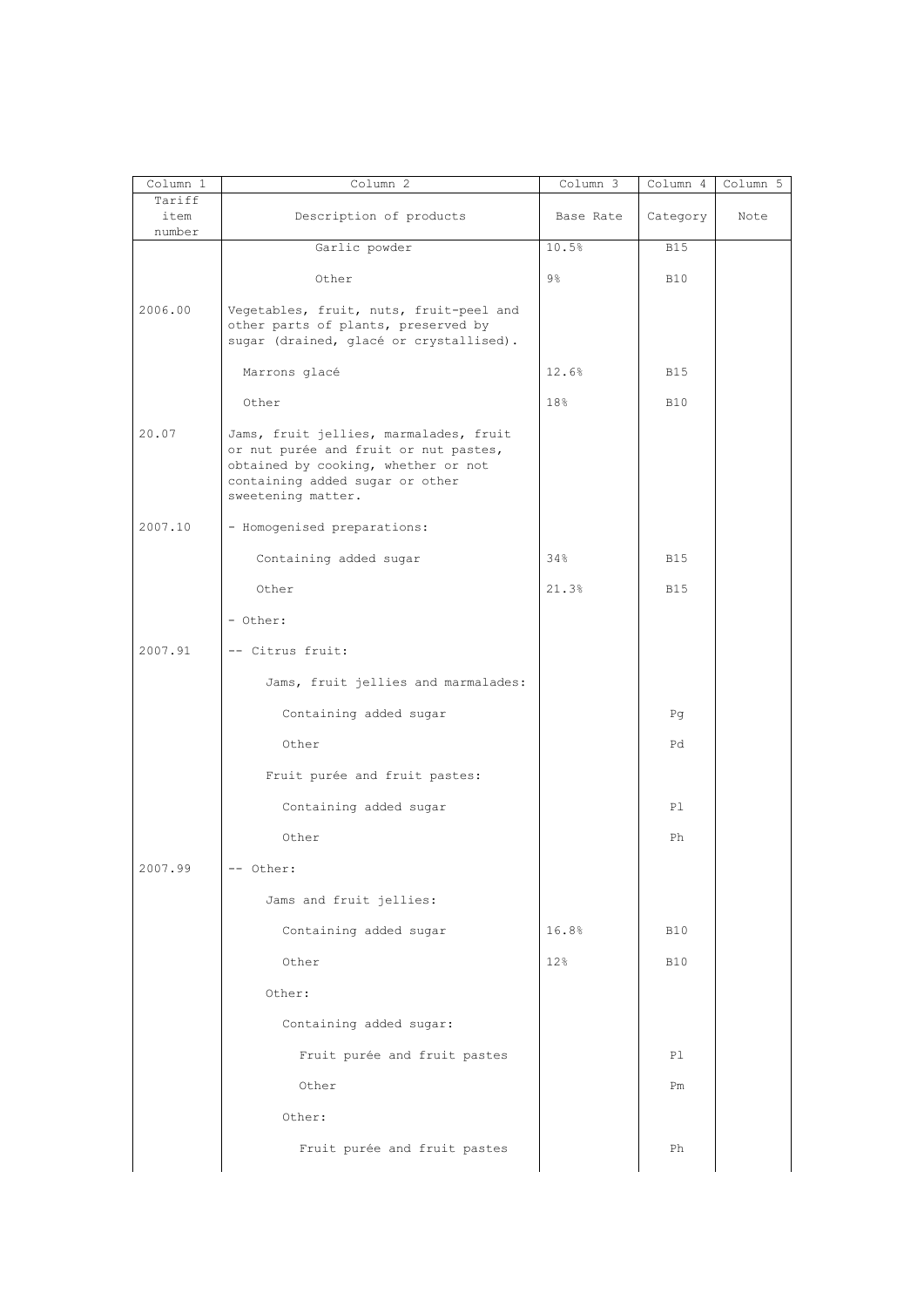| Column 1 | Column 2 | Column 3 | Column 4 | Column 5 |
|---|---|---|---|---|
| Tariff item number | Description of products | Base Rate | Category | Note |
| | Garlic powder | 10.5% | B15 | |
| | Other | 9% | B10 | |
| 2006.00 | Vegetables, fruit, nuts, fruit-peel and other parts of plants, preserved by sugar (drained, glacé or crystallised). | | | |
| | Marrons glacé | 12.6% | B15 | |
| | Other | 18% | B10 | |
| 20.07 | Jams, fruit jellies, marmalades, fruit or nut purée and fruit or nut pastes, obtained by cooking, whether or not containing added sugar or other sweetening matter. | | | |
| 2007.10 | - Homogenised preparations: | | | |
| | Containing added sugar | 34% | B15 | |
| | Other | 21.3% | B15 | |
| | - Other: | | | |
| 2007.91 | -- Citrus fruit: | | | |
| | Jams, fruit jellies and marmalades: | | | |
| | Containing added sugar | | Pg | |
| | Other | | Pd | |
| | Fruit purée and fruit pastes: | | | |
| | Containing added sugar | | Pl | |
| | Other | | Ph | |
| 2007.99 | -- Other: | | | |
| | Jams and fruit jellies: | | | |
| | Containing added sugar | 16.8% | B10 | |
| | Other | 12% | B10 | |
| | Other: | | | |
| | Containing added sugar: | | | |
| | Fruit purée and fruit pastes | | Pl | |
| | Other | | Pm | |
| | Other: | | | |
| | Fruit purée and fruit pastes | | Ph | |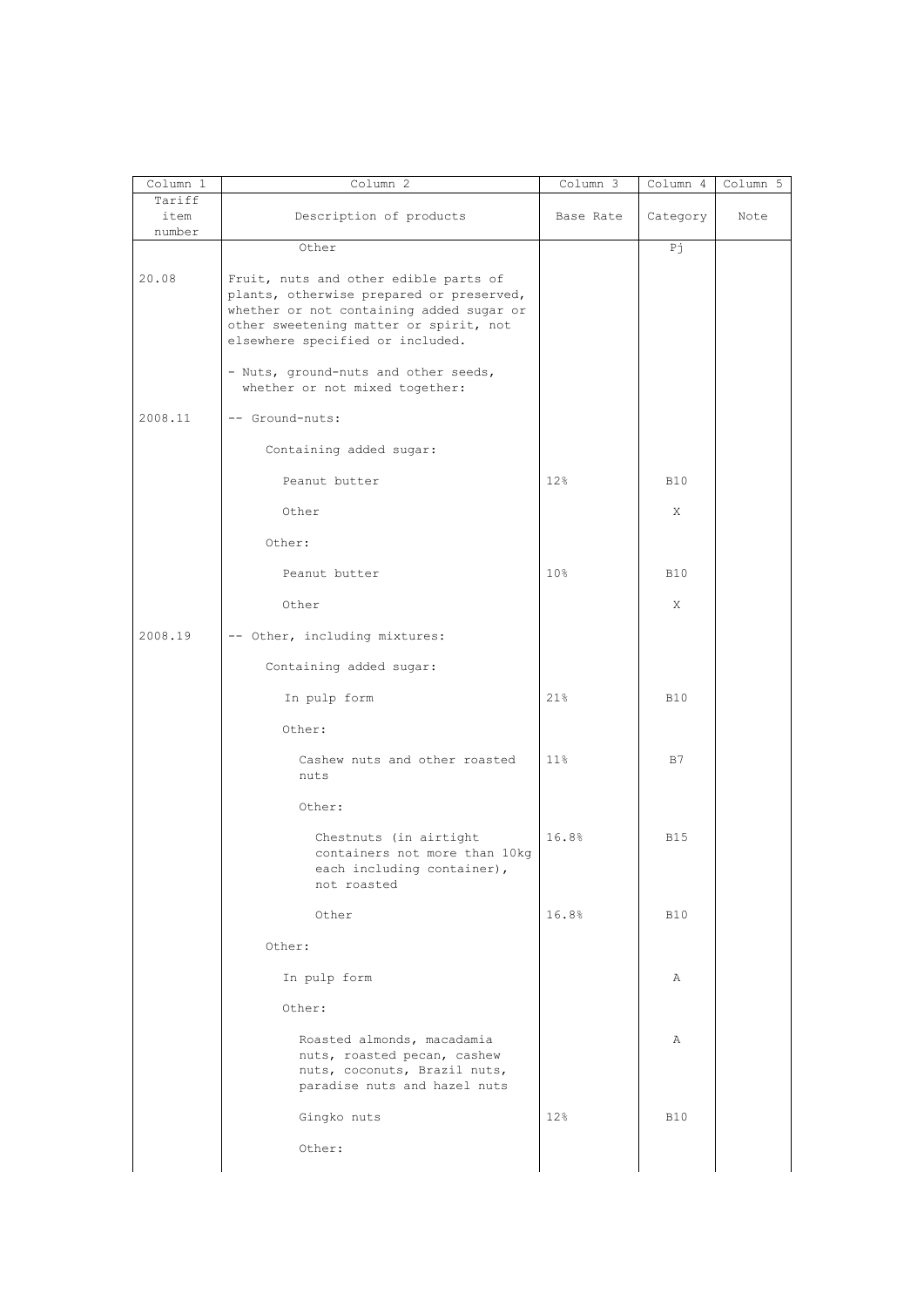| Column 1 | Column 2 | Column 3 | Column 4 | Column 5 |
|---|---|---|---|---|
| Tariff item number | Description of products | Base Rate | Category | Note |
| | Other | | Pj | |
| 20.08 | Fruit, nuts and other edible parts of plants, otherwise prepared or preserved, whether or not containing added sugar or other sweetening matter or spirit, not elsewhere specified or included. | | | |
| | - Nuts, ground-nuts and other seeds, whether or not mixed together: | | | |
| 2008.11 | -- Ground-nuts: | | | |
| | Containing added sugar: | | | |
| | Peanut butter | 12% | B10 | |
| | Other | | X | |
| | Other: | | | |
| | Peanut butter | 10% | B10 | |
| | Other | | X | |
| 2008.19 | -- Other, including mixtures: | | | |
| | Containing added sugar: | | | |
| | In pulp form | 21% | B10 | |
| | Other: | | | |
| | Cashew nuts and other roasted nuts | 11% | B7 | |
| | Other: | | | |
| | Chestnuts (in airtight containers not more than 10kg each including container), not roasted | 16.8% | B15 | |
| | Other | 16.8% | B10 | |
| | Other: | | | |
| | In pulp form | | A | |
| | Other: | | | |
| | Roasted almonds, macadamia nuts, roasted pecan, cashew nuts, coconuts, Brazil nuts, paradise nuts and hazel nuts | | A | |
| | Gingko nuts | 12% | B10 | |
| | Other: | | | |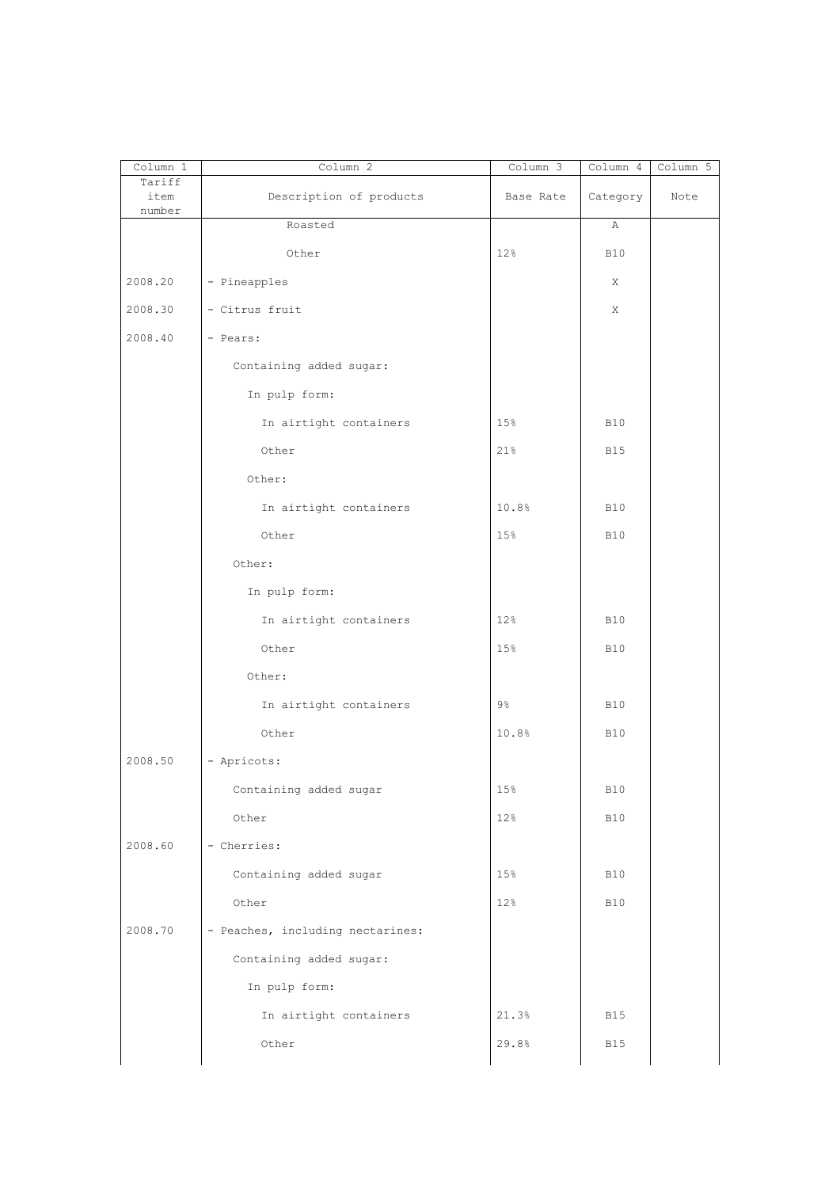| Column 1 | Column 2 | Column 3 | Column 4 | Column 5 |
|---|---|---|---|---|
| Tariff item number | Description of products | Base Rate | Category | Note |
| | Roasted | | A | |
| | Other | 12% | B10 | |
| 2008.20 | - Pineapples | | X | |
| 2008.30 | - Citrus fruit | | X | |
| 2008.40 | - Pears: | | | |
| | Containing added sugar: | | | |
| | In pulp form: | | | |
| | In airtight containers | 15% | B10 | |
| | Other | 21% | B15 | |
| | Other: | | | |
| | In airtight containers | 10.8% | B10 | |
| | Other | 15% | B10 | |
| | Other: | | | |
| | In pulp form: | | | |
| | In airtight containers | 12% | B10 | |
| | Other | 15% | B10 | |
| | Other: | | | |
| | In airtight containers | 9% | B10 | |
| | Other | 10.8% | B10 | |
| 2008.50 | - Apricots: | | | |
| | Containing added sugar | 15% | B10 | |
| | Other | 12% | B10 | |
| 2008.60 | - Cherries: | | | |
| | Containing added sugar | 15% | B10 | |
| | Other | 12% | B10 | |
| 2008.70 | - Peaches, including nectarines: | | | |
| | Containing added sugar: | | | |
| | In pulp form: | | | |
| | In airtight containers | 21.3% | B15 | |
| | Other | 29.8% | B15 | |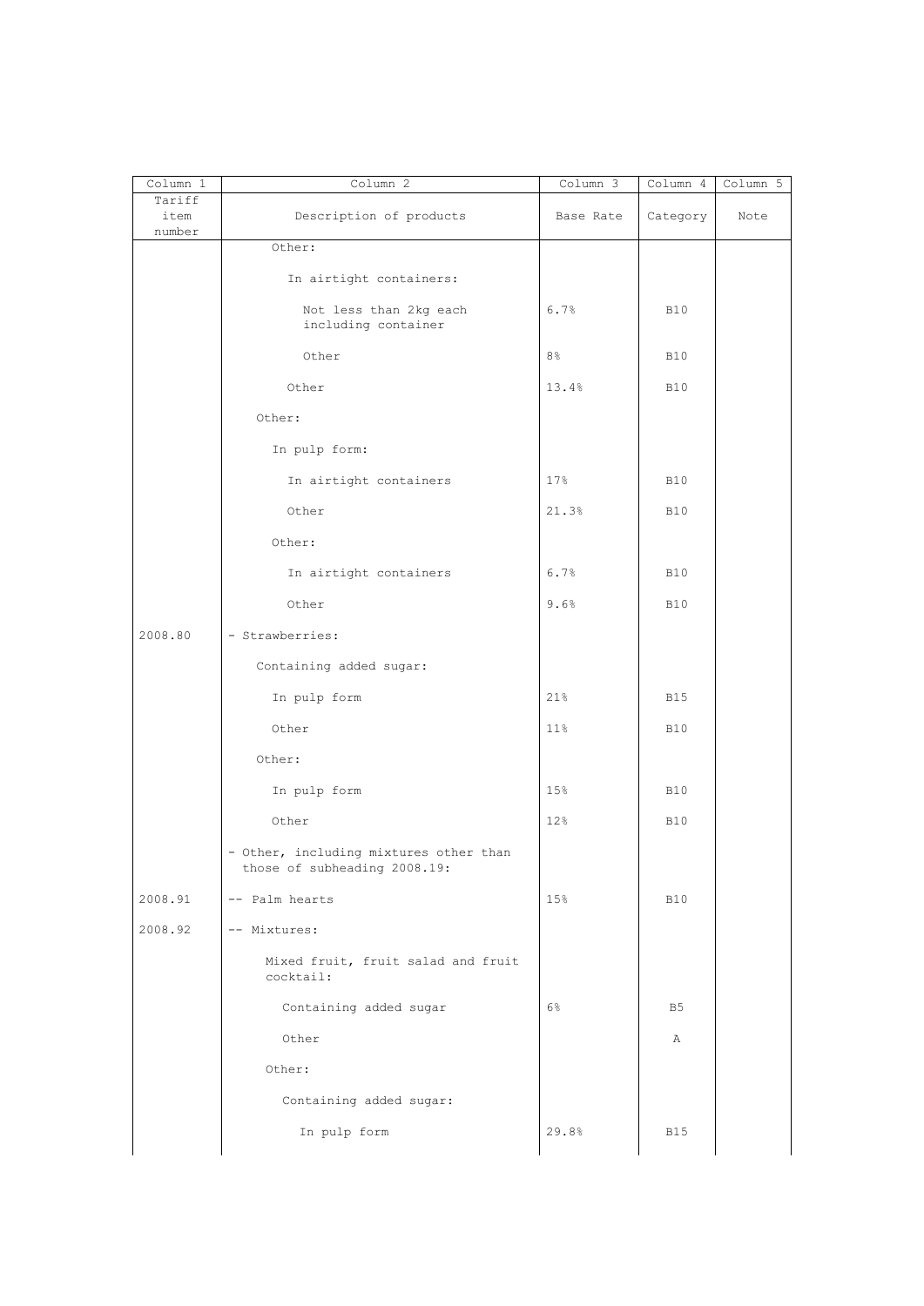| Column 1 | Column 2 | Column 3 | Column 4 | Column 5 |
|---|---|---|---|---|
| Tariff item number | Description of products | Base Rate | Category | Note |
| | Other: | | | |
| | In airtight containers: | | | |
| | Not less than 2kg each including container | 6.7% | B10 | |
| | Other | 8% | B10 | |
| | Other | 13.4% | B10 | |
| | Other: | | | |
| | In pulp form: | | | |
| | In airtight containers | 17% | B10 | |
| | Other | 21.3% | B10 | |
| | Other: | | | |
| | In airtight containers | 6.7% | B10 | |
| | Other | 9.6% | B10 | |
| 2008.80 | - Strawberries: | | | |
| | Containing added sugar: | | | |
| | In pulp form | 21% | B15 | |
| | Other | 11% | B10 | |
| | Other: | | | |
| | In pulp form | 15% | B10 | |
| | Other | 12% | B10 | |
| | - Other, including mixtures other than those of subheading 2008.19: | | | |
| 2008.91 | -- Palm hearts | 15% | B10 | |
| 2008.92 | -- Mixtures: | | | |
| | Mixed fruit, fruit salad and fruit cocktail: | | | |
| | Containing added sugar | 6% | B5 | |
| | Other | | A | |
| | Other: | | | |
| | Containing added sugar: | | | |
| | In pulp form | 29.8% | B15 | |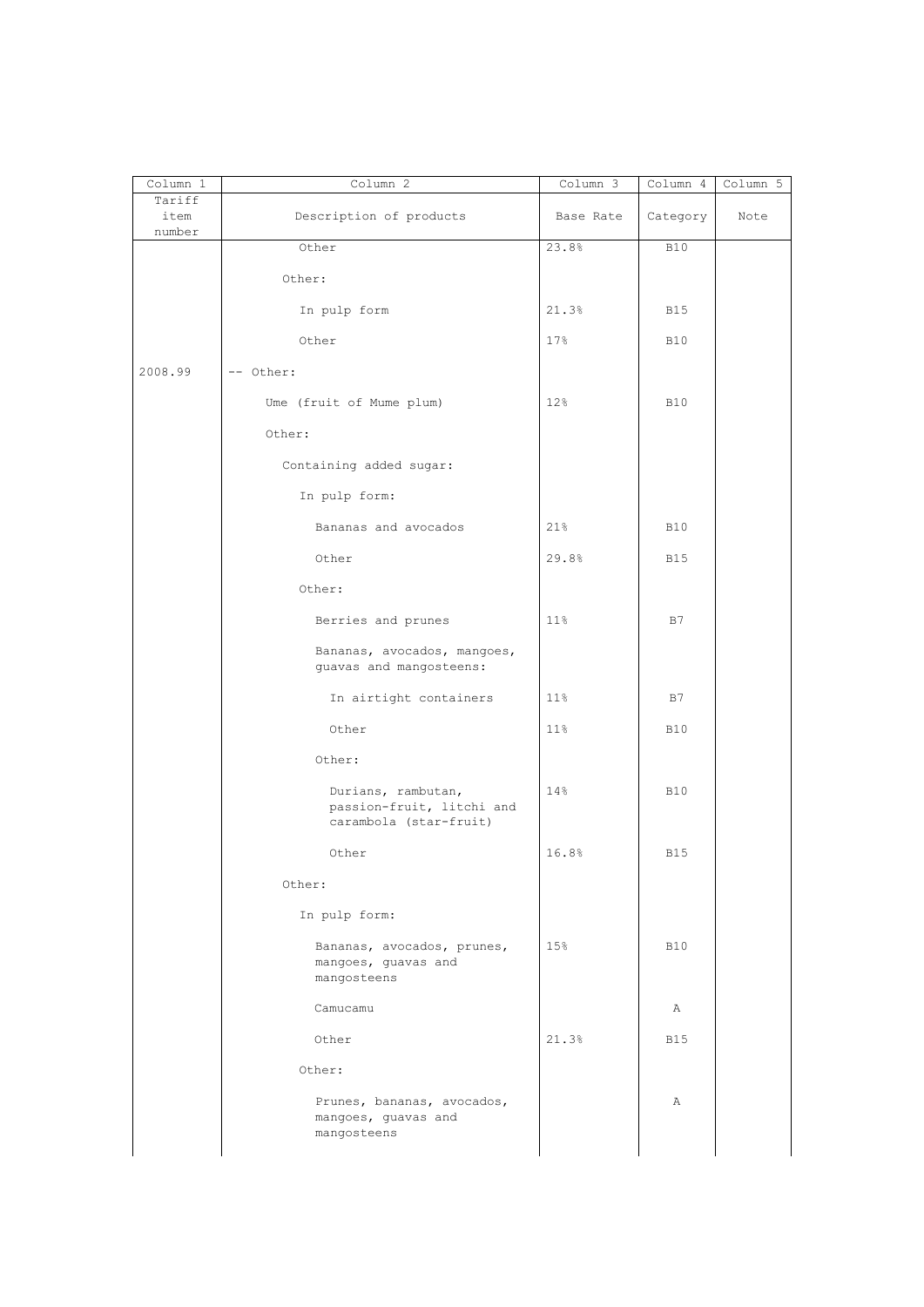| Column 1 | Column 2 | Column 3 | Column 4 | Column 5 |
|---|---|---|---|---|
| Tariff item number | Description of products | Base Rate | Category | Note |
| | Other | 23.8% | B10 | |
| | Other: | | | |
| | In pulp form | 21.3% | B15 | |
| | Other | 17% | B10 | |
| 2008.99 | -- Other: | | | |
| | Ume (fruit of Mume plum) | 12% | B10 | |
| | Other: | | | |
| | Containing added sugar: | | | |
| | In pulp form: | | | |
| | Bananas and avocados | 21% | B10 | |
| | Other | 29.8% | B15 | |
| | Other: | | | |
| | Berries and prunes | 11% | B7 | |
| | Bananas, avocados, mangoes, guavas and mangosteens: | | | |
| | In airtight containers | 11% | B7 | |
| | Other | 11% | B10 | |
| | Other: | | | |
| | Durians, rambutan, passion-fruit, litchi and carambola (star-fruit) | 14% | B10 | |
| | Other | 16.8% | B15 | |
| | Other: | | | |
| | In pulp form: | | | |
| | Bananas, avocados, prunes, mangoes, guavas and mangosteens | 15% | B10 | |
| | Camucamu | | A | |
| | Other | 21.3% | B15 | |
| | Other: | | | |
| | Prunes, bananas, avocados, mangoes, guavas and mangosteens | | A | |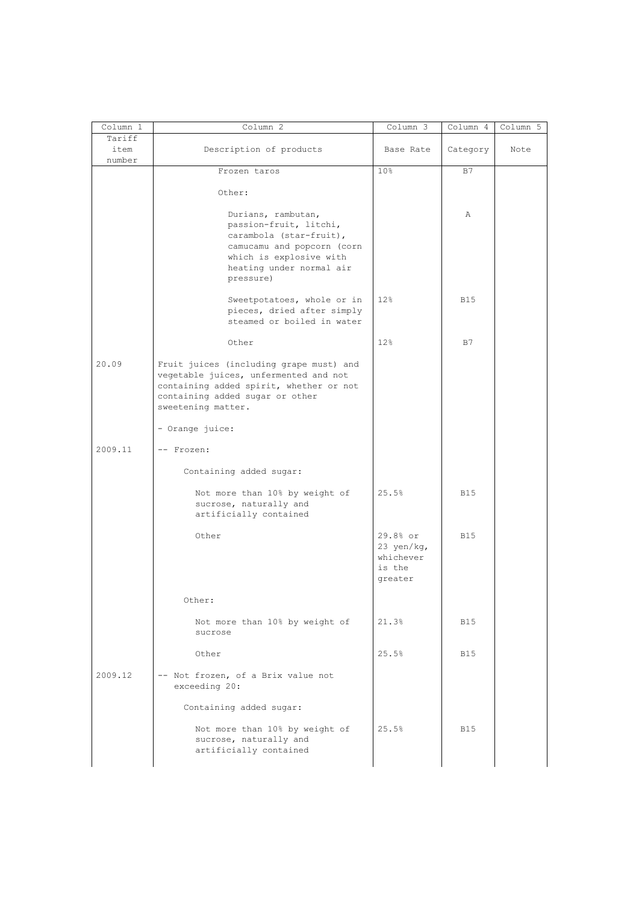| Column 1 | Column 2 | Column 3 | Column 4 | Column 5 |
|---|---|---|---|---|
| Tariff item number | Description of products | Base Rate | Category | Note |
| | Frozen taros | 10% | B7 | |
| | Other: | | | |
| | Durians, rambutan, passion-fruit, litchi, carambola (star-fruit), camucamu and popcorn (corn which is explosive with heating under normal air pressure) | | A | |
| | Sweetpotatoes, whole or in pieces, dried after simply steamed or boiled in water | 12% | B15 | |
| | Other | 12% | B7 | |
| 20.09 | Fruit juices (including grape must) and vegetable juices, unfermented and not containing added spirit, whether or not containing added sugar or other sweetening matter. | | | |
| | - Orange juice: | | | |
| 2009.11 | -- Frozen: | | | |
| | Containing added sugar: | | | |
| | Not more than 10% by weight of sucrose, naturally and artificially contained | 25.5% | B15 | |
| | Other | 29.8% or 23 yen/kg, whichever is the greater | B15 | |
| | Other: | | | |
| | Not more than 10% by weight of sucrose | 21.3% | B15 | |
| | Other | 25.5% | B15 | |
| 2009.12 | -- Not frozen, of a Brix value not exceeding 20: | | | |
| | Containing added sugar: | | | |
| | Not more than 10% by weight of sucrose, naturally and artificially contained | 25.5% | B15 | |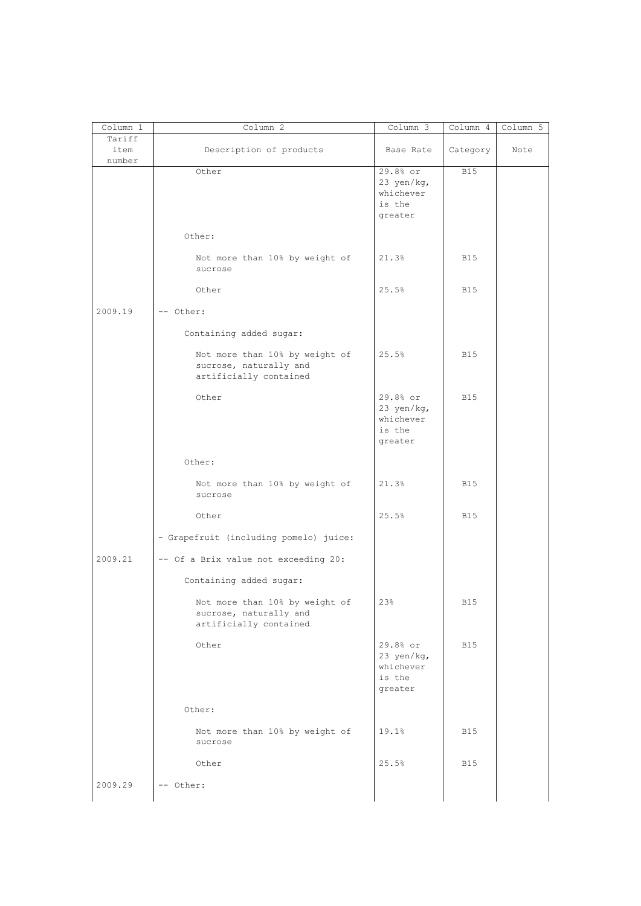| Column 1 | Column 2 | Column 3 | Column 4 | Column 5 |
|---|---|---|---|---|
| Tariff item number | Description of products | Base Rate | Category | Note |
| | Other | 29.8% or 23 yen/kg, whichever is the greater | B15 | |
| | Other: | | | |
| | Not more than 10% by weight of sucrose | 21.3% | B15 | |
| | Other | 25.5% | B15 | |
| 2009.19 | -- Other: | | | |
| | Containing added sugar: | | | |
| | Not more than 10% by weight of sucrose, naturally and artificially contained | 25.5% | B15 | |
| | Other | 29.8% or 23 yen/kg, whichever is the greater | B15 | |
| | Other: | | | |
| | Not more than 10% by weight of sucrose | 21.3% | B15 | |
| | Other | 25.5% | B15 | |
| | - Grapefruit (including pomelo) juice: | | | |
| 2009.21 | -- Of a Brix value not exceeding 20: | | | |
| | Containing added sugar: | | | |
| | Not more than 10% by weight of sucrose, naturally and artificially contained | 23% | B15 | |
| | Other | 29.8% or 23 yen/kg, whichever is the greater | B15 | |
| | Other: | | | |
| | Not more than 10% by weight of sucrose | 19.1% | B15 | |
| | Other | 25.5% | B15 | |
| 2009.29 | -- Other: | | | |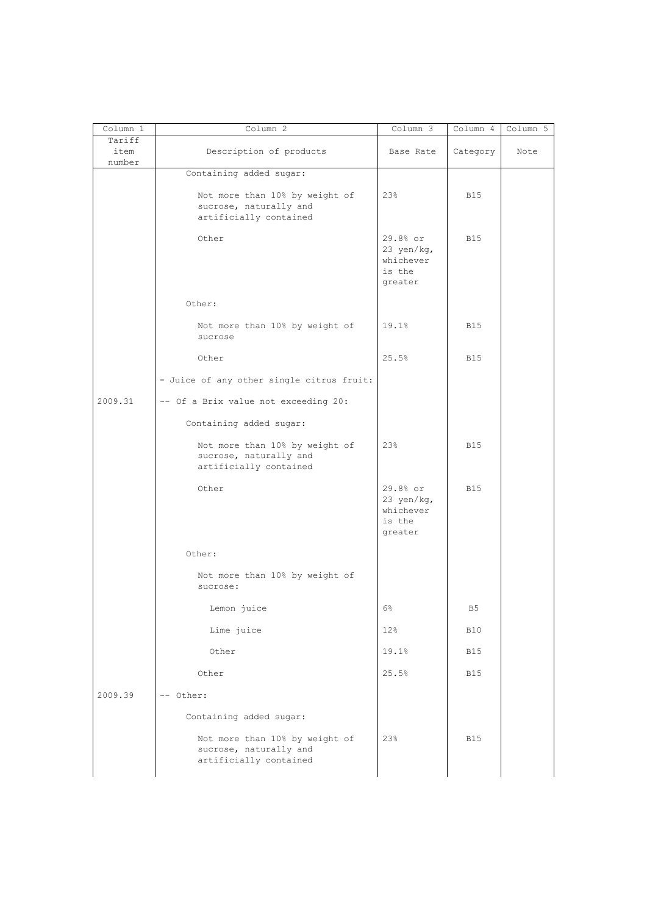| Column 1 | Column 2 | Column 3 | Column 4 | Column 5 |
|---|---|---|---|---|
| Tariff item number | Description of products | Base Rate | Category | Note |
| | Containing added sugar: | | | |
| | Not more than 10% by weight of sucrose, naturally and artificially contained | 23% | B15 | |
| | Other | 29.8% or 23 yen/kg, whichever is the greater | B15 | |
| | Other: | | | |
| | Not more than 10% by weight of sucrose | 19.1% | B15 | |
| | Other | 25.5% | B15 | |
| | - Juice of any other single citrus fruit: | | | |
| 2009.31 | -- Of a Brix value not exceeding 20: | | | |
| | Containing added sugar: | | | |
| | Not more than 10% by weight of sucrose, naturally and artificially contained | 23% | B15 | |
| | Other | 29.8% or 23 yen/kg, whichever is the greater | B15 | |
| | Other: | | | |
| | Not more than 10% by weight of sucrose: | | | |
| | Lemon juice | 6% | B5 | |
| | Lime juice | 12% | B10 | |
| | Other | 19.1% | B15 | |
| | Other | 25.5% | B15 | |
| 2009.39 | -- Other: | | | |
| | Containing added sugar: | | | |
| | Not more than 10% by weight of sucrose, naturally and artificially contained | 23% | B15 | |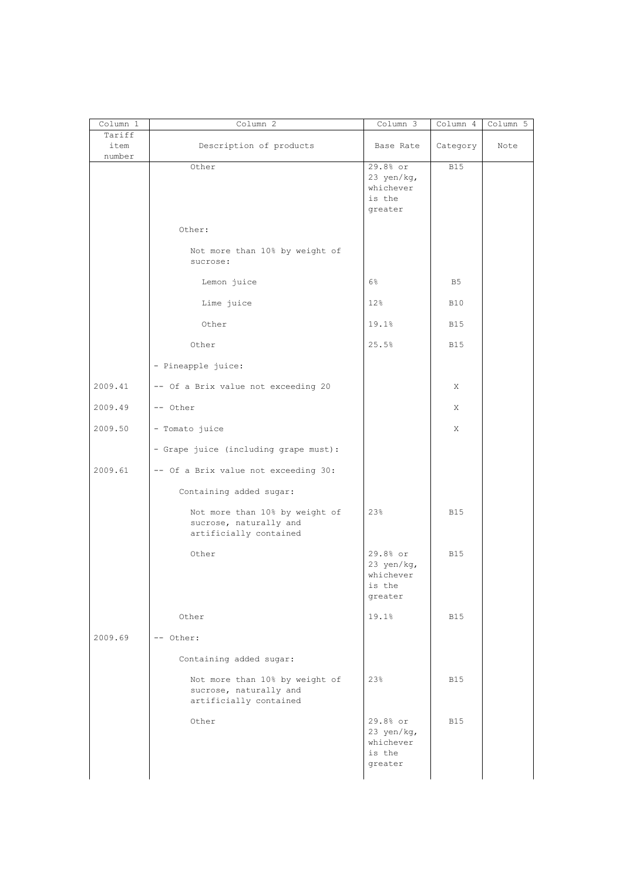| Column 1 | Column 2 | Column 3 | Column 4 | Column 5 |
|---|---|---|---|---|
| Tariff item number | Description of products | Base Rate | Category | Note |
| | Other | 29.8% or 23 yen/kg, whichever is the greater | B15 | |
| | Other: | | | |
| | Not more than 10% by weight of sucrose: | | | |
| | Lemon juice | 6% | B5 | |
| | Lime juice | 12% | B10 | |
| | Other | 19.1% | B15 | |
| | Other | 25.5% | B15 | |
| | - Pineapple juice: | | | |
| 2009.41 | -- Of a Brix value not exceeding 20 | | X | |
| 2009.49 | -- Other | | X | |
| 2009.50 | - Tomato juice | | X | |
| | - Grape juice (including grape must): | | | |
| 2009.61 | -- Of a Brix value not exceeding 30: | | | |
| | Containing added sugar: | | | |
| | Not more than 10% by weight of sucrose, naturally and artificially contained | 23% | B15 | |
| | Other | 29.8% or 23 yen/kg, whichever is the greater | B15 | |
| | Other | 19.1% | B15 | |
| 2009.69 | -- Other: | | | |
| | Containing added sugar: | | | |
| | Not more than 10% by weight of sucrose, naturally and artificially contained | 23% | B15 | |
| | Other | 29.8% or 23 yen/kg, whichever is the greater | B15 | |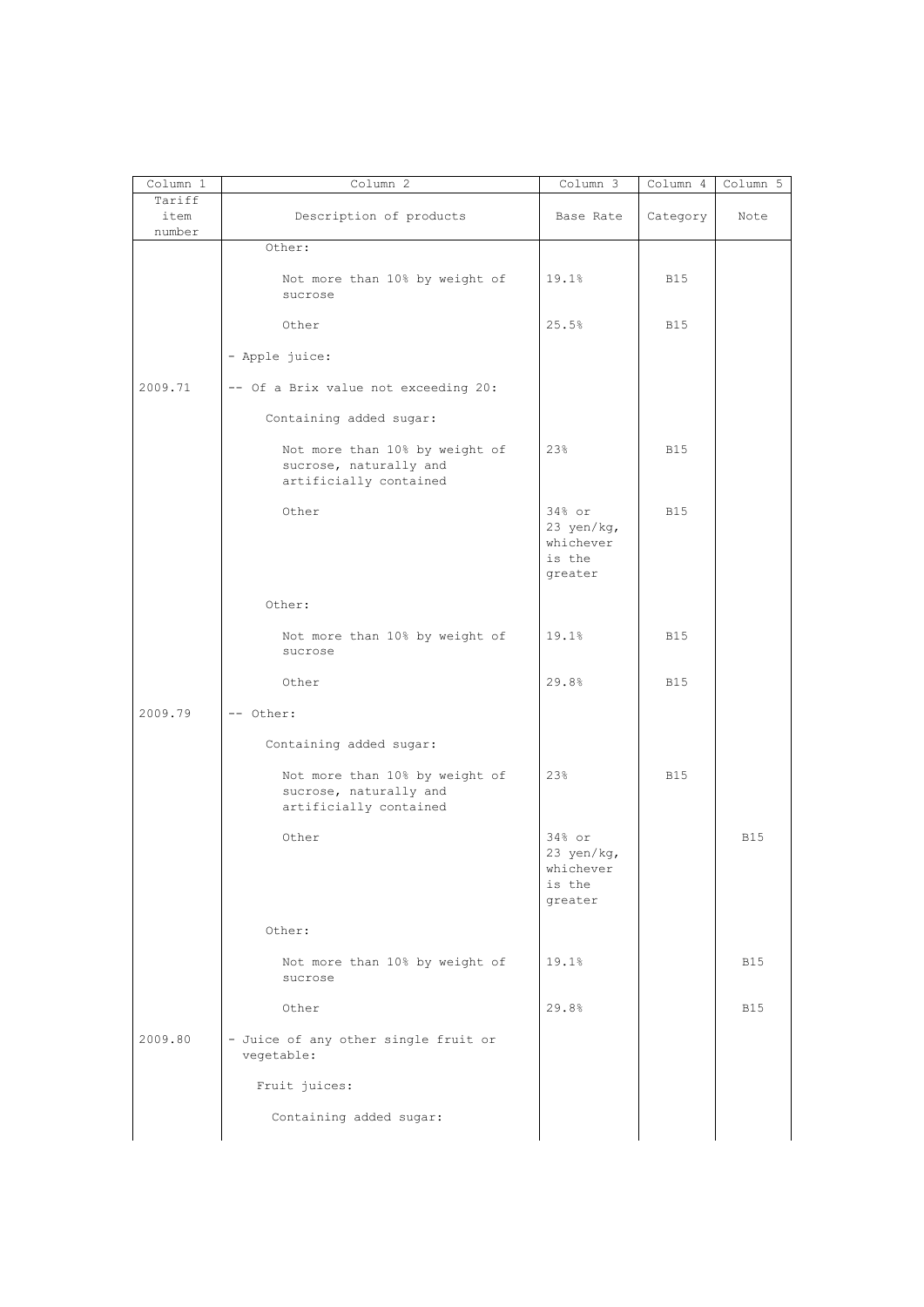| Column 1 | Column 2 | Column 3 | Column 4 | Column 5 |
|---|---|---|---|---|
| Tariff item number | Description of products | Base Rate | Category | Note |
| | Other: | | | |
| | Not more than 10% by weight of sucrose | 19.1% | B15 | |
| | Other | 25.5% | B15 | |
| | - Apple juice: | | | |
| 2009.71 | -- Of a Brix value not exceeding 20: | | | |
| | Containing added sugar: | | | |
| | Not more than 10% by weight of sucrose, naturally and artificially contained | 23% | B15 | |
| | Other | 34% or 23 yen/kg, whichever is the greater | B15 | |
| | Other: | | | |
| | Not more than 10% by weight of sucrose | 19.1% | B15 | |
| | Other | 29.8% | B15 | |
| 2009.79 | -- Other: | | | |
| | Containing added sugar: | | | |
| | Not more than 10% by weight of sucrose, naturally and artificially contained | 23% | B15 | |
| | Other | 34% or 23 yen/kg, whichever is the greater | | B15 |
| | Other: | | | |
| | Not more than 10% by weight of sucrose | 19.1% | | B15 |
| | Other | 29.8% | | B15 |
| 2009.80 | - Juice of any other single fruit or vegetable: | | | |
| | Fruit juices: | | | |
| | Containing added sugar: | | | |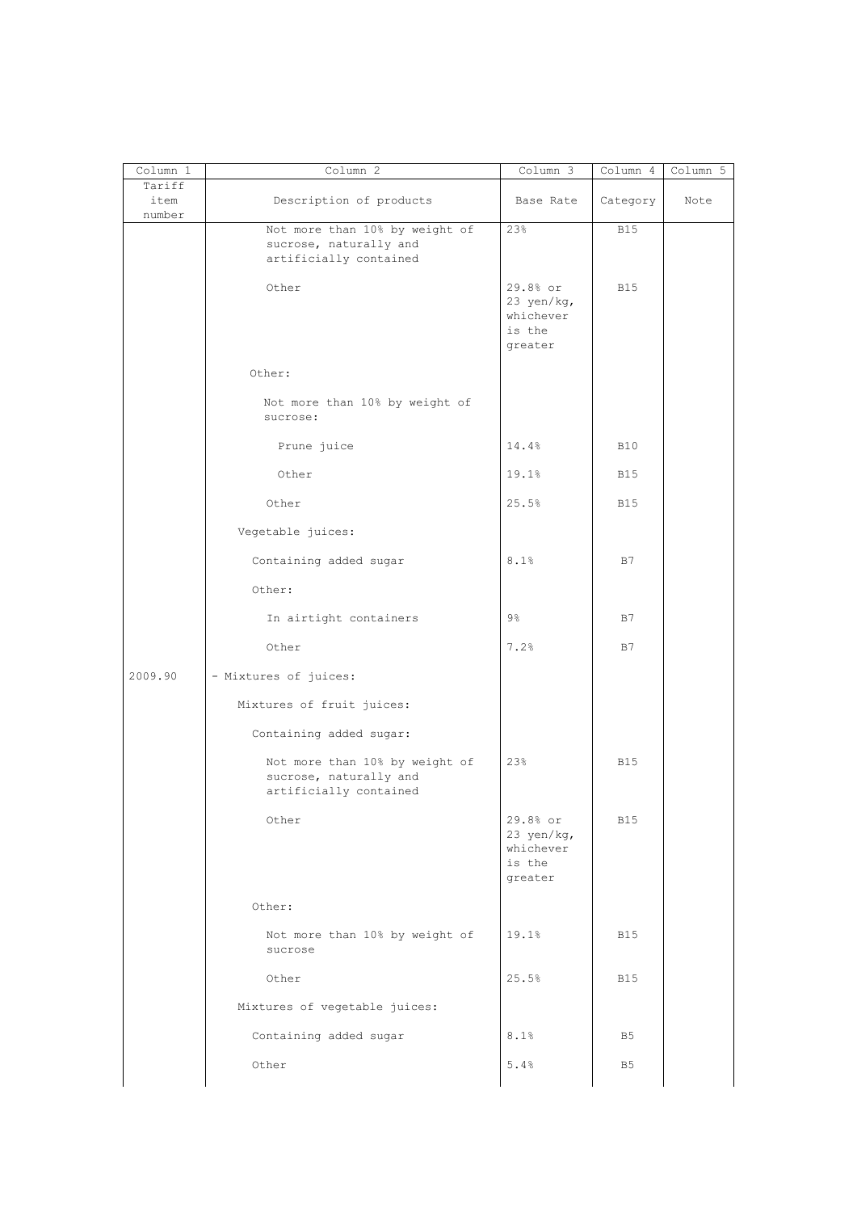| Column 1 | Column 2 | Column 3 | Column 4 | Column 5 |
|---|---|---|---|---|
| Tariff item number | Description of products | Base Rate | Category | Note |
| | Not more than 10% by weight of sucrose, naturally and artificially contained | 23% | B15 | |
| | Other | 29.8% or 23 yen/kg, whichever is the greater | B15 | |
| | Other: | | | |
| | Not more than 10% by weight of sucrose: | | | |
| | Prune juice | 14.4% | B10 | |
| | Other | 19.1% | B15 | |
| | Other | 25.5% | B15 | |
| | Vegetable juices: | | | |
| | Containing added sugar | 8.1% | B7 | |
| | Other: | | | |
| | In airtight containers | 9% | B7 | |
| | Other | 7.2% | B7 | |
| 2009.90 | - Mixtures of juices: | | | |
| | Mixtures of fruit juices: | | | |
| | Containing added sugar: | | | |
| | Not more than 10% by weight of sucrose, naturally and artificially contained | 23% | B15 | |
| | Other | 29.8% or 23 yen/kg, whichever is the greater | B15 | |
| | Other: | | | |
| | Not more than 10% by weight of sucrose | 19.1% | B15 | |
| | Other | 25.5% | B15 | |
| | Mixtures of vegetable juices: | | | |
| | Containing added sugar | 8.1% | B5 | |
| | Other | 5.4% | B5 | |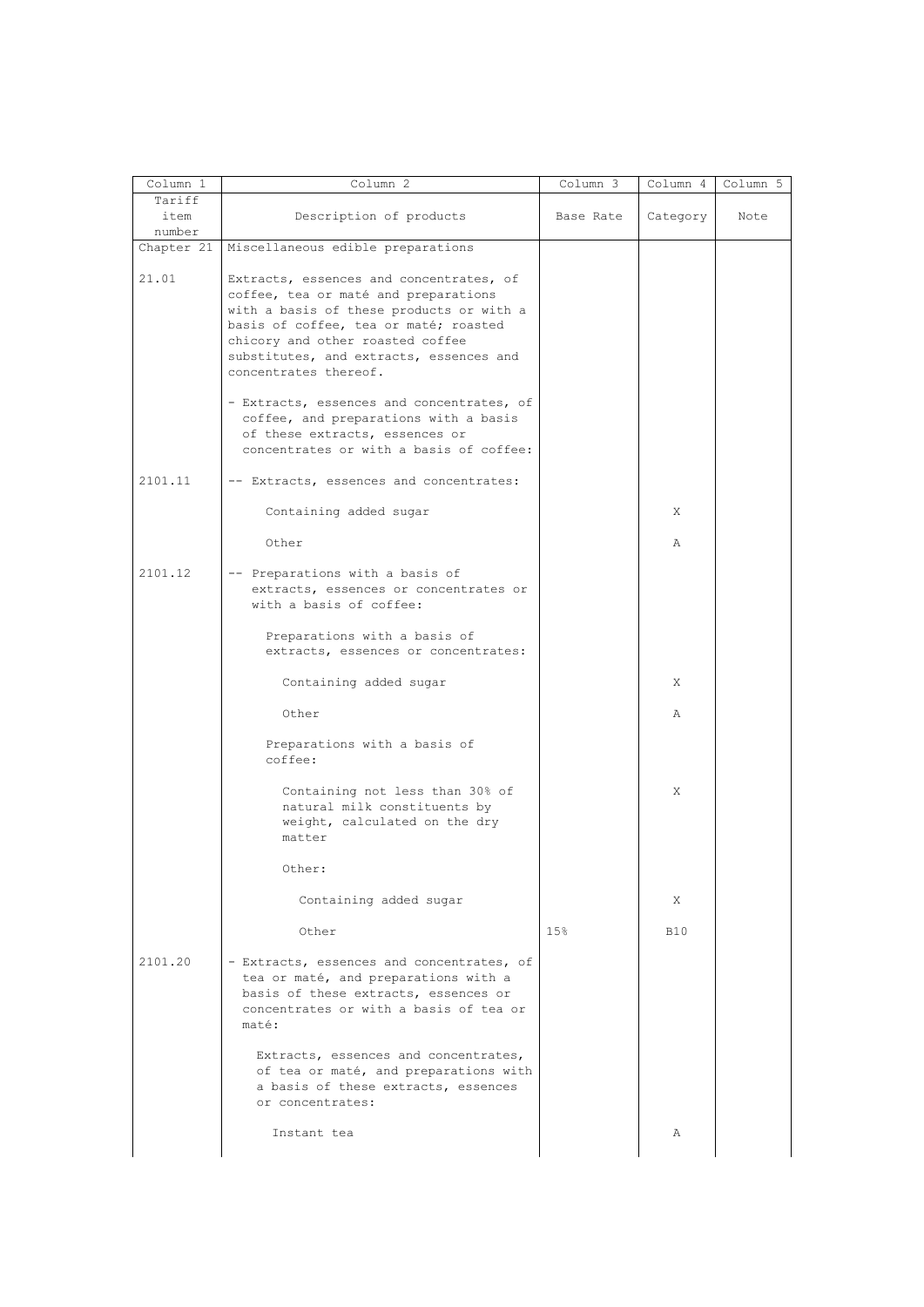| Column 1 | Column 2 | Column 3 | Column 4 | Column 5 |
|---|---|---|---|---|
| Tariff item number | Description of products | Base Rate | Category | Note |
| Chapter 21 | Miscellaneous edible preparations | | | |
| 21.01 | Extracts, essences and concentrates, of coffee, tea or maté and preparations with a basis of these products or with a basis of coffee, tea or maté; roasted chicory and other roasted coffee substitutes, and extracts, essences and concentrates thereof. | | | |
| | - Extracts, essences and concentrates, of coffee, and preparations with a basis of these extracts, essences or concentrates or with a basis of coffee: | | | |
| 2101.11 | -- Extracts, essences and concentrates: | | | |
| | Containing added sugar | | X | |
| | Other | | A | |
| 2101.12 | -- Preparations with a basis of extracts, essences or concentrates or with a basis of coffee: | | | |
| | Preparations with a basis of extracts, essences or concentrates: | | | |
| | Containing added sugar | | X | |
| | Other | | A | |
| | Preparations with a basis of coffee: | | | |
| | Containing not less than 30% of natural milk constituents by weight, calculated on the dry matter | | X | |
| | Other: | | | |
| | Containing added sugar | | X | |
| | Other | 15% | B10 | |
| 2101.20 | - Extracts, essences and concentrates, of tea or maté, and preparations with a basis of these extracts, essences or concentrates or with a basis of tea or maté: | | | |
| | Extracts, essences and concentrates, of tea or maté, and preparations with a basis of these extracts, essences or concentrates: | | | |
| | Instant tea | | A | |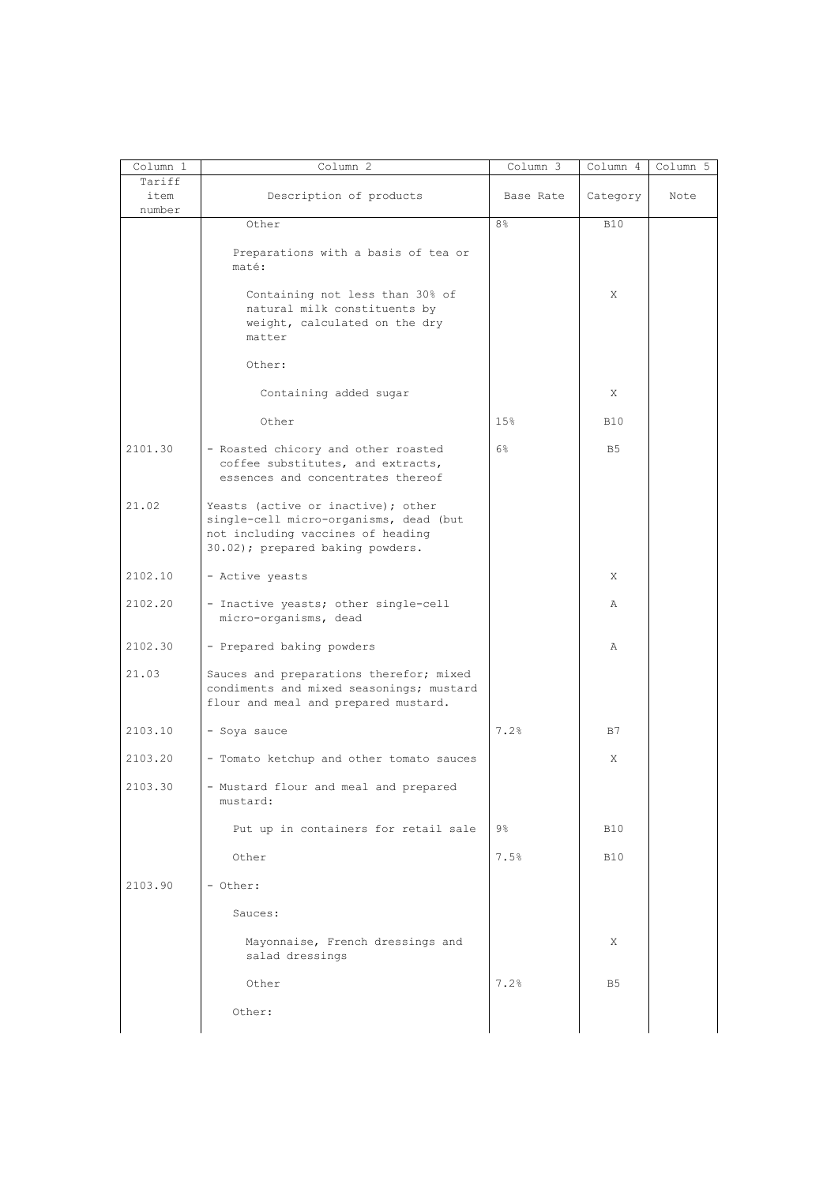| Column 1 | Column 2 | Column 3 | Column 4 | Column 5 |
|---|---|---|---|---|
| Tariff item number | Description of products | Base Rate | Category | Note |
| | Other | 8% | B10 | |
| | Preparations with a basis of tea or maté: | | | |
| | Containing not less than 30% of natural milk constituents by weight, calculated on the dry matter | | X | |
| | Other: | | | |
| | Containing added sugar | | X | |
| | Other | 15% | B10 | |
| 2101.30 | - Roasted chicory and other roasted coffee substitutes, and extracts, essences and concentrates thereof | 6% | B5 | |
| 21.02 | Yeasts (active or inactive); other single-cell micro-organisms, dead (but not including vaccines of heading 30.02); prepared baking powders. | | | |
| 2102.10 | - Active yeasts | | X | |
| 2102.20 | - Inactive yeasts; other single-cell micro-organisms, dead | | A | |
| 2102.30 | - Prepared baking powders | | A | |
| 21.03 | Sauces and preparations therefor; mixed condiments and mixed seasonings; mustard flour and meal and prepared mustard. | | | |
| 2103.10 | - Soya sauce | 7.2% | B7 | |
| 2103.20 | - Tomato ketchup and other tomato sauces | | X | |
| 2103.30 | - Mustard flour and meal and prepared mustard: | | | |
| | Put up in containers for retail sale | 9% | B10 | |
| | Other | 7.5% | B10 | |
| 2103.90 | - Other: | | | |
| | Sauces: | | | |
| | Mayonnaise, French dressings and salad dressings | | X | |
| | Other | 7.2% | B5 | |
| | Other: | | | |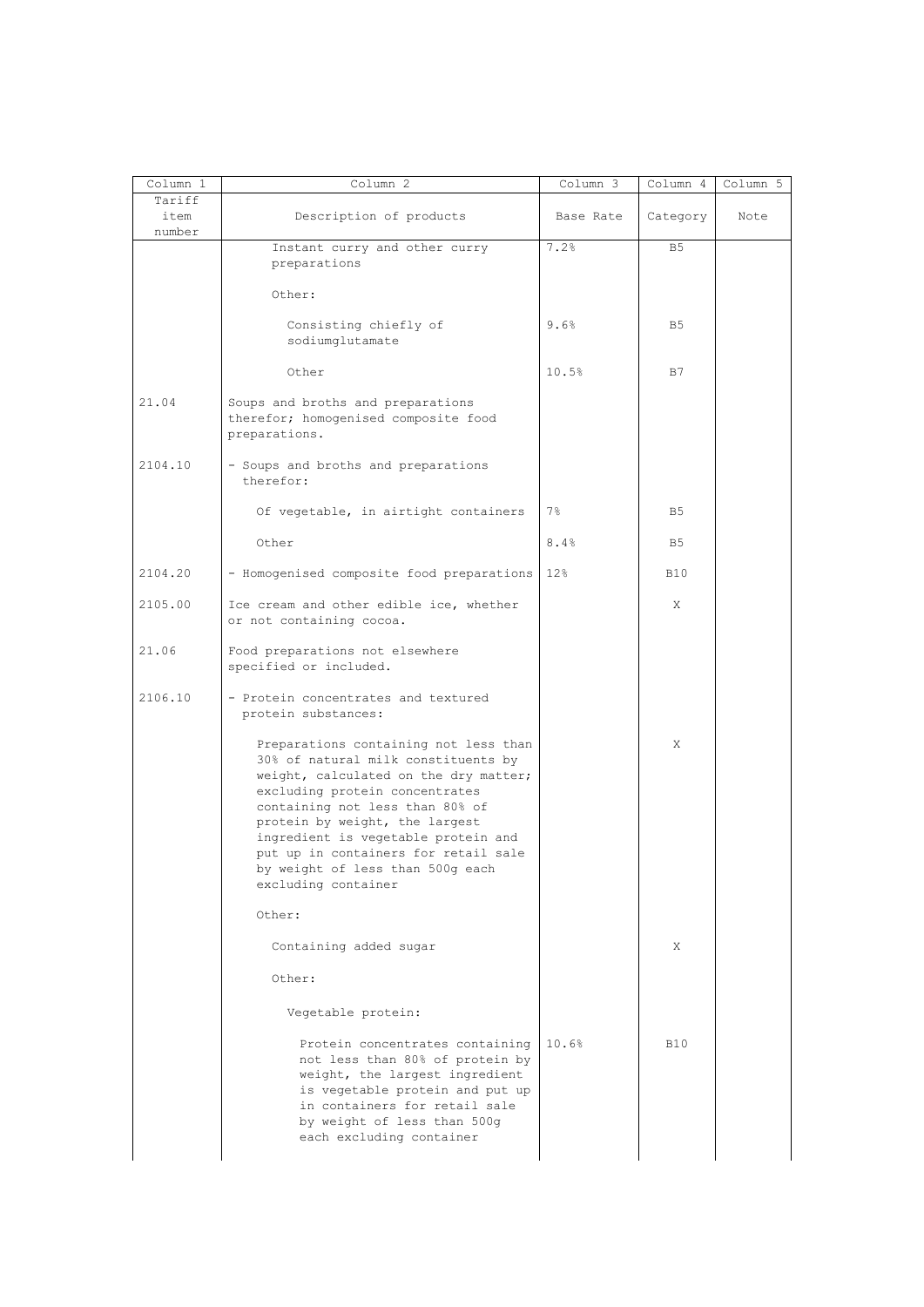| Column 1 | Column 2 | Column 3 | Column 4 | Column 5 |
|---|---|---|---|---|
| Tariff item number | Description of products | Base Rate | Category | Note |
| | Instant curry and other curry preparations | 7.2% | B5 | |
| | Other: | | | |
| | Consisting chiefly of sodiumglutamate | 9.6% | B5 | |
| | Other | 10.5% | B7 | |
| 21.04 | Soups and broths and preparations therefor; homogenised composite food preparations. | | | |
| 2104.10 | - Soups and broths and preparations therefor: | | | |
| | Of vegetable, in airtight containers | 7% | B5 | |
| | Other | 8.4% | B5 | |
| 2104.20 | - Homogenised composite food preparations | 12% | B10 | |
| 2105.00 | Ice cream and other edible ice, whether or not containing cocoa. | | X | |
| 21.06 | Food preparations not elsewhere specified or included. | | | |
| 2106.10 | - Protein concentrates and textured protein substances: | | | |
| | Preparations containing not less than 30% of natural milk constituents by weight, calculated on the dry matter; excluding protein concentrates containing not less than 80% of protein by weight, the largest ingredient is vegetable protein and put up in containers for retail sale by weight of less than 500g each excluding container | | X | |
| | Other: | | | |
| | Containing added sugar | | X | |
| | Other: | | | |
| | Vegetable protein: | | | |
| | Protein concentrates containing not less than 80% of protein by weight, the largest ingredient is vegetable protein and put up in containers for retail sale by weight of less than 500g each excluding container | 10.6% | B10 | |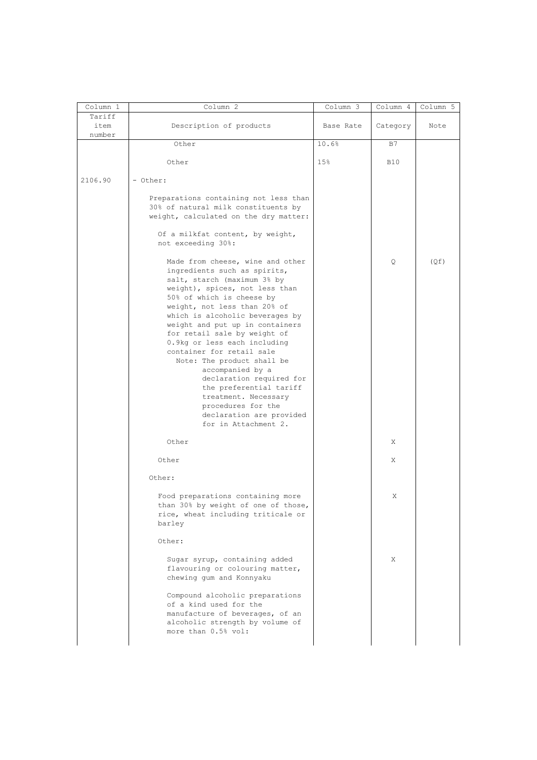| Column 1 | Column 2 | Column 3 | Column 4 | Column 5 |
|---|---|---|---|---|
| Tariff item number | Description of products | Base Rate | Category | Note |
| | Other | 10.6% | B7 | |
| | Other | 15% | B10 | |
| 2106.90 | - Other: | | | |
| | Preparations containing not less than 30% of natural milk constituents by weight, calculated on the dry matter: | | | |
| | Of a milkfat content, by weight, not exceeding 30%: | | | |
| | Made from cheese, wine and other ingredients such as spirits, salt, starch (maximum 3% by weight), spices, not less than 50% of which is cheese by weight, not less than 20% of which is alcoholic beverages by weight and put up in containers for retail sale by weight of 0.9kg or less each including container for retail sale<br>Note: The product shall be accompanied by a declaration required for the preferential tariff treatment. Necessary procedures for the declaration are provided for in Attachment 2. | | Q | (Qf) |
| | Other | | X | |
| | Other | | X | |
| | Other: | | | |
| | Food preparations containing more than 30% by weight of one of those, rice, wheat including triticale or barley | | X | |
| | Other: | | | |
| | Sugar syrup, containing added flavouring or colouring matter, chewing gum and Konnyaku | | X | |
| | Compound alcoholic preparations of a kind used for the manufacture of beverages, of an alcoholic strength by volume of more than 0.5% vol: | | | |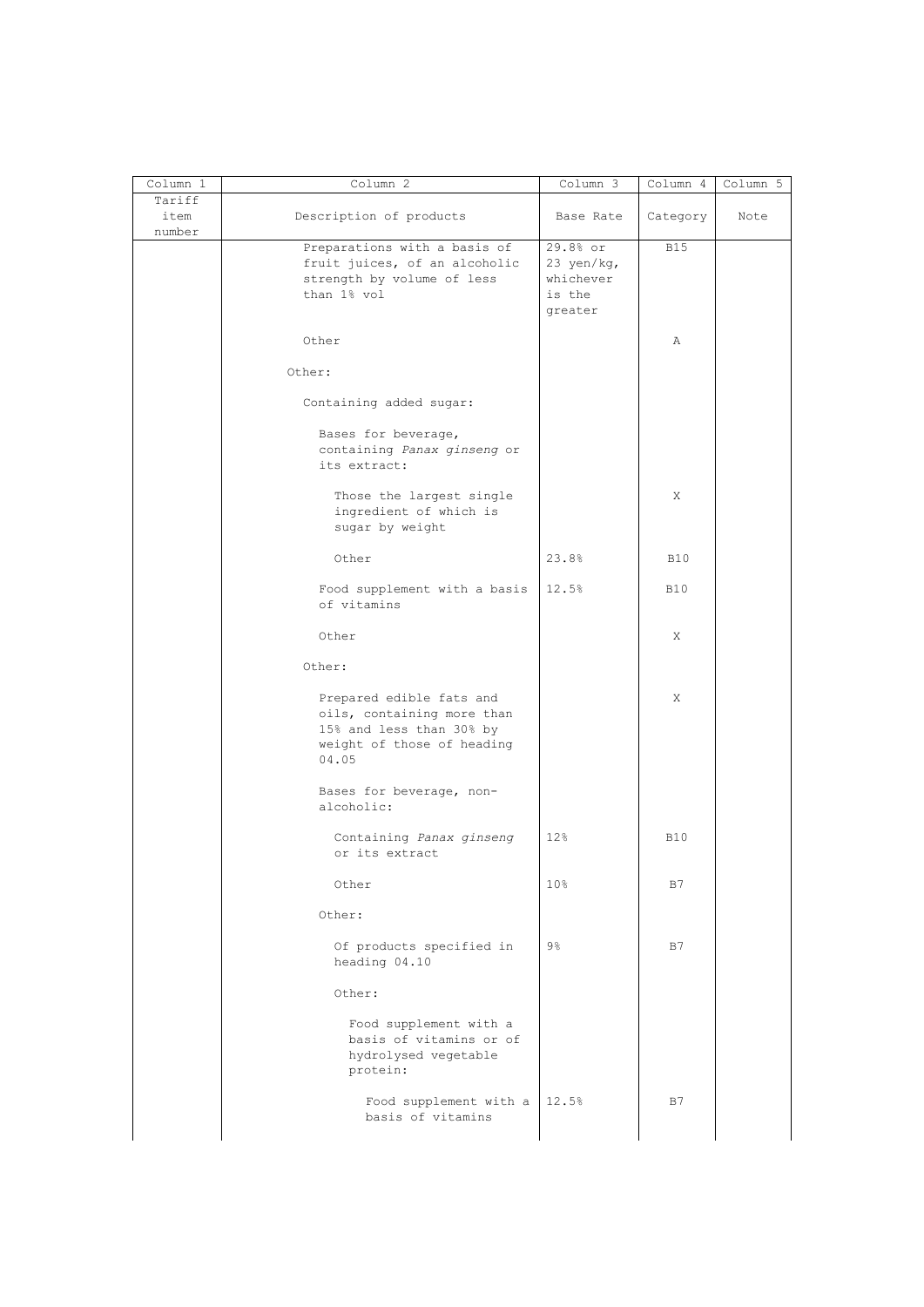| Column 1 | Column 2 | Column 3 | Column 4 | Column 5 |
|---|---|---|---|---|
| Tariff item number | Description of products | Base Rate | Category | Note |
| | Preparations with a basis of fruit juices, of an alcoholic strength by volume of less than 1% vol | 29.8% or 23 yen/kg, whichever is the greater | B15 | |
| | Other | | A | |
| | Other: | | | |
| | Containing added sugar: | | | |
| | Bases for beverage, containing *Panax ginseng* or its extract: | | | |
| | Those the largest single ingredient of which is sugar by weight | | X | |
| | Other | 23.8% | B10 | |
| | Food supplement with a basis of vitamins | 12.5% | B10 | |
| | Other | | X | |
| | Other: | | | |
| | Prepared edible fats and oils, containing more than 15% and less than 30% by weight of those of heading 04.05 | | X | |
| | Bases for beverage, non-alcoholic: | | | |
| | Containing *Panax ginseng* or its extract | 12% | B10 | |
| | Other | 10% | B7 | |
| | Other: | | | |
| | Of products specified in heading 04.10 | 9% | B7 | |
| | Other: | | | |
| | Food supplement with a basis of vitamins or of hydrolysed vegetable protein: | | | |
| | Food supplement with a basis of vitamins | 12.5% | B7 | |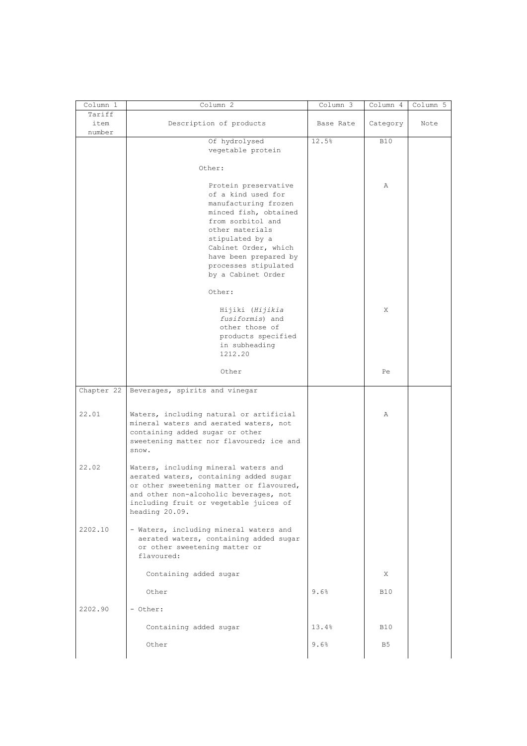| Column 1 | Column 2 | Column 3 | Column 4 | Column 5 |
|---|---|---|---|---|
| Tariff item number | Description of products | Base Rate | Category | Note |
| | Of hydrolysed vegetable protein | 12.5% | B10 | |
| | Other: | | | |
| | Protein preservative of a kind used for manufacturing frozen minced fish, obtained from sorbitol and other materials stipulated by a Cabinet Order, which have been prepared by processes stipulated by a Cabinet Order | | A | |
| | Other: | | | |
| | Hijiki (*Hijikia fusiformis*) and other those of products specified in subheading 1212.20 | | X | |
| | Other | | Pe | |
| Chapter 22 | Beverages, spirits and vinegar | | | |
| 22.01 | Waters, including natural or artificial mineral waters and aerated waters, not containing added sugar or other sweetening matter nor flavoured; ice and snow. | | A | |
| 22.02 | Waters, including mineral waters and aerated waters, containing added sugar or other sweetening matter or flavoured, and other non-alcoholic beverages, not including fruit or vegetable juices of heading 20.09. | | | |
| 2202.10 | - Waters, including mineral waters and aerated waters, containing added sugar or other sweetening matter or flavoured: | | | |
| | Containing added sugar | | X | |
| | Other | 9.6% | B10 | |
| 2202.90 | - Other: | | | |
| | Containing added sugar | 13.4% | B10 | |
| | Other | 9.6% | B5 | |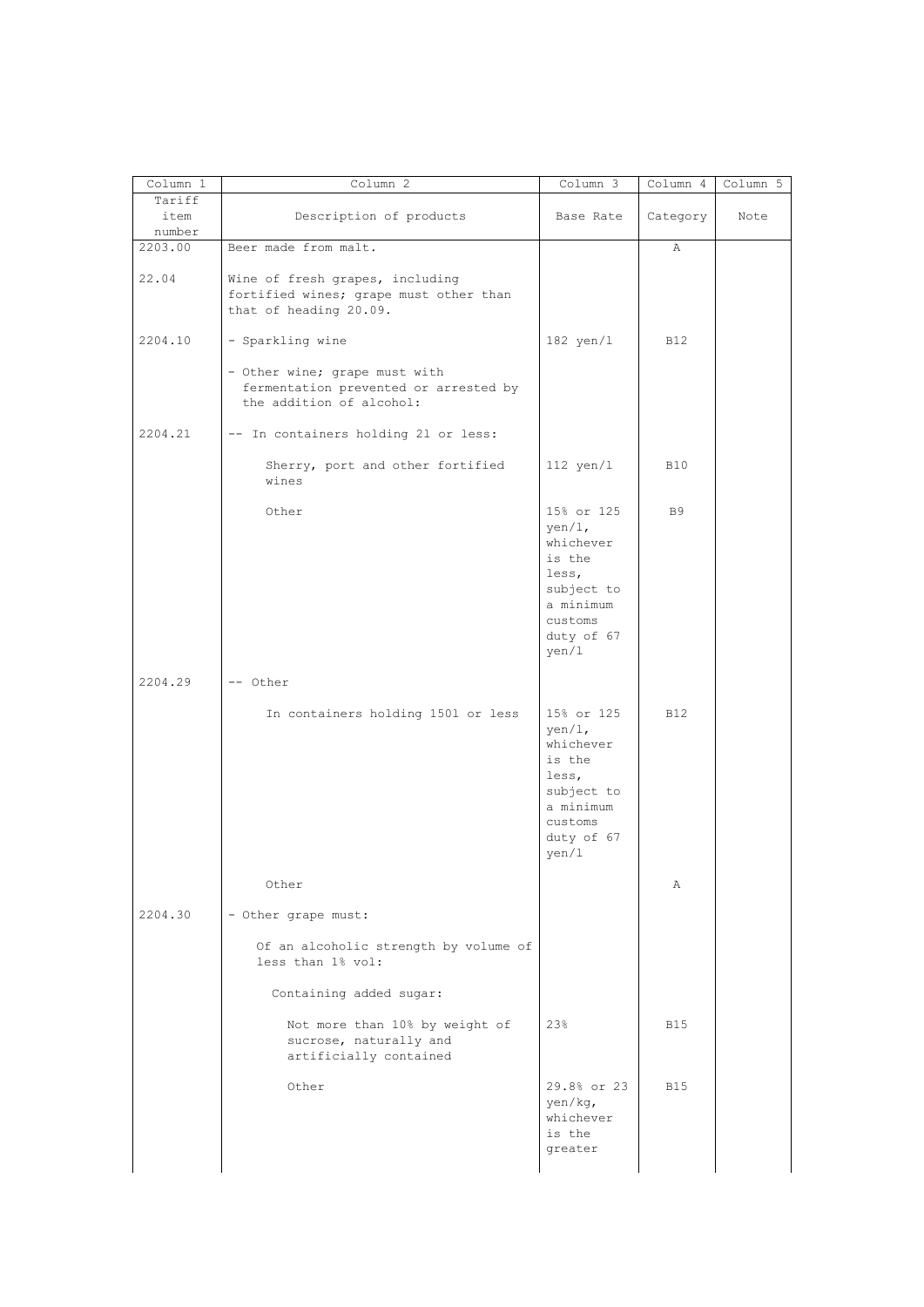| Column 1 | Column 2 | Column 3 | Column 4 | Column 5 |
|---|---|---|---|---|
| Tariff item number | Description of products | Base Rate | Category | Note |
| 2203.00 | Beer made from malt. | | A | |
| 22.04 | Wine of fresh grapes, including fortified wines; grape must other than that of heading 20.09. | | | |
| 2204.10 | - Sparkling wine | 182 yen/l | B12 | |
| | - Other wine; grape must with fermentation prevented or arrested by the addition of alcohol: | | | |
| 2204.21 | -- In containers holding 2l or less: | | | |
| | Sherry, port and other fortified wines | 112 yen/l | B10 | |
| | Other | 15% or 125 yen/l, whichever is the less, subject to a minimum customs duty of 67 yen/l | B9 | |
| 2204.29 | -- Other | | | |
| | In containers holding 150l or less | 15% or 125 yen/l, whichever is the less, subject to a minimum customs duty of 67 yen/l | B12 | |
| | Other | | A | |
| 2204.30 | - Other grape must: | | | |
| | Of an alcoholic strength by volume of less than 1% vol: | | | |
| | Containing added sugar: | | | |
| | Not more than 10% by weight of sucrose, naturally and artificially contained | 23% | B15 | |
| | Other | 29.8% or 23 yen/kg, whichever is the greater | B15 | |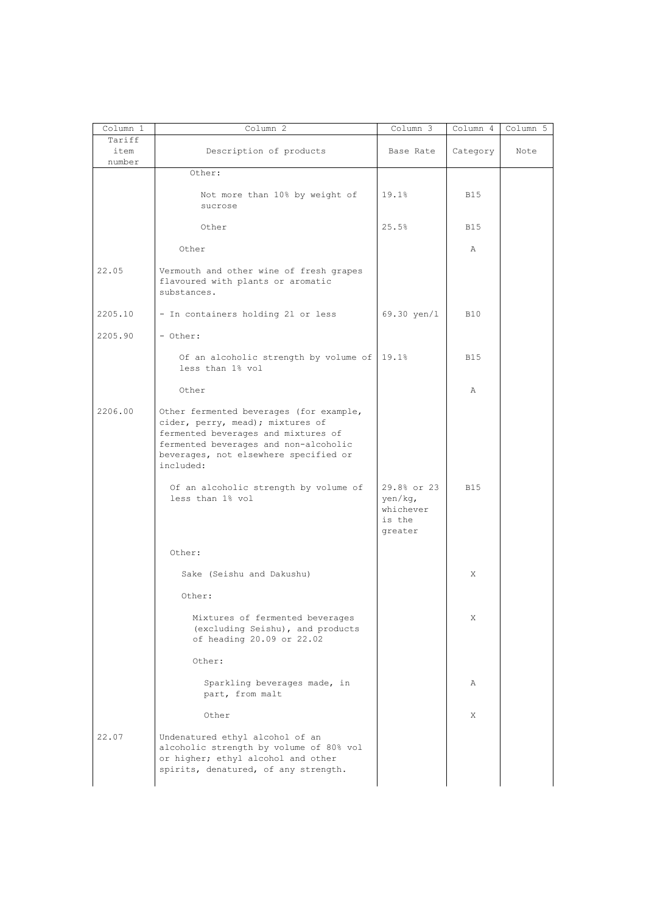| Column 1 | Column 2 | Column 3 | Column 4 | Column 5 |
|---|---|---|---|---|
| Tariff item number | Description of products | Base Rate | Category | Note |
| | Other: | | | |
| | Not more than 10% by weight of sucrose | 19.1% | B15 | |
| | Other | 25.5% | B15 | |
| | Other | | A | |
| 22.05 | Vermouth and other wine of fresh grapes flavoured with plants or aromatic substances. | | | |
| 2205.10 | - In containers holding 2l or less | 69.30 yen/l | B10 | |
| 2205.90 | - Other: | | | |
| | Of an alcoholic strength by volume of less than 1% vol | 19.1% | B15 | |
| | Other | | A | |
| 2206.00 | Other fermented beverages (for example, cider, perry, mead); mixtures of fermented beverages and mixtures of fermented beverages and non-alcoholic beverages, not elsewhere specified or included: | | | |
| | Of an alcoholic strength by volume of less than 1% vol | 29.8% or 23 yen/kg, whichever is the greater | B15 | |
| | Other: | | | |
| | Sake (Seishu and Dakushu) | | X | |
| | Other: | | | |
| | Mixtures of fermented beverages (excluding Seishu), and products of heading 20.09 or 22.02 | | X | |
| | Other: | | | |
| | Sparkling beverages made, in part, from malt | | A | |
| | Other | | X | |
| 22.07 | Undenatured ethyl alcohol of an alcoholic strength by volume of 80% vol or higher; ethyl alcohol and other spirits, denatured, of any strength. | | | |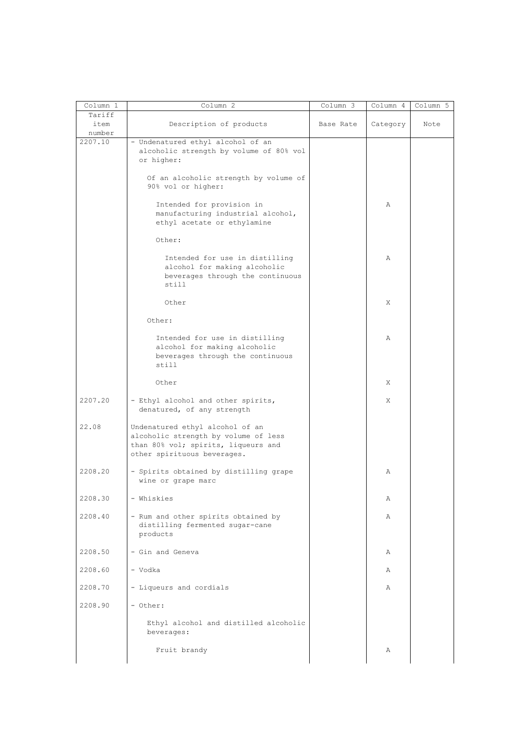| Column 1 | Column 2 | Column 3 | Column 4 | Column 5 |
|---|---|---|---|---|
| Tariff item number | Description of products | Base Rate | Category | Note |
| 2207.10 | - Undenatured ethyl alcohol of an alcoholic strength by volume of 80% vol or higher: | | | |
| | Of an alcoholic strength by volume of 90% vol or higher: | | | |
| | Intended for provision in manufacturing industrial alcohol, ethyl acetate or ethylamine | | A | |
| | Other: | | | |
| | Intended for use in distilling alcohol for making alcoholic beverages through the continuous still | | A | |
| | Other | | X | |
| | Other: | | | |
| | Intended for use in distilling alcohol for making alcoholic beverages through the continuous still | | A | |
| | Other | | X | |
| 2207.20 | - Ethyl alcohol and other spirits, denatured, of any strength | | X | |
| 22.08 | Undenatured ethyl alcohol of an alcoholic strength by volume of less than 80% vol; spirits, liqueurs and other spirituous beverages. | | | |
| 2208.20 | - Spirits obtained by distilling grape wine or grape marc | | A | |
| 2208.30 | - Whiskies | | A | |
| 2208.40 | - Rum and other spirits obtained by distilling fermented sugar-cane products | | A | |
| 2208.50 | - Gin and Geneva | | A | |
| 2208.60 | - Vodka | | A | |
| 2208.70 | - Liqueurs and cordials | | A | |
| 2208.90 | - Other: | | | |
| | Ethyl alcohol and distilled alcoholic beverages: | | | |
| | Fruit brandy | | A | |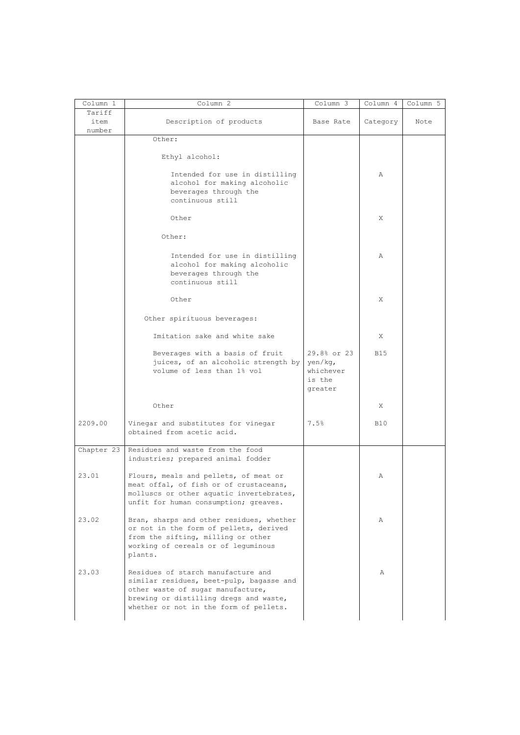| Column 1 | Column 2 | Column 3 | Column 4 | Column 5 |
|---|---|---|---|---|
| Tariff item number | Description of products | Base Rate | Category | Note |
| | Other: | | | |
| | Ethyl alcohol: | | | |
| | Intended for use in distilling alcohol for making alcoholic beverages through the continuous still | | A | |
| | Other | | X | |
| | Other: | | | |
| | Intended for use in distilling alcohol for making alcoholic beverages through the continuous still | | A | |
| | Other | | X | |
| | Other spirituous beverages: | | | |
| | Imitation sake and white sake | | X | |
| | Beverages with a basis of fruit juices, of an alcoholic strength by volume of less than 1% vol | 29.8% or 23 yen/kg, whichever is the greater | B15 | |
| | Other | | X | |
| 2209.00 | Vinegar and substitutes for vinegar obtained from acetic acid. | 7.5% | B10 | |
| Chapter 23 | Residues and waste from the food industries; prepared animal fodder | | | |
| 23.01 | Flours, meals and pellets, of meat or meat offal, of fish or of crustaceans, molluscs or other aquatic invertebrates, unfit for human consumption; greaves. | | A | |
| 23.02 | Bran, sharps and other residues, whether or not in the form of pellets, derived from the sifting, milling or other working of cereals or of leguminous plants. | | A | |
| 23.03 | Residues of starch manufacture and similar residues, beet-pulp, bagasse and other waste of sugar manufacture, brewing or distilling dregs and waste, whether or not in the form of pellets. | | A | |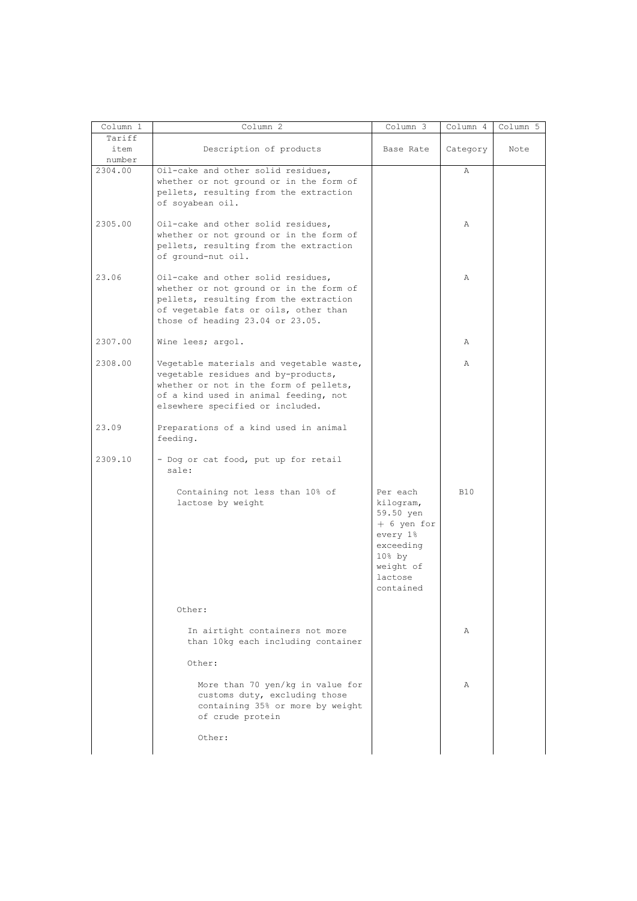| Column 1 | Column 2 | Column 3 | Column 4 | Column 5 |
|---|---|---|---|---|
| Tariff item number | Description of products | Base Rate | Category | Note |
| 2304.00 | Oil-cake and other solid residues, whether or not ground or in the form of pellets, resulting from the extraction of soyabean oil. | | A | |
| 2305.00 | Oil-cake and other solid residues, whether or not ground or in the form of pellets, resulting from the extraction of ground-nut oil. | | A | |
| 23.06 | Oil-cake and other solid residues, whether or not ground or in the form of pellets, resulting from the extraction of vegetable fats or oils, other than those of heading 23.04 or 23.05. | | A | |
| 2307.00 | Wine lees; argol. | | A | |
| 2308.00 | Vegetable materials and vegetable waste, vegetable residues and by-products, whether or not in the form of pellets, of a kind used in animal feeding, not elsewhere specified or included. | | A | |
| 23.09 | Preparations of a kind used in animal feeding. | | | |
| 2309.10 | - Dog or cat food, put up for retail sale: | | | |
| | Containing not less than 10% of lactose by weight | Per each kilogram, 59.50 yen + 6 yen for every 1% exceeding 10% by weight of lactose contained | B10 | |
| | Other: | | | |
| | In airtight containers not more than 10kg each including container | | A | |
| | Other: | | | |
| | More than 70 yen/kg in value for customs duty, excluding those containing 35% or more by weight of crude protein | | A | |
| | Other: | | | |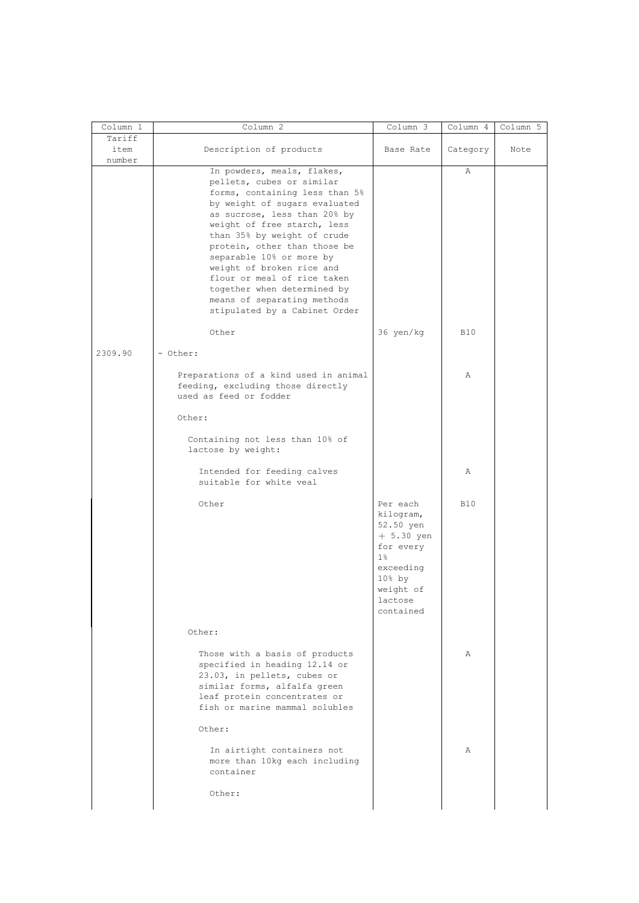| Column 1 | Column 2 | Column 3 | Column 4 | Column 5 |
|---|---|---|---|---|
| Tariff item number | Description of products | Base Rate | Category | Note |
| | In powders, meals, flakes, pellets, cubes or similar forms, containing less than 5% by weight of sugars evaluated as sucrose, less than 20% by weight of free starch, less than 35% by weight of crude protein, other than those be separable 10% or more by weight of broken rice and flour or meal of rice taken together when determined by means of separating methods stipulated by a Cabinet Order | | A | |
| | Other | 36 yen/kg | B10 | |
| 2309.90 | - Other: | | | |
| | Preparations of a kind used in animal feeding, excluding those directly used as feed or fodder | | A | |
| | Other: | | | |
| | Containing not less than 10% of lactose by weight: | | | |
| | Intended for feeding calves suitable for white veal | | A | |
| | Other | Per each kilogram, 52.50 yen + 5.30 yen for every 1% exceeding 10% by weight of lactose contained | B10 | |
| | Other: | | | |
| | Those with a basis of products specified in heading 12.14 or 23.03, in pellets, cubes or similar forms, alfalfa green leaf protein concentrates or fish or marine mammal solubles | | A | |
| | Other: | | | |
| | In airtight containers not more than 10kg each including container | | A | |
| | Other: | | | |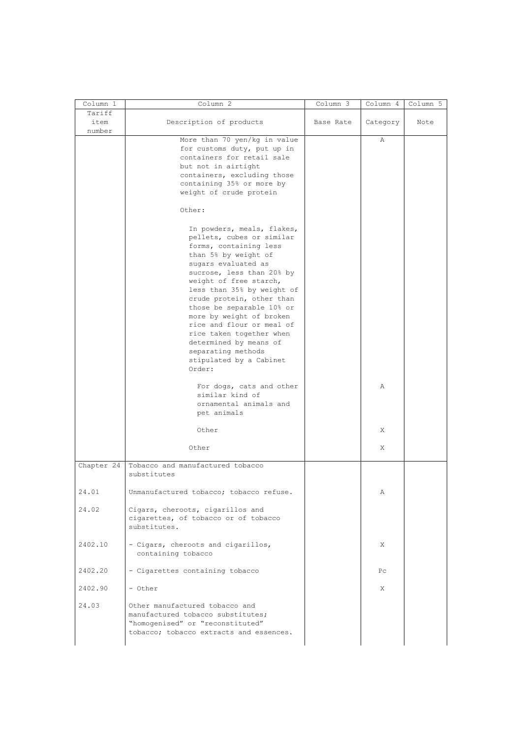| Column 1 | Column 2 | Column 3 | Column 4 | Column 5 |
|---|---|---|---|---|
| Tariff item number | Description of products | Base Rate | Category | Note |
| | More than 70 yen/kg in value for customs duty, put up in containers for retail sale but not in airtight containers, excluding those containing 35% or more by weight of crude protein | | A | |
| | Other: | | | |
| | In powders, meals, flakes, pellets, cubes or similar forms, containing less than 5% by weight of sugars evaluated as sucrose, less than 20% by weight of free starch, less than 35% by weight of crude protein, other than those be separable 10% or more by weight of broken rice and flour or meal of rice taken together when determined by means of separating methods stipulated by a Cabinet Order: | | | |
| | For dogs, cats and other similar kind of ornamental animals and pet animals | | A | |
| | Other | | X | |
| | Other | | X | |
| Chapter 24 | Tobacco and manufactured tobacco substitutes | | | |
| 24.01 | Unmanufactured tobacco; tobacco refuse. | | A | |
| 24.02 | Cigars, cheroots, cigarillos and cigarettes, of tobacco or of tobacco substitutes. | | | |
| 2402.10 | - Cigars, cheroots and cigarillos, containing tobacco | | X | |
| 2402.20 | - Cigarettes containing tobacco | | Pc | |
| 2402.90 | - Other | | X | |
| 24.03 | Other manufactured tobacco and manufactured tobacco substitutes; "homogenised" or "reconstituted" tobacco; tobacco extracts and essences. | | | |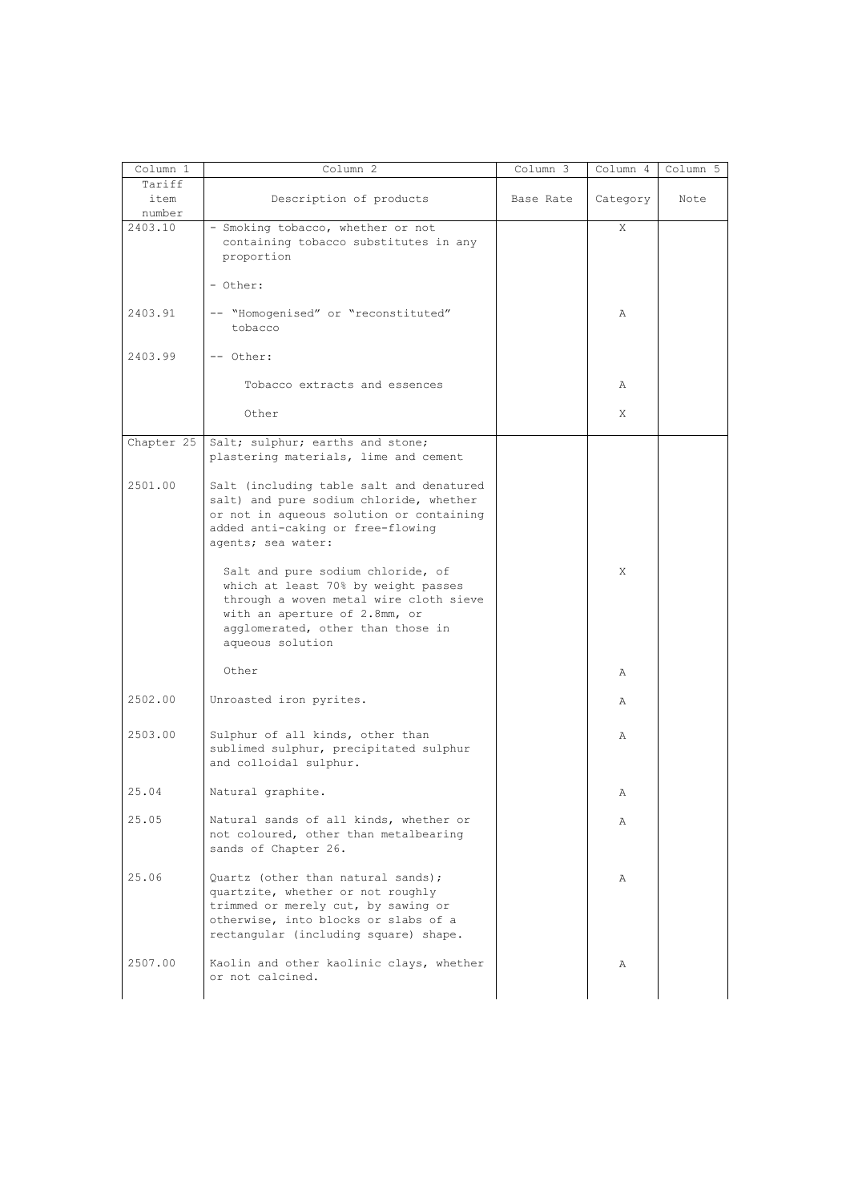| Column 1 | Column 2 | Column 3 | Column 4 | Column 5 |
|---|---|---|---|---|
| Tariff item number | Description of products | Base Rate | Category | Note |
| 2403.10 | - Smoking tobacco, whether or not containing tobacco substitutes in any proportion | | X | |
| | - Other: | | | |
| 2403.91 | -- "Homogenised" or "reconstituted" tobacco | | A | |
| 2403.99 | -- Other: | | | |
| | Tobacco extracts and essences | | A | |
| | Other | | X | |
| Chapter 25 | Salt; sulphur; earths and stone; plastering materials, lime and cement | | | |
| 2501.00 | Salt (including table salt and denatured salt) and pure sodium chloride, whether or not in aqueous solution or containing added anti-caking or free-flowing agents; sea water: | | | |
| | Salt and pure sodium chloride, of which at least 70% by weight passes through a woven metal wire cloth sieve with an aperture of 2.8mm, or agglomerated, other than those in aqueous solution | | X | |
| | Other | | A | |
| 2502.00 | Unroasted iron pyrites. | | A | |
| 2503.00 | Sulphur of all kinds, other than sublimed sulphur, precipitated sulphur and colloidal sulphur. | | A | |
| 25.04 | Natural graphite. | | A | |
| 25.05 | Natural sands of all kinds, whether or not coloured, other than metalbearing sands of Chapter 26. | | A | |
| 25.06 | Quartz (other than natural sands); quartzite, whether or not roughly trimmed or merely cut, by sawing or otherwise, into blocks or slabs of a rectangular (including square) shape. | | A | |
| 2507.00 | Kaolin and other kaolinic clays, whether or not calcined. | | A | |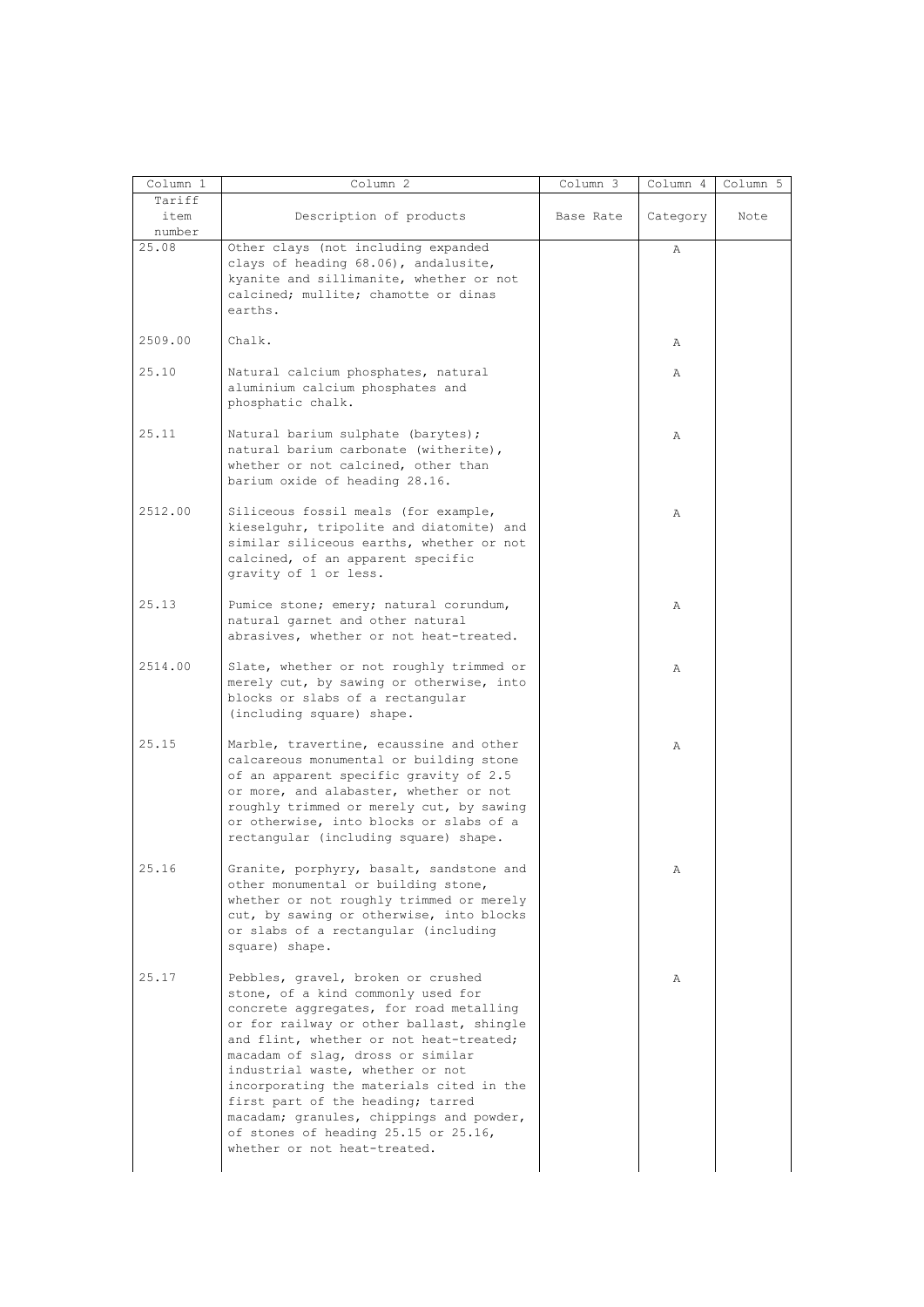| Column 1 | Column 2 | Column 3 | Column 4 | Column 5 |
|---|---|---|---|---|
| Tariff item number | Description of products | Base Rate | Category | Note |
| 25.08 | Other clays (not including expanded clays of heading 68.06), andalusite, kyanite and sillimanite, whether or not calcined; mullite; chamotte or dinas earths. | | A | |
| 2509.00 | Chalk. | | A | |
| 25.10 | Natural calcium phosphates, natural aluminium calcium phosphates and phosphatic chalk. | | A | |
| 25.11 | Natural barium sulphate (barytes); natural barium carbonate (witherite), whether or not calcined, other than barium oxide of heading 28.16. | | A | |
| 2512.00 | Siliceous fossil meals (for example, kieselguhr, tripolite and diatomite) and similar siliceous earths, whether or not calcined, of an apparent specific gravity of 1 or less. | | A | |
| 25.13 | Pumice stone; emery; natural corundum, natural garnet and other natural abrasives, whether or not heat-treated. | | A | |
| 2514.00 | Slate, whether or not roughly trimmed or merely cut, by sawing or otherwise, into blocks or slabs of a rectangular (including square) shape. | | A | |
| 25.15 | Marble, travertine, ecaussine and other calcareous monumental or building stone of an apparent specific gravity of 2.5 or more, and alabaster, whether or not roughly trimmed or merely cut, by sawing or otherwise, into blocks or slabs of a rectangular (including square) shape. | | A | |
| 25.16 | Granite, porphyry, basalt, sandstone and other monumental or building stone, whether or not roughly trimmed or merely cut, by sawing or otherwise, into blocks or slabs of a rectangular (including square) shape. | | A | |
| 25.17 | Pebbles, gravel, broken or crushed stone, of a kind commonly used for concrete aggregates, for road metalling or for railway or other ballast, shingle and flint, whether or not heat-treated; macadam of slag, dross or similar industrial waste, whether or not incorporating the materials cited in the first part of the heading; tarred macadam; granules, chippings and powder, of stones of heading 25.15 or 25.16, whether or not heat-treated. | | A | |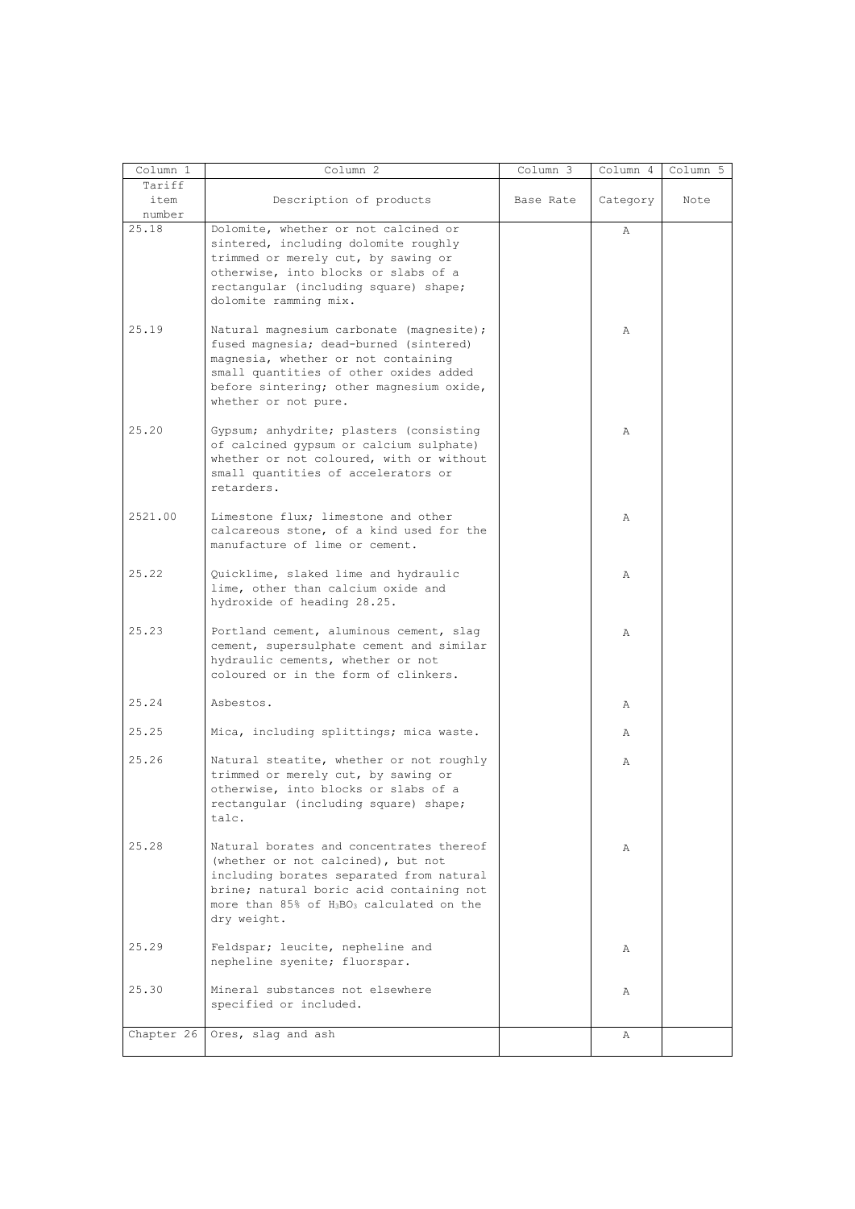| Column 1 | Column 2 | Column 3 | Column 4 | Column 5 |
|---|---|---|---|---|
| Tariff item number | Description of products | Base Rate | Category | Note |
| 25.18 | Dolomite, whether or not calcined or sintered, including dolomite roughly trimmed or merely cut, by sawing or otherwise, into blocks or slabs of a rectangular (including square) shape; dolomite ramming mix. | | A | |
| 25.19 | Natural magnesium carbonate (magnesite); fused magnesia; dead-burned (sintered) magnesia, whether or not containing small quantities of other oxides added before sintering; other magnesium oxide, whether or not pure. | | A | |
| 25.20 | Gypsum; anhydrite; plasters (consisting of calcined gypsum or calcium sulphate) whether or not coloured, with or without small quantities of accelerators or retarders. | | A | |
| 2521.00 | Limestone flux; limestone and other calcareous stone, of a kind used for the manufacture of lime or cement. | | A | |
| 25.22 | Quicklime, slaked lime and hydraulic lime, other than calcium oxide and hydroxide of heading 28.25. | | A | |
| 25.23 | Portland cement, aluminous cement, slag cement, supersulphate cement and similar hydraulic cements, whether or not coloured or in the form of clinkers. | | A | |
| 25.24 | Asbestos. | | A | |
| 25.25 | Mica, including splittings; mica waste. | | A | |
| 25.26 | Natural steatite, whether or not roughly trimmed or merely cut, by sawing or otherwise, into blocks or slabs of a rectangular (including square) shape; talc. | | A | |
| 25.28 | Natural borates and concentrates thereof (whether or not calcined), but not including borates separated from natural brine; natural boric acid containing not more than 85% of $H_3BO_3$ calculated on the dry weight. | | A | |
| 25.29 | Feldspar; leucite, nepheline and nepheline syenite; fluorspar. | | A | |
| 25.30 | Mineral substances not elsewhere specified or included. | | A | |
| Chapter 26 | Ores, slag and ash | | A | |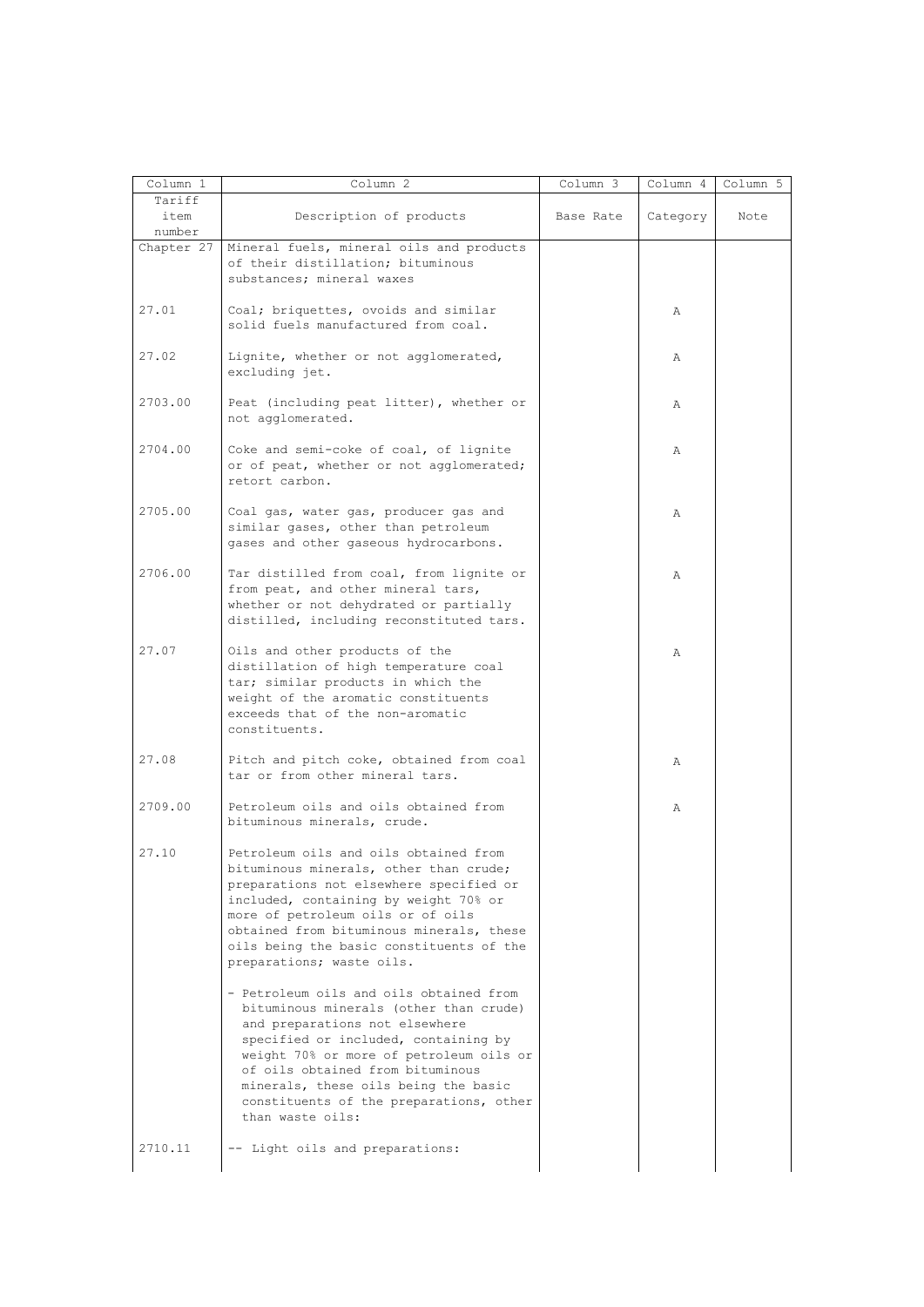| Column 1 | Column 2 | Column 3 | Column 4 | Column 5 |
|---|---|---|---|---|
| Tariff item number | Description of products | Base Rate | Category | Note |
| Chapter 27 | Mineral fuels, mineral oils and products of their distillation; bituminous substances; mineral waxes | | | |
| 27.01 | Coal; briquettes, ovoids and similar solid fuels manufactured from coal. | | A | |
| 27.02 | Lignite, whether or not agglomerated, excluding jet. | | A | |
| 2703.00 | Peat (including peat litter), whether or not agglomerated. | | A | |
| 2704.00 | Coke and semi-coke of coal, of lignite or of peat, whether or not agglomerated; retort carbon. | | A | |
| 2705.00 | Coal gas, water gas, producer gas and similar gases, other than petroleum gases and other gaseous hydrocarbons. | | A | |
| 2706.00 | Tar distilled from coal, from lignite or from peat, and other mineral tars, whether or not dehydrated or partially distilled, including reconstituted tars. | | A | |
| 27.07 | Oils and other products of the distillation of high temperature coal tar; similar products in which the weight of the aromatic constituents exceeds that of the non-aromatic constituents. | | A | |
| 27.08 | Pitch and pitch coke, obtained from coal tar or from other mineral tars. | | A | |
| 2709.00 | Petroleum oils and oils obtained from bituminous minerals, crude. | | A | |
| 27.10 | Petroleum oils and oils obtained from bituminous minerals, other than crude; preparations not elsewhere specified or included, containing by weight 70% or more of petroleum oils or of oils obtained from bituminous minerals, these oils being the basic constituents of the preparations; waste oils. | | | |
| | - Petroleum oils and oils obtained from bituminous minerals (other than crude) and preparations not elsewhere specified or included, containing by weight 70% or more of petroleum oils or of oils obtained from bituminous minerals, these oils being the basic constituents of the preparations, other than waste oils: | | | |
| 2710.11 | -- Light oils and preparations: | | | |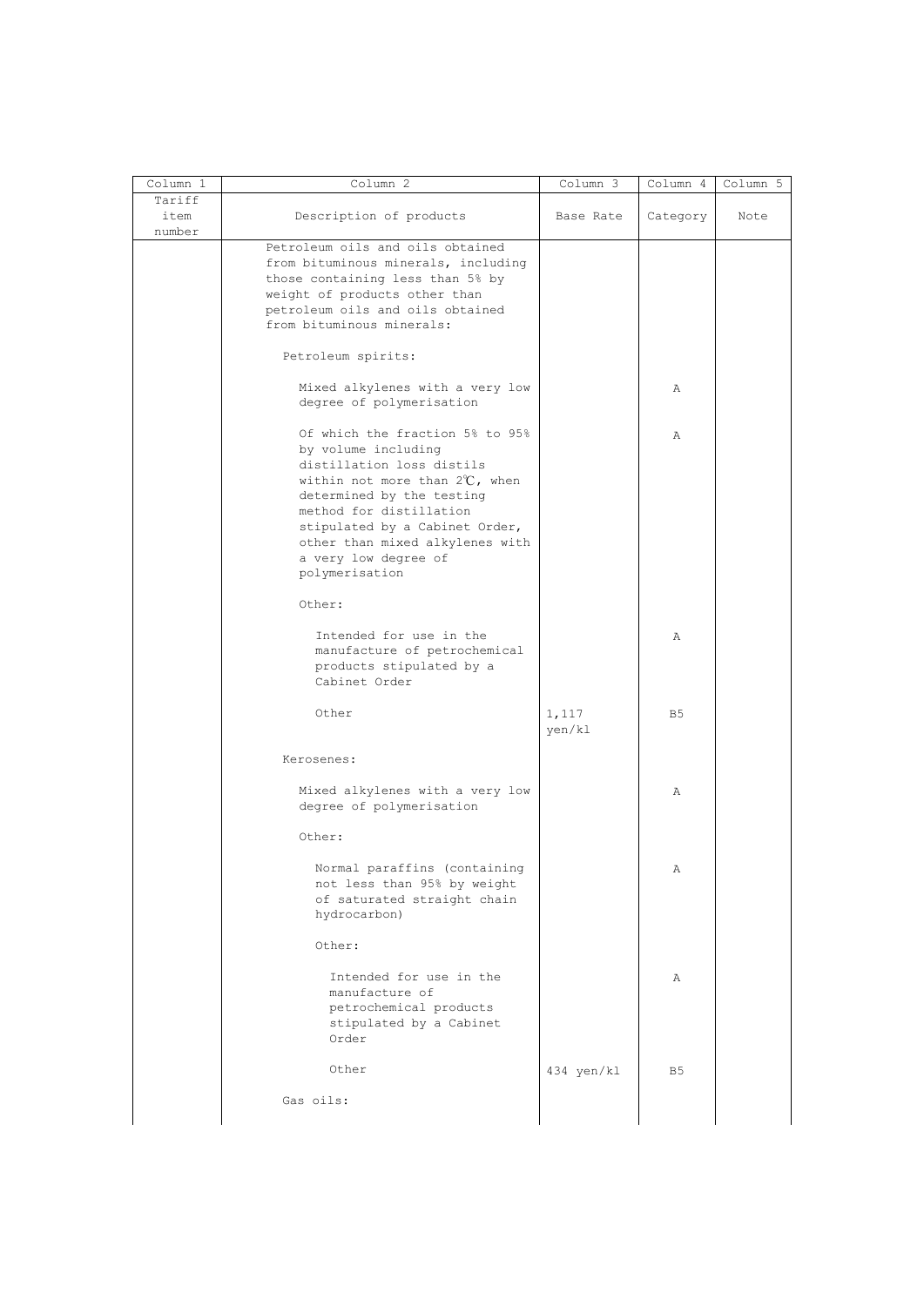| Column 1 | Column 2 | Column 3 | Column 4 | Column 5 |
| --- | --- | --- | --- | --- |
| Tariff item number | Description of products | Base Rate | Category | Note |
| | Petroleum oils and oils obtained from bituminous minerals, including those containing less than 5% by weight of products other than petroleum oils and oils obtained from bituminous minerals: | | | |
| | Petroleum spirits: | | | |
| | Mixed alkylenes with a very low degree of polymerisation | | A | |
| | Of which the fraction 5% to 95% by volume including distillation loss distils within not more than 2℃, when determined by the testing method for distillation stipulated by a Cabinet Order, other than mixed alkylenes with a very low degree of polymerisation | | A | |
| | Other: | | | |
| | Intended for use in the manufacture of petrochemical products stipulated by a Cabinet Order | | A | |
| | Other | 1,117 yen/kl | B5 | |
| | Kerosenes: | | | |
| | Mixed alkylenes with a very low degree of polymerisation | | A | |
| | Other: | | | |
| | Normal paraffins (containing not less than 95% by weight of saturated straight chain hydrocarbon) | | A | |
| | Other: | | | |
| | Intended for use in the manufacture of petrochemical products stipulated by a Cabinet Order | | A | |
| | Other | 434 yen/kl | B5 | |
| | Gas oils: | | | |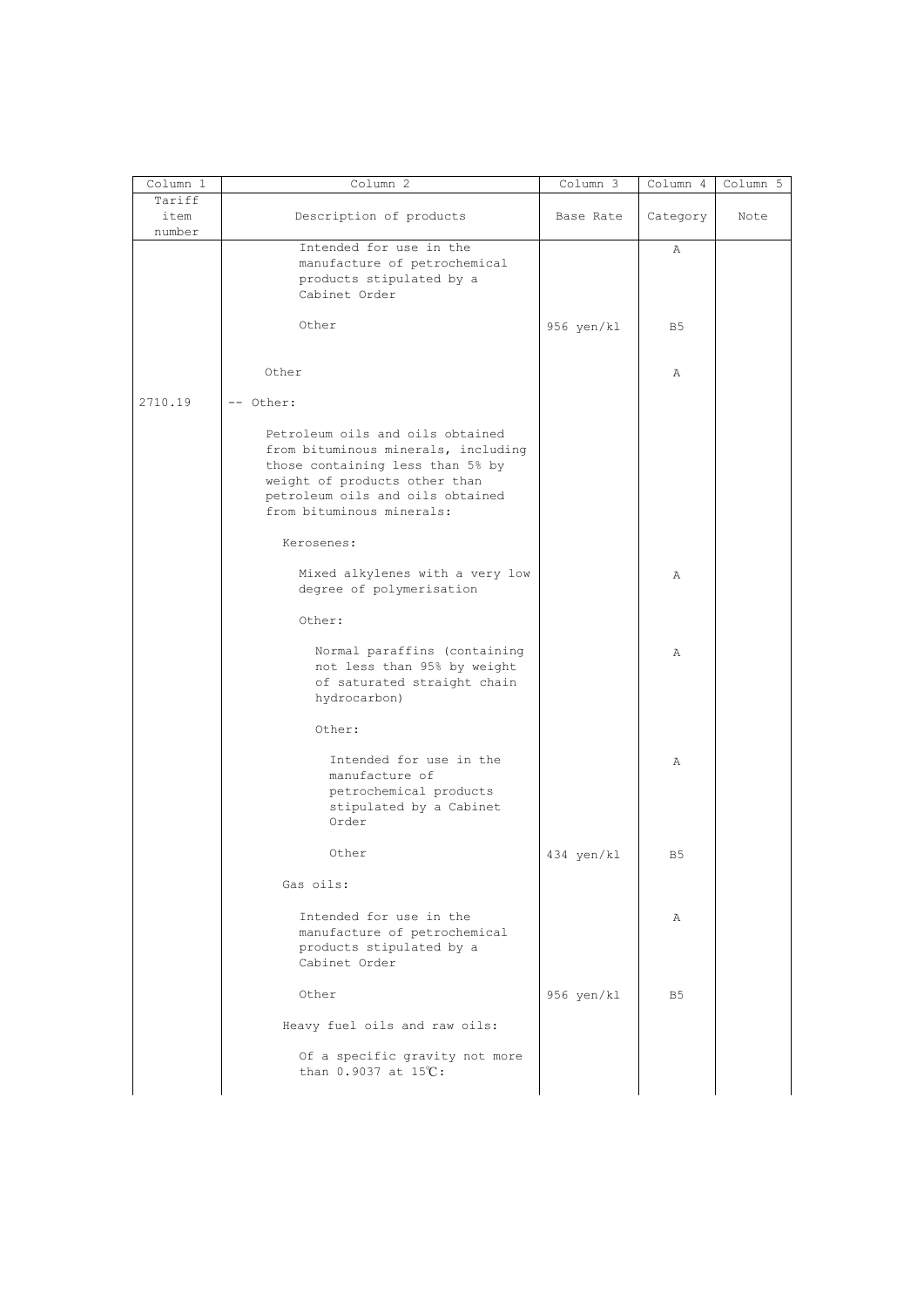| Column 1 | Column 2 | Column 3 | Column 4 | Column 5 |
|---|---|---|---|---|
| Tariff item number | Description of products | Base Rate | Category | Note |
| | Intended for use in the manufacture of petrochemical products stipulated by a Cabinet Order | | A | |
| | Other | 956 yen/kl | B5 | |
| | Other | | A | |
| 2710.19 | -- Other: | | | |
| | Petroleum oils and oils obtained from bituminous minerals, including those containing less than 5% by weight of products other than petroleum oils and oils obtained from bituminous minerals: | | | |
| | Kerosenes: | | | |
| | Mixed alkylenes with a very low degree of polymerisation | | A | |
| | Other: | | | |
| | Normal paraffins (containing not less than 95% by weight of saturated straight chain hydrocarbon) | | A | |
| | Other: | | | |
| | Intended for use in the manufacture of petrochemical products stipulated by a Cabinet Order | | A | |
| | Other | 434 yen/kl | B5 | |
| | Gas oils: | | | |
| | Intended for use in the manufacture of petrochemical products stipulated by a Cabinet Order | | A | |
| | Other | 956 yen/kl | B5 | |
| | Heavy fuel oils and raw oils: | | | |
| | Of a specific gravity not more than 0.9037 at 15℃: | | | |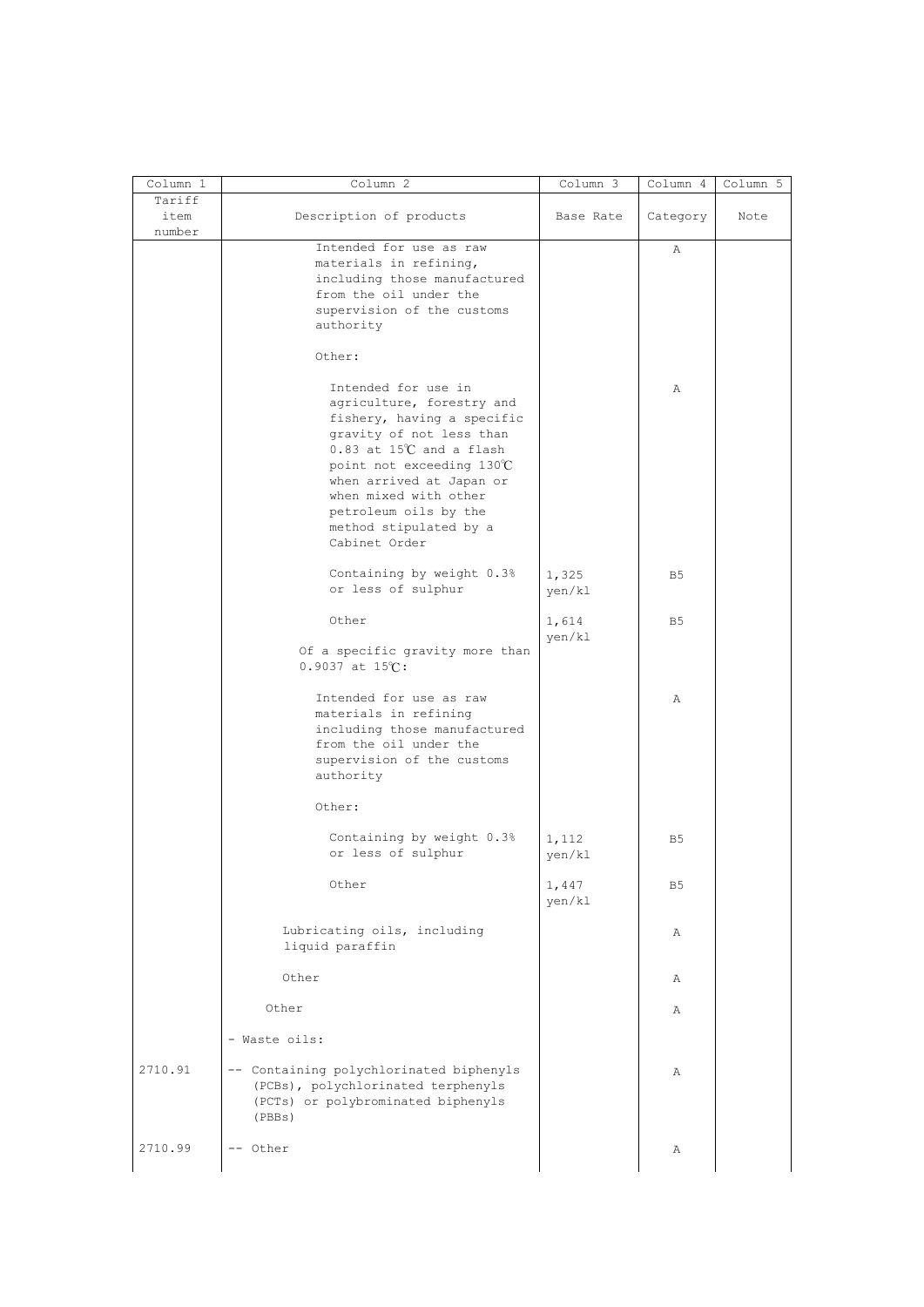| Column 1 | Column 2 | Column 3 | Column 4 | Column 5 |
|---|---|---|---|---|
| Tariff item number | Description of products | Base Rate | Category | Note |
| | Intended for use as raw materials in refining, including those manufactured from the oil under the supervision of the customs authority | | A | |
| | Other: | | | |
| | Intended for use in agriculture, forestry and fishery, having a specific gravity of not less than 0.83 at 15℃ and a flash point not exceeding 130℃ when arrived at Japan or when mixed with other petroleum oils by the method stipulated by a Cabinet Order | | A | |
| | Containing by weight 0.3% or less of sulphur | 1,325 yen/kl | B5 | |
| | Other | 1,614 yen/kl | B5 | |
| | Of a specific gravity more than 0.9037 at 15℃: | | | |
| | Intended for use as raw materials in refining including those manufactured from the oil under the supervision of the customs authority | | A | |
| | Other: | | | |
| | Containing by weight 0.3% or less of sulphur | 1,112 yen/kl | B5 | |
| | Other | 1,447 yen/kl | B5 | |
| | Lubricating oils, including liquid paraffin | | A | |
| | Other | | A | |
| | Other | | A | |
| | - Waste oils: | | | |
| 2710.91 | -- Containing polychlorinated biphenyls (PCBs), polychlorinated terphenyls (PCTs) or polybrominated biphenyls (PBBs) | | A | |
| 2710.99 | -- Other | | A | |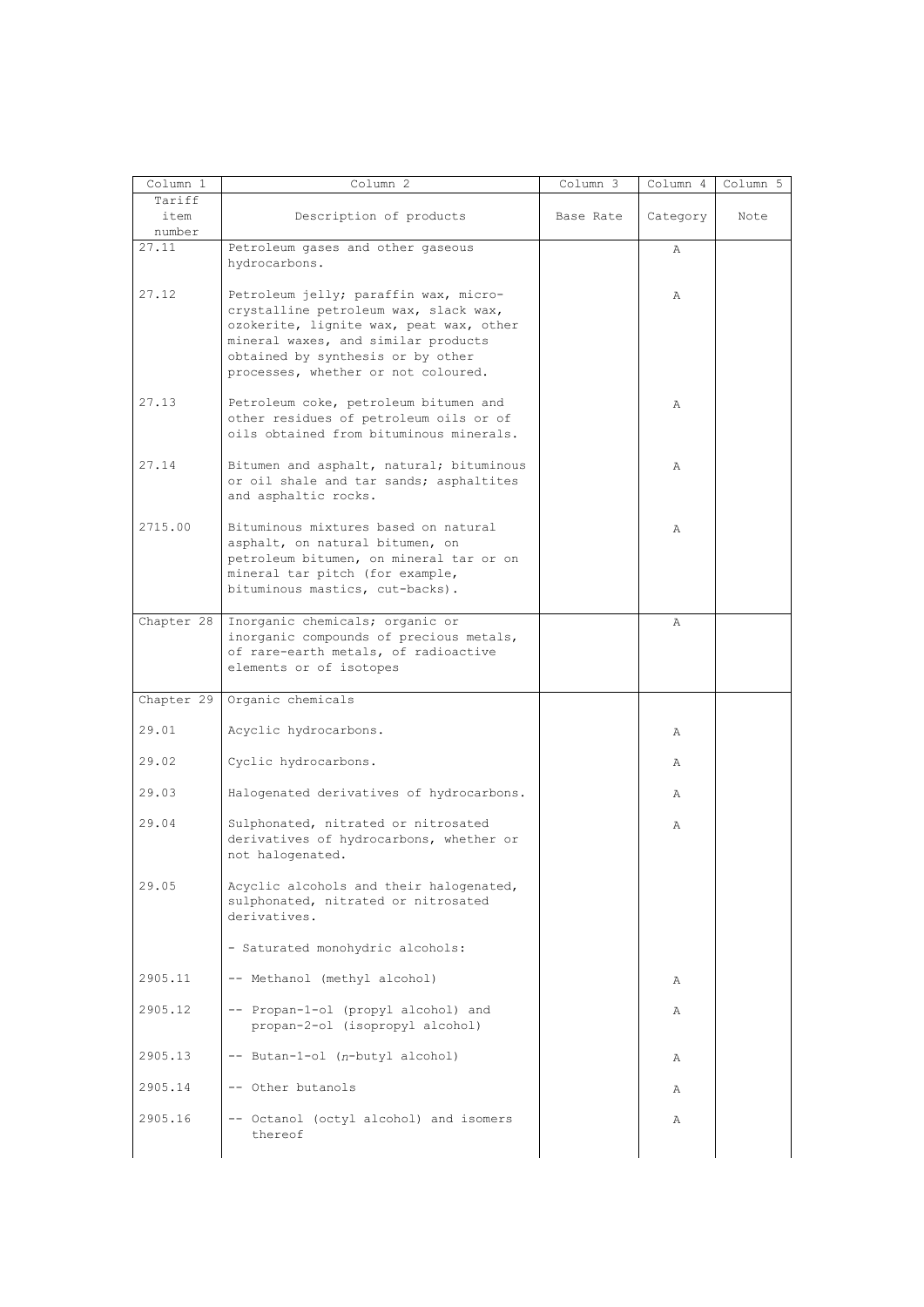| Column 1 | Column 2 | Column 3 | Column 4 | Column 5 |
|---|---|---|---|---|
| Tariff item number | Description of products | Base Rate | Category | Note |
| 27.11 | Petroleum gases and other gaseous hydrocarbons. | | A | |
| 27.12 | Petroleum jelly; paraffin wax, micro-crystalline petroleum wax, slack wax, ozokerite, lignite wax, peat wax, other mineral waxes, and similar products obtained by synthesis or by other processes, whether or not coloured. | | A | |
| 27.13 | Petroleum coke, petroleum bitumen and other residues of petroleum oils or of oils obtained from bituminous minerals. | | A | |
| 27.14 | Bitumen and asphalt, natural; bituminous or oil shale and tar sands; asphaltites and asphaltic rocks. | | A | |
| 2715.00 | Bituminous mixtures based on natural asphalt, on natural bitumen, on petroleum bitumen, on mineral tar or on mineral tar pitch (for example, bituminous mastics, cut-backs). | | A | |
| Chapter 28 | Inorganic chemicals; organic or inorganic compounds of precious metals, of rare-earth metals, of radioactive elements or of isotopes | | A | |
| Chapter 29 | Organic chemicals | | | |
| 29.01 | Acyclic hydrocarbons. | | A | |
| 29.02 | Cyclic hydrocarbons. | | A | |
| 29.03 | Halogenated derivatives of hydrocarbons. | | A | |
| 29.04 | Sulphonated, nitrated or nitrosated derivatives of hydrocarbons, whether or not halogenated. | | A | |
| 29.05 | Acyclic alcohols and their halogenated, sulphonated, nitrated or nitrosated derivatives. | | | |
| | - Saturated monohydric alcohols: | | | |
| 2905.11 | -- Methanol (methyl alcohol) | | A | |
| 2905.12 | -- Propan-1-ol (propyl alcohol) and propan-2-ol (isopropyl alcohol) | | A | |
| 2905.13 | -- Butan-1-ol (*n*-butyl alcohol) | | A | |
| 2905.14 | -- Other butanols | | A | |
| 2905.16 | -- Octanol (octyl alcohol) and isomers thereof | | A | |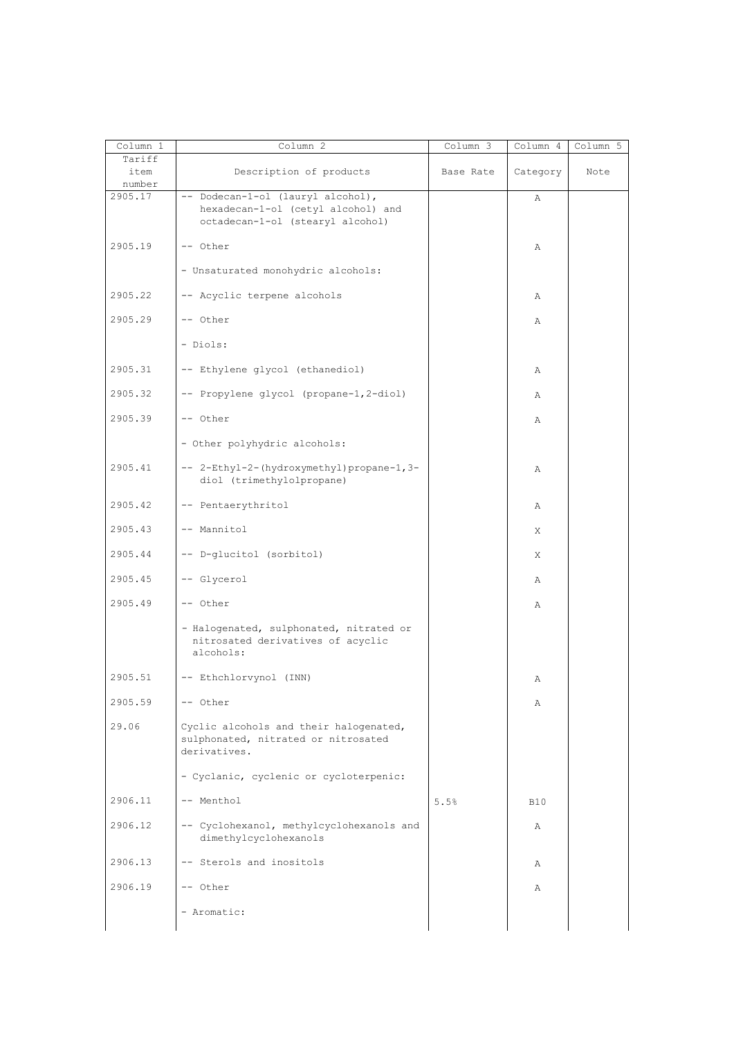| Column 1 | Column 2 | Column 3 | Column 4 | Column 5 |
|---|---|---|---|---|
| Tariff item number | Description of products | Base Rate | Category | Note |
| 2905.17 | -- Dodecan-1-ol (lauryl alcohol), hexadecan-1-ol (cetyl alcohol) and octadecan-1-ol (stearyl alcohol) | | A | |
| 2905.19 | -- Other | | A | |
| | - Unsaturated monohydric alcohols: | | | |
| 2905.22 | -- Acyclic terpene alcohols | | A | |
| 2905.29 | -- Other | | A | |
| | - Diols: | | | |
| 2905.31 | -- Ethylene glycol (ethanediol) | | A | |
| 2905.32 | -- Propylene glycol (propane-1,2-diol) | | A | |
| 2905.39 | -- Other | | A | |
| | - Other polyhydric alcohols: | | | |
| 2905.41 | -- 2-Ethyl-2-(hydroxymethyl)propane-1,3-diol (trimethylolpropane) | | A | |
| 2905.42 | -- Pentaerythritol | | A | |
| 2905.43 | -- Mannitol | | X | |
| 2905.44 | -- D-glucitol (sorbitol) | | X | |
| 2905.45 | -- Glycerol | | A | |
| 2905.49 | -- Other | | A | |
| | - Halogenated, sulphonated, nitrated or nitrosated derivatives of acyclic alcohols: | | | |
| 2905.51 | -- Ethchlorvynol (INN) | | A | |
| 2905.59 | -- Other | | A | |
| 29.06 | Cyclic alcohols and their halogenated, sulphonated, nitrated or nitrosated derivatives. | | | |
| | - Cyclanic, cyclenic or cycloterpenic: | | | |
| 2906.11 | -- Menthol | 5.5% | B10 | |
| 2906.12 | -- Cyclohexanol, methylcyclohexanols and dimethylcyclohexanols | | A | |
| 2906.13 | -- Sterols and inositols | | A | |
| 2906.19 | -- Other | | A | |
| | - Aromatic: | | | |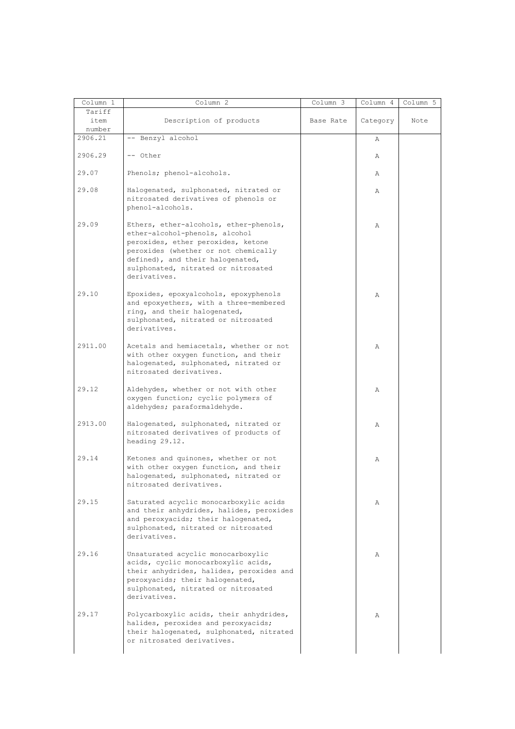| Column 1 | Column 2 | Column 3 | Column 4 | Column 5 |
|---|---|---|---|---|
| Tariff item number | Description of products | Base Rate | Category | Note |
| 2906.21 | -- Benzyl alcohol | | A | |
| 2906.29 | -- Other | | A | |
| 29.07 | Phenols; phenol-alcohols. | | A | |
| 29.08 | Halogenated, sulphonated, nitrated or nitrosated derivatives of phenols or phenol-alcohols. | | A | |
| 29.09 | Ethers, ether-alcohols, ether-phenols, ether-alcohol-phenols, alcohol peroxides, ether peroxides, ketone peroxides (whether or not chemically defined), and their halogenated, sulphonated, nitrated or nitrosated derivatives. | | A | |
| 29.10 | Epoxides, epoxyalcohols, epoxyphenols and epoxyethers, with a three-membered ring, and their halogenated, sulphonated, nitrated or nitrosated derivatives. | | A | |
| 2911.00 | Acetals and hemiacetals, whether or not with other oxygen function, and their halogenated, sulphonated, nitrated or nitrosated derivatives. | | A | |
| 29.12 | Aldehydes, whether or not with other oxygen function; cyclic polymers of aldehydes; paraformaldehyde. | | A | |
| 2913.00 | Halogenated, sulphonated, nitrated or nitrosated derivatives of products of heading 29.12. | | A | |
| 29.14 | Ketones and quinones, whether or not with other oxygen function, and their halogenated, sulphonated, nitrated or nitrosated derivatives. | | A | |
| 29.15 | Saturated acyclic monocarboxylic acids and their anhydrides, halides, peroxides and peroxyacids; their halogenated, sulphonated, nitrated or nitrosated derivatives. | | A | |
| 29.16 | Unsaturated acyclic monocarboxylic acids, cyclic monocarboxylic acids, their anhydrides, halides, peroxides and peroxyacids; their halogenated, sulphonated, nitrated or nitrosated derivatives. | | A | |
| 29.17 | Polycarboxylic acids, their anhydrides, halides, peroxides and peroxyacids; their halogenated, sulphonated, nitrated or nitrosated derivatives. | | A | |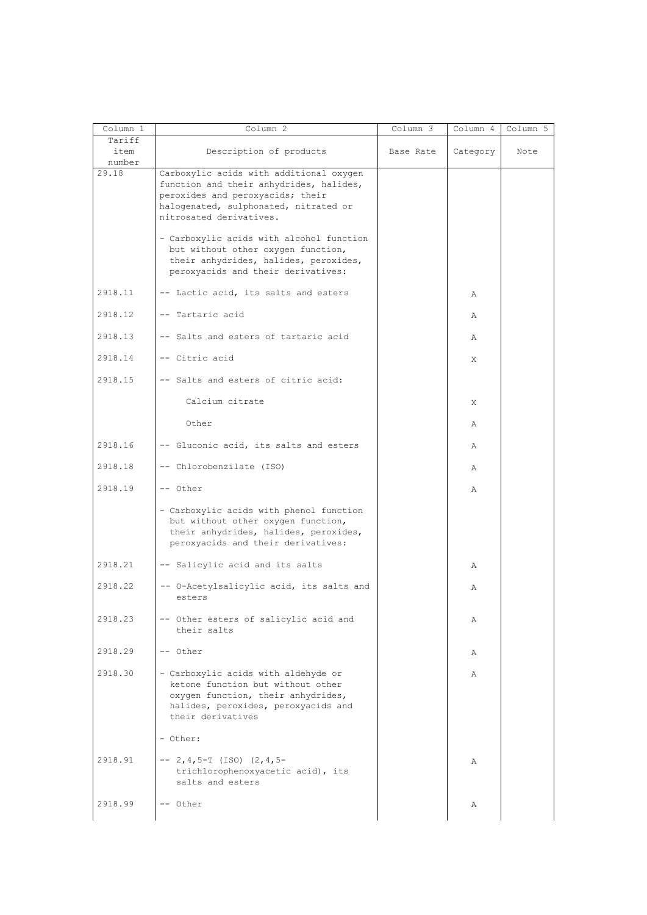| Column 1 | Column 2 | Column 3 | Column 4 | Column 5 |
|---|---|---|---|---|
| Tariff item number | Description of products | Base Rate | Category | Note |
| 29.18 | Carboxylic acids with additional oxygen function and their anhydrides, halides, peroxides and peroxyacids; their halogenated, sulphonated, nitrated or nitrosated derivatives. | | | |
| | - Carboxylic acids with alcohol function but without other oxygen function, their anhydrides, halides, peroxides, peroxyacids and their derivatives: | | | |
| 2918.11 | -- Lactic acid, its salts and esters | | A | |
| 2918.12 | -- Tartaric acid | | A | |
| 2918.13 | -- Salts and esters of tartaric acid | | A | |
| 2918.14 | -- Citric acid | | X | |
| 2918.15 | -- Salts and esters of citric acid: | | | |
| | Calcium citrate | | X | |
| | Other | | A | |
| 2918.16 | -- Gluconic acid, its salts and esters | | A | |
| 2918.18 | -- Chlorobenzilate (ISO) | | A | |
| 2918.19 | -- Other | | A | |
| | - Carboxylic acids with phenol function but without other oxygen function, their anhydrides, halides, peroxides, peroxyacids and their derivatives: | | | |
| 2918.21 | -- Salicylic acid and its salts | | A | |
| 2918.22 | -- O-Acetylsalicylic acid, its salts and esters | | A | |
| 2918.23 | -- Other esters of salicylic acid and their salts | | A | |
| 2918.29 | -- Other | | A | |
| 2918.30 | - Carboxylic acids with aldehyde or ketone function but without other oxygen function, their anhydrides, halides, peroxides, peroxyacids and their derivatives | | A | |
| | - Other: | | | |
| 2918.91 | -- 2,4,5-T (ISO) (2,4,5-trichlorophenoxyacetic acid), its salts and esters | | A | |
| 2918.99 | -- Other | | A | |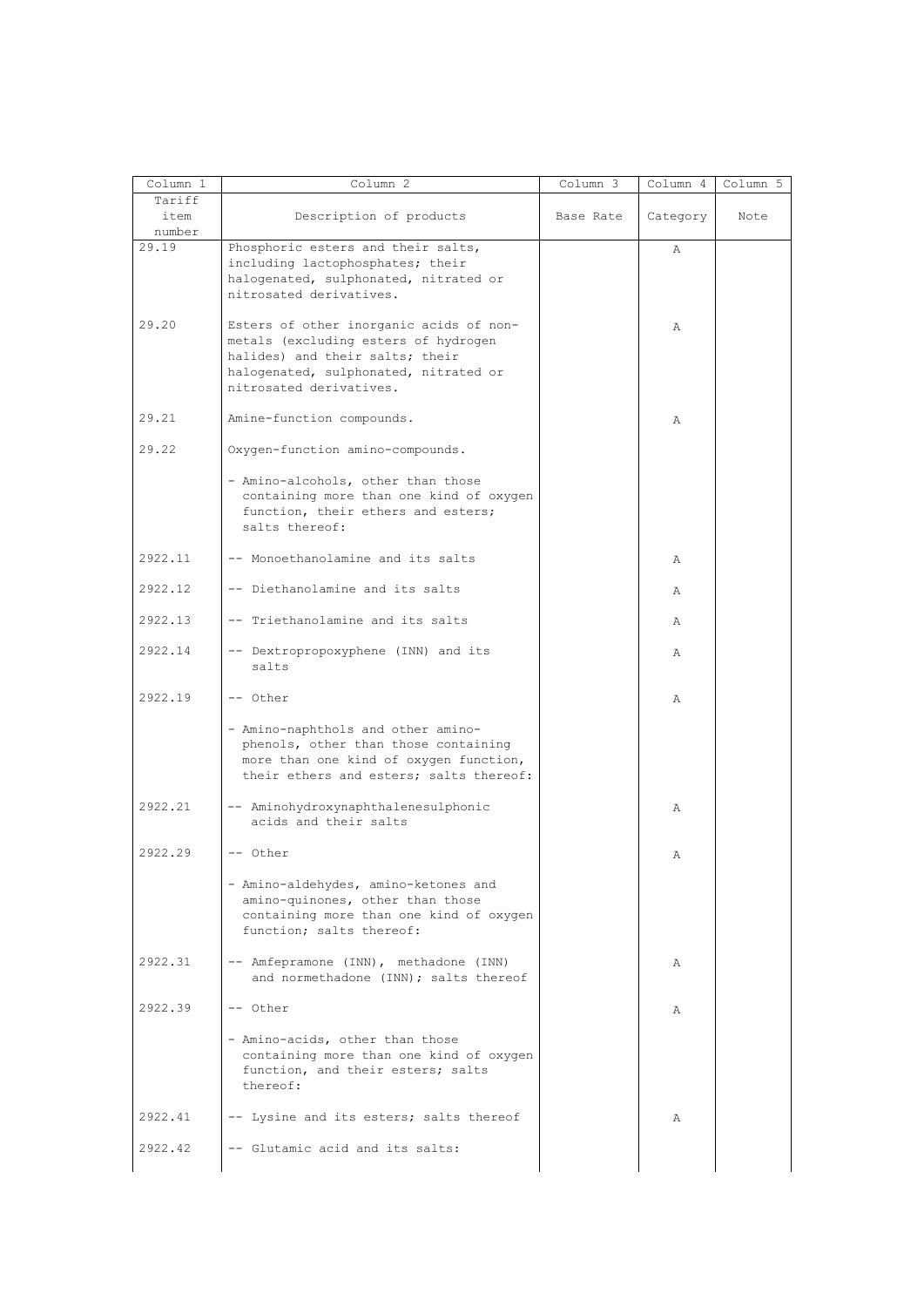| Column 1 | Column 2 | Column 3 | Column 4 | Column 5 |
|---|---|---|---|---|
| Tariff item number | Description of products | Base Rate | Category | Note |
| 29.19 | Phosphoric esters and their salts, including lactophosphates; their halogenated, sulphonated, nitrated or nitrosated derivatives. | | A | |
| 29.20 | Esters of other inorganic acids of non-metals (excluding esters of hydrogen halides) and their salts; their halogenated, sulphonated, nitrated or nitrosated derivatives. | | A | |
| 29.21 | Amine-function compounds. | | A | |
| 29.22 | Oxygen-function amino-compounds. | | | |
| | - Amino-alcohols, other than those containing more than one kind of oxygen function, their ethers and esters; salts thereof: | | | |
| 2922.11 | -- Monoethanolamine and its salts | | A | |
| 2922.12 | -- Diethanolamine and its salts | | A | |
| 2922.13 | -- Triethanolamine and its salts | | A | |
| 2922.14 | -- Dextropropoxyphene (INN) and its salts | | A | |
| 2922.19 | -- Other | | A | |
| | - Amino-naphthols and other amino-phenols, other than those containing more than one kind of oxygen function, their ethers and esters; salts thereof: | | | |
| 2922.21 | -- Aminohydroxynaphthalenesulphonic acids and their salts | | A | |
| 2922.29 | -- Other | | A | |
| | - Amino-aldehydes, amino-ketones and amino-quinones, other than those containing more than one kind of oxygen function; salts thereof: | | | |
| 2922.31 | -- Amfepramone (INN), methadone (INN) and normethadone (INN); salts thereof | | A | |
| 2922.39 | -- Other | | A | |
| | - Amino-acids, other than those containing more than one kind of oxygen function, and their esters; salts thereof: | | | |
| 2922.41 | -- Lysine and its esters; salts thereof | | A | |
| 2922.42 | -- Glutamic acid and its salts: | | | |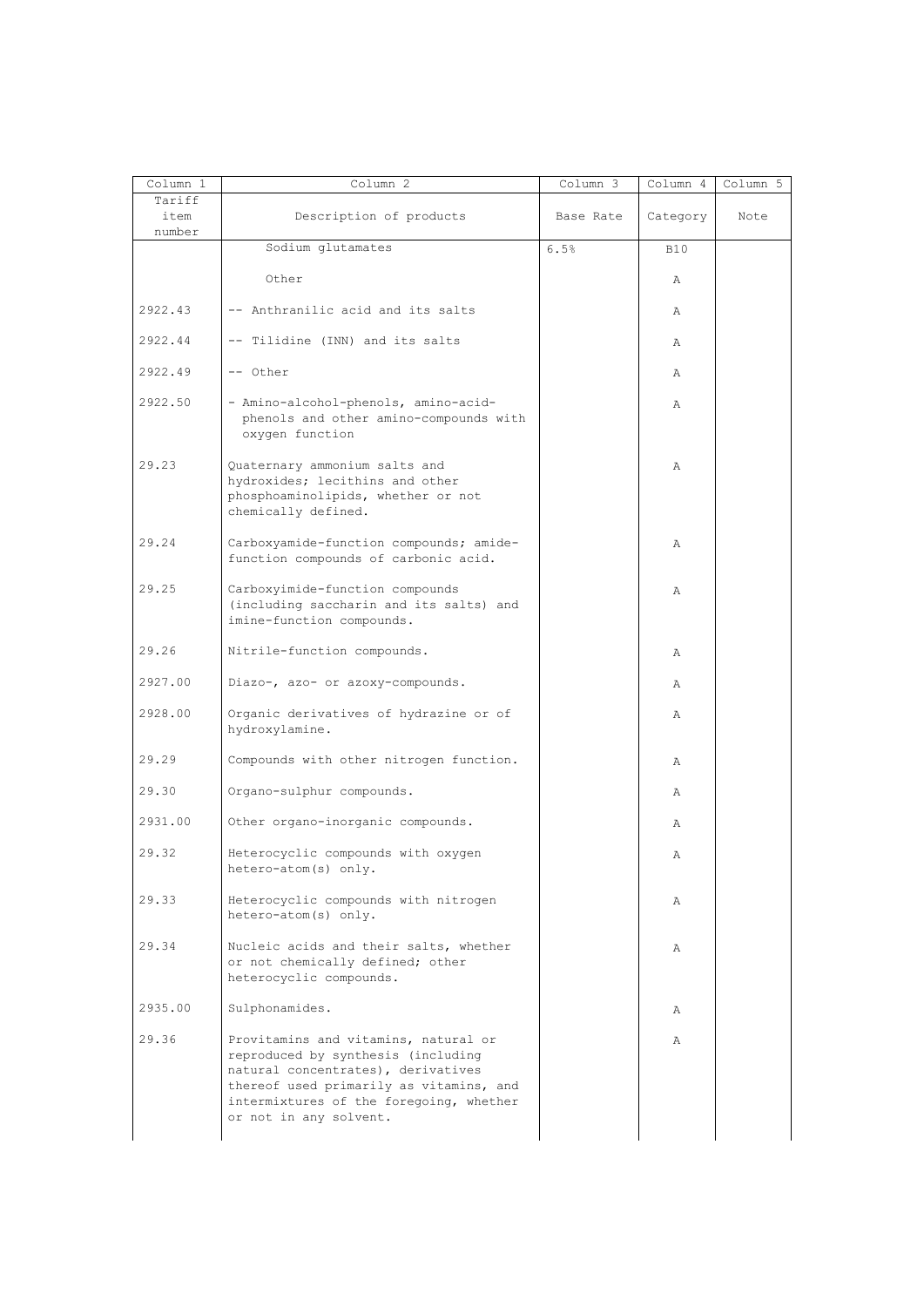| Column 1 | Column 2 | Column 3 | Column 4 | Column 5 |
|---|---|---|---|---|
| Tariff item number | Description of products | Base Rate | Category | Note |
| | Sodium glutamates | 6.5% | B10 | |
| | Other | | A | |
| 2922.43 | -- Anthranilic acid and its salts | | A | |
| 2922.44 | -- Tilidine (INN) and its salts | | A | |
| 2922.49 | -- Other | | A | |
| 2922.50 | - Amino-alcohol-phenols, amino-acid-phenols and other amino-compounds with oxygen function | | A | |
| 29.23 | Quaternary ammonium salts and hydroxides; lecithins and other phosphoaminolipids, whether or not chemically defined. | | A | |
| 29.24 | Carboxyamide-function compounds; amide-function compounds of carbonic acid. | | A | |
| 29.25 | Carboxyimide-function compounds (including saccharin and its salts) and imine-function compounds. | | A | |
| 29.26 | Nitrile-function compounds. | | A | |
| 2927.00 | Diazo-, azo- or azoxy-compounds. | | A | |
| 2928.00 | Organic derivatives of hydrazine or of hydroxylamine. | | A | |
| 29.29 | Compounds with other nitrogen function. | | A | |
| 29.30 | Organo-sulphur compounds. | | A | |
| 2931.00 | Other organo-inorganic compounds. | | A | |
| 29.32 | Heterocyclic compounds with oxygen hetero-atom(s) only. | | A | |
| 29.33 | Heterocyclic compounds with nitrogen hetero-atom(s) only. | | A | |
| 29.34 | Nucleic acids and their salts, whether or not chemically defined; other heterocyclic compounds. | | A | |
| 2935.00 | Sulphonamides. | | A | |
| 29.36 | Provitamins and vitamins, natural or reproduced by synthesis (including natural concentrates), derivatives thereof used primarily as vitamins, and intermixtures of the foregoing, whether or not in any solvent. | | A | |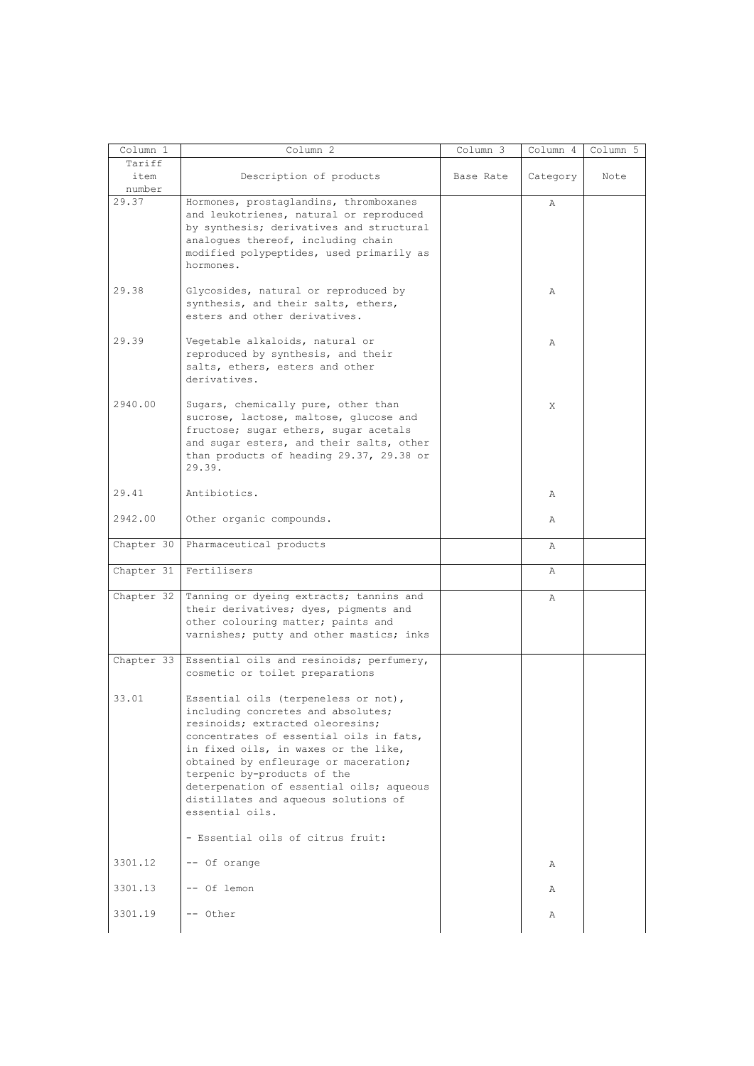| Column 1 | Column 2 | Column 3 | Column 4 | Column 5 |
|---|---|---|---|---|
| Tariff item number | Description of products | Base Rate | Category | Note |
| 29.37 | Hormones, prostaglandins, thromboxanes and leukotrienes, natural or reproduced by synthesis; derivatives and structural analogues thereof, including chain modified polypeptides, used primarily as hormones. | | A | |
| 29.38 | Glycosides, natural or reproduced by synthesis, and their salts, ethers, esters and other derivatives. | | A | |
| 29.39 | Vegetable alkaloids, natural or reproduced by synthesis, and their salts, ethers, esters and other derivatives. | | A | |
| 2940.00 | Sugars, chemically pure, other than sucrose, lactose, maltose, glucose and fructose; sugar ethers, sugar acetals and sugar esters, and their salts, other than products of heading 29.37, 29.38 or 29.39. | | X | |
| 29.41 | Antibiotics. | | A | |
| 2942.00 | Other organic compounds. | | A | |
| Chapter 30 | Pharmaceutical products | | A | |
| Chapter 31 | Fertilisers | | A | |
| Chapter 32 | Tanning or dyeing extracts; tannins and their derivatives; dyes, pigments and other colouring matter; paints and varnishes; putty and other mastics; inks | | A | |
| Chapter 33 | Essential oils and resinoids; perfumery, cosmetic or toilet preparations | | | |
| 33.01 | Essential oils (terpeneless or not), including concretes and absolutes; resinoids; extracted oleoresins; concentrates of essential oils in fats, in fixed oils, in waxes or the like, obtained by enfleurage or maceration; terpenic by-products of the deterpenation of essential oils; aqueous distillates and aqueous solutions of essential oils. | | | |
| | - Essential oils of citrus fruit: | | | |
| 3301.12 | -- Of orange | | A | |
| 3301.13 | -- Of lemon | | A | |
| 3301.19 | -- Other | | A | |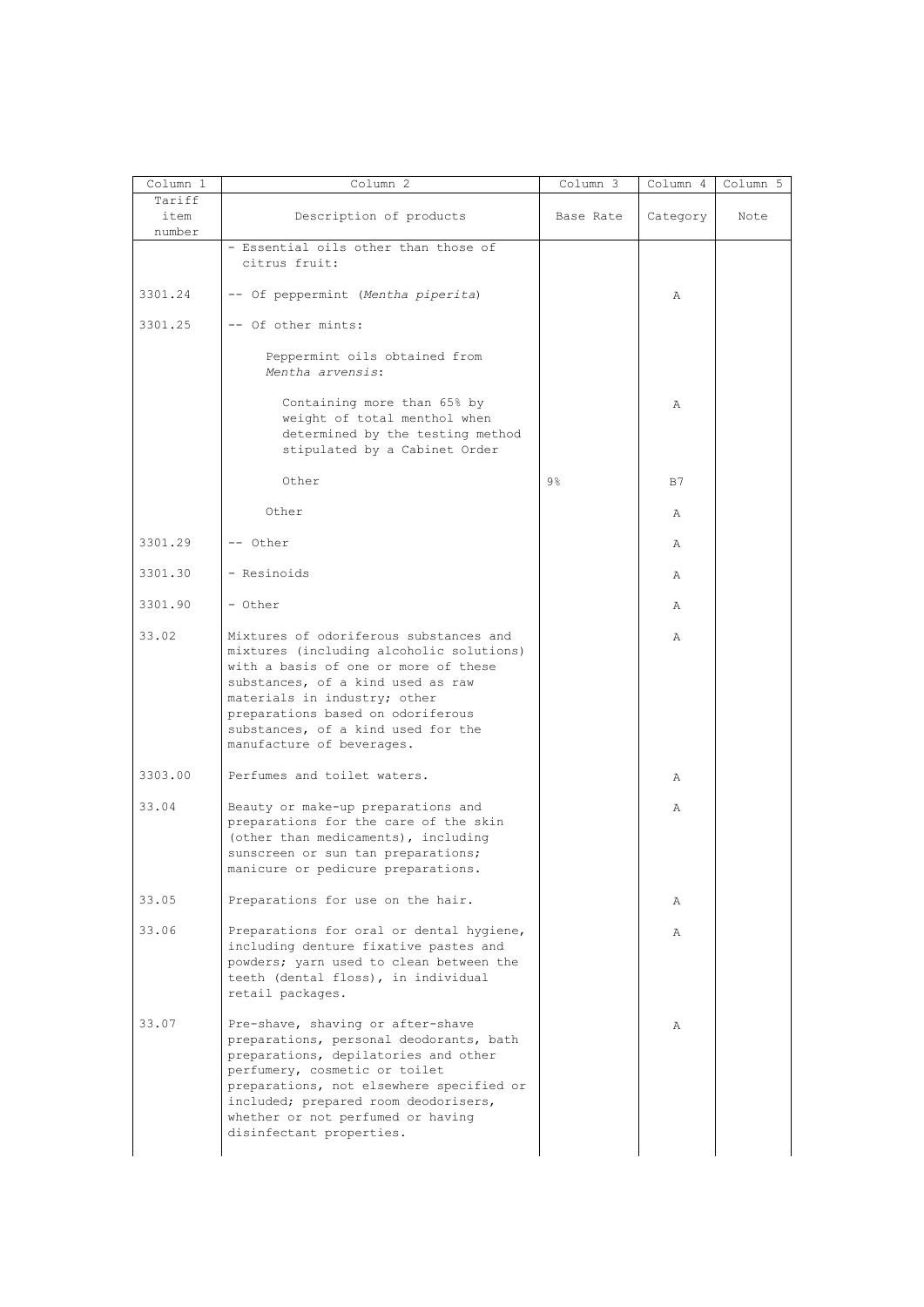| Column 1 | Column 2 | Column 3 | Column 4 | Column 5 |
|---|---|---|---|---|
| Tariff item number | Description of products | Base Rate | Category | Note |
| | - Essential oils other than those of citrus fruit: | | | |
| 3301.24 | -- Of peppermint (*Mentha piperita*) | | A | |
| 3301.25 | -- Of other mints: | | | |
| | Peppermint oils obtained from *Mentha arvensis*: | | | |
| | Containing more than 65% by weight of total menthol when determined by the testing method stipulated by a Cabinet Order | | A | |
| | Other | 9% | B7 | |
| | Other | | A | |
| 3301.29 | -- Other | | A | |
| 3301.30 | - Resinoids | | A | |
| 3301.90 | - Other | | A | |
| 33.02 | Mixtures of odoriferous substances and mixtures (including alcoholic solutions) with a basis of one or more of these substances, of a kind used as raw materials in industry; other preparations based on odoriferous substances, of a kind used for the manufacture of beverages. | | A | |
| 3303.00 | Perfumes and toilet waters. | | A | |
| 33.04 | Beauty or make-up preparations and preparations for the care of the skin (other than medicaments), including sunscreen or sun tan preparations; manicure or pedicure preparations. | | A | |
| 33.05 | Preparations for use on the hair. | | A | |
| 33.06 | Preparations for oral or dental hygiene, including denture fixative pastes and powders; yarn used to clean between the teeth (dental floss), in individual retail packages. | | A | |
| 33.07 | Pre-shave, shaving or after-shave preparations, personal deodorants, bath preparations, depilatories and other perfumery, cosmetic or toilet preparations, not elsewhere specified or included; prepared room deodorisers, whether or not perfumed or having disinfectant properties. | | A | |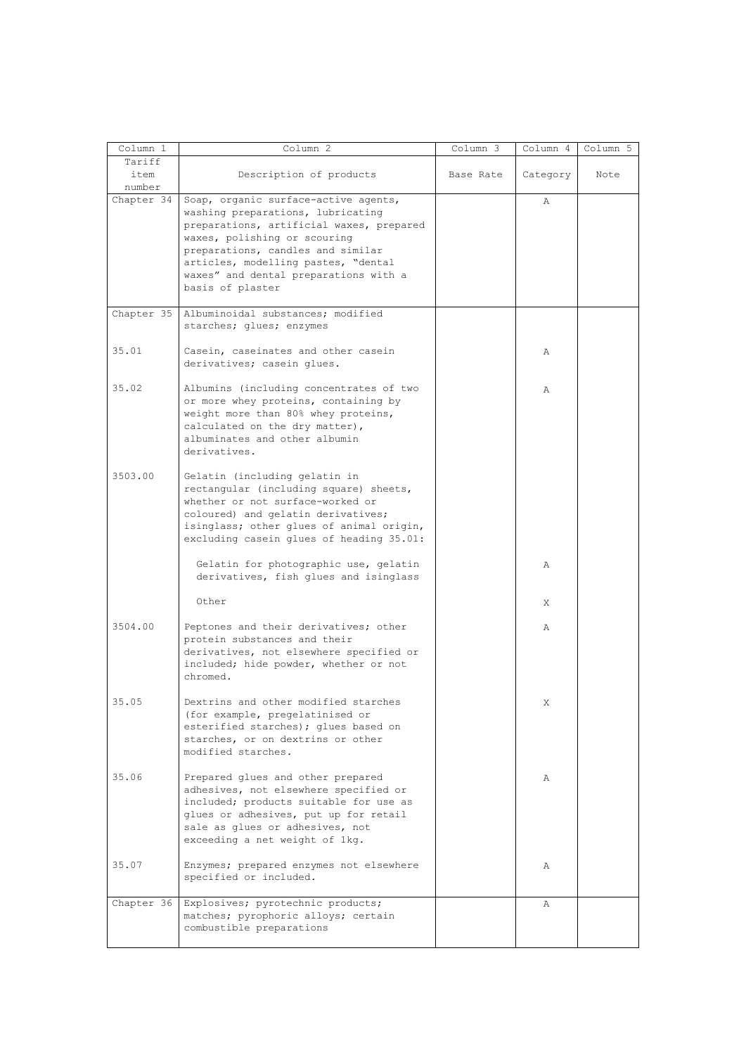| Column 1 | Column 2 | Column 3 | Column 4 | Column 5 |
|---|---|---|---|---|
| Tariff item number | Description of products | Base Rate | Category | Note |
| Chapter 34 | Soap, organic surface-active agents, washing preparations, lubricating preparations, artificial waxes, prepared waxes, polishing or scouring preparations, candles and similar articles, modelling pastes, "dental waxes" and dental preparations with a basis of plaster | | A | |
| Chapter 35 | Albuminoidal substances; modified starches; glues; enzymes | | | |
| 35.01 | Casein, caseinates and other casein derivatives; casein glues. | | A | |
| 35.02 | Albumins (including concentrates of two or more whey proteins, containing by weight more than 80% whey proteins, calculated on the dry matter), albuminates and other albumin derivatives. | | A | |
| 3503.00 | Gelatin (including gelatin in rectangular (including square) sheets, whether or not surface-worked or coloured) and gelatin derivatives; isinglass; other glues of animal origin, excluding casein glues of heading 35.01: | | | |
| | Gelatin for photographic use, gelatin derivatives, fish glues and isinglass | | A | |
| | Other | | X | |
| 3504.00 | Peptones and their derivatives; other protein substances and their derivatives, not elsewhere specified or included; hide powder, whether or not chromed. | | A | |
| 35.05 | Dextrins and other modified starches (for example, pregelatinised or esterified starches); glues based on starches, or on dextrins or other modified starches. | | X | |
| 35.06 | Prepared glues and other prepared adhesives, not elsewhere specified or included; products suitable for use as glues or adhesives, put up for retail sale as glues or adhesives, not exceeding a net weight of 1kg. | | A | |
| 35.07 | Enzymes; prepared enzymes not elsewhere specified or included. | | A | |
| Chapter 36 | Explosives; pyrotechnic products; matches; pyrophoric alloys; certain combustible preparations | | A | |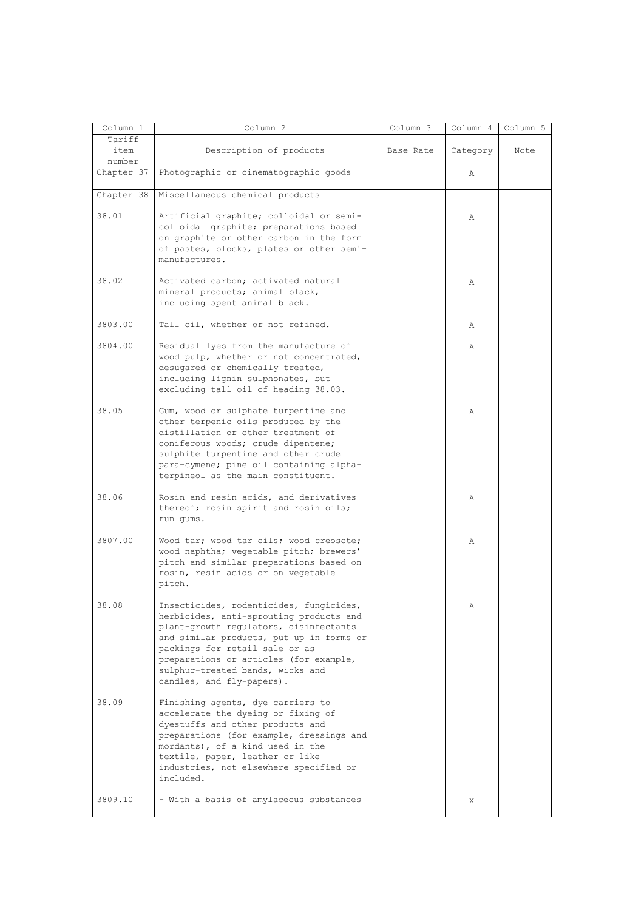| Column 1 | Column 2 | Column 3 | Column 4 | Column 5 |
|---|---|---|---|---|
| Tariff item number | Description of products | Base Rate | Category | Note |
| Chapter 37 | Photographic or cinematographic goods | | A | |
| Chapter 38 | Miscellaneous chemical products | | | |
| 38.01 | Artificial graphite; colloidal or semi-colloidal graphite; preparations based on graphite or other carbon in the form of pastes, blocks, plates or other semi-manufactures. | | A | |
| 38.02 | Activated carbon; activated natural mineral products; animal black, including spent animal black. | | A | |
| 3803.00 | Tall oil, whether or not refined. | | A | |
| 3804.00 | Residual lyes from the manufacture of wood pulp, whether or not concentrated, desugared or chemically treated, including lignin sulphonates, but excluding tall oil of heading 38.03. | | A | |
| 38.05 | Gum, wood or sulphate turpentine and other terpenic oils produced by the distillation or other treatment of coniferous woods; crude dipentene; sulphite turpentine and other crude para-cymene; pine oil containing alpha-terpineol as the main constituent. | | A | |
| 38.06 | Rosin and resin acids, and derivatives thereof; rosin spirit and rosin oils; run gums. | | A | |
| 3807.00 | Wood tar; wood tar oils; wood creosote; wood naphtha; vegetable pitch; brewers' pitch and similar preparations based on rosin, resin acids or on vegetable pitch. | | A | |
| 38.08 | Insecticides, rodenticides, fungicides, herbicides, anti-sprouting products and plant-growth regulators, disinfectants and similar products, put up in forms or packings for retail sale or as preparations or articles (for example, sulphur-treated bands, wicks and candles, and fly-papers). | | A | |
| 38.09 | Finishing agents, dye carriers to accelerate the dyeing or fixing of dyestuffs and other products and preparations (for example, dressings and mordants), of a kind used in the textile, paper, leather or like industries, not elsewhere specified or included. | | | |
| 3809.10 | - With a basis of amylaceous substances | | X | |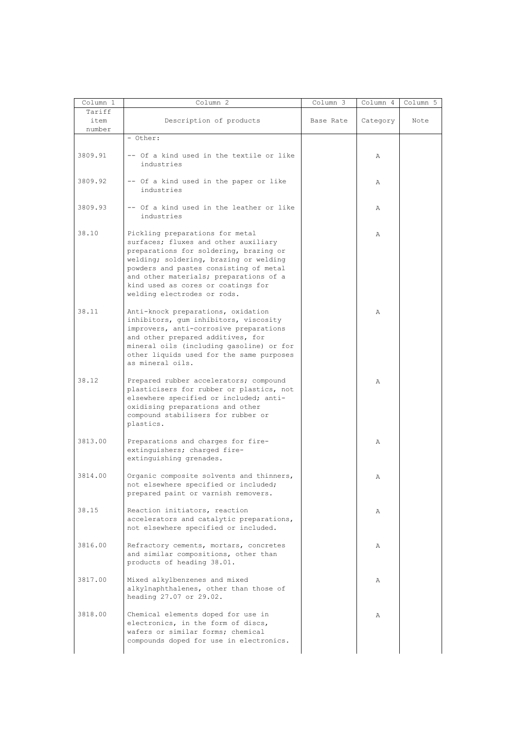| Column 1 | Column 2 | Column 3 | Column 4 | Column 5 |
| --- | --- | --- | --- | --- |
| Tariff item number | Description of products | Base Rate | Category | Note |
| | - Other: | | | |
| 3809.91 | -- Of a kind used in the textile or like industries | | A | |
| 3809.92 | -- Of a kind used in the paper or like industries | | A | |
| 3809.93 | -- Of a kind used in the leather or like industries | | A | |
| 38.10 | Pickling preparations for metal surfaces; fluxes and other auxiliary preparations for soldering, brazing or welding; soldering, brazing or welding powders and pastes consisting of metal and other materials; preparations of a kind used as cores or coatings for welding electrodes or rods. | | A | |
| 38.11 | Anti-knock preparations, oxidation inhibitors, gum inhibitors, viscosity improvers, anti-corrosive preparations and other prepared additives, for mineral oils (including gasoline) or for other liquids used for the same purposes as mineral oils. | | A | |
| 38.12 | Prepared rubber accelerators; compound plasticisers for rubber or plastics, not elsewhere specified or included; anti-oxidising preparations and other compound stabilisers for rubber or plastics. | | A | |
| 3813.00 | Preparations and charges for fire-extinguishers; charged fire-extinguishing grenades. | | A | |
| 3814.00 | Organic composite solvents and thinners, not elsewhere specified or included; prepared paint or varnish removers. | | A | |
| 38.15 | Reaction initiators, reaction accelerators and catalytic preparations, not elsewhere specified or included. | | A | |
| 3816.00 | Refractory cements, mortars, concretes and similar compositions, other than products of heading 38.01. | | A | |
| 3817.00 | Mixed alkylbenzenes and mixed alkylnaphthalenes, other than those of heading 27.07 or 29.02. | | A | |
| 3818.00 | Chemical elements doped for use in electronics, in the form of discs, wafers or similar forms; chemical compounds doped for use in electronics. | | A | |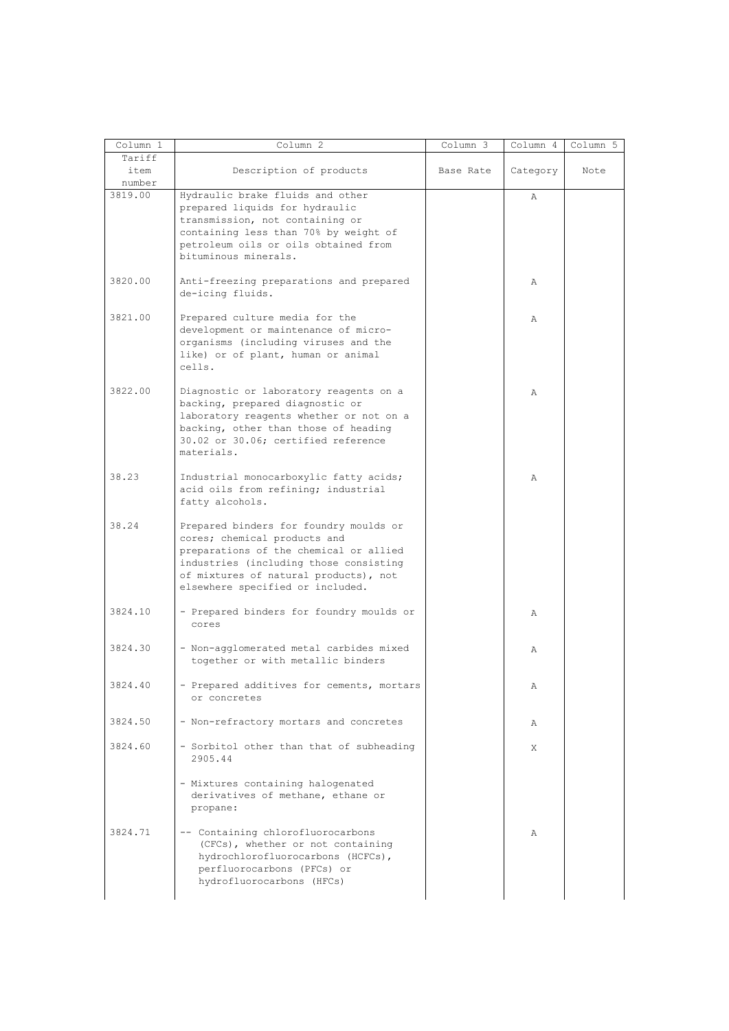| Column 1 | Column 2 | Column 3 | Column 4 | Column 5 |
|---|---|---|---|---|
| Tariff item number | Description of products | Base Rate | Category | Note |
| 3819.00 | Hydraulic brake fluids and other prepared liquids for hydraulic transmission, not containing or containing less than 70% by weight of petroleum oils or oils obtained from bituminous minerals. | | A | |
| 3820.00 | Anti-freezing preparations and prepared de-icing fluids. | | A | |
| 3821.00 | Prepared culture media for the development or maintenance of micro-organisms (including viruses and the like) or of plant, human or animal cells. | | A | |
| 3822.00 | Diagnostic or laboratory reagents on a backing, prepared diagnostic or laboratory reagents whether or not on a backing, other than those of heading 30.02 or 30.06; certified reference materials. | | A | |
| 38.23 | Industrial monocarboxylic fatty acids; acid oils from refining; industrial fatty alcohols. | | A | |
| 38.24 | Prepared binders for foundry moulds or cores; chemical products and preparations of the chemical or allied industries (including those consisting of mixtures of natural products), not elsewhere specified or included. | | | |
| 3824.10 | - Prepared binders for foundry moulds or cores | | A | |
| 3824.30 | - Non-agglomerated metal carbides mixed together or with metallic binders | | A | |
| 3824.40 | - Prepared additives for cements, mortars or concretes | | A | |
| 3824.50 | - Non-refractory mortars and concretes | | A | |
| 3824.60 | - Sorbitol other than that of subheading 2905.44 | | X | |
| | - Mixtures containing halogenated derivatives of methane, ethane or propane: | | | |
| 3824.71 | -- Containing chlorofluorocarbons (CFCs), whether or not containing hydrochlorofluorocarbons (HCFCs), perfluorocarbons (PFCs) or hydrofluorocarbons (HFCs) | | A | |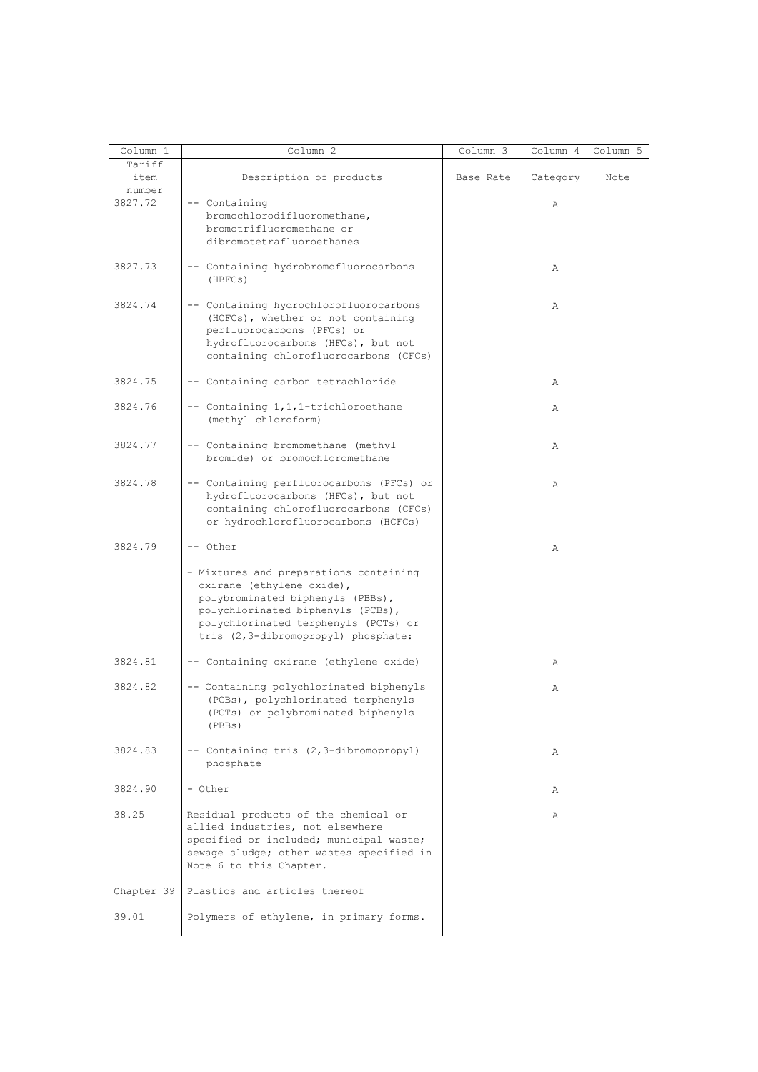| Column 1 | Column 2 | Column 3 | Column 4 | Column 5 |
|---|---|---|---|---|
| Tariff item number | Description of products | Base Rate | Category | Note |
| 3827.72 | -- Containing bromochlorodifluoromethane, bromotrifluoromethane or dibromotetrafluoroethanes | | A | |
| 3827.73 | -- Containing hydrobromofluorocarbons (HBFCs) | | A | |
| 3824.74 | -- Containing hydrochlorofluorocarbons (HCFCs), whether or not containing perfluorocarbons (PFCs) or hydrofluorocarbons (HFCs), but not containing chlorofluorocarbons (CFCs) | | A | |
| 3824.75 | -- Containing carbon tetrachloride | | A | |
| 3824.76 | -- Containing 1,1,1-trichloroethane (methyl chloroform) | | A | |
| 3824.77 | -- Containing bromomethane (methyl bromide) or bromochloromethane | | A | |
| 3824.78 | -- Containing perfluorocarbons (PFCs) or hydrofluorocarbons (HFCs), but not containing chlorofluorocarbons (CFCs) or hydrochlorofluorocarbons (HCFCs) | | A | |
| 3824.79 | -- Other | | A | |
| | - Mixtures and preparations containing oxirane (ethylene oxide), polybrominated biphenyls (PBBs), polychlorinated biphenyls (PCBs), polychlorinated terphenyls (PCTs) or tris (2,3-dibromopropyl) phosphate: | | | |
| 3824.81 | -- Containing oxirane (ethylene oxide) | | A | |
| 3824.82 | -- Containing polychlorinated biphenyls (PCBs), polychlorinated terphenyls (PCTs) or polybrominated biphenyls (PBBs) | | A | |
| 3824.83 | -- Containing tris (2,3-dibromopropyl) phosphate | | A | |
| 3824.90 | - Other | | A | |
| 38.25 | Residual products of the chemical or allied industries, not elsewhere specified or included; municipal waste; sewage sludge; other wastes specified in Note 6 to this Chapter. | | A | |
| Chapter 39 | Plastics and articles thereof | | | |
| 39.01 | Polymers of ethylene, in primary forms. | | | |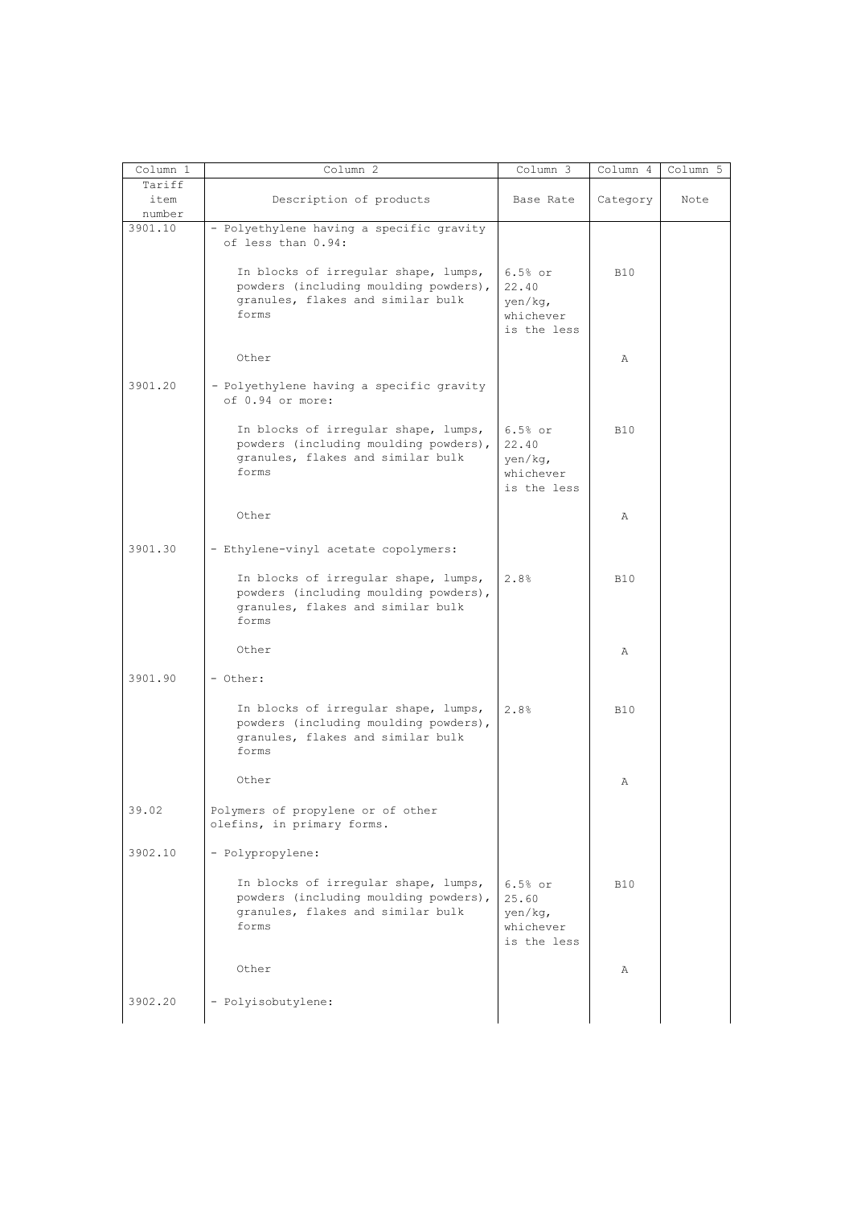| Column 1 | Column 2 | Column 3 | Column 4 | Column 5 |
|---|---|---|---|---|
| Tariff item number | Description of products | Base Rate | Category | Note |
| 3901.10 | - Polyethylene having a specific gravity of less than 0.94: | | | |
| | In blocks of irregular shape, lumps, powders (including moulding powders), granules, flakes and similar bulk forms | 6.5% or 22.40 yen/kg, whichever is the less | B10 | |
| | Other | | A | |
| 3901.20 | - Polyethylene having a specific gravity of 0.94 or more: | | | |
| | In blocks of irregular shape, lumps, powders (including moulding powders), granules, flakes and similar bulk forms | 6.5% or 22.40 yen/kg, whichever is the less | B10 | |
| | Other | | A | |
| 3901.30 | - Ethylene-vinyl acetate copolymers: | | | |
| | In blocks of irregular shape, lumps, powders (including moulding powders), granules, flakes and similar bulk forms | 2.8% | B10 | |
| | Other | | A | |
| 3901.90 | - Other: | | | |
| | In blocks of irregular shape, lumps, powders (including moulding powders), granules, flakes and similar bulk forms | 2.8% | B10 | |
| | Other | | A | |
| 39.02 | Polymers of propylene or of other olefins, in primary forms. | | | |
| 3902.10 | - Polypropylene: | | | |
| | In blocks of irregular shape, lumps, powders (including moulding powders), granules, flakes and similar bulk forms | 6.5% or 25.60 yen/kg, whichever is the less | B10 | |
| | Other | | A | |
| 3902.20 | - Polyisobutylene: | | | |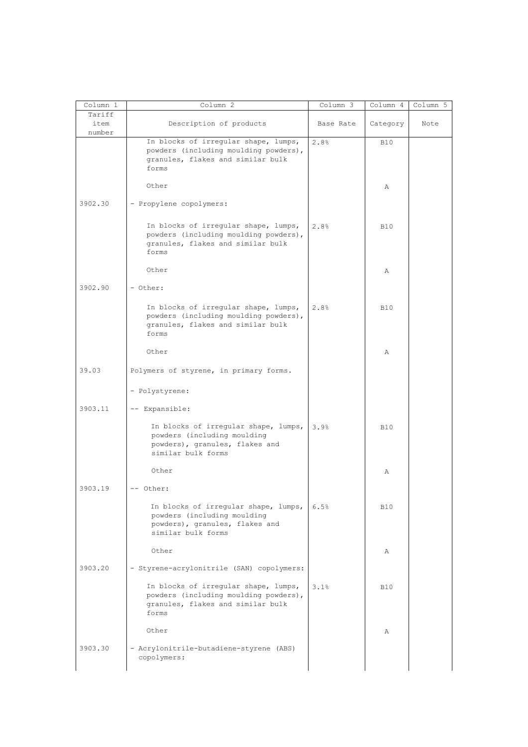| Column 1 | Column 2 | Column 3 | Column 4 | Column 5 |
|---|---|---|---|---|
| Tariff item number | Description of products | Base Rate | Category | Note |
| | In blocks of irregular shape, lumps, powders (including moulding powders), granules, flakes and similar bulk forms | 2.8% | B10 | |
| | Other | | A | |
| 3902.30 | - Propylene copolymers: | | | |
| | In blocks of irregular shape, lumps, powders (including moulding powders), granules, flakes and similar bulk forms | 2.8% | B10 | |
| | Other | | A | |
| 3902.90 | - Other: | | | |
| | In blocks of irregular shape, lumps, powders (including moulding powders), granules, flakes and similar bulk forms | 2.8% | B10 | |
| | Other | | A | |
| 39.03 | Polymers of styrene, in primary forms. | | | |
| | - Polystyrene: | | | |
| 3903.11 | -- Expansible: | | | |
| | In blocks of irregular shape, lumps, powders (including moulding powders), granules, flakes and similar bulk forms | 3.9% | B10 | |
| | Other | | A | |
| 3903.19 | -- Other: | | | |
| | In blocks of irregular shape, lumps, powders (including moulding powders), granules, flakes and similar bulk forms | 6.5% | B10 | |
| | Other | | A | |
| 3903.20 | - Styrene-acrylonitrile (SAN) copolymers: | | | |
| | In blocks of irregular shape, lumps, powders (including moulding powders), granules, flakes and similar bulk forms | 3.1% | B10 | |
| | Other | | A | |
| 3903.30 | - Acrylonitrile-butadiene-styrene (ABS) copolymers: | | | |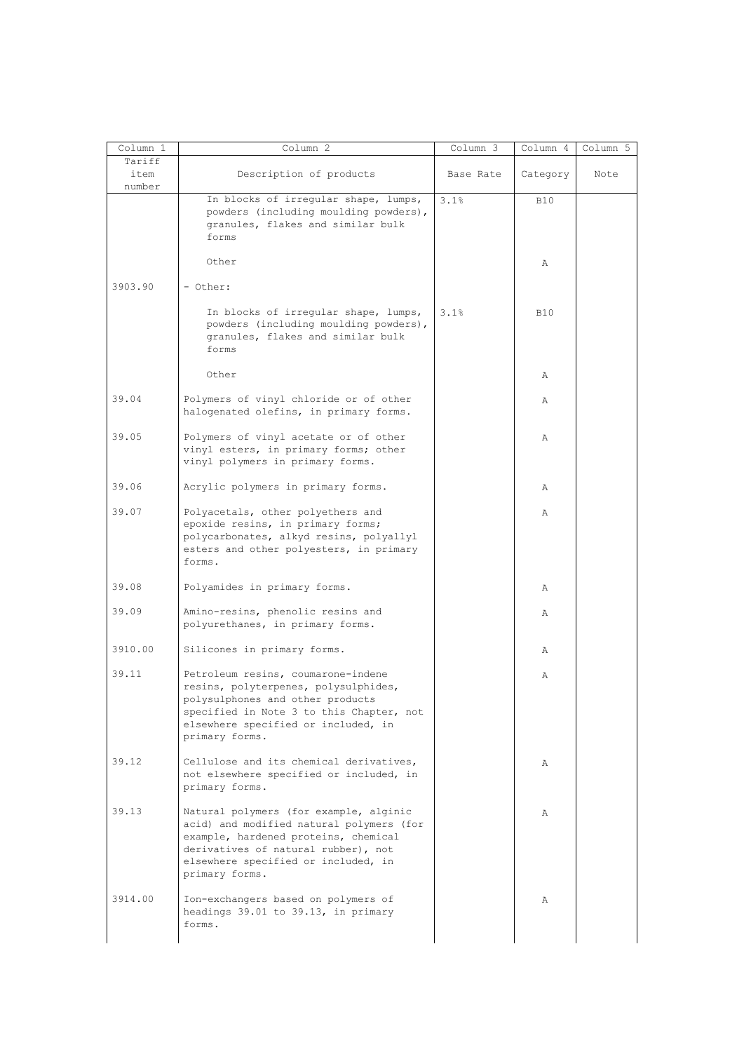| Column 1 | Column 2 | Column 3 | Column 4 | Column 5 |
|---|---|---|---|---|
| Tariff item number | Description of products | Base Rate | Category | Note |
| | In blocks of irregular shape, lumps, powders (including moulding powders), granules, flakes and similar bulk forms | 3.1% | B10 | |
| | Other | | A | |
| 3903.90 | - Other: | | | |
| | In blocks of irregular shape, lumps, powders (including moulding powders), granules, flakes and similar bulk forms | 3.1% | B10 | |
| | Other | | A | |
| 39.04 | Polymers of vinyl chloride or of other halogenated olefins, in primary forms. | | A | |
| 39.05 | Polymers of vinyl acetate or of other vinyl esters, in primary forms; other vinyl polymers in primary forms. | | A | |
| 39.06 | Acrylic polymers in primary forms. | | A | |
| 39.07 | Polyacetals, other polyethers and epoxide resins, in primary forms; polycarbonates, alkyd resins, polyallyl esters and other polyesters, in primary forms. | | A | |
| 39.08 | Polyamides in primary forms. | | A | |
| 39.09 | Amino-resins, phenolic resins and polyurethanes, in primary forms. | | A | |
| 3910.00 | Silicones in primary forms. | | A | |
| 39.11 | Petroleum resins, coumarone-indene resins, polyterpenes, polysulphides, polysulphones and other products specified in Note 3 to this Chapter, not elsewhere specified or included, in primary forms. | | A | |
| 39.12 | Cellulose and its chemical derivatives, not elsewhere specified or included, in primary forms. | | A | |
| 39.13 | Natural polymers (for example, alginic acid) and modified natural polymers (for example, hardened proteins, chemical derivatives of natural rubber), not elsewhere specified or included, in primary forms. | | A | |
| 3914.00 | Ion-exchangers based on polymers of headings 39.01 to 39.13, in primary forms. | | A | |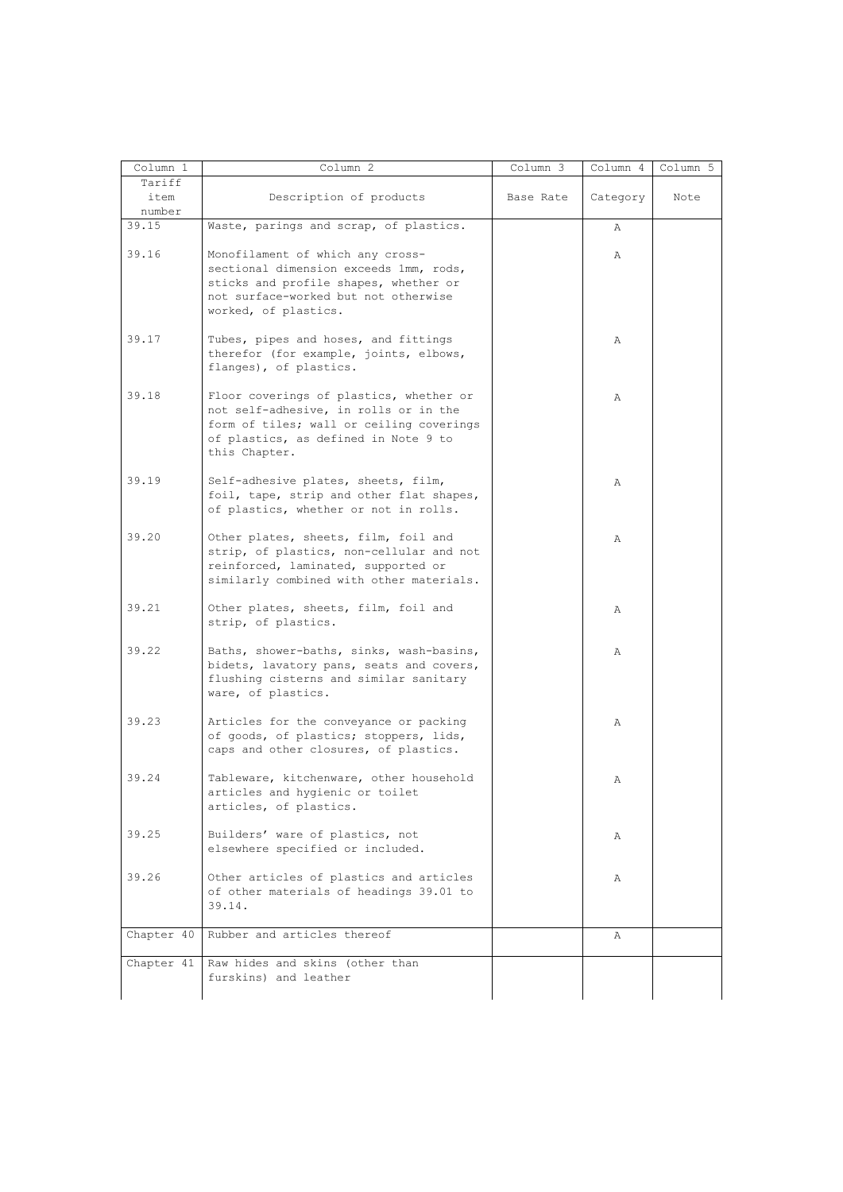| Column 1 | Column 2 | Column 3 | Column 4 | Column 5 |
|---|---|---|---|---|
| Tariff item number | Description of products | Base Rate | Category | Note |
| 39.15 | Waste, parings and scrap, of plastics. | | A | |
| 39.16 | Monofilament of which any cross-sectional dimension exceeds 1mm, rods, sticks and profile shapes, whether or not surface-worked but not otherwise worked, of plastics. | | A | |
| 39.17 | Tubes, pipes and hoses, and fittings therefor (for example, joints, elbows, flanges), of plastics. | | A | |
| 39.18 | Floor coverings of plastics, whether or not self-adhesive, in rolls or in the form of tiles; wall or ceiling coverings of plastics, as defined in Note 9 to this Chapter. | | A | |
| 39.19 | Self-adhesive plates, sheets, film, foil, tape, strip and other flat shapes, of plastics, whether or not in rolls. | | A | |
| 39.20 | Other plates, sheets, film, foil and strip, of plastics, non-cellular and not reinforced, laminated, supported or similarly combined with other materials. | | A | |
| 39.21 | Other plates, sheets, film, foil and strip, of plastics. | | A | |
| 39.22 | Baths, shower-baths, sinks, wash-basins, bidets, lavatory pans, seats and covers, flushing cisterns and similar sanitary ware, of plastics. | | A | |
| 39.23 | Articles for the conveyance or packing of goods, of plastics; stoppers, lids, caps and other closures, of plastics. | | A | |
| 39.24 | Tableware, kitchenware, other household articles and hygienic or toilet articles, of plastics. | | A | |
| 39.25 | Builders' ware of plastics, not elsewhere specified or included. | | A | |
| 39.26 | Other articles of plastics and articles of other materials of headings 39.01 to 39.14. | | A | |
| Chapter 40 | Rubber and articles thereof | | A | |
| Chapter 41 | Raw hides and skins (other than furskins) and leather | | | |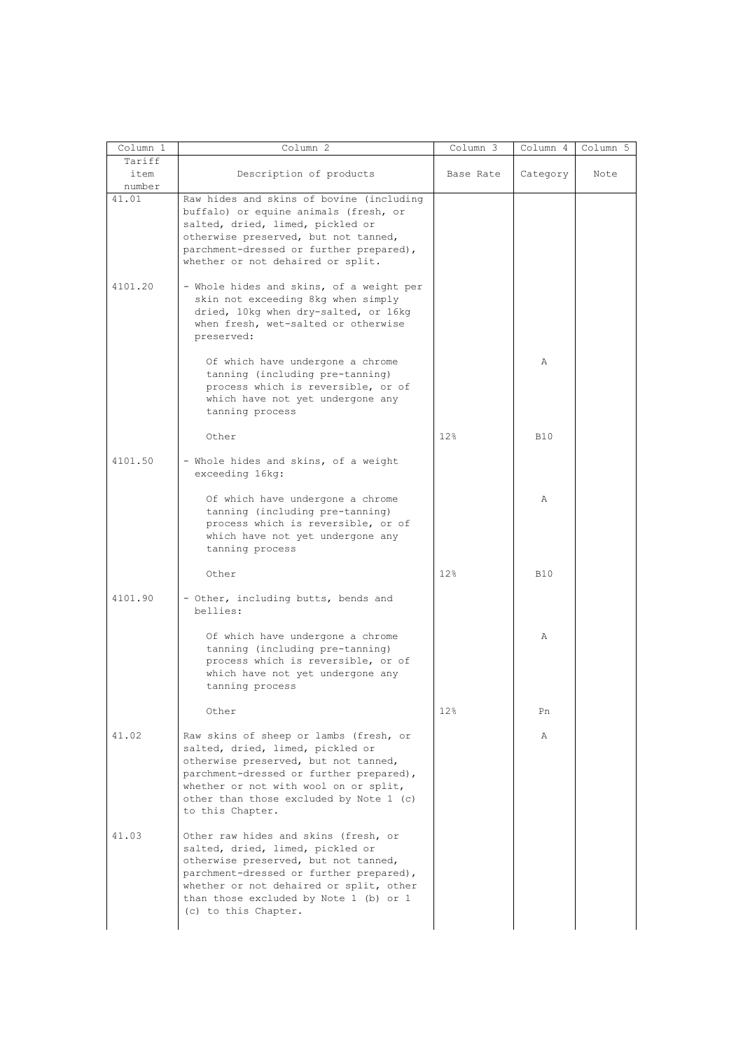| Column 1 | Column 2 | Column 3 | Column 4 | Column 5 |
|---|---|---|---|---|
| Tariff item number | Description of products | Base Rate | Category | Note |
| 41.01 | Raw hides and skins of bovine (including buffalo) or equine animals (fresh, or salted, dried, limed, pickled or otherwise preserved, but not tanned, parchment-dressed or further prepared), whether or not dehaired or split. | | | |
| 4101.20 | - Whole hides and skins, of a weight per skin not exceeding 8kg when simply dried, 10kg when dry-salted, or 16kg when fresh, wet-salted or otherwise preserved: | | | |
| | Of which have undergone a chrome tanning (including pre-tanning) process which is reversible, or of which have not yet undergone any tanning process | | A | |
| | Other | 12% | B10 | |
| 4101.50 | - Whole hides and skins, of a weight exceeding 16kg: | | | |
| | Of which have undergone a chrome tanning (including pre-tanning) process which is reversible, or of which have not yet undergone any tanning process | | A | |
| | Other | 12% | B10 | |
| 4101.90 | - Other, including butts, bends and bellies: | | | |
| | Of which have undergone a chrome tanning (including pre-tanning) process which is reversible, or of which have not yet undergone any tanning process | | A | |
| | Other | 12% | Pn | |
| 41.02 | Raw skins of sheep or lambs (fresh, or salted, dried, limed, pickled or otherwise preserved, but not tanned, parchment-dressed or further prepared), whether or not with wool on or split, other than those excluded by Note 1 (c) to this Chapter. | | A | |
| 41.03 | Other raw hides and skins (fresh, or salted, dried, limed, pickled or otherwise preserved, but not tanned, parchment-dressed or further prepared), whether or not dehaired or split, other than those excluded by Note 1 (b) or 1 (c) to this Chapter. | | | |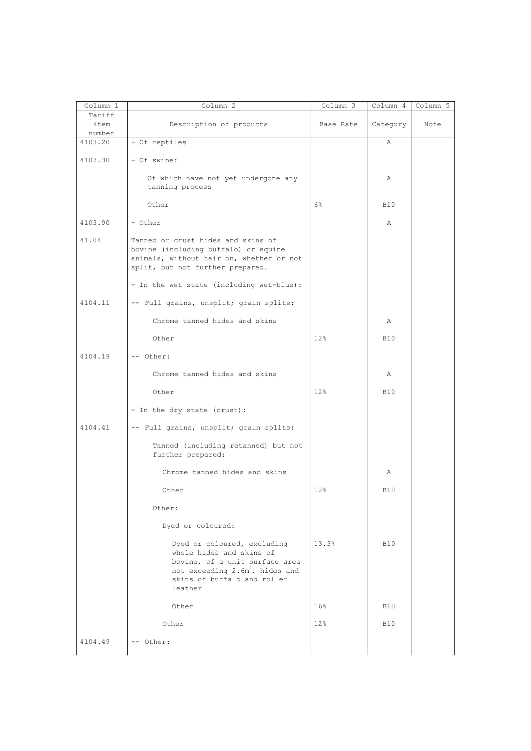| Column 1 | Column 2 | Column 3 | Column 4 | Column 5 |
|---|---|---|---|---|
| Tariff item number | Description of products | Base Rate | Category | Note |
| 4103.20 | - Of reptiles | | A | |
| 4103.30 | - Of swine: | | | |
| | Of which have not yet undergone any tanning process | | A | |
| | Other | 6% | B10 | |
| 4103.90 | - Other | | A | |
| 41.04 | Tanned or crust hides and skins of bovine (including buffalo) or equine animals, without hair on, whether or not split, but not further prepared. | | | |
| | - In the wet state (including wet-blue): | | | |
| 4104.11 | -- Full grains, unsplit; grain splits: | | | |
| | Chrome tanned hides and skins | | A | |
| | Other | 12% | B10 | |
| 4104.19 | -- Other: | | | |
| | Chrome tanned hides and skins | | A | |
| | Other | 12% | B10 | |
| | - In the dry state (crust): | | | |
| 4104.41 | -- Full grains, unsplit; grain splits: | | | |
| | Tanned (including retanned) but not further prepared: | | | |
| | Chrome tanned hides and skins | | A | |
| | Other | 12% | B10 | |
| | Other: | | | |
| | Dyed or coloured: | | | |
| | Dyed or coloured, excluding whole hides and skins of bovine, of a unit surface area not exceeding $2.6m^2$, hides and skins of buffalo and roller leather | 13.3% | B10 | |
| | Other | 16% | B10 | |
| | Other | 12% | B10 | |
| 4104.49 | -- Other: | | | |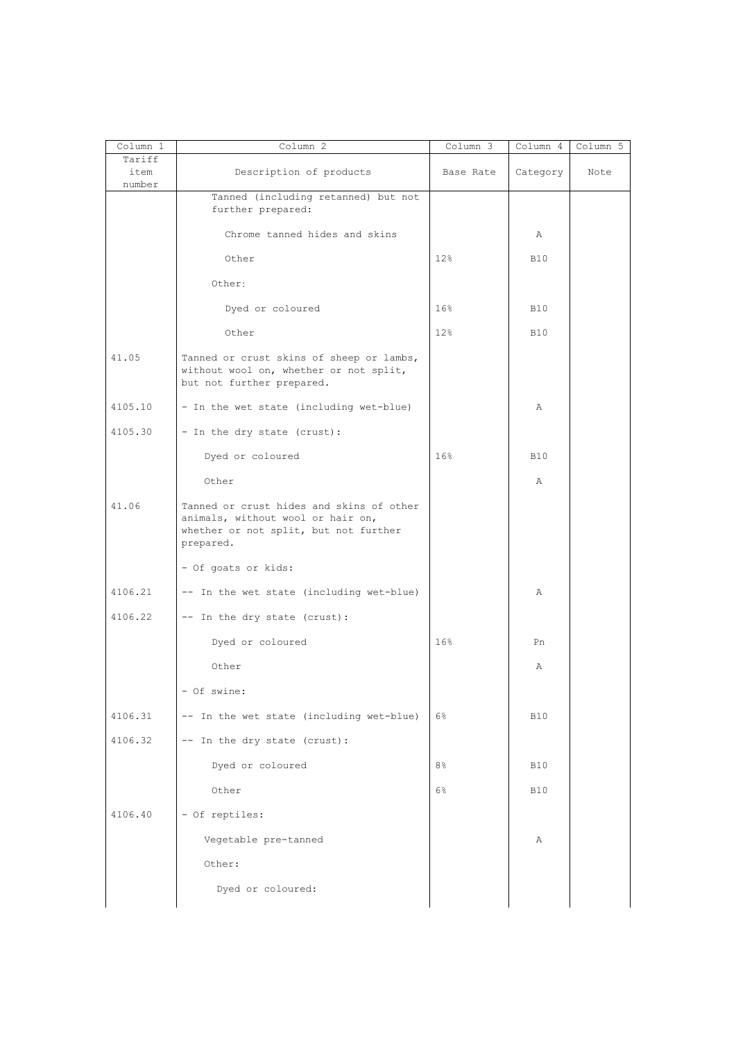| Column 1 | Column 2 | Column 3 | Column 4 | Column 5 |
| --- | --- | --- | --- | --- |
| Tariff item number | Description of products | Base Rate | Category | Note |
| | Tanned (including retanned) but not further prepared: | | | |
| | Chrome tanned hides and skins | | A | |
| | Other | 12% | B10 | |
| | Other: | | | |
| | Dyed or coloured | 16% | B10 | |
| | Other | 12% | B10 | |
| 41.05 | Tanned or crust skins of sheep or lambs, without wool on, whether or not split, but not further prepared. | | | |
| 4105.10 | - In the wet state (including wet-blue) | | A | |
| 4105.30 | - In the dry state (crust): | | | |
| | Dyed or coloured | 16% | B10 | |
| | Other | | A | |
| 41.06 | Tanned or crust hides and skins of other animals, without wool or hair on, whether or not split, but not further prepared. | | | |
| | - Of goats or kids: | | | |
| 4106.21 | -- In the wet state (including wet-blue) | | A | |
| 4106.22 | -- In the dry state (crust): | | | |
| | Dyed or coloured | 16% | Pn | |
| | Other | | A | |
| | - Of swine: | | | |
| 4106.31 | -- In the wet state (including wet-blue) | 6% | B10 | |
| 4106.32 | -- In the dry state (crust): | | | |
| | Dyed or coloured | 8% | B10 | |
| | Other | 6% | B10 | |
| 4106.40 | - Of reptiles: | | | |
| | Vegetable pre-tanned | | A | |
| | Other: | | | |
| | Dyed or coloured: | | | |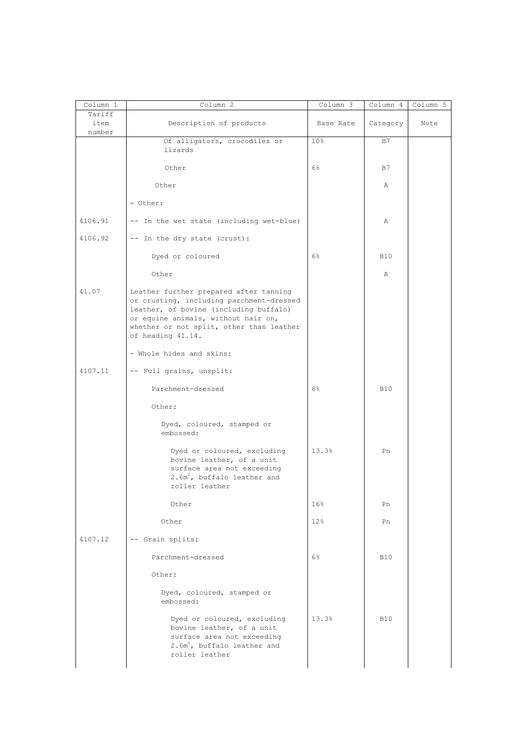| Column 1 | Column 2 | Column 3 | Column 4 | Column 5 |
|---|---|---|---|---|
| Tariff item number | Description of products | Base Rate | Category | Note |
| | Of alligators, crocodiles or lizards | 10% | B7 | |
| | Other | 6% | B7 | |
| | Other | | A | |
| | - Other: | | | |
| 4106.91 | -- In the wet state (including wet-blue) | | A | |
| 4106.92 | -- In the dry state (crust): | | | |
| | Dyed or coloured | 6% | B10 | |
| | Other | | A | |
| 41.07 | Leather further prepared after tanning or crusting, including parchment-dressed leather, of bovine (including buffalo) or equine animals, without hair on, whether or not split, other than leather of heading 41.14. | | | |
| | - Whole hides and skins: | | | |
| 4107.11 | -- Full grains, unsplit: | | | |
| | Parchment-dressed | 6% | B10 | |
| | Other: | | | |
| | Dyed, coloured, stamped or embossed: | | | |
| | Dyed or coloured, excluding bovine leather, of a unit surface area not exceeding $2.6m^2$, buffalo leather and roller leather | 13.3% | Pn | |
| | Other | 16% | Pn | |
| | Other | 12% | Pn | |
| 4107.12 | -- Grain splits: | | | |
| | Parchment-dressed | 6% | B10 | |
| | Other: | | | |
| | Dyed, coloured, stamped or embossed: | | | |
| | Dyed or coloured, excluding bovine leather, of a unit surface area not exceeding $2.6m^2$, buffalo leather and roller leather | 13.3% | B10 | |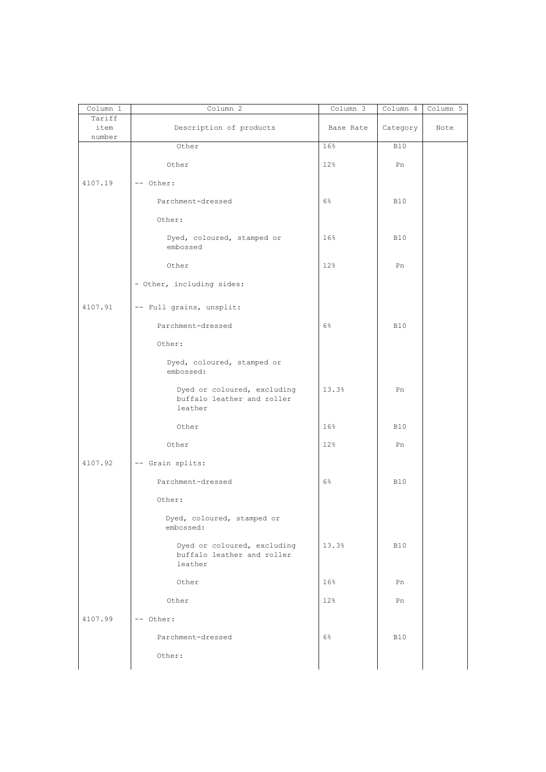| Column 1 | Column 2 | Column 3 | Column 4 | Column 5 |
|---|---|---|---|---|
| Tariff item number | Description of products | Base Rate | Category | Note |
| | Other | 16% | B10 | |
| | Other | 12% | Pn | |
| 4107.19 | -- Other: | | | |
| | Parchment-dressed | 6% | B10 | |
| | Other: | | | |
| | Dyed, coloured, stamped or embossed | 16% | B10 | |
| | Other | 12% | Pn | |
| | - Other, including sides: | | | |
| 4107.91 | -- Full grains, unsplit: | | | |
| | Parchment-dressed | 6% | B10 | |
| | Other: | | | |
| | Dyed, coloured, stamped or embossed: | | | |
| | Dyed or coloured, excluding buffalo leather and roller leather | 13.3% | Pn | |
| | Other | 16% | B10 | |
| | Other | 12% | Pn | |
| 4107.92 | -- Grain splits: | | | |
| | Parchment-dressed | 6% | B10 | |
| | Other: | | | |
| | Dyed, coloured, stamped or embossed: | | | |
| | Dyed or coloured, excluding buffalo leather and roller leather | 13.3% | B10 | |
| | Other | 16% | Pn | |
| | Other | 12% | Pn | |
| 4107.99 | -- Other: | | | |
| | Parchment-dressed | 6% | B10 | |
| | Other: | | | |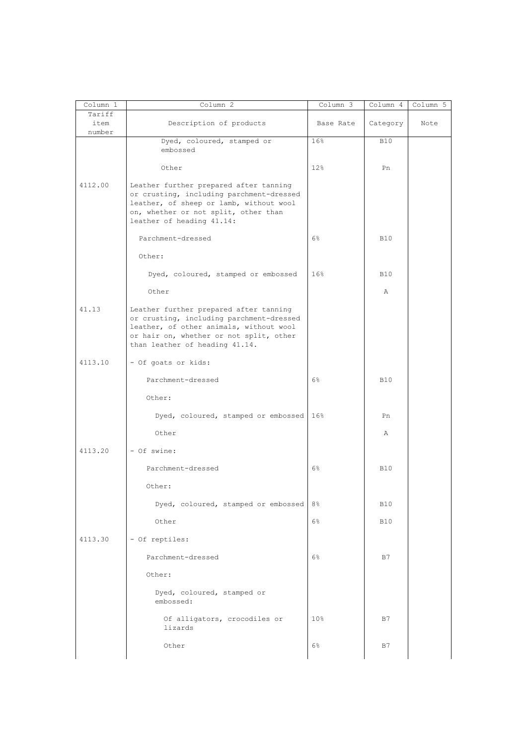| Column 1 | Column 2 | Column 3 | Column 4 | Column 5 |
|---|---|---|---|---|
| Tariff item number | Description of products | Base Rate | Category | Note |
| | Dyed, coloured, stamped or embossed | 16% | B10 | |
| | Other | 12% | Pn | |
| 4112.00 | Leather further prepared after tanning or crusting, including parchment-dressed leather, of sheep or lamb, without wool on, whether or not split, other than leather of heading 41.14: | | | |
| | Parchment-dressed | 6% | B10 | |
| | Other: | | | |
| | Dyed, coloured, stamped or embossed | 16% | B10 | |
| | Other | | A | |
| 41.13 | Leather further prepared after tanning or crusting, including parchment-dressed leather, of other animals, without wool or hair on, whether or not split, other than leather of heading 41.14. | | | |
| 4113.10 | - Of goats or kids: | | | |
| | Parchment-dressed | 6% | B10 | |
| | Other: | | | |
| | Dyed, coloured, stamped or embossed | 16% | Pn | |
| | Other | | A | |
| 4113.20 | - Of swine: | | | |
| | Parchment-dressed | 6% | B10 | |
| | Other: | | | |
| | Dyed, coloured, stamped or embossed | 8% | B10 | |
| | Other | 6% | B10 | |
| 4113.30 | - Of reptiles: | | | |
| | Parchment-dressed | 6% | B7 | |
| | Other: | | | |
| | Dyed, coloured, stamped or embossed: | | | |
| | Of alligators, crocodiles or lizards | 10% | B7 | |
| | Other | 6% | B7 | |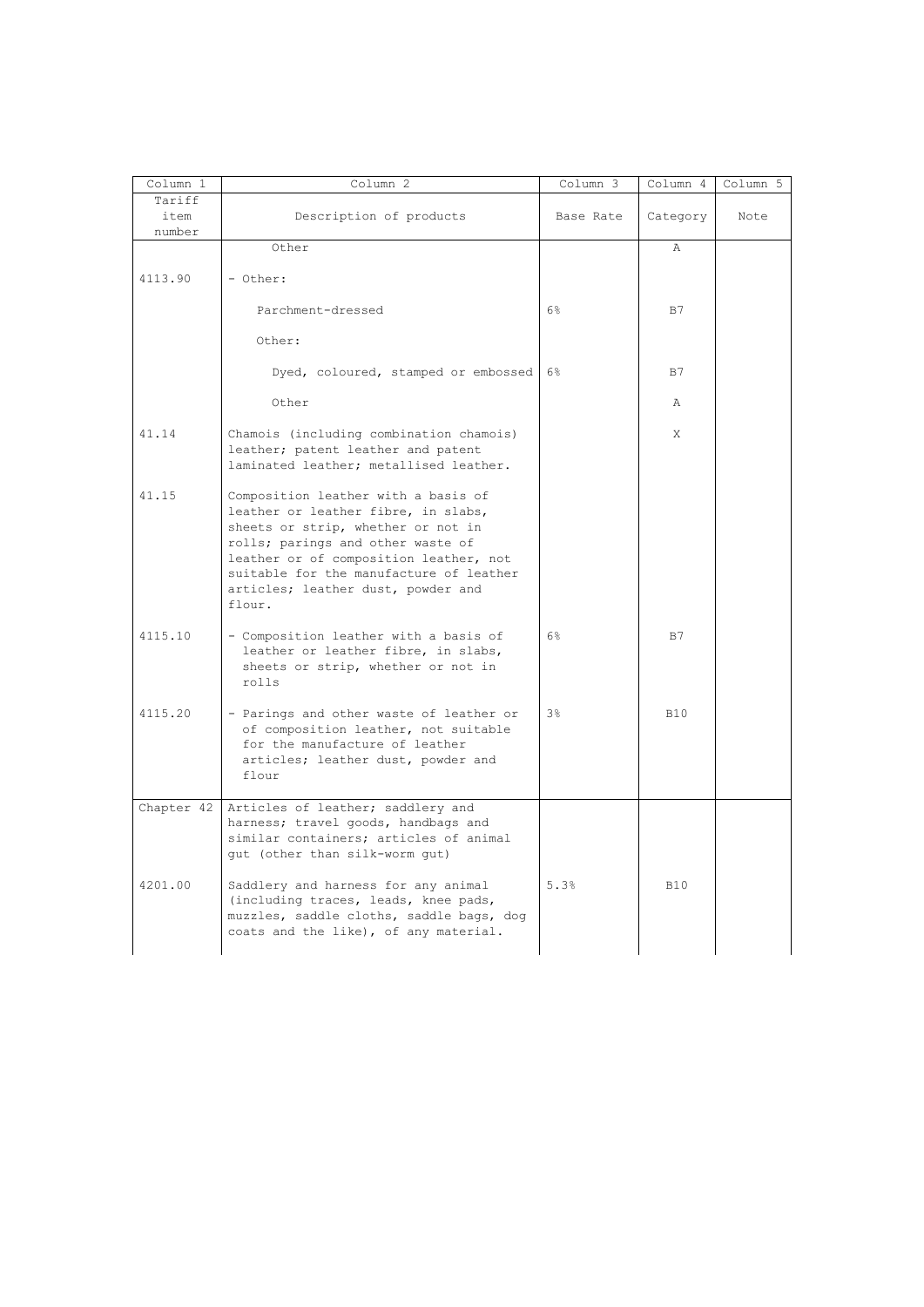| Column 1 | Column 2 | Column 3 | Column 4 | Column 5 |
|---|---|---|---|---|
| Tariff item number | Description of products | Base Rate | Category | Note |
| | Other | | A | |
| 4113.90 | - Other: | | | |
| | Parchment-dressed | 6% | B7 | |
| | Other: | | | |
| | Dyed, coloured, stamped or embossed | 6% | B7 | |
| | Other | | A | |
| 41.14 | Chamois (including combination chamois) leather; patent leather and patent laminated leather; metallised leather. | | X | |
| 41.15 | Composition leather with a basis of leather or leather fibre, in slabs, sheets or strip, whether or not in rolls; parings and other waste of leather or of composition leather, not suitable for the manufacture of leather articles; leather dust, powder and flour. | | | |
| 4115.10 | - Composition leather with a basis of leather or leather fibre, in slabs, sheets or strip, whether or not in rolls | 6% | B7 | |
| 4115.20 | - Parings and other waste of leather or of composition leather, not suitable for the manufacture of leather articles; leather dust, powder and flour | 3% | B10 | |
| Chapter 42 | Articles of leather; saddlery and harness; travel goods, handbags and similar containers; articles of animal gut (other than silk-worm gut) | | | |
| 4201.00 | Saddlery and harness for any animal (including traces, leads, knee pads, muzzles, saddle cloths, saddle bags, dog coats and the like), of any material. | 5.3% | B10 | |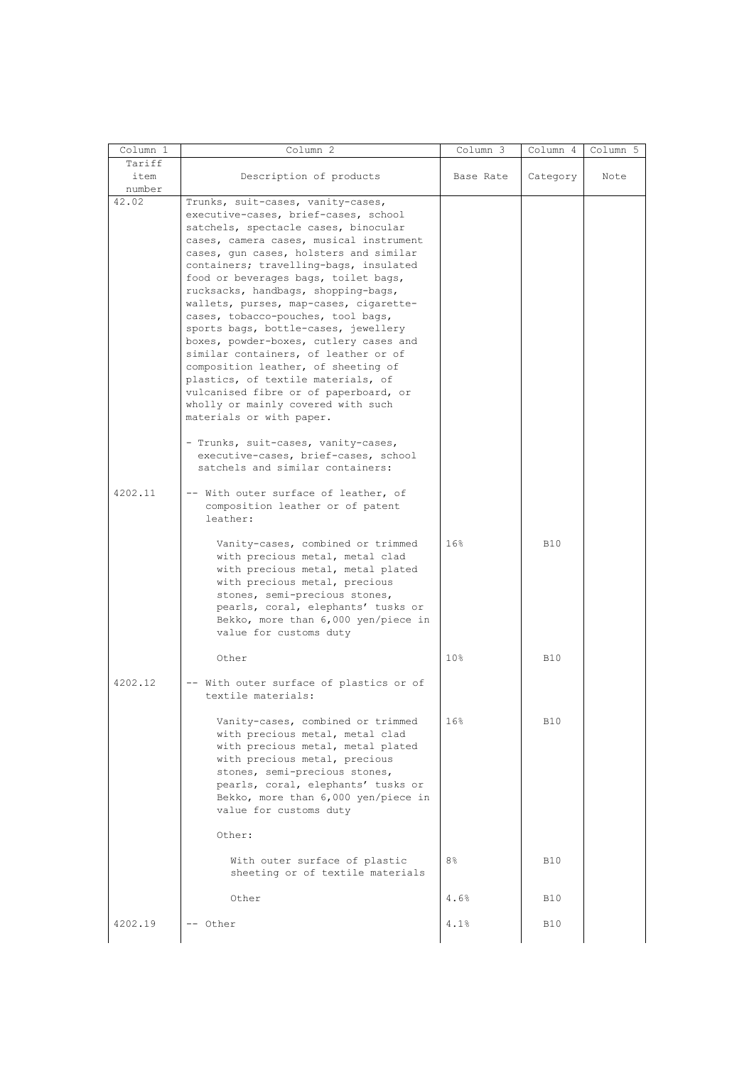| Column 1 | Column 2 | Column 3 | Column 4 | Column 5 |
|---|---|---|---|---|
| Tariff item number | Description of products | Base Rate | Category | Note |
| 42.02 | Trunks, suit-cases, vanity-cases, executive-cases, brief-cases, school satchels, spectacle cases, binocular cases, camera cases, musical instrument cases, gun cases, holsters and similar containers; travelling-bags, insulated food or beverages bags, toilet bags, rucksacks, handbags, shopping-bags, wallets, purses, map-cases, cigarette-cases, tobacco-pouches, tool bags, sports bags, bottle-cases, jewellery boxes, powder-boxes, cutlery cases and similar containers, of leather or of composition leather, of sheeting of plastics, of textile materials, of vulcanised fibre or of paperboard, or wholly or mainly covered with such materials or with paper. | | | |
| | - Trunks, suit-cases, vanity-cases, executive-cases, brief-cases, school satchels and similar containers: | | | |
| 4202.11 | -- With outer surface of leather, of composition leather or of patent leather: | | | |
| | Vanity-cases, combined or trimmed with precious metal, metal clad with precious metal, metal plated with precious metal, precious stones, semi-precious stones, pearls, coral, elephants' tusks or Bekko, more than 6,000 yen/piece in value for customs duty | 16% | B10 | |
| | Other | 10% | B10 | |
| 4202.12 | -- With outer surface of plastics or of textile materials: | | | |
| | Vanity-cases, combined or trimmed with precious metal, metal clad with precious metal, metal plated with precious metal, precious stones, semi-precious stones, pearls, coral, elephants' tusks or Bekko, more than 6,000 yen/piece in value for customs duty | 16% | B10 | |
| | Other: | | | |
| | With outer surface of plastic sheeting or of textile materials | 8% | B10 | |
| | Other | 4.6% | B10 | |
| 4202.19 | -- Other | 4.1% | B10 | |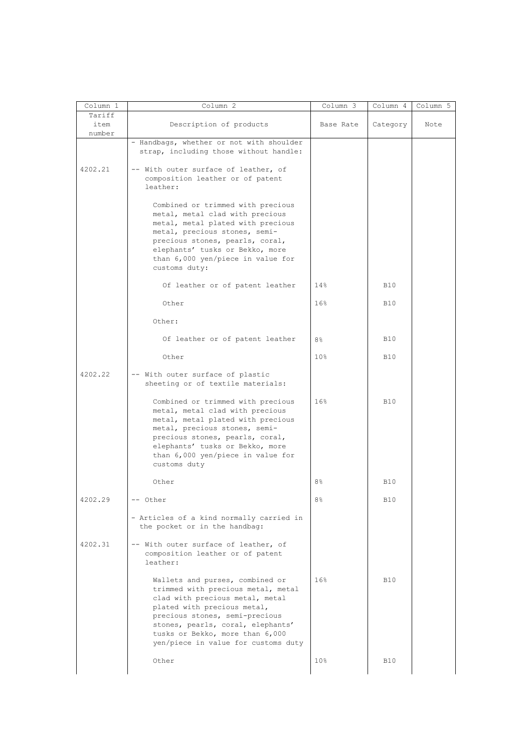| Column 1 | Column 2 | Column 3 | Column 4 | Column 5 |
|---|---|---|---|---|
| Tariff item number | Description of products | Base Rate | Category | Note |
| | - Handbags, whether or not with shoulder strap, including those without handle: | | | |
| 4202.21 | -- With outer surface of leather, of composition leather or of patent leather: | | | |
| | Combined or trimmed with precious metal, metal clad with precious metal, metal plated with precious metal, precious stones, semi-precious stones, pearls, coral, elephants' tusks or Bekko, more than 6,000 yen/piece in value for customs duty: | | | |
| | Of leather or of patent leather | 14% | B10 | |
| | Other | 16% | B10 | |
| | Other: | | | |
| | Of leather or of patent leather | 8% | B10 | |
| | Other | 10% | B10 | |
| 4202.22 | -- With outer surface of plastic sheeting or of textile materials: | | | |
| | Combined or trimmed with precious metal, metal clad with precious metal, metal plated with precious metal, precious stones, semi-precious stones, pearls, coral, elephants' tusks or Bekko, more than 6,000 yen/piece in value for customs duty | 16% | B10 | |
| | Other | 8% | B10 | |
| 4202.29 | -- Other | 8% | B10 | |
| | - Articles of a kind normally carried in the pocket or in the handbag: | | | |
| 4202.31 | -- With outer surface of leather, of composition leather or of patent leather: | | | |
| | Wallets and purses, combined or trimmed with precious metal, metal clad with precious metal, metal plated with precious metal, precious stones, semi-precious stones, pearls, coral, elephants' tusks or Bekko, more than 6,000 yen/piece in value for customs duty | 16% | B10 | |
| | Other | 10% | B10 | |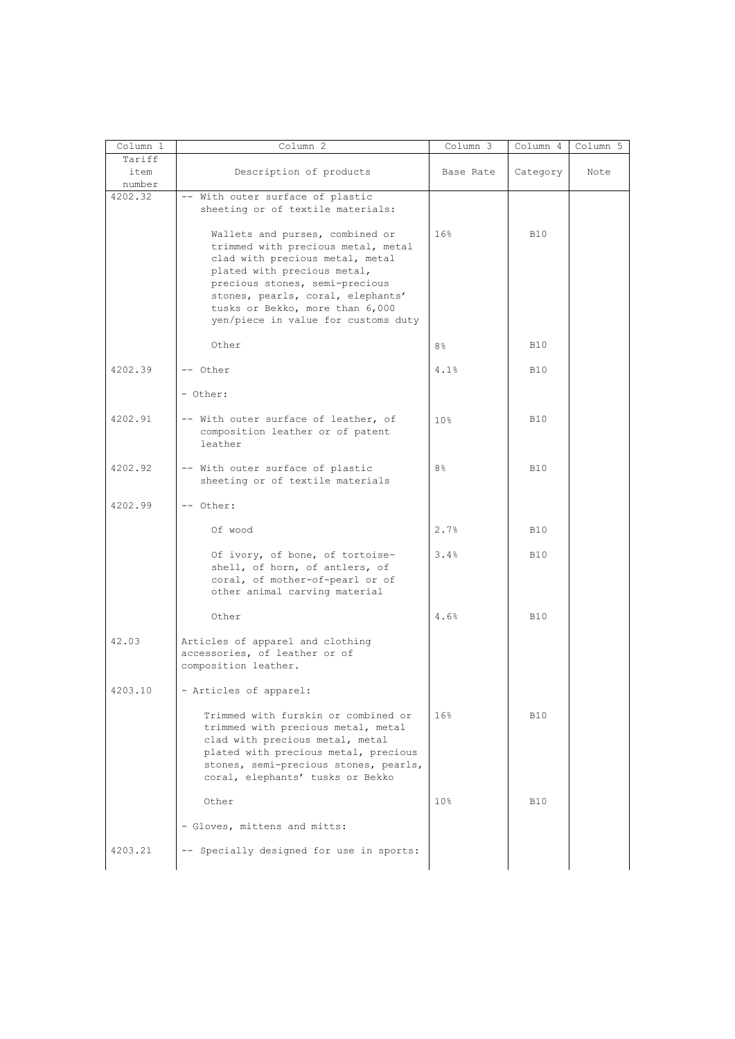| Column 1 | Column 2 | Column 3 | Column 4 | Column 5 |
|---|---|---|---|---|
| Tariff item number | Description of products | Base Rate | Category | Note |
| 4202.32 | -- With outer surface of plastic sheeting or of textile materials: | | | |
| | Wallets and purses, combined or trimmed with precious metal, metal clad with precious metal, metal plated with precious metal, precious stones, semi-precious stones, pearls, coral, elephants' tusks or Bekko, more than 6,000 yen/piece in value for customs duty | 16% | B10 | |
| | Other | 8% | B10 | |
| 4202.39 | -- Other | 4.1% | B10 | |
| | - Other: | | | |
| 4202.91 | -- With outer surface of leather, of composition leather or of patent leather | 10% | B10 | |
| 4202.92 | -- With outer surface of plastic sheeting or of textile materials | 8% | B10 | |
| 4202.99 | -- Other: | | | |
| | Of wood | 2.7% | B10 | |
| | Of ivory, of bone, of tortoise-shell, of horn, of antlers, of coral, of mother-of-pearl or of other animal carving material | 3.4% | B10 | |
| | Other | 4.6% | B10 | |
| 42.03 | Articles of apparel and clothing accessories, of leather or of composition leather. | | | |
| 4203.10 | - Articles of apparel: | | | |
| | Trimmed with furskin or combined or trimmed with precious metal, metal clad with precious metal, metal plated with precious metal, precious stones, semi-precious stones, pearls, coral, elephants' tusks or Bekko | 16% | B10 | |
| | Other | 10% | B10 | |
| | - Gloves, mittens and mitts: | | | |
| 4203.21 | -- Specially designed for use in sports: | | | |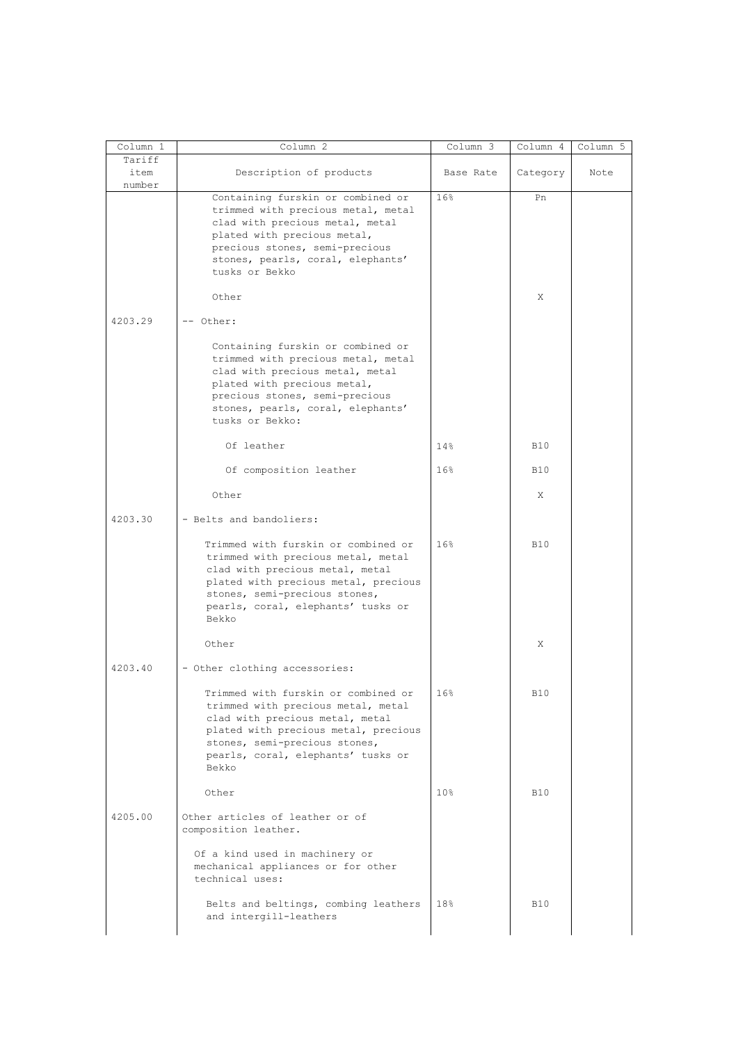| Column 1 | Column 2 | Column 3 | Column 4 | Column 5 |
|---|---|---|---|---|
| Tariff item number | Description of products | Base Rate | Category | Note |
| | Containing furskin or combined or trimmed with precious metal, metal clad with precious metal, metal plated with precious metal, precious stones, semi-precious stones, pearls, coral, elephants' tusks or Bekko | 16% | Pn | |
| | Other | | X | |
| 4203.29 | -- Other: | | | |
| | Containing furskin or combined or trimmed with precious metal, metal clad with precious metal, metal plated with precious metal, precious stones, semi-precious stones, pearls, coral, elephants' tusks or Bekko: | | | |
| | Of leather | 14% | B10 | |
| | Of composition leather | 16% | B10 | |
| | Other | | X | |
| 4203.30 | - Belts and bandoliers: | | | |
| | Trimmed with furskin or combined or trimmed with precious metal, metal clad with precious metal, metal plated with precious metal, precious stones, semi-precious stones, pearls, coral, elephants' tusks or Bekko | 16% | B10 | |
| | Other | | X | |
| 4203.40 | - Other clothing accessories: | | | |
| | Trimmed with furskin or combined or trimmed with precious metal, metal clad with precious metal, metal plated with precious metal, precious stones, semi-precious stones, pearls, coral, elephants' tusks or Bekko | 16% | B10 | |
| | Other | 10% | B10 | |
| 4205.00 | Other articles of leather or of composition leather. | | | |
| | Of a kind used in machinery or mechanical appliances or for other technical uses: | | | |
| | Belts and beltings, combing leathers and intergill-leathers | 18% | B10 | |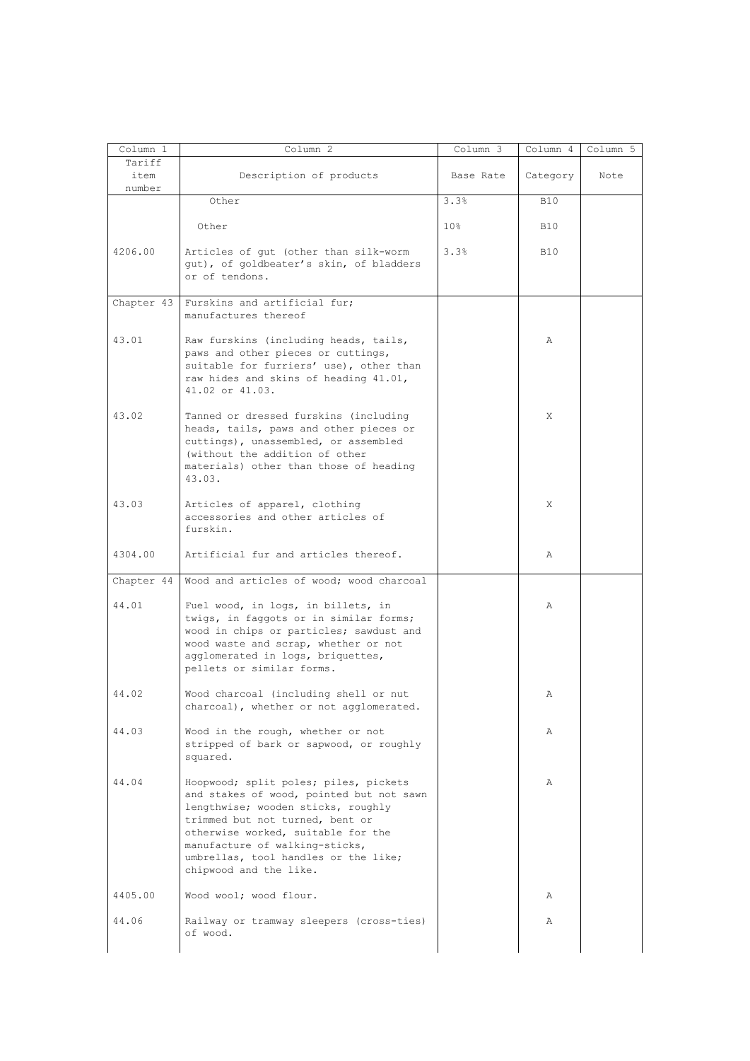| Column 1 | Column 2 | Column 3 | Column 4 | Column 5 |
|---|---|---|---|---|
| Tariff item number | Description of products | Base Rate | Category | Note |
| | Other | 3.3% | B10 | |
| | Other | 10% | B10 | |
| 4206.00 | Articles of gut (other than silk-worm gut), of goldbeater's skin, of bladders or of tendons. | 3.3% | B10 | |
| Chapter 43 | Furskins and artificial fur; manufactures thereof | | | |
| 43.01 | Raw furskins (including heads, tails, paws and other pieces or cuttings, suitable for furriers' use), other than raw hides and skins of heading 41.01, 41.02 or 41.03. | | A | |
| 43.02 | Tanned or dressed furskins (including heads, tails, paws and other pieces or cuttings), unassembled, or assembled (without the addition of other materials) other than those of heading 43.03. | | X | |
| 43.03 | Articles of apparel, clothing accessories and other articles of furskin. | | X | |
| 4304.00 | Artificial fur and articles thereof. | | A | |
| Chapter 44 | Wood and articles of wood; wood charcoal | | | |
| 44.01 | Fuel wood, in logs, in billets, in twigs, in faggots or in similar forms; wood in chips or particles; sawdust and wood waste and scrap, whether or not agglomerated in logs, briquettes, pellets or similar forms. | | A | |
| 44.02 | Wood charcoal (including shell or nut charcoal), whether or not agglomerated. | | A | |
| 44.03 | Wood in the rough, whether or not stripped of bark or sapwood, or roughly squared. | | A | |
| 44.04 | Hoopwood; split poles; piles, pickets and stakes of wood, pointed but not sawn lengthwise; wooden sticks, roughly trimmed but not turned, bent or otherwise worked, suitable for the manufacture of walking-sticks, umbrellas, tool handles or the like; chipwood and the like. | | A | |
| 4405.00 | Wood wool; wood flour. | | A | |
| 44.06 | Railway or tramway sleepers (cross-ties) of wood. | | A | |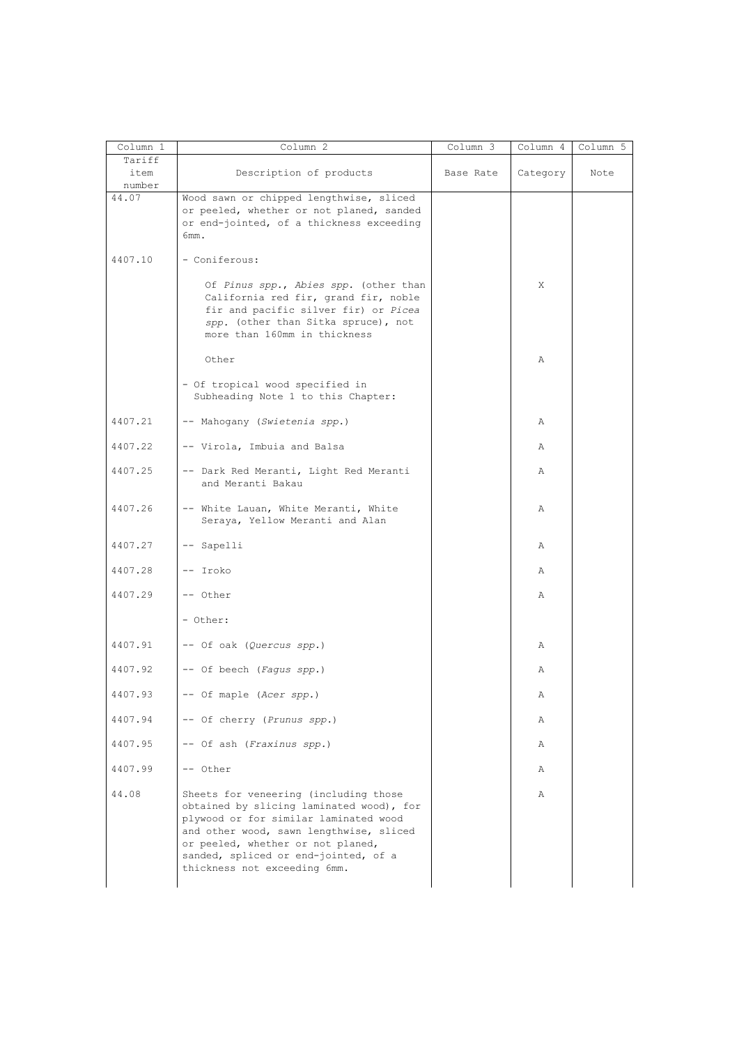| Column 1 | Column 2 | Column 3 | Column 4 | Column 5 |
|---|---|---|---|---|
| Tariff item number | Description of products | Base Rate | Category | Note |
| 44.07 | Wood sawn or chipped lengthwise, sliced or peeled, whether or not planed, sanded or end-jointed, of a thickness exceeding 6mm. | | | |
| 4407.10 | - Coniferous: | | | |
| | Of *Pinus spp.*, *Abies spp.* (other than California red fir, grand fir, noble fir and pacific silver fir) or *Picea spp.* (other than Sitka spruce), not more than 160mm in thickness | | X | |
| | Other | | A | |
| | - Of tropical wood specified in Subheading Note 1 to this Chapter: | | | |
| 4407.21 | -- Mahogany (*Swietenia spp.*) | | A | |
| 4407.22 | -- Virola, Imbuia and Balsa | | A | |
| 4407.25 | -- Dark Red Meranti, Light Red Meranti and Meranti Bakau | | A | |
| 4407.26 | -- White Lauan, White Meranti, White Seraya, Yellow Meranti and Alan | | A | |
| 4407.27 | -- Sapelli | | A | |
| 4407.28 | -- Iroko | | A | |
| 4407.29 | -- Other | | A | |
| | - Other: | | | |
| 4407.91 | -- Of oak (*Quercus spp.*) | | A | |
| 4407.92 | -- Of beech (*Fagus spp.*) | | A | |
| 4407.93 | -- Of maple (*Acer spp.*) | | A | |
| 4407.94 | -- Of cherry (*Prunus spp.*) | | A | |
| 4407.95 | -- Of ash (*Fraxinus spp.*) | | A | |
| 4407.99 | -- Other | | A | |
| 44.08 | Sheets for veneering (including those obtained by slicing laminated wood), for plywood or for similar laminated wood and other wood, sawn lengthwise, sliced or peeled, whether or not planed, sanded, spliced or end-jointed, of a thickness not exceeding 6mm. | | A | |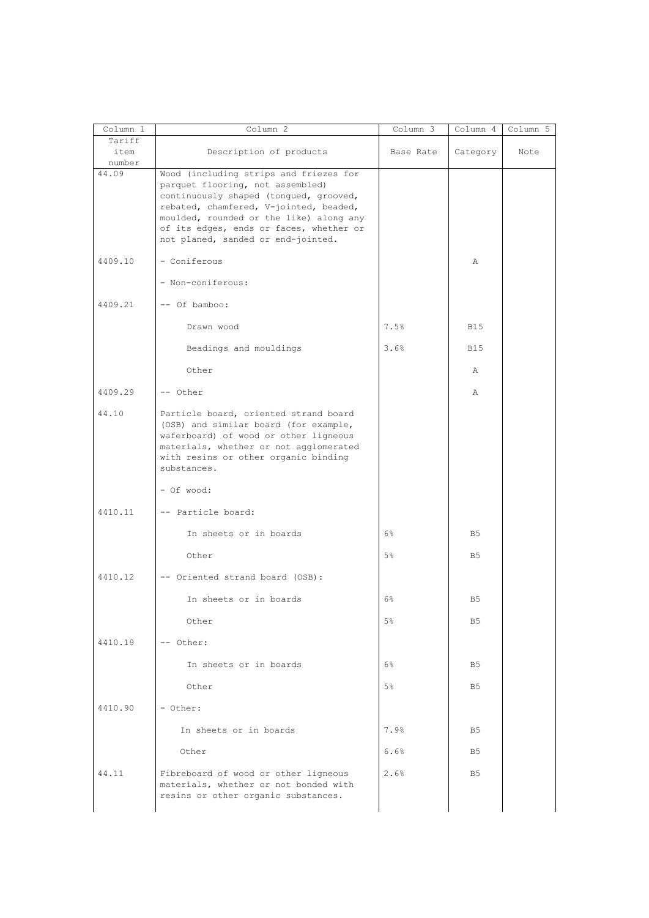| Column 1 | Column 2 | Column 3 | Column 4 | Column 5 |
|---|---|---|---|---|
| Tariff item number | Description of products | Base Rate | Category | Note |
| 44.09 | Wood (including strips and friezes for parquet flooring, not assembled) continuously shaped (tongued, grooved, rebated, chamfered, V-jointed, beaded, moulded, rounded or the like) along any of its edges, ends or faces, whether or not planed, sanded or end-jointed. | | | |
| 4409.10 | - Coniferous | | A | |
| | - Non-coniferous: | | | |
| 4409.21 | -- Of bamboo: | | | |
| | Drawn wood | 7.5% | B15 | |
| | Beadings and mouldings | 3.6% | B15 | |
| | Other | | A | |
| 4409.29 | -- Other | | A | |
| 44.10 | Particle board, oriented strand board (OSB) and similar board (for example, waferboard) of wood or other ligneous materials, whether or not agglomerated with resins or other organic binding substances. | | | |
| | - Of wood: | | | |
| 4410.11 | -- Particle board: | | | |
| | In sheets or in boards | 6% | B5 | |
| | Other | 5% | B5 | |
| 4410.12 | -- Oriented strand board (OSB): | | | |
| | In sheets or in boards | 6% | B5 | |
| | Other | 5% | B5 | |
| 4410.19 | -- Other: | | | |
| | In sheets or in boards | 6% | B5 | |
| | Other | 5% | B5 | |
| 4410.90 | - Other: | | | |
| | In sheets or in boards | 7.9% | B5 | |
| | Other | 6.6% | B5 | |
| 44.11 | Fibreboard of wood or other ligneous materials, whether or not bonded with resins or other organic substances. | 2.6% | B5 | |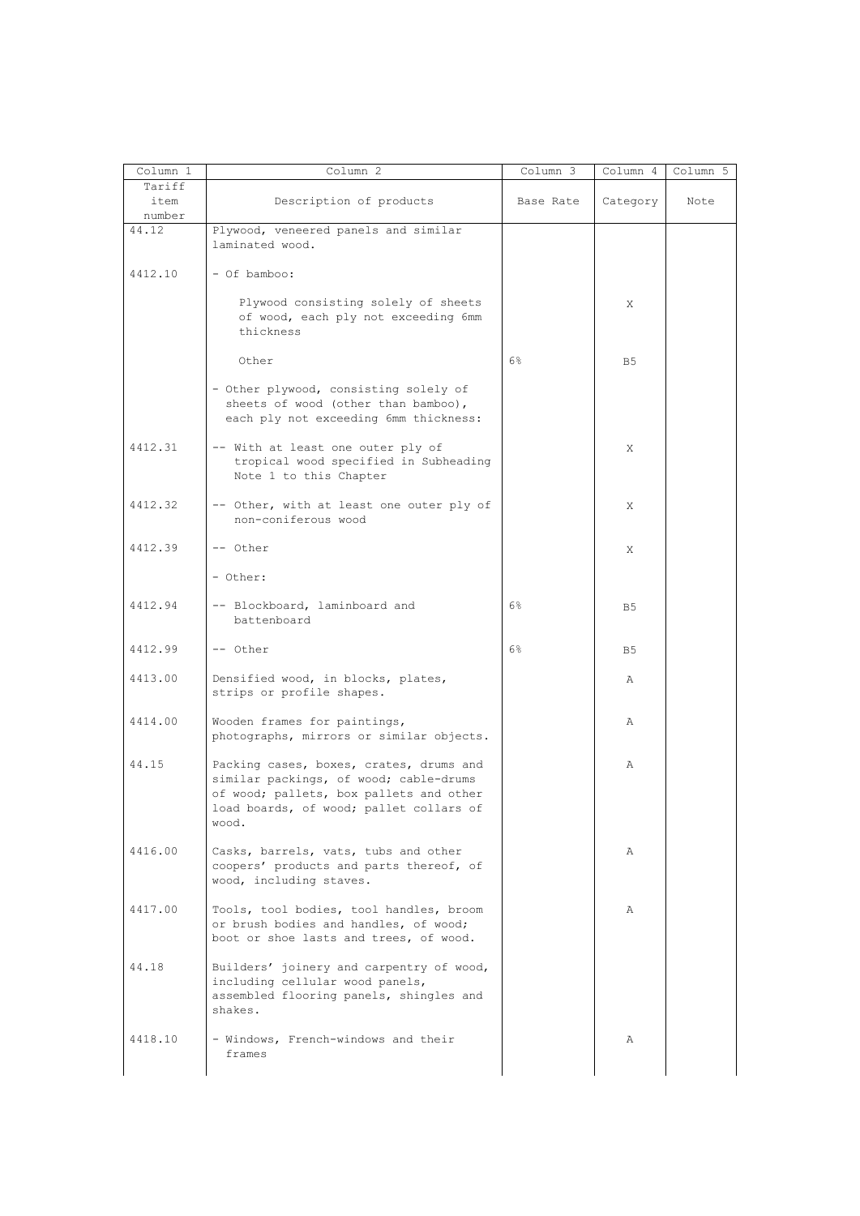| Column 1 | Column 2 | Column 3 | Column 4 | Column 5 |
|---|---|---|---|---|
| Tariff item number | Description of products | Base Rate | Category | Note |
| 44.12 | Plywood, veneered panels and similar laminated wood. | | | |
| 4412.10 | - Of bamboo: | | | |
| | Plywood consisting solely of sheets of wood, each ply not exceeding 6mm thickness | | X | |
| | Other | 6% | B5 | |
| | - Other plywood, consisting solely of sheets of wood (other than bamboo), each ply not exceeding 6mm thickness: | | | |
| 4412.31 | -- With at least one outer ply of tropical wood specified in Subheading Note 1 to this Chapter | | X | |
| 4412.32 | -- Other, with at least one outer ply of non-coniferous wood | | X | |
| 4412.39 | -- Other | | X | |
| | - Other: | | | |
| 4412.94 | -- Blockboard, laminboard and battenboard | 6% | B5 | |
| 4412.99 | -- Other | 6% | B5 | |
| 4413.00 | Densified wood, in blocks, plates, strips or profile shapes. | | A | |
| 4414.00 | Wooden frames for paintings, photographs, mirrors or similar objects. | | A | |
| 44.15 | Packing cases, boxes, crates, drums and similar packings, of wood; cable-drums of wood; pallets, box pallets and other load boards, of wood; pallet collars of wood. | | A | |
| 4416.00 | Casks, barrels, vats, tubs and other coopers' products and parts thereof, of wood, including staves. | | A | |
| 4417.00 | Tools, tool bodies, tool handles, broom or brush bodies and handles, of wood; boot or shoe lasts and trees, of wood. | | A | |
| 44.18 | Builders' joinery and carpentry of wood, including cellular wood panels, assembled flooring panels, shingles and shakes. | | | |
| 4418.10 | - Windows, French-windows and their frames | | A | |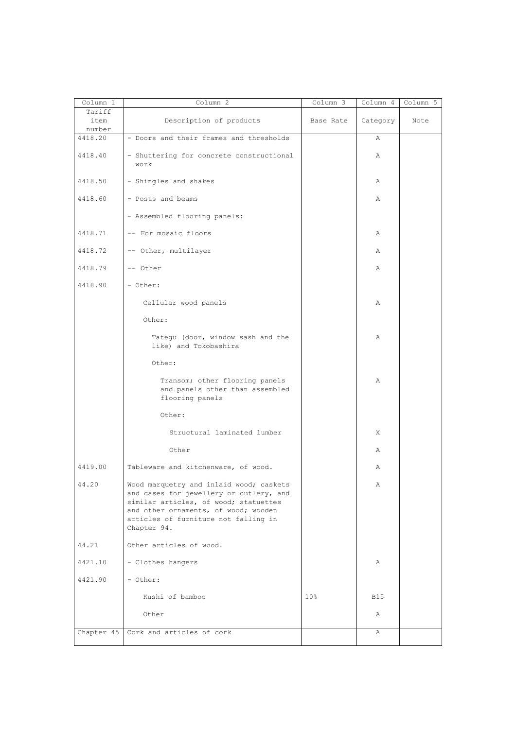| Column 1 | Column 2 | Column 3 | Column 4 | Column 5 |
|---|---|---|---|---|
| Tariff item number | Description of products | Base Rate | Category | Note |
| 4418.20 | - Doors and their frames and thresholds | | A | |
| 4418.40 | - Shuttering for concrete constructional work | | A | |
| 4418.50 | - Shingles and shakes | | A | |
| 4418.60 | - Posts and beams | | A | |
| | - Assembled flooring panels: | | | |
| 4418.71 | -- For mosaic floors | | A | |
| 4418.72 | -- Other, multilayer | | A | |
| 4418.79 | -- Other | | A | |
| 4418.90 | - Other: | | | |
| | Cellular wood panels | | A | |
| | Other: | | | |
| | Tategu (door, window sash and the like) and Tokobashira | | A | |
| | Other: | | | |
| | Transom; other flooring panels and panels other than assembled flooring panels | | A | |
| | Other: | | | |
| | Structural laminated lumber | | X | |
| | Other | | A | |
| 4419.00 | Tableware and kitchenware, of wood. | | A | |
| 44.20 | Wood marquetry and inlaid wood; caskets and cases for jewellery or cutlery, and similar articles, of wood; statuettes and other ornaments, of wood; wooden articles of furniture not falling in Chapter 94. | | A | |
| 44.21 | Other articles of wood. | | | |
| 4421.10 | - Clothes hangers | | A | |
| 4421.90 | - Other: | | | |
| | Kushi of bamboo | 10% | B15 | |
| | Other | | A | |
| Chapter 45 | Cork and articles of cork | | A | |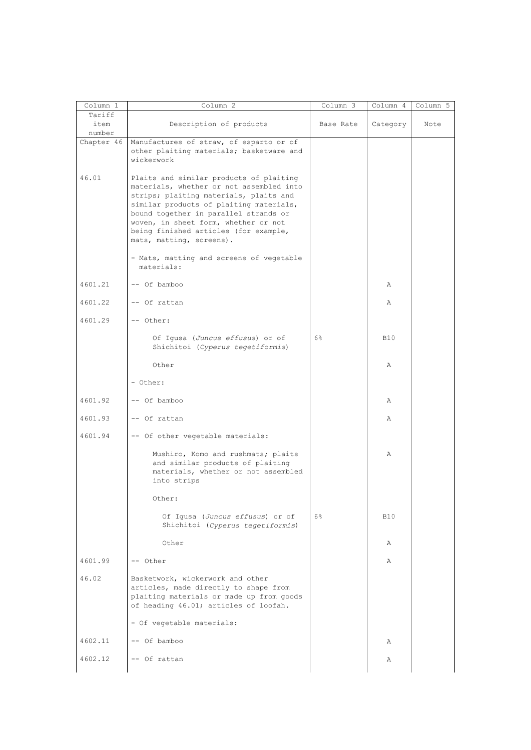| Column 1 | Column 2 | Column 3 | Column 4 | Column 5 |
|---|---|---|---|---|
| Tariff item number | Description of products | Base Rate | Category | Note |
| Chapter 46 | Manufactures of straw, of esparto or of other plaiting materials; basketware and wickerwork | | | |
| 46.01 | Plaits and similar products of plaiting materials, whether or not assembled into strips; plaiting materials, plaits and similar products of plaiting materials, bound together in parallel strands or woven, in sheet form, whether or not being finished articles (for example, mats, matting, screens). | | | |
| | - Mats, matting and screens of vegetable materials: | | | |
| 4601.21 | -- Of bamboo | | A | |
| 4601.22 | -- Of rattan | | A | |
| 4601.29 | -- Other: | | | |
| | Of Igusa (*Juncus effusus*) or of Shichitoi (*Cyperus tegetiformis*) | 6% | B10 | |
| | Other | | A | |
| | - Other: | | | |
| 4601.92 | -- Of bamboo | | A | |
| 4601.93 | -- Of rattan | | A | |
| 4601.94 | -- Of other vegetable materials: | | | |
| | Mushiro, Komo and rushmats; plaits and similar products of plaiting materials, whether or not assembled into strips | | A | |
| | Other: | | | |
| | Of Igusa (*Juncus effusus*) or of Shichitoi (*Cyperus tegetiformis*) | 6% | B10 | |
| | Other | | A | |
| 4601.99 | -- Other | | A | |
| 46.02 | Basketwork, wickerwork and other articles, made directly to shape from plaiting materials or made up from goods of heading 46.01; articles of loofah. | | | |
| | - Of vegetable materials: | | | |
| 4602.11 | -- Of bamboo | | A | |
| 4602.12 | -- Of rattan | | A | |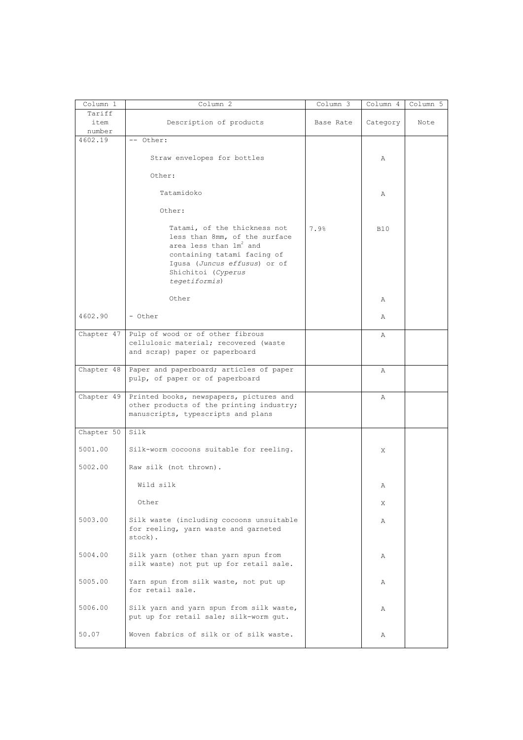| Column 1 | Column 2 | Column 3 | Column 4 | Column 5 |
|---|---|---|---|---|
| Tariff item number | Description of products | Base Rate | Category | Note |
| 4602.19 | -- Other: | | | |
| | Straw envelopes for bottles | | A | |
| | Other: | | | |
| | Tatamidoko | | A | |
| | Other: | | | |
| | Tatami, of the thickness not less than 8mm, of the surface area less than $1m^2$ and containing tatami facing of Igusa (*Juncus effusus*) or of Shichitoi (*Cyperus tegetiformis*) | 7.9% | B10 | |
| | Other | | A | |
| 4602.90 | - Other | | A | |
| Chapter 47 | Pulp of wood or of other fibrous cellulosic material; recovered (waste and scrap) paper or paperboard | | A | |
| Chapter 48 | Paper and paperboard; articles of paper pulp, of paper or of paperboard | | A | |
| Chapter 49 | Printed books, newspapers, pictures and other products of the printing industry; manuscripts, typescripts and plans | | A | |
| Chapter 50 | Silk | | | |
| 5001.00 | Silk-worm cocoons suitable for reeling. | | X | |
| 5002.00 | Raw silk (not thrown). | | | |
| | Wild silk | | A | |
| | Other | | X | |
| 5003.00 | Silk waste (including cocoons unsuitable for reeling, yarn waste and garneted stock). | | A | |
| 5004.00 | Silk yarn (other than yarn spun from silk waste) not put up for retail sale. | | A | |
| 5005.00 | Yarn spun from silk waste, not put up for retail sale. | | A | |
| 5006.00 | Silk yarn and yarn spun from silk waste, put up for retail sale; silk-worm gut. | | A | |
| 50.07 | Woven fabrics of silk or of silk waste. | | A | |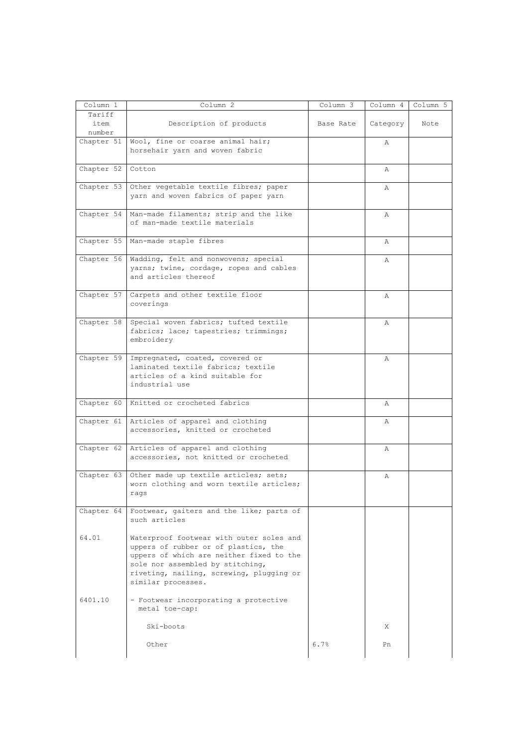| Column 1 | Column 2 | Column 3 | Column 4 | Column 5 |
|---|---|---|---|---|
| Tariff item number | Description of products | Base Rate | Category | Note |
| Chapter 51 | Wool, fine or coarse animal hair; horsehair yarn and woven fabric | | A | |
| Chapter 52 | Cotton | | A | |
| Chapter 53 | Other vegetable textile fibres; paper yarn and woven fabrics of paper yarn | | A | |
| Chapter 54 | Man-made filaments; strip and the like of man-made textile materials | | A | |
| Chapter 55 | Man-made staple fibres | | A | |
| Chapter 56 | Wadding, felt and nonwovens; special yarns; twine, cordage, ropes and cables and articles thereof | | A | |
| Chapter 57 | Carpets and other textile floor coverings | | A | |
| Chapter 58 | Special woven fabrics; tufted textile fabrics; lace; tapestries; trimmings; embroidery | | A | |
| Chapter 59 | Impregnated, coated, covered or laminated textile fabrics; textile articles of a kind suitable for industrial use | | A | |
| Chapter 60 | Knitted or crocheted fabrics | | A | |
| Chapter 61 | Articles of apparel and clothing accessories, knitted or crocheted | | A | |
| Chapter 62 | Articles of apparel and clothing accessories, not knitted or crocheted | | A | |
| Chapter 63 | Other made up textile articles; sets; worn clothing and worn textile articles; rags | | A | |
| Chapter 64 | Footwear, gaiters and the like; parts of such articles | | | |
| 64.01 | Waterproof footwear with outer soles and uppers of rubber or of plastics, the uppers of which are neither fixed to the sole nor assembled by stitching, riveting, nailing, screwing, plugging or similar processes. | | | |
| 6401.10 | - Footwear incorporating a protective metal toe-cap: | | | |
| | Ski-boots | | X | |
| | Other | 6.7% | Pn | |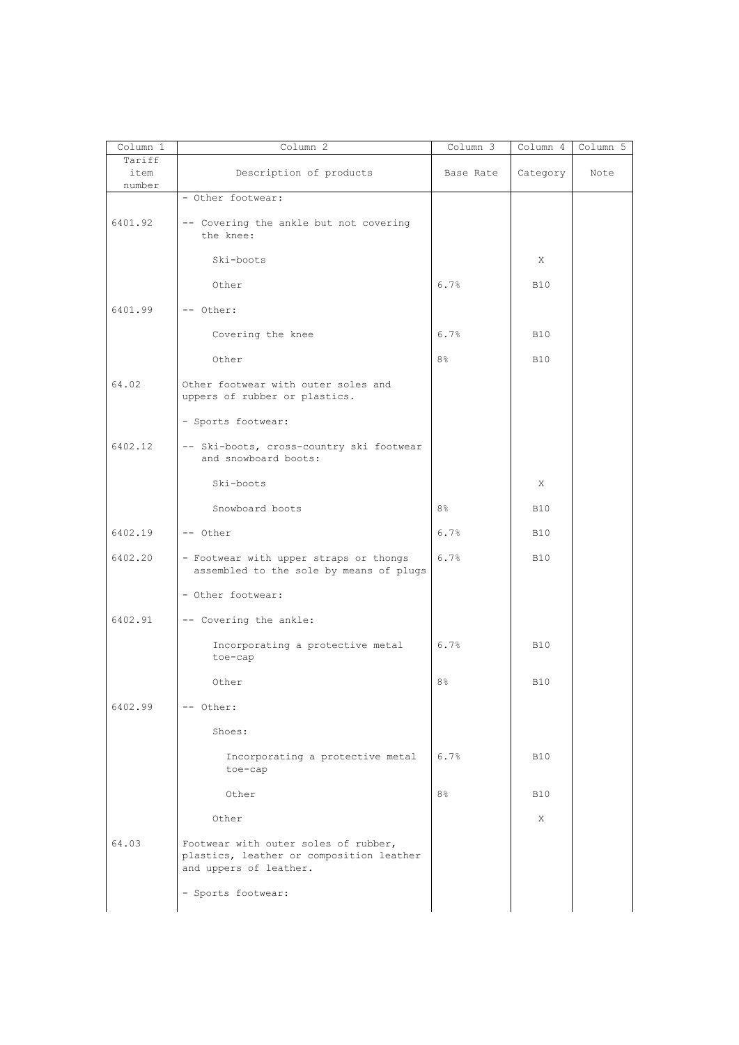| Column 1 | Column 2 | Column 3 | Column 4 | Column 5 |
|---|---|---|---|---|
| Tariff item number | Description of products | Base Rate | Category | Note |
| | - Other footwear: | | | |
| 6401.92 | -- Covering the ankle but not covering the knee: | | | |
| | Ski-boots | | X | |
| | Other | 6.7% | B10 | |
| 6401.99 | -- Other: | | | |
| | Covering the knee | 6.7% | B10 | |
| | Other | 8% | B10 | |
| 64.02 | Other footwear with outer soles and uppers of rubber or plastics. | | | |
| | - Sports footwear: | | | |
| 6402.12 | -- Ski-boots, cross-country ski footwear and snowboard boots: | | | |
| | Ski-boots | | X | |
| | Snowboard boots | 8% | B10 | |
| 6402.19 | -- Other | 6.7% | B10 | |
| 6402.20 | - Footwear with upper straps or thongs assembled to the sole by means of plugs | 6.7% | B10 | |
| | - Other footwear: | | | |
| 6402.91 | -- Covering the ankle: | | | |
| | Incorporating a protective metal toe-cap | 6.7% | B10 | |
| | Other | 8% | B10 | |
| 6402.99 | -- Other: | | | |
| | Shoes: | | | |
| | Incorporating a protective metal toe-cap | 6.7% | B10 | |
| | Other | 8% | B10 | |
| | Other | | X | |
| 64.03 | Footwear with outer soles of rubber, plastics, leather or composition leather and uppers of leather. | | | |
| | - Sports footwear: | | | |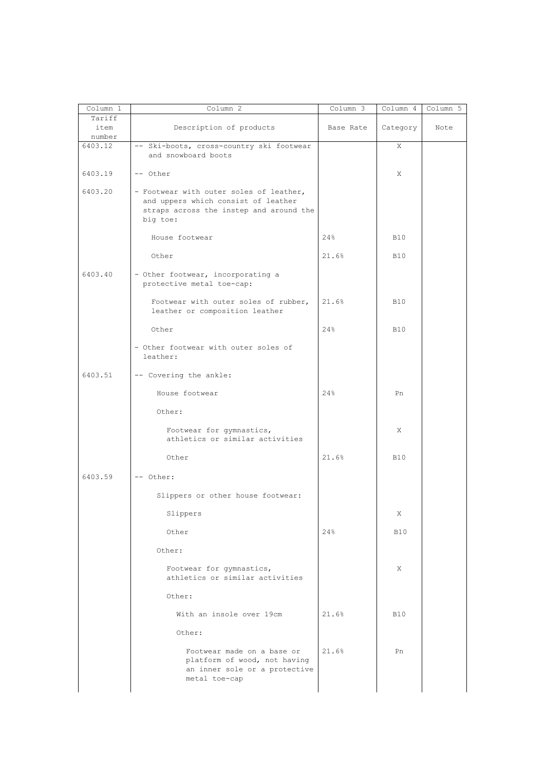| Column 1 | Column 2 | Column 3 | Column 4 | Column 5 |
|---|---|---|---|---|
| Tariff item number | Description of products | Base Rate | Category | Note |
| 6403.12 | -- Ski-boots, cross-country ski footwear and snowboard boots | | X | |
| 6403.19 | -- Other | | X | |
| 6403.20 | - Footwear with outer soles of leather, and uppers which consist of leather straps across the instep and around the big toe: | | | |
| | House footwear | 24% | B10 | |
| | Other | 21.6% | B10 | |
| 6403.40 | - Other footwear, incorporating a protective metal toe-cap: | | | |
| | Footwear with outer soles of rubber, leather or composition leather | 21.6% | B10 | |
| | Other | 24% | B10 | |
| | - Other footwear with outer soles of leather: | | | |
| 6403.51 | -- Covering the ankle: | | | |
| | House footwear | 24% | Pn | |
| | Other: | | | |
| | Footwear for gymnastics, athletics or similar activities | | X | |
| | Other | 21.6% | B10 | |
| 6403.59 | -- Other: | | | |
| | Slippers or other house footwear: | | | |
| | Slippers | | X | |
| | Other | 24% | B10 | |
| | Other: | | | |
| | Footwear for gymnastics, athletics or similar activities | | X | |
| | Other: | | | |
| | With an insole over 19cm | 21.6% | B10 | |
| | Other: | | | |
| | Footwear made on a base or platform of wood, not having an inner sole or a protective metal toe-cap | 21.6% | Pn | |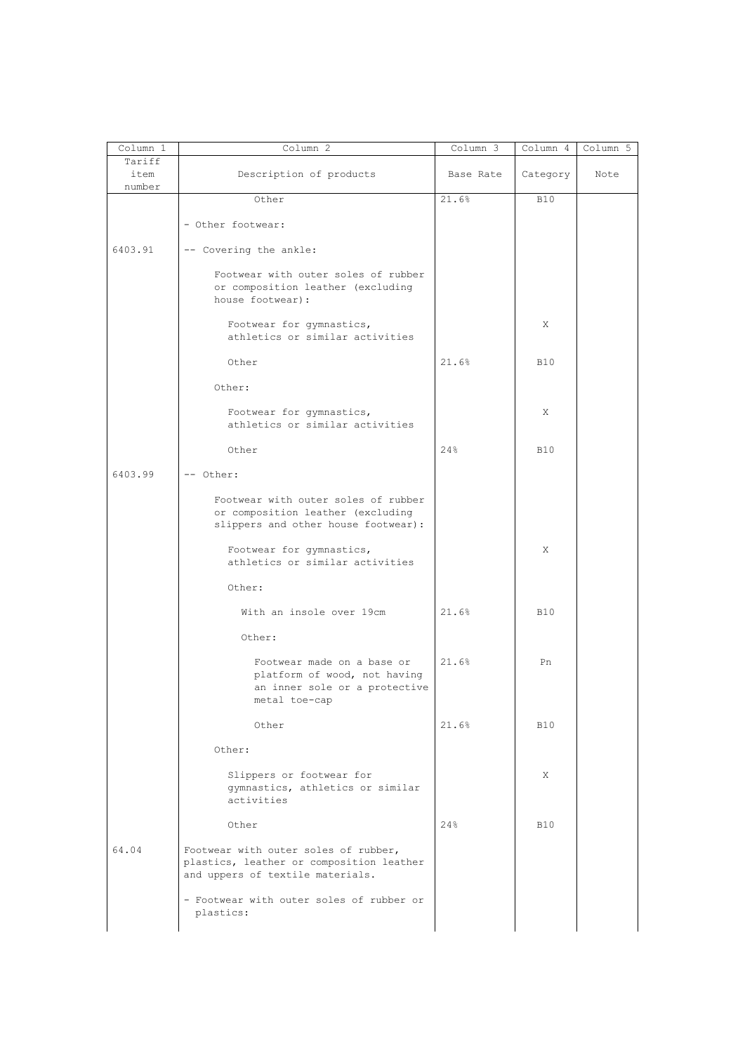| Column 1 | Column 2 | Column 3 | Column 4 | Column 5 |
|---|---|---|---|---|
| Tariff item number | Description of products | Base Rate | Category | Note |
| | Other | 21.6% | B10 | |
| | - Other footwear: | | | |
| 6403.91 | -- Covering the ankle: | | | |
| | Footwear with outer soles of rubber or composition leather (excluding house footwear): | | | |
| | Footwear for gymnastics, athletics or similar activities | | X | |
| | Other | 21.6% | B10 | |
| | Other: | | | |
| | Footwear for gymnastics, athletics or similar activities | | X | |
| | Other | 24% | B10 | |
| 6403.99 | -- Other: | | | |
| | Footwear with outer soles of rubber or composition leather (excluding slippers and other house footwear): | | | |
| | Footwear for gymnastics, athletics or similar activities | | X | |
| | Other: | | | |
| | With an insole over 19cm | 21.6% | B10 | |
| | Other: | | | |
| | Footwear made on a base or platform of wood, not having an inner sole or a protective metal toe-cap | 21.6% | Pn | |
| | Other | 21.6% | B10 | |
| | Other: | | | |
| | Slippers or footwear for gymnastics, athletics or similar activities | | X | |
| | Other | 24% | B10 | |
| 64.04 | Footwear with outer soles of rubber, plastics, leather or composition leather and uppers of textile materials. | | | |
| | - Footwear with outer soles of rubber or plastics: | | | |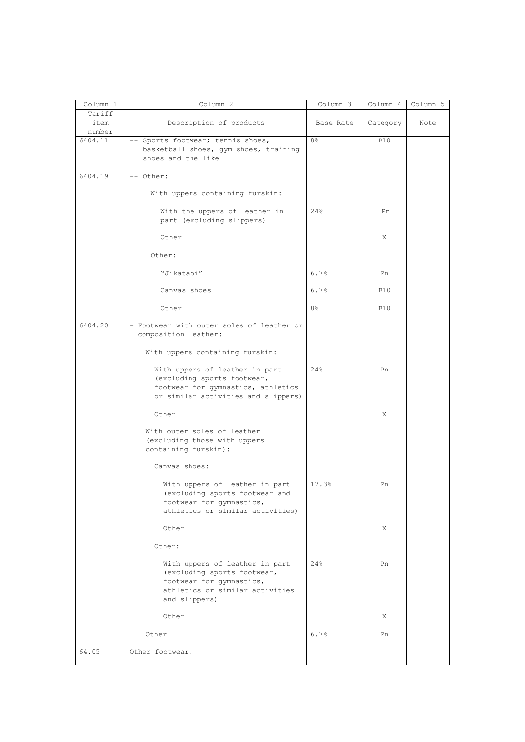| Column 1 | Column 2 | Column 3 | Column 4 | Column 5 |
|---|---|---|---|---|
| Tariff item number | Description of products | Base Rate | Category | Note |
| 6404.11 | -- Sports footwear; tennis shoes, basketball shoes, gym shoes, training shoes and the like | 8% | B10 | |
| 6404.19 | -- Other: | | | |
| | With uppers containing furskin: | | | |
| | With the uppers of leather in part (excluding slippers) | 24% | Pn | |
| | Other | | X | |
| | Other: | | | |
| | "Jikatabi" | 6.7% | Pn | |
| | Canvas shoes | 6.7% | B10 | |
| | Other | 8% | B10 | |
| 6404.20 | - Footwear with outer soles of leather or composition leather: | | | |
| | With uppers containing furskin: | | | |
| | With uppers of leather in part (excluding sports footwear, footwear for gymnastics, athletics or similar activities and slippers) | 24% | Pn | |
| | Other | | X | |
| | With outer soles of leather (excluding those with uppers containing furskin): | | | |
| | Canvas shoes: | | | |
| | With uppers of leather in part (excluding sports footwear and footwear for gymnastics, athletics or similar activities) | 17.3% | Pn | |
| | Other | | X | |
| | Other: | | | |
| | With uppers of leather in part (excluding sports footwear, footwear for gymnastics, athletics or similar activities and slippers) | 24% | Pn | |
| | Other | | X | |
| | Other | 6.7% | Pn | |
| 64.05 | Other footwear. | | | |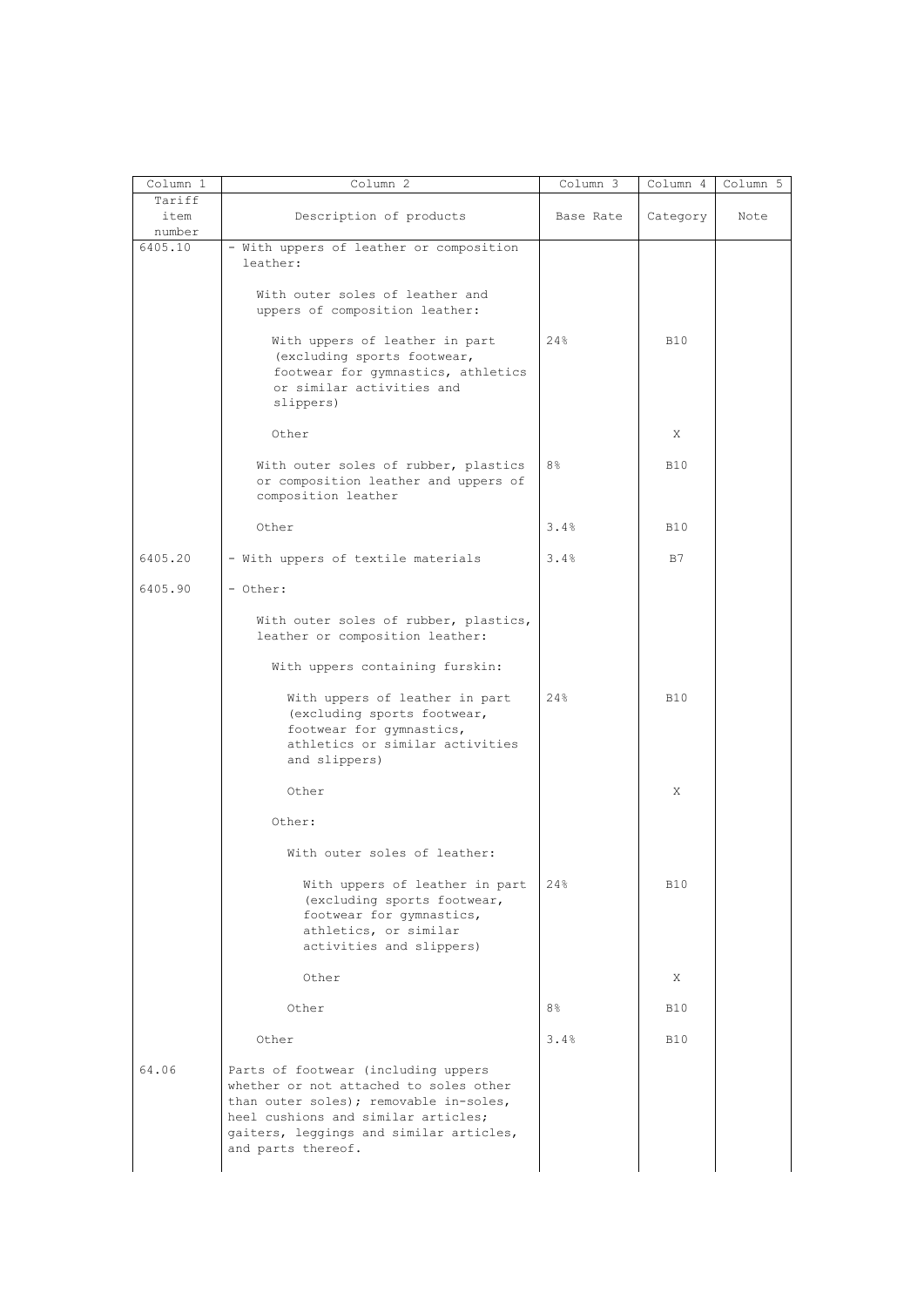| Column 1 | Column 2 | Column 3 | Column 4 | Column 5 |
|---|---|---|---|---|
| Tariff item number | Description of products | Base Rate | Category | Note |
| 6405.10 | - With uppers of leather or composition leather: | | | |
| | With outer soles of leather and uppers of composition leather: | | | |
| | With uppers of leather in part (excluding sports footwear, footwear for gymnastics, athletics or similar activities and slippers) | 24% | B10 | |
| | Other | | X | |
| | With outer soles of rubber, plastics or composition leather and uppers of composition leather | 8% | B10 | |
| | Other | 3.4% | B10 | |
| 6405.20 | - With uppers of textile materials | 3.4% | B7 | |
| 6405.90 | - Other: | | | |
| | With outer soles of rubber, plastics, leather or composition leather: | | | |
| | With uppers containing furskin: | | | |
| | With uppers of leather in part (excluding sports footwear, footwear for gymnastics, athletics or similar activities and slippers) | 24% | B10 | |
| | Other | | X | |
| | Other: | | | |
| | With outer soles of leather: | | | |
| | With uppers of leather in part (excluding sports footwear, footwear for gymnastics, athletics, or similar activities and slippers) | 24% | B10 | |
| | Other | | X | |
| | Other | 8% | B10 | |
| | Other | 3.4% | B10 | |
| 64.06 | Parts of footwear (including uppers whether or not attached to soles other than outer soles); removable in-soles, heel cushions and similar articles; gaiters, leggings and similar articles, and parts thereof. | | | |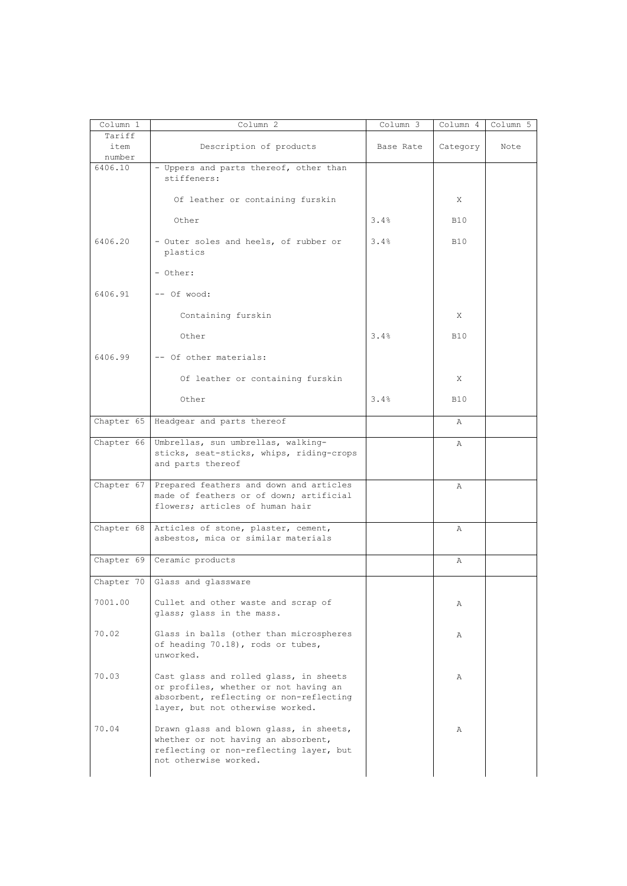| Column 1 | Column 2 | Column 3 | Column 4 | Column 5 |
|---|---|---|---|---|
| Tariff item number | Description of products | Base Rate | Category | Note |
| 6406.10 | - Uppers and parts thereof, other than stiffeners: | | | |
| | Of leather or containing furskin | | X | |
| | Other | 3.4% | B10 | |
| 6406.20 | - Outer soles and heels, of rubber or plastics | 3.4% | B10 | |
| | - Other: | | | |
| 6406.91 | -- Of wood: | | | |
| | Containing furskin | | X | |
| | Other | 3.4% | B10 | |
| 6406.99 | -- Of other materials: | | | |
| | Of leather or containing furskin | | X | |
| | Other | 3.4% | B10 | |
| Chapter 65 | Headgear and parts thereof | | A | |
| Chapter 66 | Umbrellas, sun umbrellas, walking-sticks, seat-sticks, whips, riding-crops and parts thereof | | A | |
| Chapter 67 | Prepared feathers and down and articles made of feathers or of down; artificial flowers; articles of human hair | | A | |
| Chapter 68 | Articles of stone, plaster, cement, asbestos, mica or similar materials | | A | |
| Chapter 69 | Ceramic products | | A | |
| Chapter 70 | Glass and glassware | | | |
| 7001.00 | Cullet and other waste and scrap of glass; glass in the mass. | | A | |
| 70.02 | Glass in balls (other than microspheres of heading 70.18), rods or tubes, unworked. | | A | |
| 70.03 | Cast glass and rolled glass, in sheets or profiles, whether or not having an absorbent, reflecting or non-reflecting layer, but not otherwise worked. | | A | |
| 70.04 | Drawn glass and blown glass, in sheets, whether or not having an absorbent, reflecting or non-reflecting layer, but not otherwise worked. | | A | |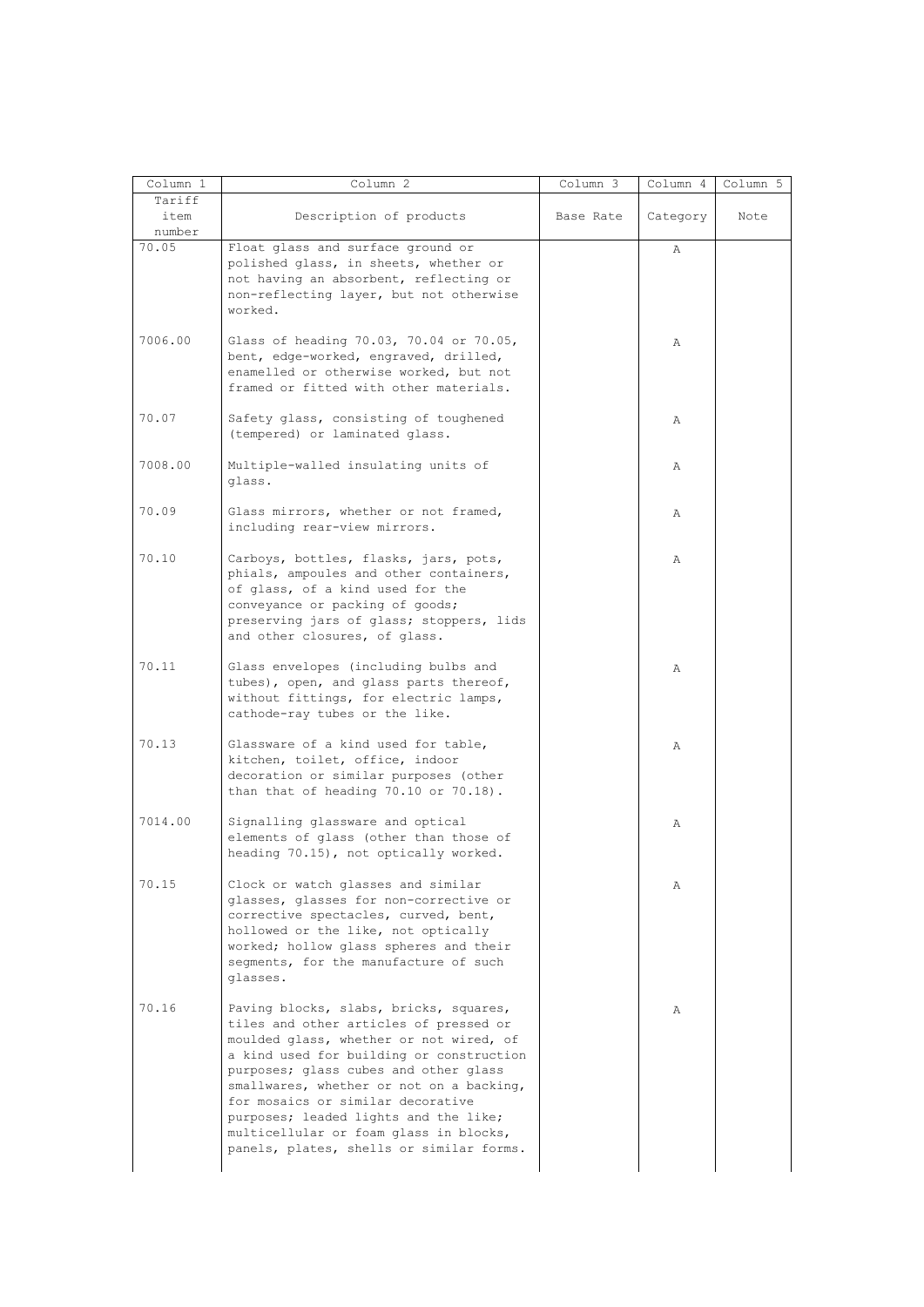| Column 1 | Column 2 | Column 3 | Column 4 | Column 5 |
|---|---|---|---|---|
| Tariff item number | Description of products | Base Rate | Category | Note |
| 70.05 | Float glass and surface ground or polished glass, in sheets, whether or not having an absorbent, reflecting or non-reflecting layer, but not otherwise worked. | | A | |
| 7006.00 | Glass of heading 70.03, 70.04 or 70.05, bent, edge-worked, engraved, drilled, enamelled or otherwise worked, but not framed or fitted with other materials. | | A | |
| 70.07 | Safety glass, consisting of toughened (tempered) or laminated glass. | | A | |
| 7008.00 | Multiple-walled insulating units of glass. | | A | |
| 70.09 | Glass mirrors, whether or not framed, including rear-view mirrors. | | A | |
| 70.10 | Carboys, bottles, flasks, jars, pots, phials, ampoules and other containers, of glass, of a kind used for the conveyance or packing of goods; preserving jars of glass; stoppers, lids and other closures, of glass. | | A | |
| 70.11 | Glass envelopes (including bulbs and tubes), open, and glass parts thereof, without fittings, for electric lamps, cathode-ray tubes or the like. | | A | |
| 70.13 | Glassware of a kind used for table, kitchen, toilet, office, indoor decoration or similar purposes (other than that of heading 70.10 or 70.18). | | A | |
| 7014.00 | Signalling glassware and optical elements of glass (other than those of heading 70.15), not optically worked. | | A | |
| 70.15 | Clock or watch glasses and similar glasses, glasses for non-corrective or corrective spectacles, curved, bent, hollowed or the like, not optically worked; hollow glass spheres and their segments, for the manufacture of such glasses. | | A | |
| 70.16 | Paving blocks, slabs, bricks, squares, tiles and other articles of pressed or moulded glass, whether or not wired, of a kind used for building or construction purposes; glass cubes and other glass smallwares, whether or not on a backing, for mosaics or similar decorative purposes; leaded lights and the like; multicellular or foam glass in blocks, panels, plates, shells or similar forms. | | A | |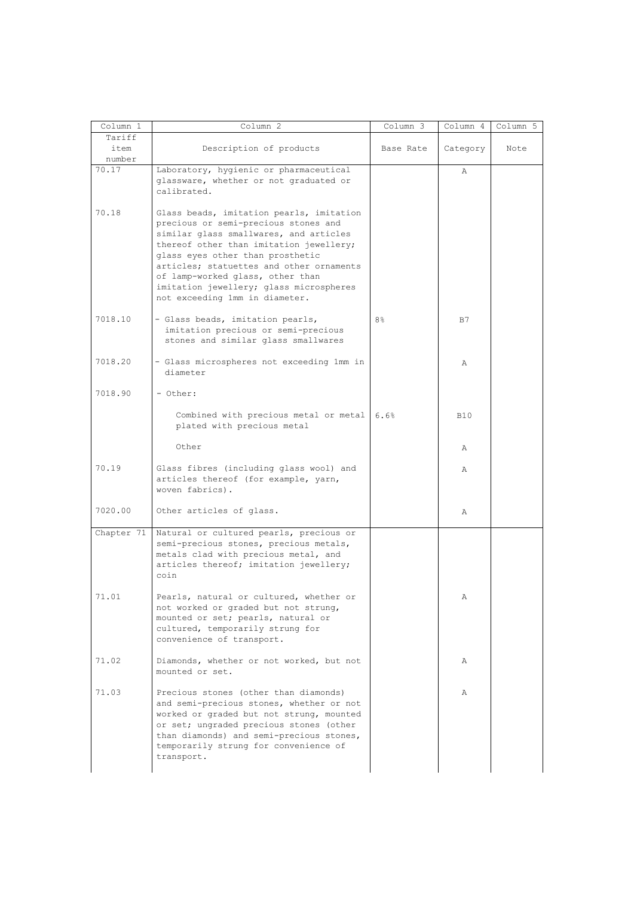| Column 1 | Column 2 | Column 3 | Column 4 | Column 5 |
|---|---|---|---|---|
| Tariff item number | Description of products | Base Rate | Category | Note |
| 70.17 | Laboratory, hygienic or pharmaceutical glassware, whether or not graduated or calibrated. | | A | |
| 70.18 | Glass beads, imitation pearls, imitation precious or semi-precious stones and similar glass smallwares, and articles thereof other than imitation jewellery; glass eyes other than prosthetic articles; statuettes and other ornaments of lamp-worked glass, other than imitation jewellery; glass microspheres not exceeding 1mm in diameter. | | | |
| 7018.10 | - Glass beads, imitation pearls, imitation precious or semi-precious stones and similar glass smallwares | 8% | B7 | |
| 7018.20 | - Glass microspheres not exceeding 1mm in diameter | | A | |
| 7018.90 | - Other: | | | |
| | Combined with precious metal or metal plated with precious metal | 6.6% | B10 | |
| | Other | | A | |
| 70.19 | Glass fibres (including glass wool) and articles thereof (for example, yarn, woven fabrics). | | A | |
| 7020.00 | Other articles of glass. | | A | |
| Chapter 71 | Natural or cultured pearls, precious or semi-precious stones, precious metals, metals clad with precious metal, and articles thereof; imitation jewellery; coin | | | |
| 71.01 | Pearls, natural or cultured, whether or not worked or graded but not strung, mounted or set; pearls, natural or cultured, temporarily strung for convenience of transport. | | A | |
| 71.02 | Diamonds, whether or not worked, but not mounted or set. | | A | |
| 71.03 | Precious stones (other than diamonds) and semi-precious stones, whether or not worked or graded but not strung, mounted or set; ungraded precious stones (other than diamonds) and semi-precious stones, temporarily strung for convenience of transport. | | A | |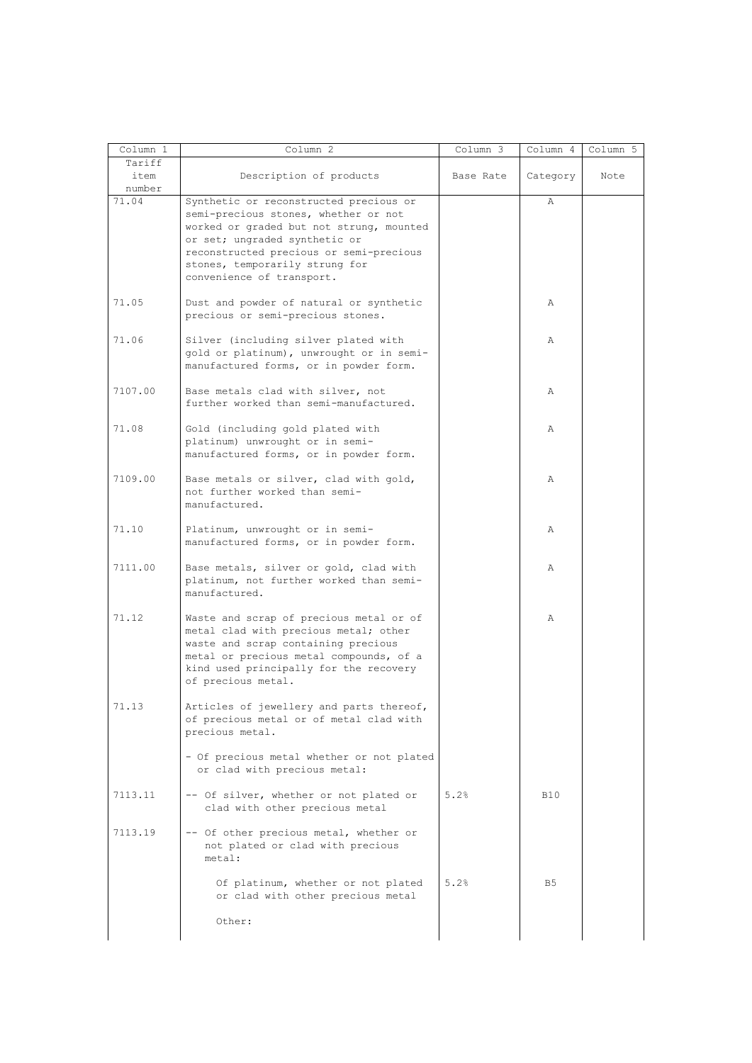| Column 1 | Column 2 | Column 3 | Column 4 | Column 5 |
| --- | --- | --- | --- | --- |
| Tariff item number | Description of products | Base Rate | Category | Note |
| 71.04 | Synthetic or reconstructed precious or semi-precious stones, whether or not worked or graded but not strung, mounted or set; ungraded synthetic or reconstructed precious or semi-precious stones, temporarily strung for convenience of transport. | | A | |
| 71.05 | Dust and powder of natural or synthetic precious or semi-precious stones. | | A | |
| 71.06 | Silver (including silver plated with gold or platinum), unwrought or in semi-manufactured forms, or in powder form. | | A | |
| 7107.00 | Base metals clad with silver, not further worked than semi-manufactured. | | A | |
| 71.08 | Gold (including gold plated with platinum) unwrought or in semi-manufactured forms, or in powder form. | | A | |
| 7109.00 | Base metals or silver, clad with gold, not further worked than semi-manufactured. | | A | |
| 71.10 | Platinum, unwrought or in semi-manufactured forms, or in powder form. | | A | |
| 7111.00 | Base metals, silver or gold, clad with platinum, not further worked than semi-manufactured. | | A | |
| 71.12 | Waste and scrap of precious metal or of metal clad with precious metal; other waste and scrap containing precious metal or precious metal compounds, of a kind used principally for the recovery of precious metal. | | A | |
| 71.13 | Articles of jewellery and parts thereof, of precious metal or of metal clad with precious metal. | | | |
| | - Of precious metal whether or not plated or clad with precious metal: | | | |
| 7113.11 | -- Of silver, whether or not plated or clad with other precious metal | 5.2% | B10 | |
| 7113.19 | -- Of other precious metal, whether or not plated or clad with precious metal: | | | |
| | Of platinum, whether or not plated or clad with other precious metal | 5.2% | B5 | |
| | Other: | | | |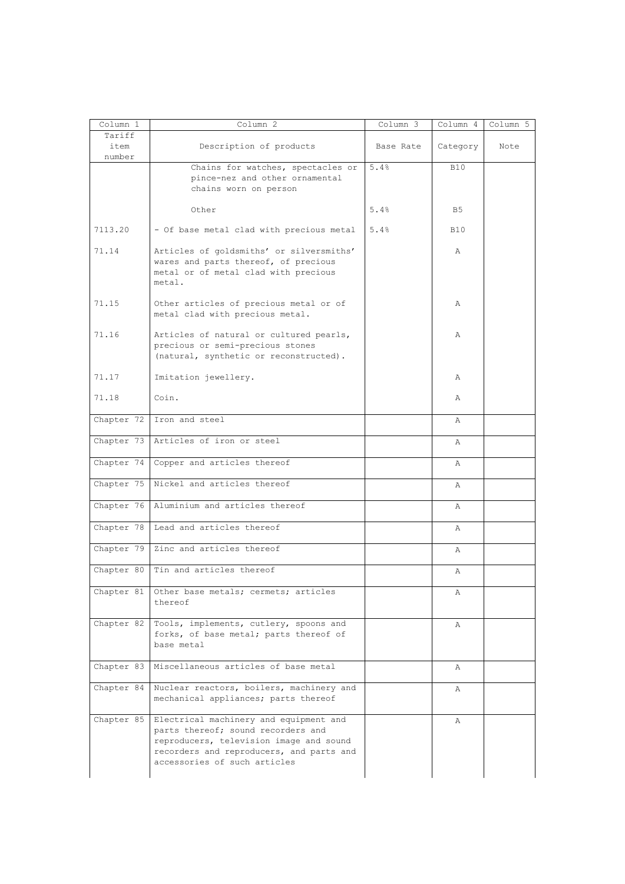| Column 1 | Column 2 | Column 3 | Column 4 | Column 5 |
|---|---|---|---|---|
| Tariff item number | Description of products | Base Rate | Category | Note |
| | Chains for watches, spectacles or pince-nez and other ornamental chains worn on person | 5.4% | B10 | |
| | Other | 5.4% | B5 | |
| 7113.20 | - Of base metal clad with precious metal | 5.4% | B10 | |
| 71.14 | Articles of goldsmiths' or silversmiths' wares and parts thereof, of precious metal or of metal clad with precious metal. | | A | |
| 71.15 | Other articles of precious metal or of metal clad with precious metal. | | A | |
| 71.16 | Articles of natural or cultured pearls, precious or semi-precious stones (natural, synthetic or reconstructed). | | A | |
| 71.17 | Imitation jewellery. | | A | |
| 71.18 | Coin. | | A | |
| Chapter 72 | Iron and steel | | A | |
| Chapter 73 | Articles of iron or steel | | A | |
| Chapter 74 | Copper and articles thereof | | A | |
| Chapter 75 | Nickel and articles thereof | | A | |
| Chapter 76 | Aluminium and articles thereof | | A | |
| Chapter 78 | Lead and articles thereof | | A | |
| Chapter 79 | Zinc and articles thereof | | A | |
| Chapter 80 | Tin and articles thereof | | A | |
| Chapter 81 | Other base metals; cermets; articles thereof | | A | |
| Chapter 82 | Tools, implements, cutlery, spoons and forks, of base metal; parts thereof of base metal | | A | |
| Chapter 83 | Miscellaneous articles of base metal | | A | |
| Chapter 84 | Nuclear reactors, boilers, machinery and mechanical appliances; parts thereof | | A | |
| Chapter 85 | Electrical machinery and equipment and parts thereof; sound recorders and reproducers, television image and sound recorders and reproducers, and parts and accessories of such articles | | A | |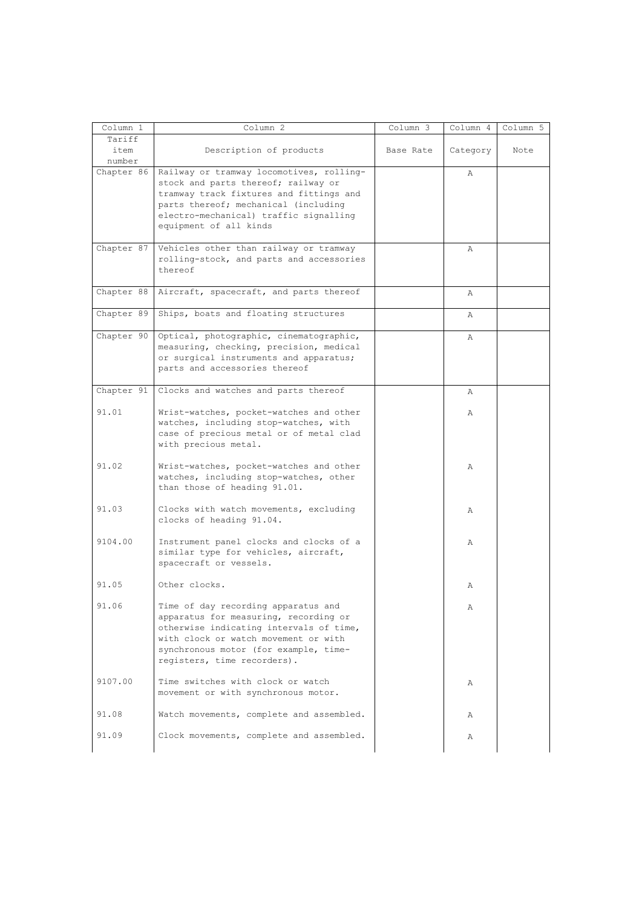| Column 1 | Column 2 | Column 3 | Column 4 | Column 5 |
|---|---|---|---|---|
| Tariff item number | Description of products | Base Rate | Category | Note |
| Chapter 86 | Railway or tramway locomotives, rolling-stock and parts thereof; railway or tramway track fixtures and fittings and parts thereof; mechanical (including electro-mechanical) traffic signalling equipment of all kinds | | A | |
| Chapter 87 | Vehicles other than railway or tramway rolling-stock, and parts and accessories thereof | | A | |
| Chapter 88 | Aircraft, spacecraft, and parts thereof | | A | |
| Chapter 89 | Ships, boats and floating structures | | A | |
| Chapter 90 | Optical, photographic, cinematographic, measuring, checking, precision, medical or surgical instruments and apparatus; parts and accessories thereof | | A | |
| Chapter 91 | Clocks and watches and parts thereof | | A | |
| 91.01 | Wrist-watches, pocket-watches and other watches, including stop-watches, with case of precious metal or of metal clad with precious metal. | | A | |
| 91.02 | Wrist-watches, pocket-watches and other watches, including stop-watches, other than those of heading 91.01. | | A | |
| 91.03 | Clocks with watch movements, excluding clocks of heading 91.04. | | A | |
| 9104.00 | Instrument panel clocks and clocks of a similar type for vehicles, aircraft, spacecraft or vessels. | | A | |
| 91.05 | Other clocks. | | A | |
| 91.06 | Time of day recording apparatus and apparatus for measuring, recording or otherwise indicating intervals of time, with clock or watch movement or with synchronous motor (for example, time-registers, time recorders). | | A | |
| 9107.00 | Time switches with clock or watch movement or with synchronous motor. | | A | |
| 91.08 | Watch movements, complete and assembled. | | A | |
| 91.09 | Clock movements, complete and assembled. | | A | |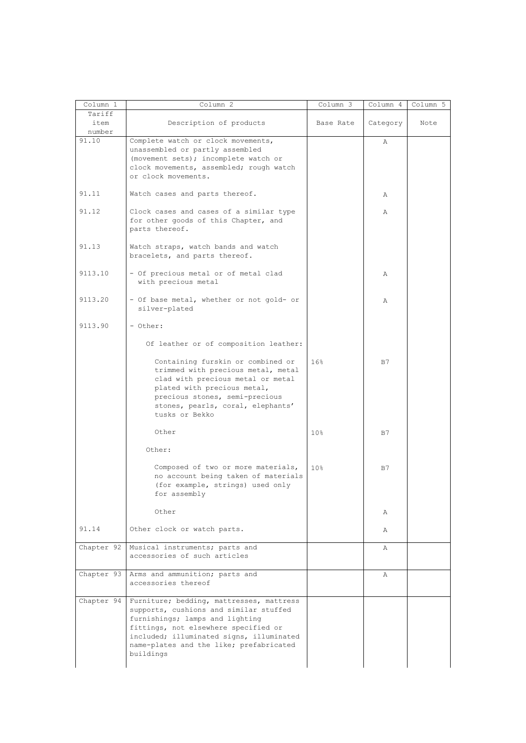| Column 1 | Column 2 | Column 3 | Column 4 | Column 5 |
|---|---|---|---|---|
| Tariff item number | Description of products | Base Rate | Category | Note |
| 91.10 | Complete watch or clock movements, unassembled or partly assembled (movement sets); incomplete watch or clock movements, assembled; rough watch or clock movements. | | A | |
| 91.11 | Watch cases and parts thereof. | | A | |
| 91.12 | Clock cases and cases of a similar type for other goods of this Chapter, and parts thereof. | | A | |
| 91.13 | Watch straps, watch bands and watch bracelets, and parts thereof. | | | |
| 9113.10 | - Of precious metal or of metal clad with precious metal | | A | |
| 9113.20 | - Of base metal, whether or not gold- or silver-plated | | A | |
| 9113.90 | - Other: | | | |
| | Of leather or of composition leather: | | | |
| | Containing furskin or combined or trimmed with precious metal, metal clad with precious metal or metal plated with precious metal, precious stones, semi-precious stones, pearls, coral, elephants' tusks or Bekko | 16% | B7 | |
| | Other | 10% | B7 | |
| | Other: | | | |
| | Composed of two or more materials, no account being taken of materials (for example, strings) used only for assembly | 10% | B7 | |
| | Other | | A | |
| 91.14 | Other clock or watch parts. | | A | |
| Chapter 92 | Musical instruments; parts and accessories of such articles | | A | |
| Chapter 93 | Arms and ammunition; parts and accessories thereof | | A | |
| Chapter 94 | Furniture; bedding, mattresses, mattress supports, cushions and similar stuffed furnishings; lamps and lighting fittings, not elsewhere specified or included; illuminated signs, illuminated name-plates and the like; prefabricated buildings | | | |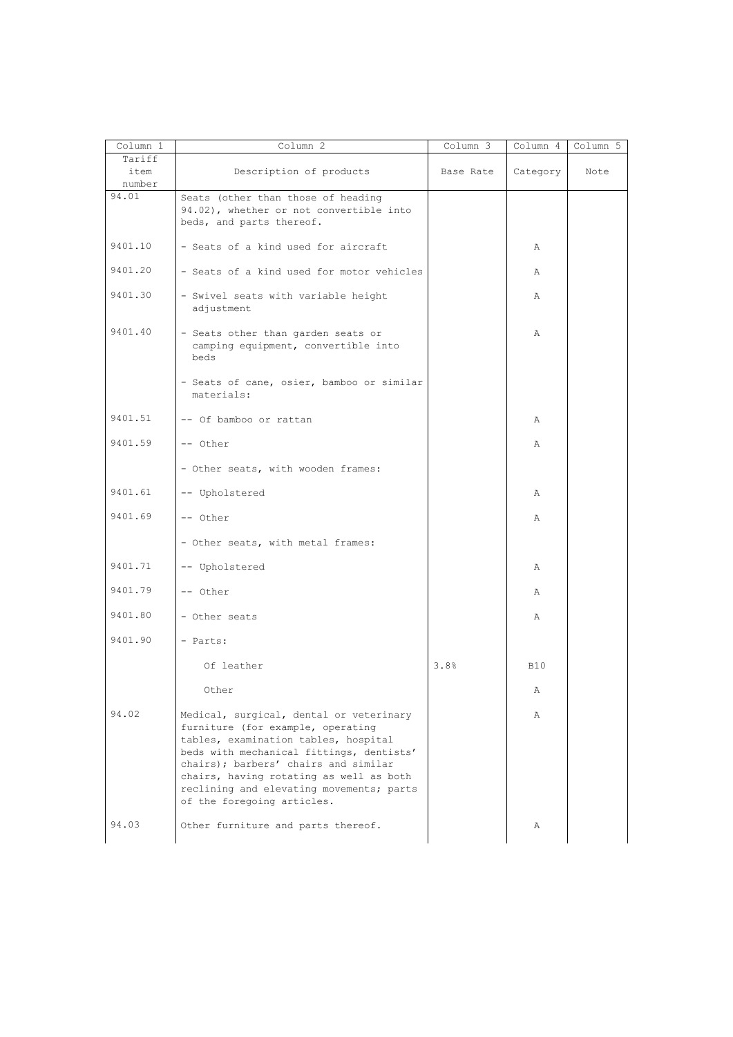| Column 1 | Column 2 | Column 3 | Column 4 | Column 5 |
|---|---|---|---|---|
| Tariff item number | Description of products | Base Rate | Category | Note |
| 94.01 | Seats (other than those of heading 94.02), whether or not convertible into beds, and parts thereof. | | | |
| 9401.10 | - Seats of a kind used for aircraft | | A | |
| 9401.20 | - Seats of a kind used for motor vehicles | | A | |
| 9401.30 | - Swivel seats with variable height adjustment | | A | |
| 9401.40 | - Seats other than garden seats or camping equipment, convertible into beds | | A | |
| | - Seats of cane, osier, bamboo or similar materials: | | | |
| 9401.51 | -- Of bamboo or rattan | | A | |
| 9401.59 | -- Other | | A | |
| | - Other seats, with wooden frames: | | | |
| 9401.61 | -- Upholstered | | A | |
| 9401.69 | -- Other | | A | |
| | - Other seats, with metal frames: | | | |
| 9401.71 | -- Upholstered | | A | |
| 9401.79 | -- Other | | A | |
| 9401.80 | - Other seats | | A | |
| 9401.90 | - Parts: | | | |
| | Of leather | 3.8% | B10 | |
| | Other | | A | |
| 94.02 | Medical, surgical, dental or veterinary furniture (for example, operating tables, examination tables, hospital beds with mechanical fittings, dentists' chairs); barbers' chairs and similar chairs, having rotating as well as both reclining and elevating movements; parts of the foregoing articles. | | A | |
| 94.03 | Other furniture and parts thereof. | | A | |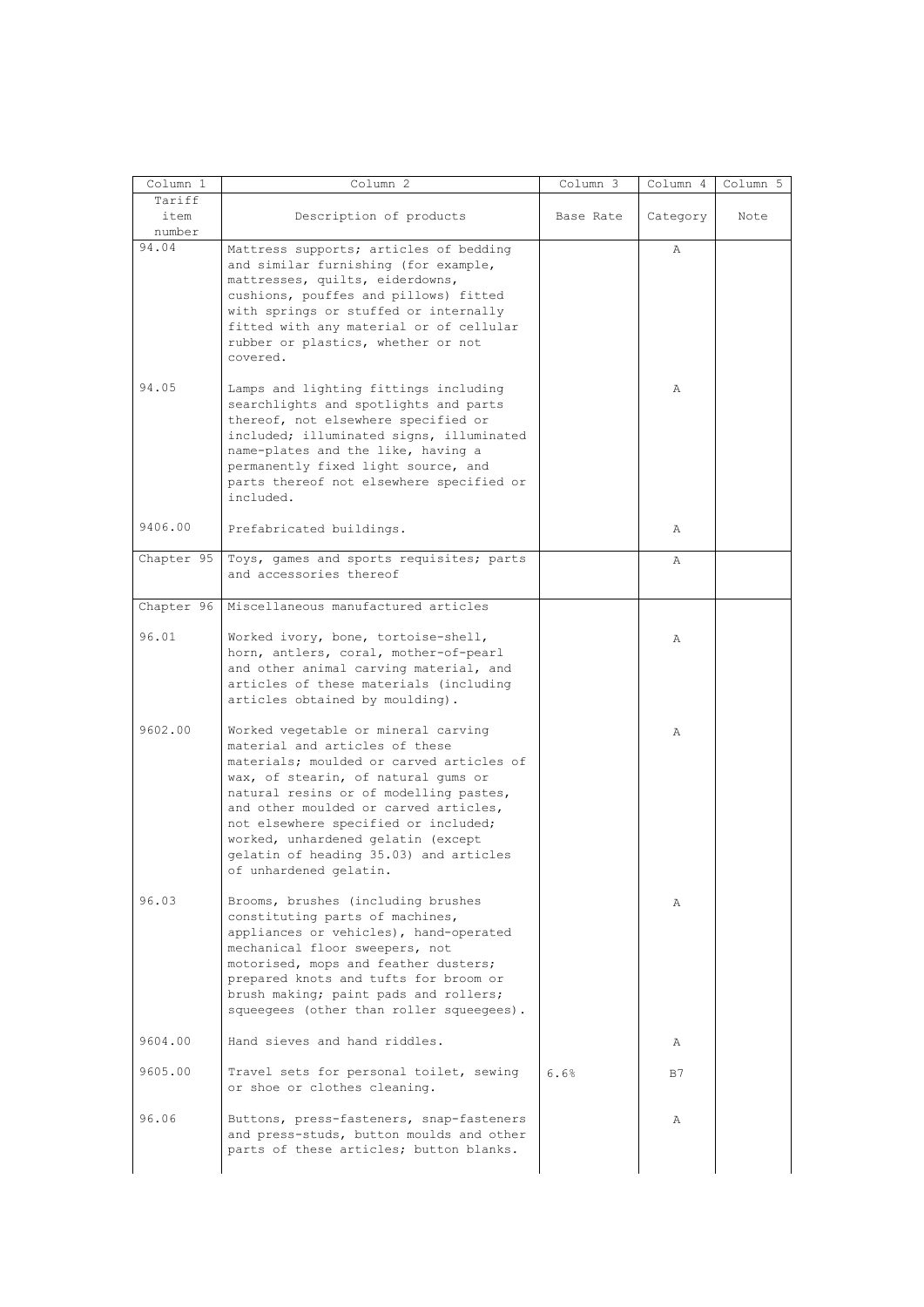| Column 1 | Column 2 | Column 3 | Column 4 | Column 5 |
|---|---|---|---|---|
| Tariff item number | Description of products | Base Rate | Category | Note |
| 94.04 | Mattress supports; articles of bedding and similar furnishing (for example, mattresses, quilts, eiderdowns, cushions, pouffes and pillows) fitted with springs or stuffed or internally fitted with any material or of cellular rubber or plastics, whether or not covered. | | A | |
| 94.05 | Lamps and lighting fittings including searchlights and spotlights and parts thereof, not elsewhere specified or included; illuminated signs, illuminated name-plates and the like, having a permanently fixed light source, and parts thereof not elsewhere specified or included. | | A | |
| 9406.00 | Prefabricated buildings. | | A | |
| Chapter 95 | Toys, games and sports requisites; parts and accessories thereof | | A | |
| Chapter 96 | Miscellaneous manufactured articles | | | |
| 96.01 | Worked ivory, bone, tortoise-shell, horn, antlers, coral, mother-of-pearl and other animal carving material, and articles of these materials (including articles obtained by moulding). | | A | |
| 9602.00 | Worked vegetable or mineral carving material and articles of these materials; moulded or carved articles of wax, of stearin, of natural gums or natural resins or of modelling pastes, and other moulded or carved articles, not elsewhere specified or included; worked, unhardened gelatin (except gelatin of heading 35.03) and articles of unhardened gelatin. | | A | |
| 96.03 | Brooms, brushes (including brushes constituting parts of machines, appliances or vehicles), hand-operated mechanical floor sweepers, not motorised, mops and feather dusters; prepared knots and tufts for broom or brush making; paint pads and rollers; squeegees (other than roller squeegees). | | A | |
| 9604.00 | Hand sieves and hand riddles. | | A | |
| 9605.00 | Travel sets for personal toilet, sewing or shoe or clothes cleaning. | 6.6% | B7 | |
| 96.06 | Buttons, press-fasteners, snap-fasteners and press-studs, button moulds and other parts of these articles; button blanks. | | A | |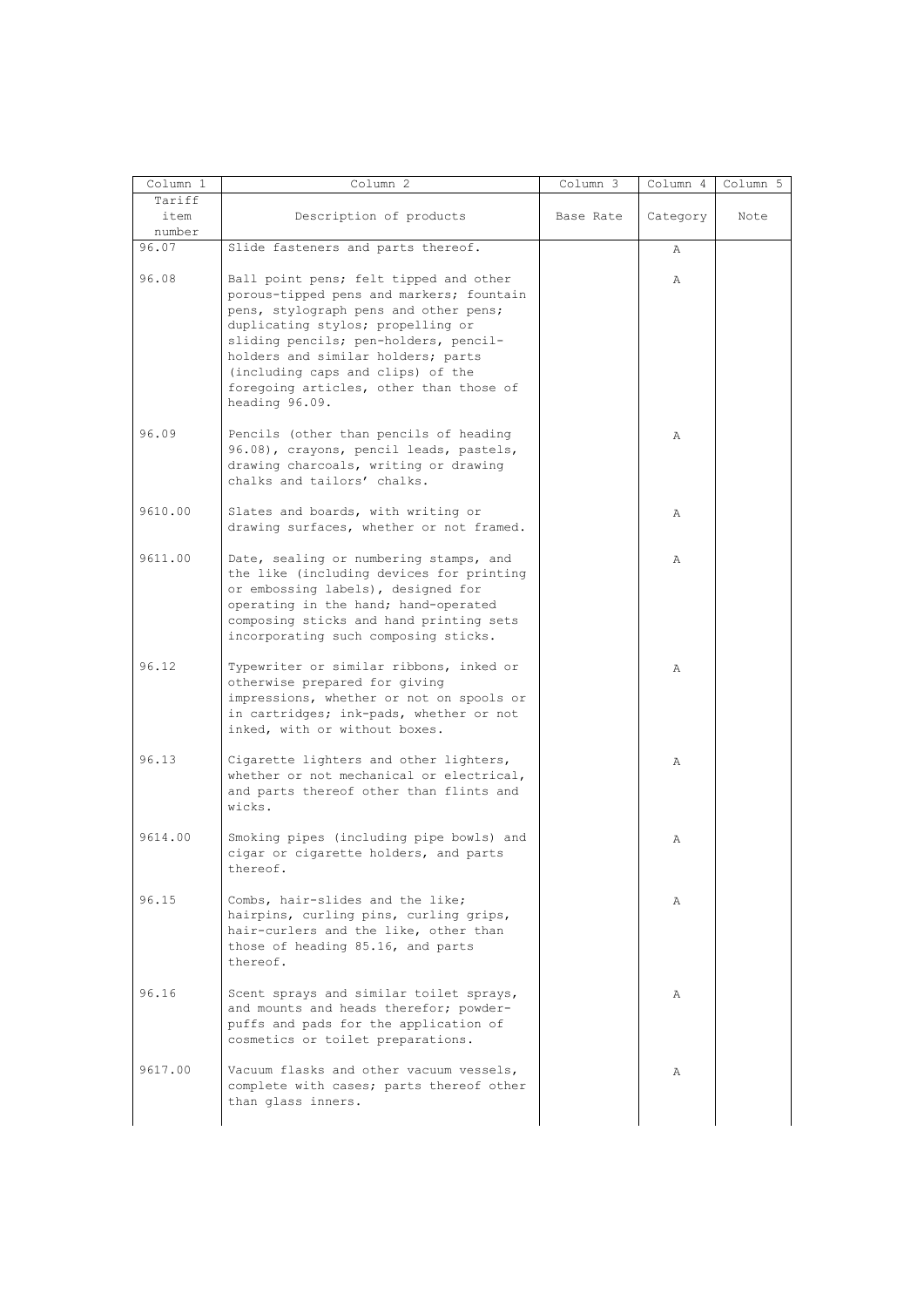| Column 1 | Column 2 | Column 3 | Column 4 | Column 5 |
|---|---|---|---|---|
| Tariff item number | Description of products | Base Rate | Category | Note |
| 96.07 | Slide fasteners and parts thereof. | | A | |
| 96.08 | Ball point pens; felt tipped and other porous-tipped pens and markers; fountain pens, stylograph pens and other pens; duplicating stylos; propelling or sliding pencils; pen-holders, pencil-holders and similar holders; parts (including caps and clips) of the foregoing articles, other than those of heading 96.09. | | A | |
| 96.09 | Pencils (other than pencils of heading 96.08), crayons, pencil leads, pastels, drawing charcoals, writing or drawing chalks and tailors' chalks. | | A | |
| 9610.00 | Slates and boards, with writing or drawing surfaces, whether or not framed. | | A | |
| 9611.00 | Date, sealing or numbering stamps, and the like (including devices for printing or embossing labels), designed for operating in the hand; hand-operated composing sticks and hand printing sets incorporating such composing sticks. | | A | |
| 96.12 | Typewriter or similar ribbons, inked or otherwise prepared for giving impressions, whether or not on spools or in cartridges; ink-pads, whether or not inked, with or without boxes. | | A | |
| 96.13 | Cigarette lighters and other lighters, whether or not mechanical or electrical, and parts thereof other than flints and wicks. | | A | |
| 9614.00 | Smoking pipes (including pipe bowls) and cigar or cigarette holders, and parts thereof. | | A | |
| 96.15 | Combs, hair-slides and the like; hairpins, curling pins, curling grips, hair-curlers and the like, other than those of heading 85.16, and parts thereof. | | A | |
| 96.16 | Scent sprays and similar toilet sprays, and mounts and heads therefor; powder-puffs and pads for the application of cosmetics or toilet preparations. | | A | |
| 9617.00 | Vacuum flasks and other vacuum vessels, complete with cases; parts thereof other than glass inners. | | A | |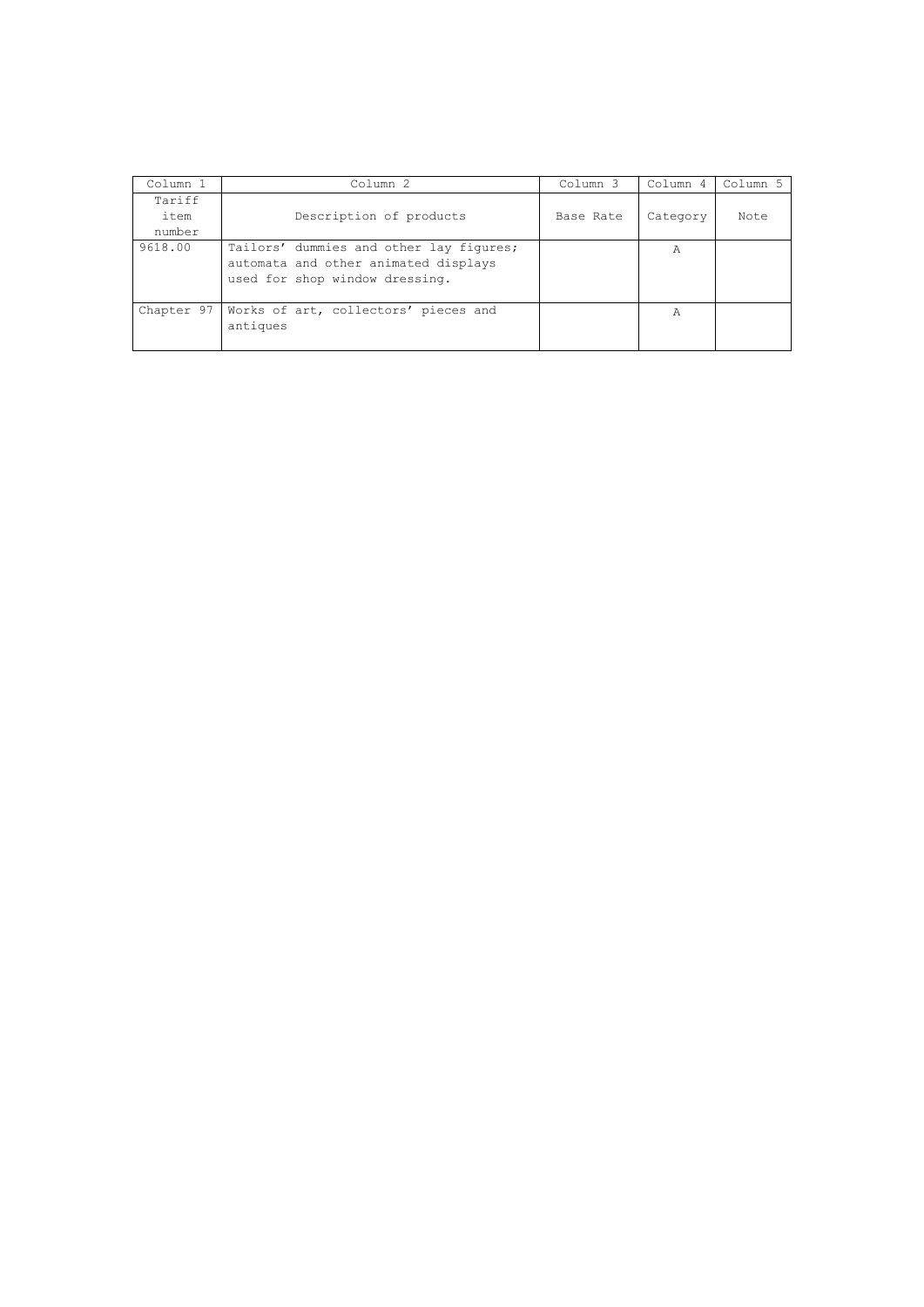| Column 1 | Column 2 | Column 3 | Column 4 | Column 5 |
|---|---|---|---|---|
| Tariff item number | Description of products | Base Rate | Category | Note |
| 9618.00 | Tailors' dummies and other lay figures; automata and other animated displays used for shop window dressing. | | A | |
| Chapter 97 | Works of art, collectors' pieces and antiques | | A | |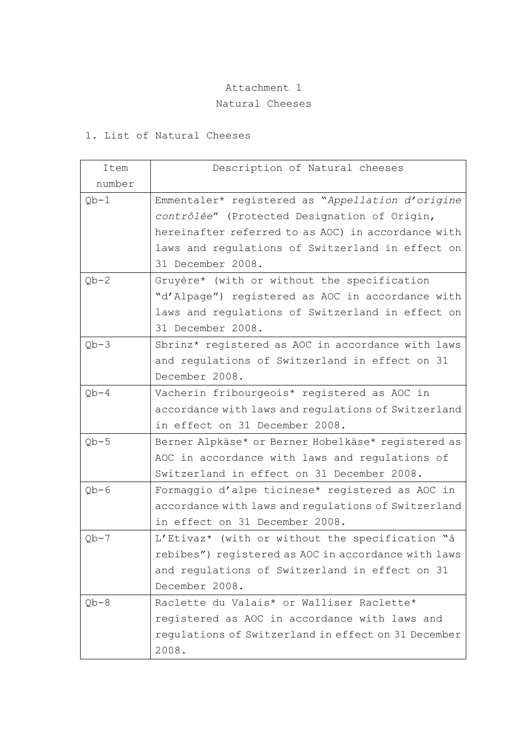Attachment 1

Natural Cheeses

1. List of Natural Cheeses

| Item number | Description of Natural cheeses |
| --- | --- |
| Qb-1 | Emmentaler* registered as "*Appellation d'origine contrôlée*" (Protected Designation of Origin, hereinafter referred to as AOC) in accordance with laws and regulations of Switzerland in effect on 31 December 2008. |
| Qb-2 | Gruyère* (with or without the specification "d'Alpage") registered as AOC in accordance with laws and regulations of Switzerland in effect on 31 December 2008. |
| Qb-3 | Sbrinz* registered as AOC in accordance with laws and regulations of Switzerland in effect on 31 December 2008. |
| Qb-4 | Vacherin fribourgeois* registered as AOC in accordance with laws and regulations of Switzerland in effect on 31 December 2008. |
| Qb-5 | Berner Alpkäse* or Berner Hobelkäse* registered as AOC in accordance with laws and regulations of Switzerland in effect on 31 December 2008. |
| Qb-6 | Formaggio d'alpe ticinese* registered as AOC in accordance with laws and regulations of Switzerland in effect on 31 December 2008. |
| Qb-7 | L'Etivaz* (with or without the specification "à rebibes") registered as AOC in accordance with laws and regulations of Switzerland in effect on 31 December 2008. |
| Qb-8 | Raclette du Valais* or Walliser Raclette* registered as AOC in accordance with laws and regulations of Switzerland in effect on 31 December 2008. |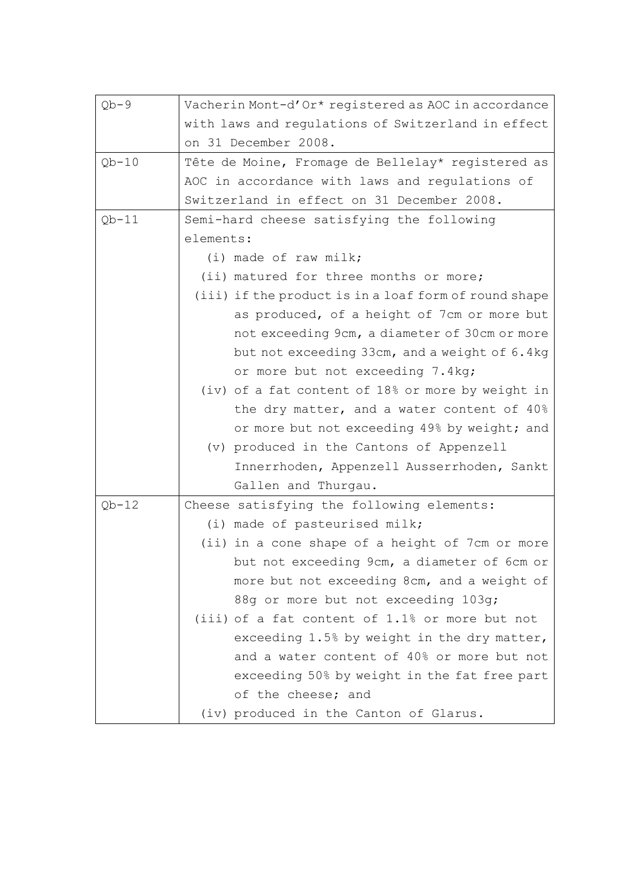| | |
|---|---|
| Qb-9 | Vacherin Mont-d'Or* registered as AOC in accordance with laws and regulations of Switzerland in effect on 31 December 2008. |
| Qb-10 | Tête de Moine, Fromage de Bellelay* registered as AOC in accordance with laws and regulations of Switzerland in effect on 31 December 2008. |
| Qb-11 | Semi-hard cheese satisfying the following elements:<br>(i) made of raw milk;<br>(ii) matured for three months or more;<br>(iii) if the product is in a loaf form of round shape as produced, of a height of 7cm or more but not exceeding 9cm, a diameter of 30cm or more but not exceeding 33cm, and a weight of 6.4kg or more but not exceeding 7.4kg;<br>(iv) of a fat content of 18% or more by weight in the dry matter, and a water content of 40% or more but not exceeding 49% by weight; and<br>(v) produced in the Cantons of Appenzell Innerrhoden, Appenzell Ausserrhoden, Sankt Gallen and Thurgau. |
| Qb-12 | Cheese satisfying the following elements:<br>(i) made of pasteurised milk;<br>(ii) in a cone shape of a height of 7cm or more but not exceeding 9cm, a diameter of 6cm or more but not exceeding 8cm, and a weight of 88g or more but not exceeding 103g;<br>(iii) of a fat content of 1.1% or more but not exceeding 1.5% by weight in the dry matter, and a water content of 40% or more but not exceeding 50% by weight in the fat free part of the cheese; and<br>(iv) produced in the Canton of Glarus. |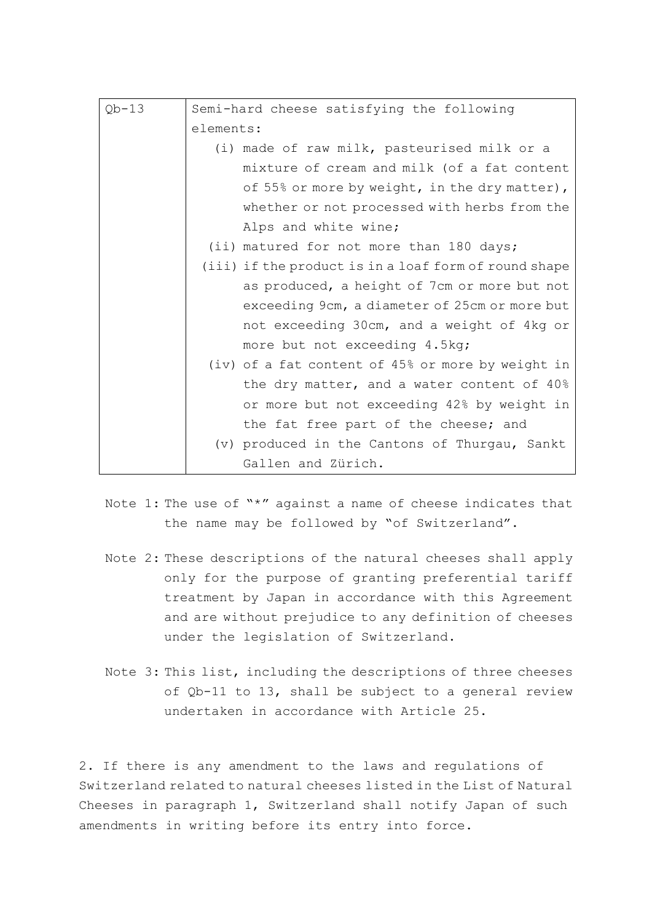| Qb-13 | Semi-hard cheese satisfying the following elements:<br>(i) made of raw milk, pasteurised milk or a mixture of cream and milk (of a fat content of 55% or more by weight, in the dry matter), whether or not processed with herbs from the Alps and white wine;<br>(ii) matured for not more than 180 days;<br>(iii) if the product is in a loaf form of round shape as produced, a height of 7cm or more but not exceeding 9cm, a diameter of 25cm or more but not exceeding 30cm, and a weight of 4kg or more but not exceeding 4.5kg;<br>(iv) of a fat content of 45% or more by weight in the dry matter, and a water content of 40% or more but not exceeding 42% by weight in the fat free part of the cheese; and<br>(v) produced in the Cantons of Thurgau, Sankt Gallen and Zürich. |
|---|---|

Note 1: The use of "*" against a name of cheese indicates that the name may be followed by "of Switzerland".

Note 2: These descriptions of the natural cheeses shall apply only for the purpose of granting preferential tariff treatment by Japan in accordance with this Agreement and are without prejudice to any definition of cheeses under the legislation of Switzerland.

Note 3: This list, including the descriptions of three cheeses of Qb-11 to 13, shall be subject to a general review undertaken in accordance with Article 25.

2. If there is any amendment to the laws and regulations of Switzerland related to natural cheeses listed in the List of Natural Cheeses in paragraph 1, Switzerland shall notify Japan of such amendments in writing before its entry into force.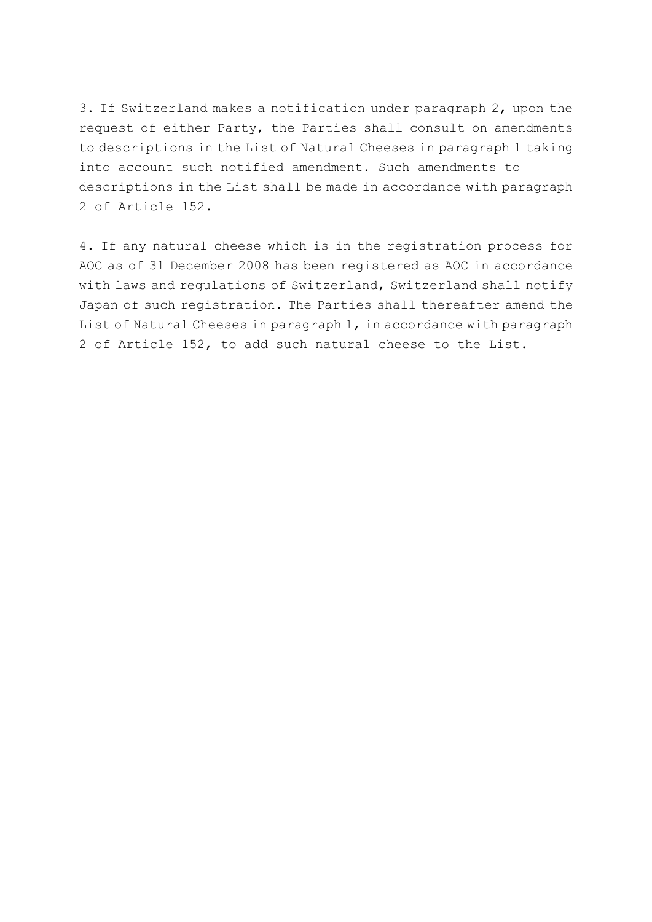3. If Switzerland makes a notification under paragraph 2, upon the request of either Party, the Parties shall consult on amendments to descriptions in the List of Natural Cheeses in paragraph 1 taking into account such notified amendment. Such amendments to descriptions in the List shall be made in accordance with paragraph 2 of Article 152.

4. If any natural cheese which is in the registration process for AOC as of 31 December 2008 has been registered as AOC in accordance with laws and regulations of Switzerland, Switzerland shall notify Japan of such registration. The Parties shall thereafter amend the List of Natural Cheeses in paragraph 1, in accordance with paragraph 2 of Article 152, to add such natural cheese to the List.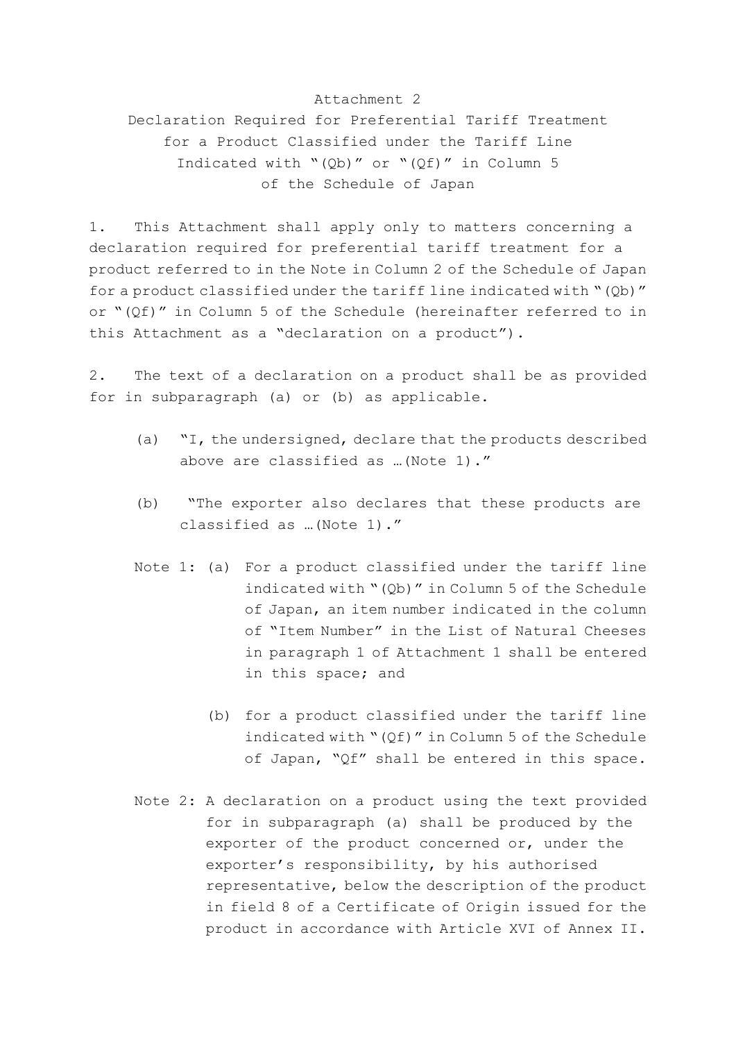# Attachment 2

## Declaration Required for Preferential Tariff Treatment for a Product Classified under the Tariff Line Indicated with "(Qb)" or "(Qf)" in Column 5 of the Schedule of Japan

1. This Attachment shall apply only to matters concerning a declaration required for preferential tariff treatment for a product referred to in the Note in Column 2 of the Schedule of Japan for a product classified under the tariff line indicated with "(Qb)" or "(Qf)" in Column 5 of the Schedule (hereinafter referred to in this Attachment as a "declaration on a product").

2. The text of a declaration on a product shall be as provided for in subparagraph (a) or (b) as applicable.

   (a) "I, the undersigned, declare that the products described above are classified as …(Note 1)."

   (b) "The exporter also declares that these products are classified as …(Note 1)."

   Note 1: (a) For a product classified under the tariff line indicated with "(Qb)" in Column 5 of the Schedule of Japan, an item number indicated in the column of "Item Number" in the List of Natural Cheeses in paragraph 1 of Attachment 1 shall be entered in this space; and

   (b) for a product classified under the tariff line indicated with "(Qf)" in Column 5 of the Schedule of Japan, "Qf" shall be entered in this space.

   Note 2: A declaration on a product using the text provided for in subparagraph (a) shall be produced by the exporter of the product concerned or, under the exporter's responsibility, by his authorised representative, below the description of the product in field 8 of a Certificate of Origin issued for the product in accordance with Article XVI of Annex II.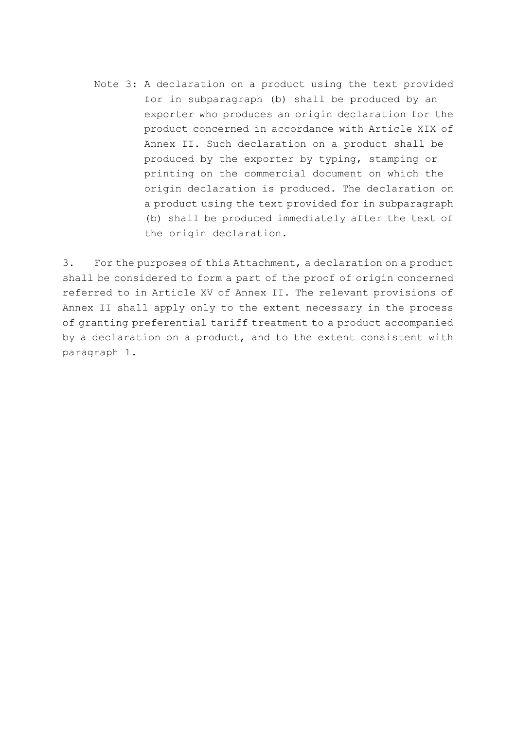Note 3: A declaration on a product using the text provided for in subparagraph (b) shall be produced by an exporter who produces an origin declaration for the product concerned in accordance with Article XIX of Annex II. Such declaration on a product shall be produced by the exporter by typing, stamping or printing on the commercial document on which the origin declaration is produced. The declaration on a product using the text provided for in subparagraph (b) shall be produced immediately after the text of the origin declaration.

3. For the purposes of this Attachment, a declaration on a product shall be considered to form a part of the proof of origin concerned referred to in Article XV of Annex II. The relevant provisions of Annex II shall apply only to the extent necessary in the process of granting preferential tariff treatment to a product accompanied by a declaration on a product, and to the extent consistent with paragraph 1.